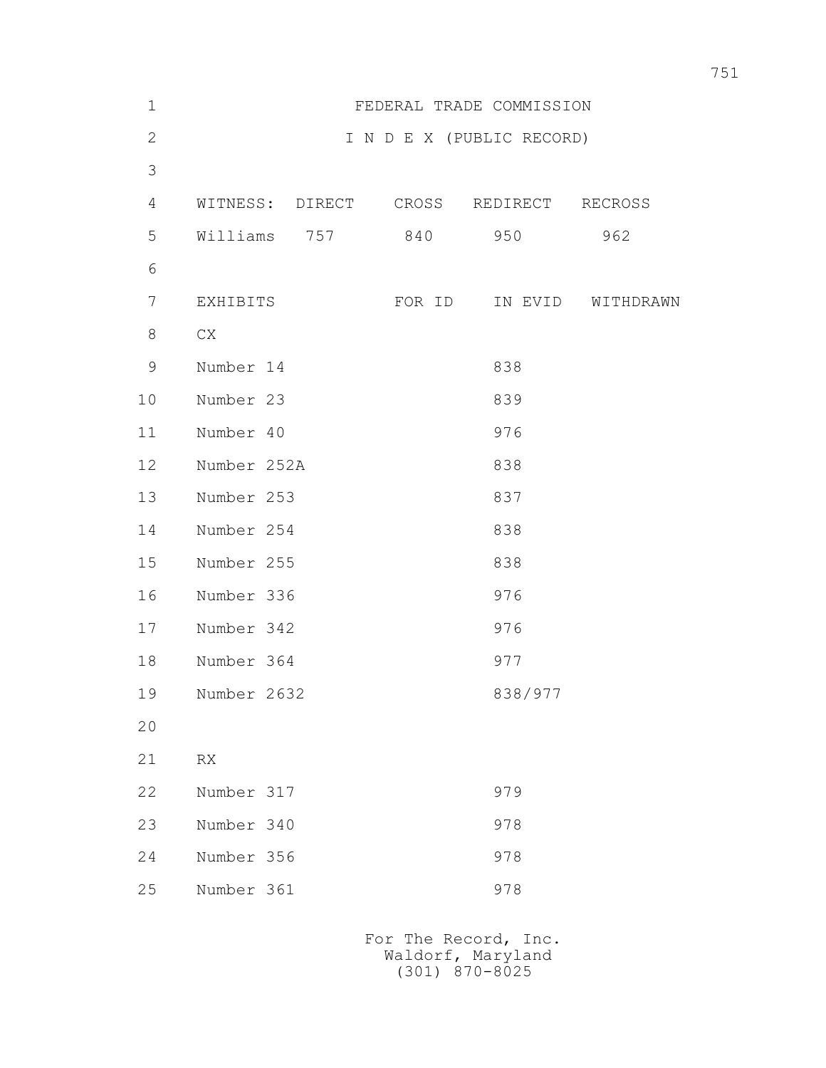# FEDERAL TRADE COMMISSION

## I N D E X (PUBLIC RECORD)

| WITNESS: | DIRECT | CROSS | REDIRECT | RECROSS |
|---|---|---|---|---|
| Williams | 757 | 840 | 950 | 962 |

| EXHIBITS | FOR ID | IN EVID | WITHDRAWN |
|---|---|---|---|
| CX | | | |
| Number 14 | | 838 | |
| Number 23 | | 839 | |
| Number 40 | | 976 | |
| Number 252A | | 838 | |
| Number 253 | | 837 | |
| Number 254 | | 838 | |
| Number 255 | | 838 | |
| Number 336 | | 976 | |
| Number 342 | | 976 | |
| Number 364 | | 977 | |
| Number 2632 | | 838/977 | |
| | | | |
| RX | | | |
| Number 317 | | 979 | |
| Number 340 | | 978 | |
| Number 356 | | 978 | |
| Number 361 | | 978 | |

For The Record, Inc.
Waldorf, Maryland
(301) 870-8025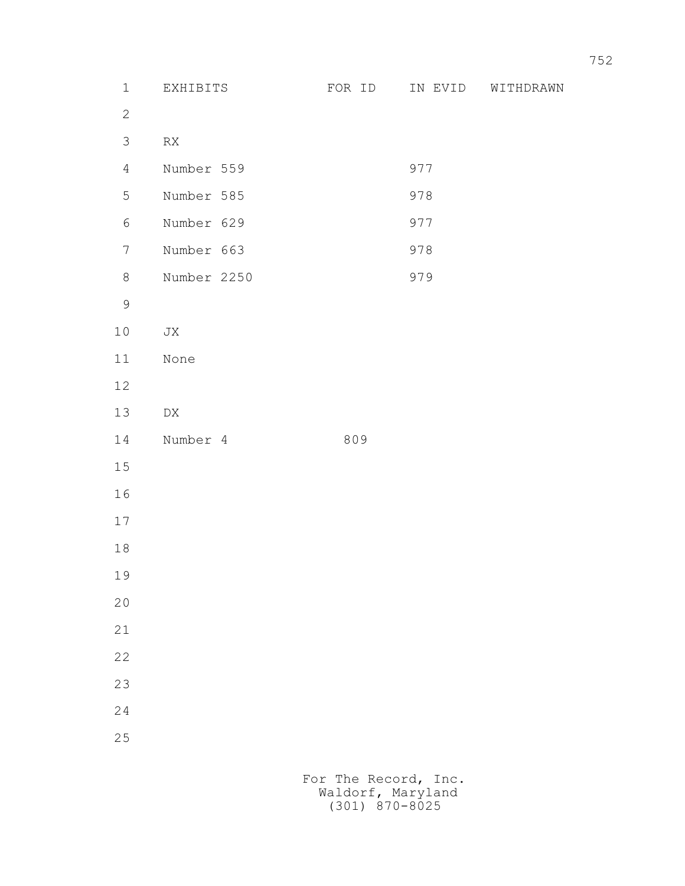| EXHIBITS | FOR ID | IN EVID | WITHDRAWN |
|---|---|---|---|
| RX | | | |
| Number 559 | | 977 | |
| Number 585 | | 978 | |
| Number 629 | | 977 | |
| Number 663 | | 978 | |
| Number 2250 | | 979 | |
| JX | | | |
| None | | | |
| DX | | | |
| Number 4 | 809 | | |

For The Record, Inc.
Waldorf, Maryland
(301) 870-8025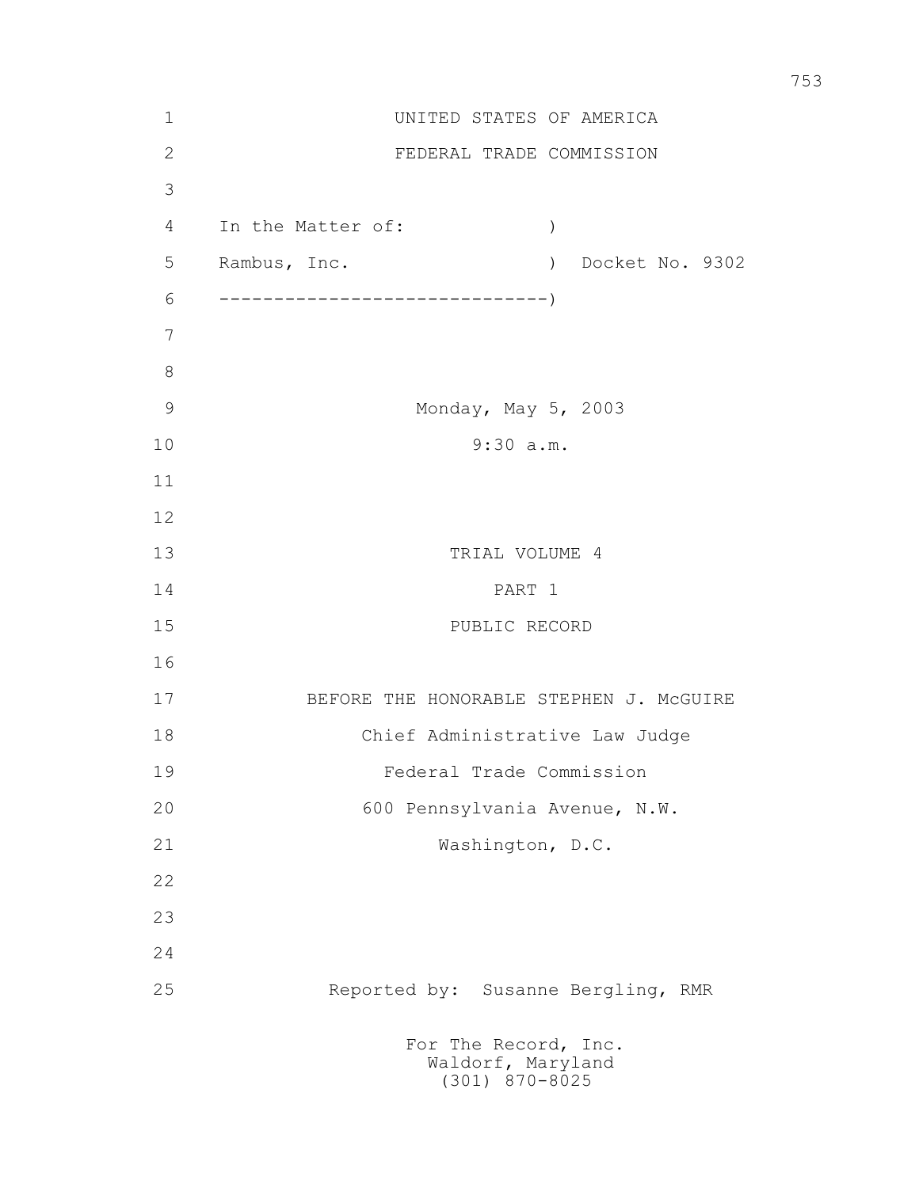UNITED STATES OF AMERICA

FEDERAL TRADE COMMISSION

In the Matter of: )

Rambus, Inc. ) Docket No. 9302

------------------------------)

Monday, May 5, 2003

9:30 a.m.

TRIAL VOLUME 4

PART 1

PUBLIC RECORD

BEFORE THE HONORABLE STEPHEN J. McGUIRE

Chief Administrative Law Judge

Federal Trade Commission

600 Pennsylvania Avenue, N.W.

Washington, D.C.

Reported by: Susanne Bergling, RMR

For The Record, Inc.
Waldorf, Maryland
(301) 870-8025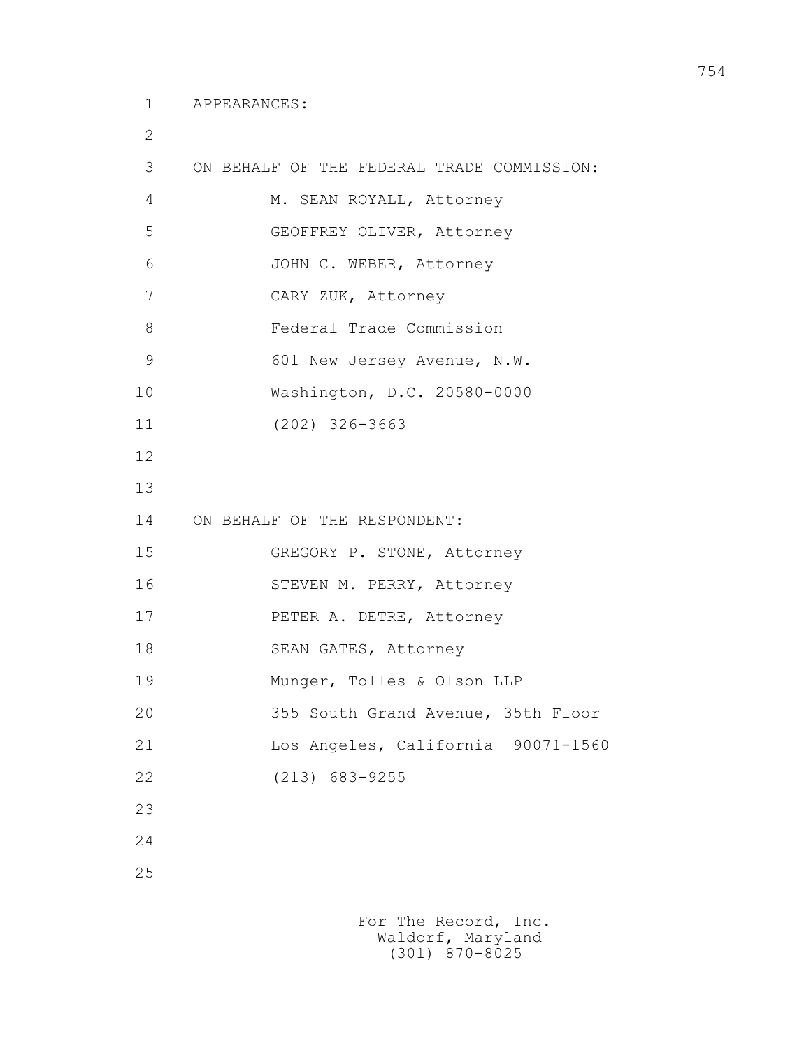APPEARANCES:

ON BEHALF OF THE FEDERAL TRADE COMMISSION:

M. SEAN ROYALL, Attorney
GEOFFREY OLIVER, Attorney
JOHN C. WEBER, Attorney
CARY ZUK, Attorney
Federal Trade Commission
601 New Jersey Avenue, N.W.
Washington, D.C. 20580-0000
(202) 326-3663

ON BEHALF OF THE RESPONDENT:

GREGORY P. STONE, Attorney
STEVEN M. PERRY, Attorney
PETER A. DETRE, Attorney
SEAN GATES, Attorney
Munger, Tolles & Olson LLP
355 South Grand Avenue, 35th Floor
Los Angeles, California 90071-1560
(213) 683-9255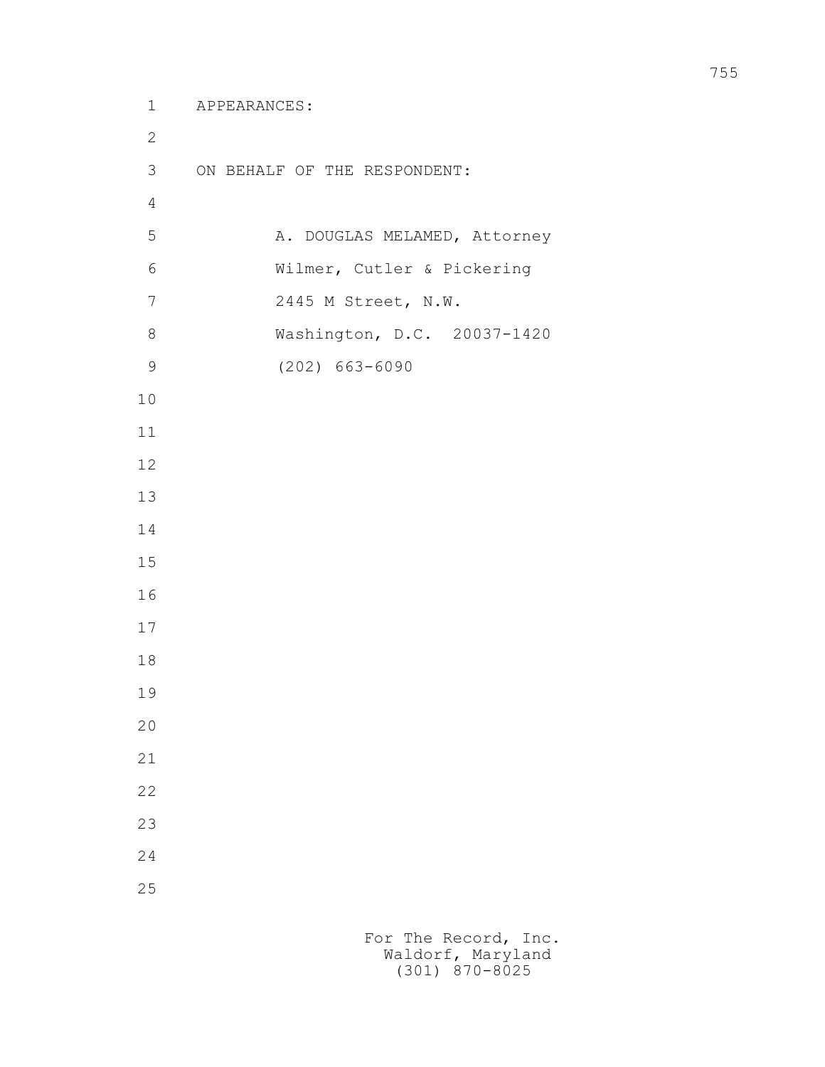APPEARANCES:

ON BEHALF OF THE RESPONDENT:

A. DOUGLAS MELAMED, Attorney
Wilmer, Cutler & Pickering
2445 M Street, N.W.
Washington, D.C. 20037-1420
(202) 663-6090

For The Record, Inc.
Waldorf, Maryland
(301) 870-8025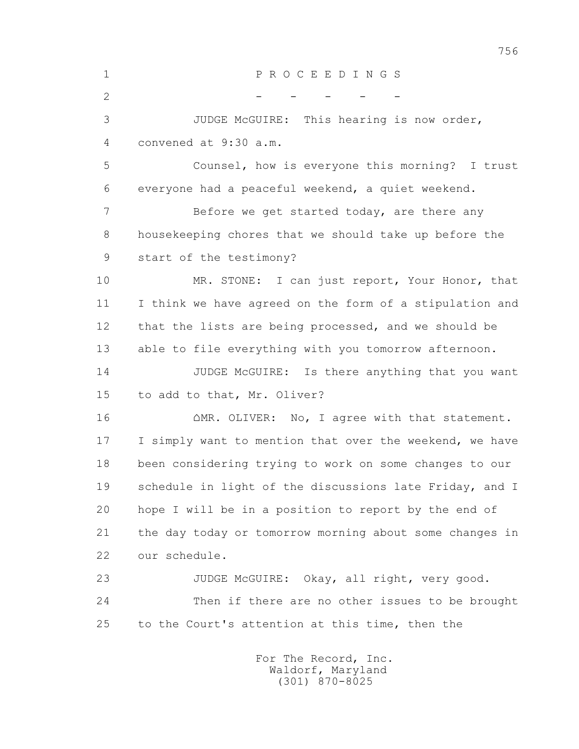P R O C E E D I N G S

\- - - - -

JUDGE McGUIRE: This hearing is now order, convened at 9:30 a.m.

Counsel, how is everyone this morning? I trust everyone had a peaceful weekend, a quiet weekend.

Before we get started today, are there any housekeeping chores that we should take up before the start of the testimony?

MR. STONE: I can just report, Your Honor, that I think we have agreed on the form of a stipulation and that the lists are being processed, and we should be able to file everything with you tomorrow afternoon.

JUDGE McGUIRE: Is there anything that you want to add to that, Mr. Oliver?

MR. OLIVER: No, I agree with that statement. I simply want to mention that over the weekend, we have been considering trying to work on some changes to our schedule in light of the discussions late Friday, and I hope I will be in a position to report by the end of the day today or tomorrow morning about some changes in our schedule.

JUDGE McGUIRE: Okay, all right, very good.

Then if there are no other issues to be brought to the Court's attention at this time, then the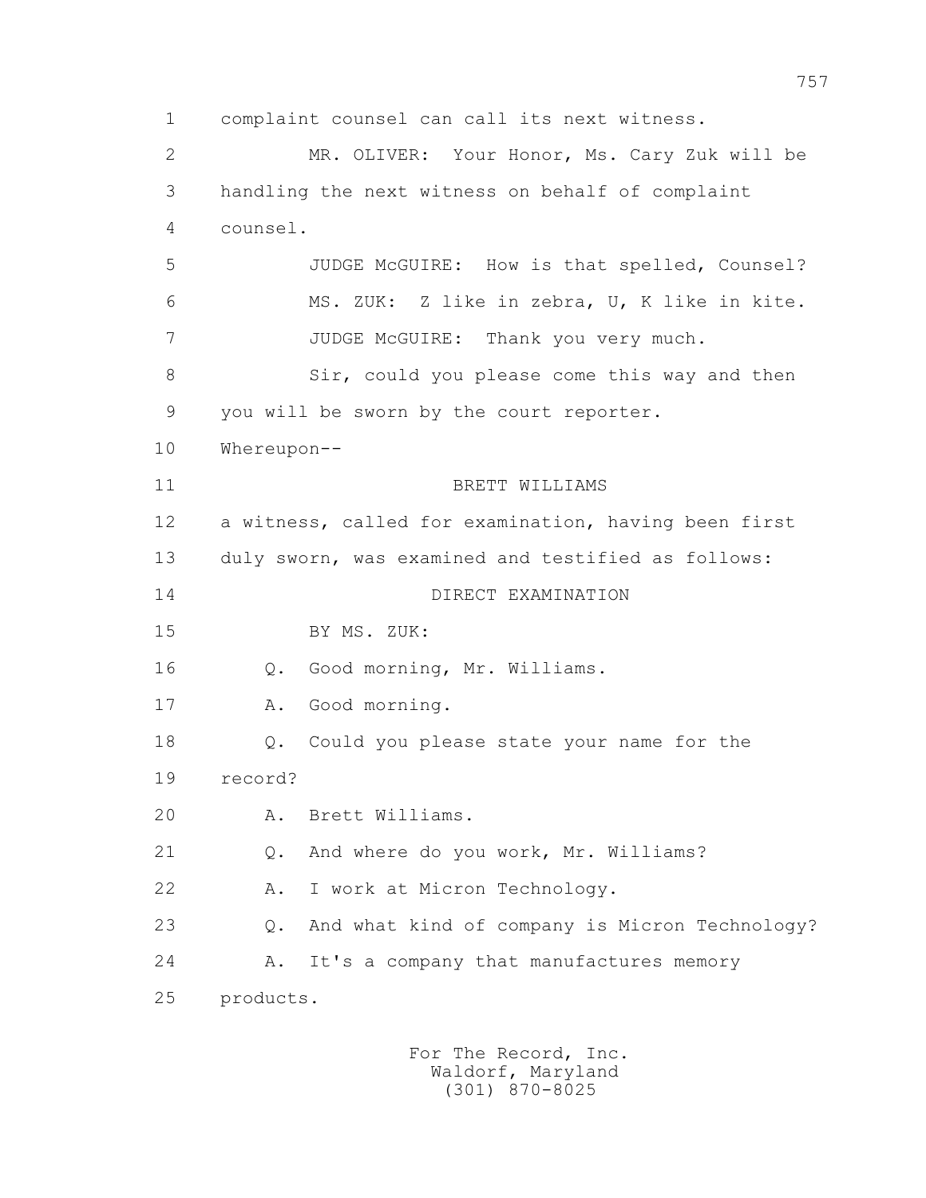complaint counsel can call its next witness.

MR. OLIVER: Your Honor, Ms. Cary Zuk will be handling the next witness on behalf of complaint counsel.

JUDGE McGUIRE: How is that spelled, Counsel?

MS. ZUK: Z like in zebra, U, K like in kite.

JUDGE McGUIRE: Thank you very much.

Sir, could you please come this way and then you will be sworn by the court reporter.

Whereupon--

BRETT WILLIAMS

a witness, called for examination, having been first duly sworn, was examined and testified as follows:

DIRECT EXAMINATION

BY MS. ZUK:

Q. Good morning, Mr. Williams.

A. Good morning.

Q. Could you please state your name for the record?

A. Brett Williams.

Q. And where do you work, Mr. Williams?

A. I work at Micron Technology.

Q. And what kind of company is Micron Technology?

A. It's a company that manufactures memory products.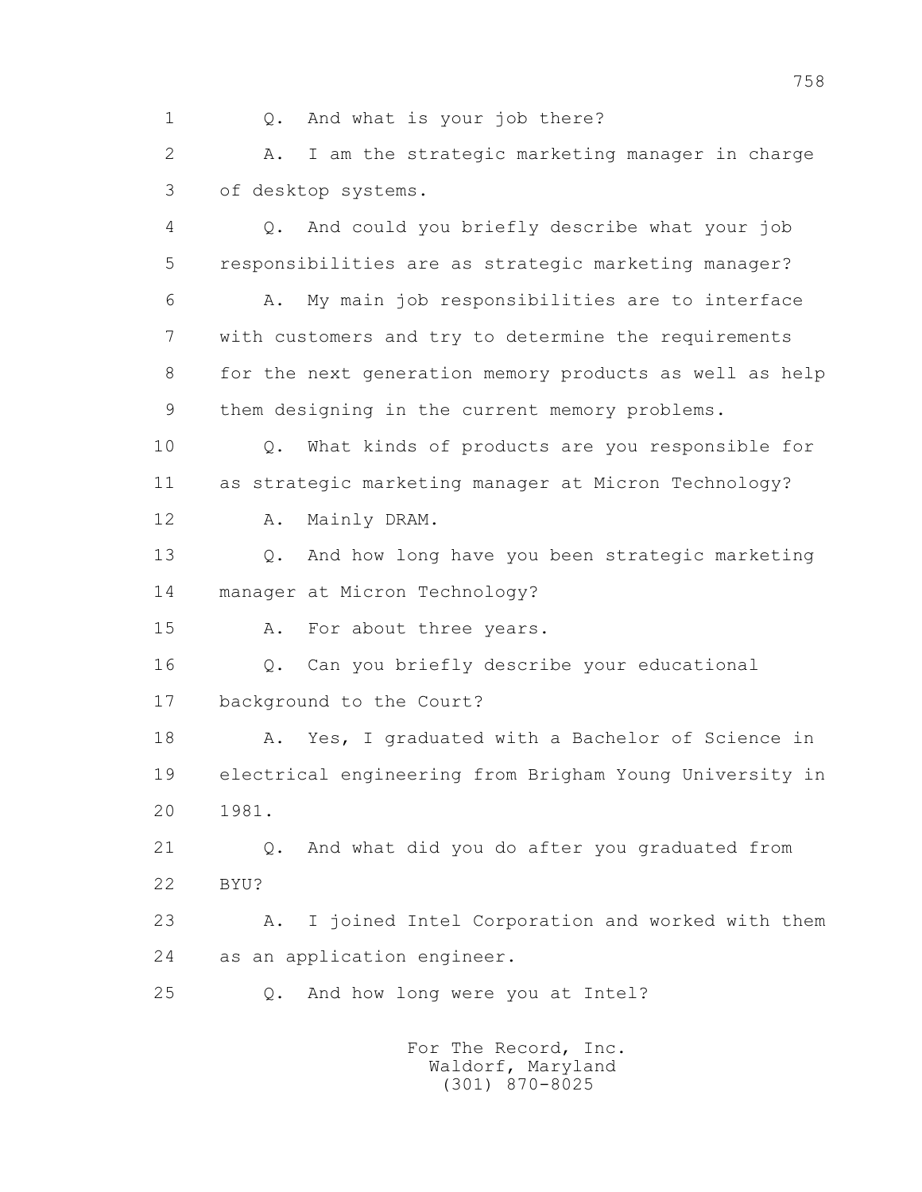1 Q. And what is your job there?

2 A. I am the strategic marketing manager in charge

3 of desktop systems.

4 Q. And could you briefly describe what your job

5 responsibilities are as strategic marketing manager?

6 A. My main job responsibilities are to interface

7 with customers and try to determine the requirements

8 for the next generation memory products as well as help

9 them designing in the current memory problems.

10 Q. What kinds of products are you responsible for

11 as strategic marketing manager at Micron Technology?

12 A. Mainly DRAM.

13 Q. And how long have you been strategic marketing

14 manager at Micron Technology?

15 A. For about three years.

16 Q. Can you briefly describe your educational

17 background to the Court?

18 A. Yes, I graduated with a Bachelor of Science in

19 electrical engineering from Brigham Young University in

20 1981.

21 Q. And what did you do after you graduated from

22 BYU?

23 A. I joined Intel Corporation and worked with them

24 as an application engineer.

25 Q. And how long were you at Intel?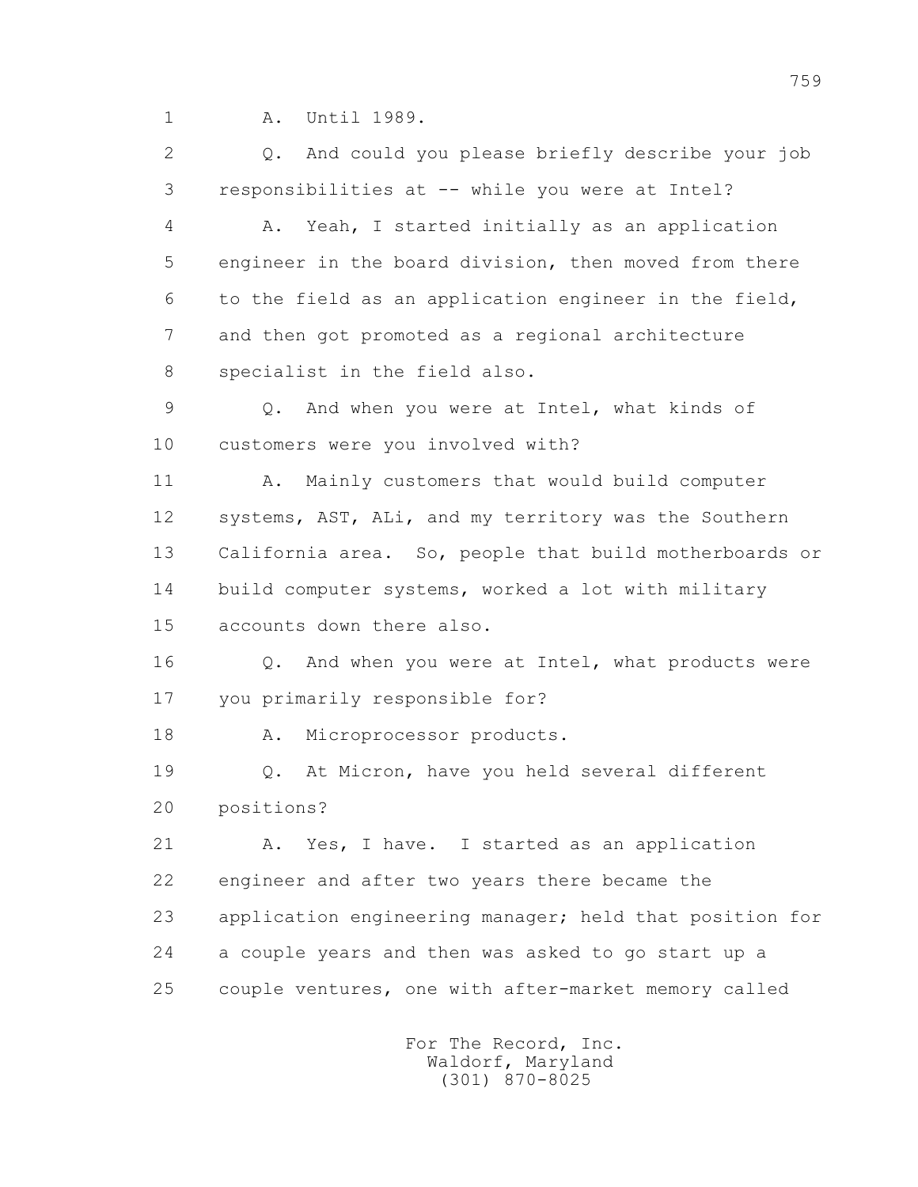1 A. Until 1989.

2 Q. And could you please briefly describe your job

3 responsibilities at -- while you were at Intel?

4 A. Yeah, I started initially as an application

5 engineer in the board division, then moved from there

6 to the field as an application engineer in the field,

7 and then got promoted as a regional architecture

8 specialist in the field also.

9 Q. And when you were at Intel, what kinds of

10 customers were you involved with?

11 A. Mainly customers that would build computer

12 systems, AST, ALi, and my territory was the Southern

13 California area. So, people that build motherboards or

14 build computer systems, worked a lot with military

15 accounts down there also.

16 Q. And when you were at Intel, what products were

17 you primarily responsible for?

18 A. Microprocessor products.

19 Q. At Micron, have you held several different

20 positions?

21 A. Yes, I have. I started as an application

22 engineer and after two years there became the

23 application engineering manager; held that position for

24 a couple years and then was asked to go start up a

25 couple ventures, one with after-market memory called

For The Record, Inc.
Waldorf, Maryland
(301) 870-8025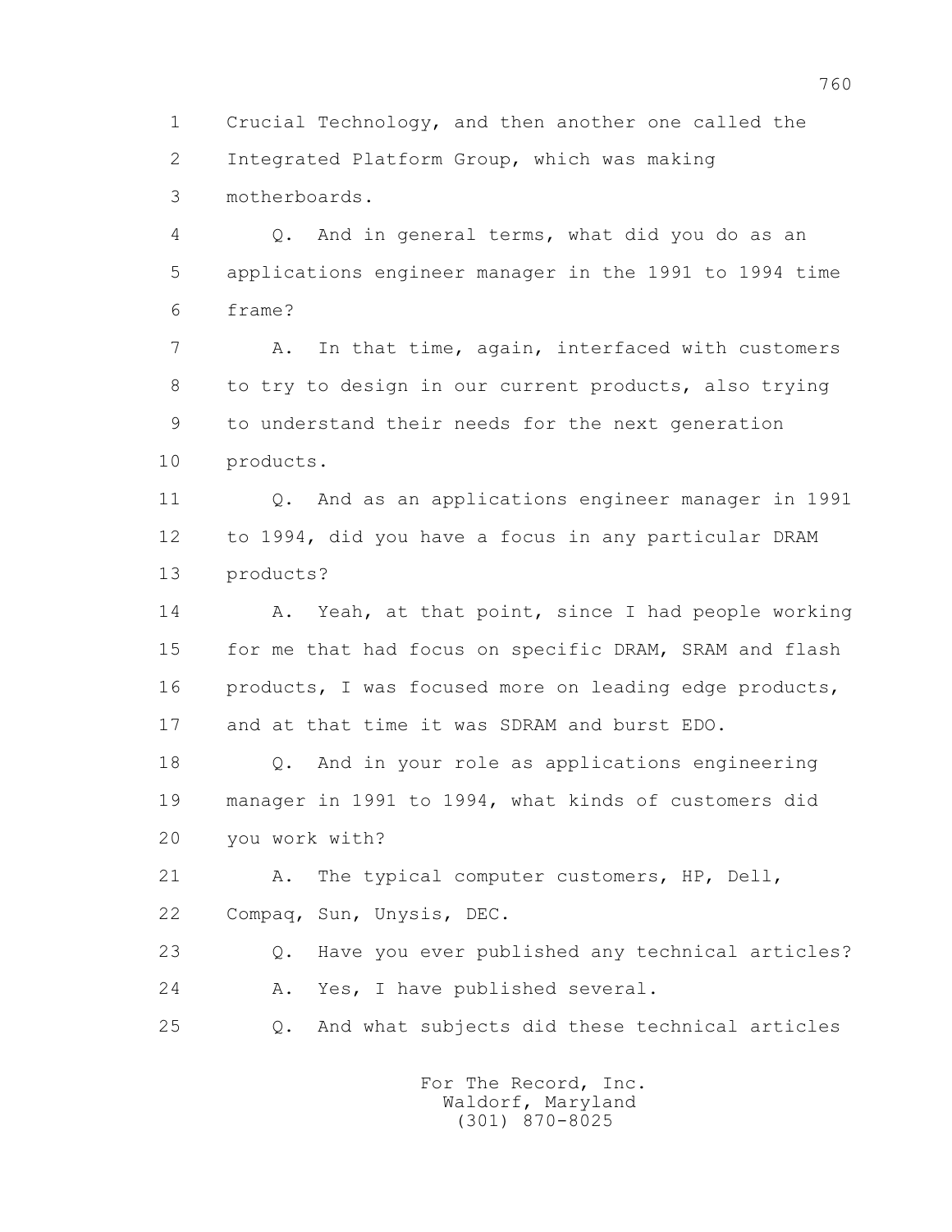1 Crucial Technology, and then another one called the
2 Integrated Platform Group, which was making
3 motherboards.

4 Q. And in general terms, what did you do as an
5 applications engineer manager in the 1991 to 1994 time
6 frame?

7 A. In that time, again, interfaced with customers
8 to try to design in our current products, also trying
9 to understand their needs for the next generation
10 products.

11 Q. And as an applications engineer manager in 1991
12 to 1994, did you have a focus in any particular DRAM
13 products?

14 A. Yeah, at that point, since I had people working
15 for me that had focus on specific DRAM, SRAM and flash
16 products, I was focused more on leading edge products,
17 and at that time it was SDRAM and burst EDO.

18 Q. And in your role as applications engineering
19 manager in 1991 to 1994, what kinds of customers did
20 you work with?

21 A. The typical computer customers, HP, Dell,
22 Compaq, Sun, Unysis, DEC.

23 Q. Have you ever published any technical articles?

24 A. Yes, I have published several.

25 Q. And what subjects did these technical articles

For The Record, Inc.
Waldorf, Maryland
(301) 870-8025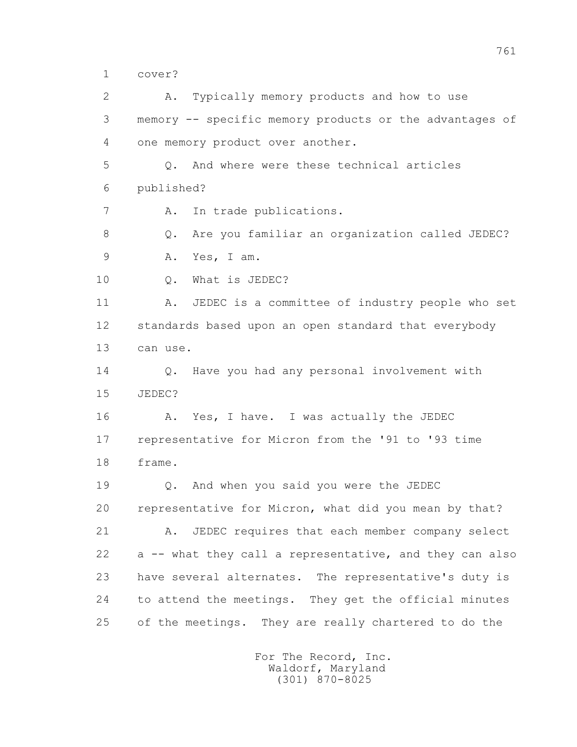1 cover?

2 A. Typically memory products and how to use

3 memory -- specific memory products or the advantages of

4 one memory product over another.

5 Q. And where were these technical articles

6 published?

7 A. In trade publications.

8 Q. Are you familiar an organization called JEDEC?

9 A. Yes, I am.

10 Q. What is JEDEC?

11 A. JEDEC is a committee of industry people who set

12 standards based upon an open standard that everybody

13 can use.

14 Q. Have you had any personal involvement with

15 JEDEC?

16 A. Yes, I have. I was actually the JEDEC

17 representative for Micron from the '91 to '93 time

18 frame.

19 Q. And when you said you were the JEDEC

20 representative for Micron, what did you mean by that?

21 A. JEDEC requires that each member company select

22 a -- what they call a representative, and they can also

23 have several alternates. The representative's duty is

24 to attend the meetings. They get the official minutes

25 of the meetings. They are really chartered to do the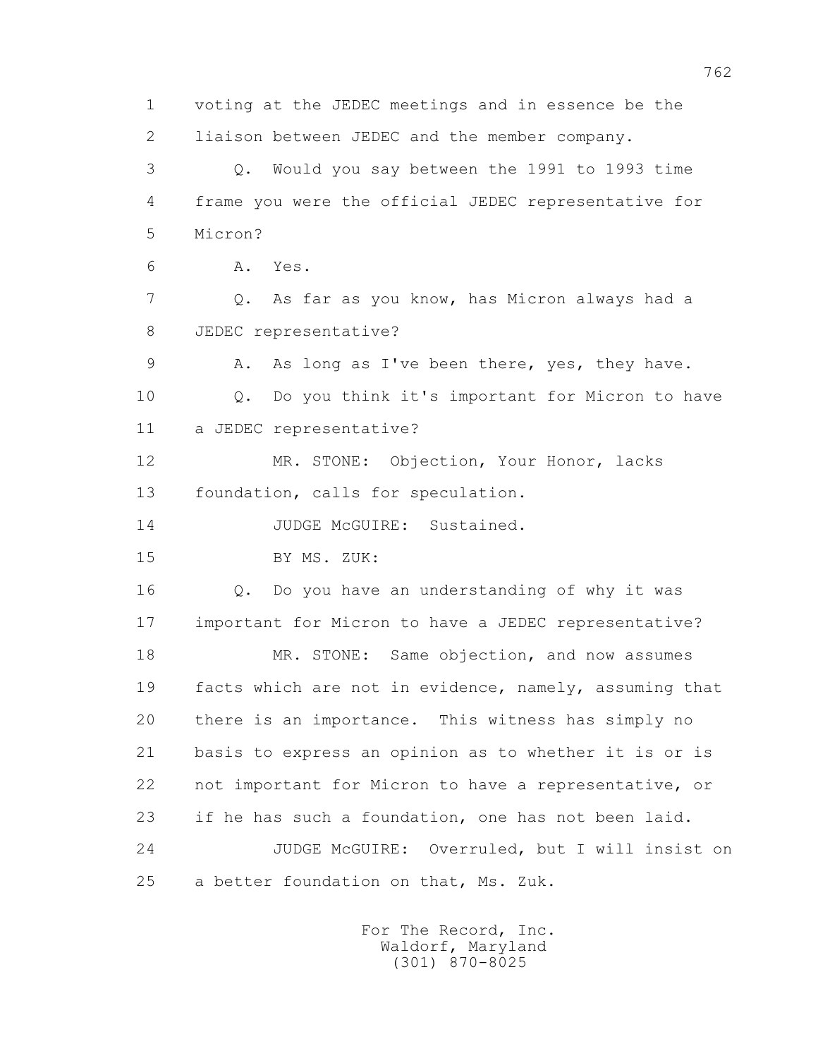1 voting at the JEDEC meetings and in essence be the
2 liaison between JEDEC and the member company.
3 Q. Would you say between the 1991 to 1993 time
4 frame you were the official JEDEC representative for
5 Micron?
6 A. Yes.
7 Q. As far as you know, has Micron always had a
8 JEDEC representative?
9 A. As long as I've been there, yes, they have.
10 Q. Do you think it's important for Micron to have
11 a JEDEC representative?
12 MR. STONE: Objection, Your Honor, lacks
13 foundation, calls for speculation.
14 JUDGE McGUIRE: Sustained.
15 BY MS. ZUK:
16 Q. Do you have an understanding of why it was
17 important for Micron to have a JEDEC representative?
18 MR. STONE: Same objection, and now assumes
19 facts which are not in evidence, namely, assuming that
20 there is an importance. This witness has simply no
21 basis to express an opinion as to whether it is or is
22 not important for Micron to have a representative, or
23 if he has such a foundation, one has not been laid.
24 JUDGE McGUIRE: Overruled, but I will insist on
25 a better foundation on that, Ms. Zuk.

For The Record, Inc.
Waldorf, Maryland
(301) 870-8025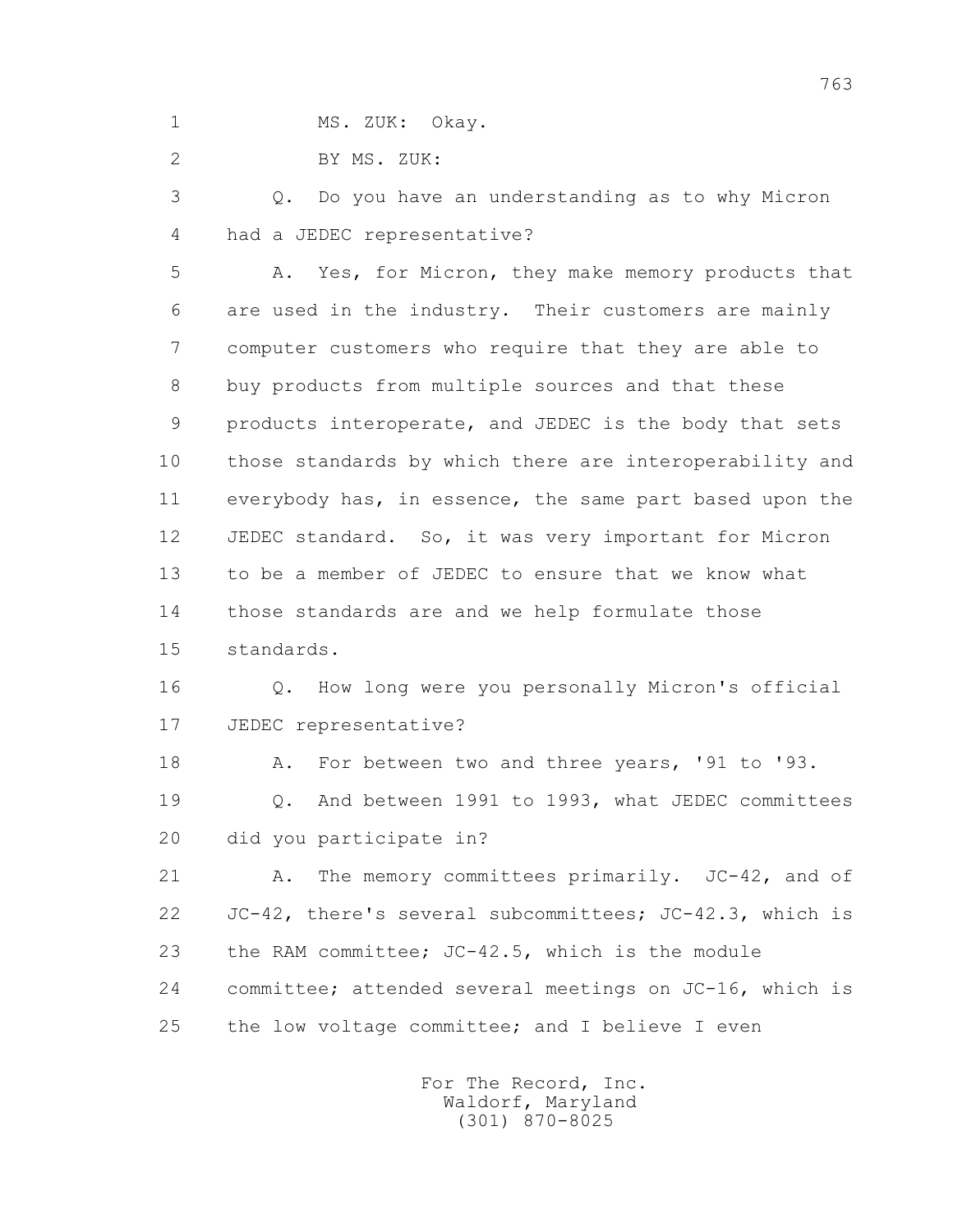1 MS. ZUK: Okay.

2 BY MS. ZUK:

3 Q. Do you have an understanding as to why Micron

4 had a JEDEC representative?

5 A. Yes, for Micron, they make memory products that

6 are used in the industry. Their customers are mainly

7 computer customers who require that they are able to

8 buy products from multiple sources and that these

9 products interoperate, and JEDEC is the body that sets

10 those standards by which there are interoperability and

11 everybody has, in essence, the same part based upon the

12 JEDEC standard. So, it was very important for Micron

13 to be a member of JEDEC to ensure that we know what

14 those standards are and we help formulate those

15 standards.

16 Q. How long were you personally Micron's official

17 JEDEC representative?

18 A. For between two and three years, '91 to '93.

19 Q. And between 1991 to 1993, what JEDEC committees

20 did you participate in?

21 A. The memory committees primarily. JC-42, and of

22 JC-42, there's several subcommittees; JC-42.3, which is

23 the RAM committee; JC-42.5, which is the module

24 committee; attended several meetings on JC-16, which is

25 the low voltage committee; and I believe I even

For The Record, Inc.
Waldorf, Maryland
(301) 870-8025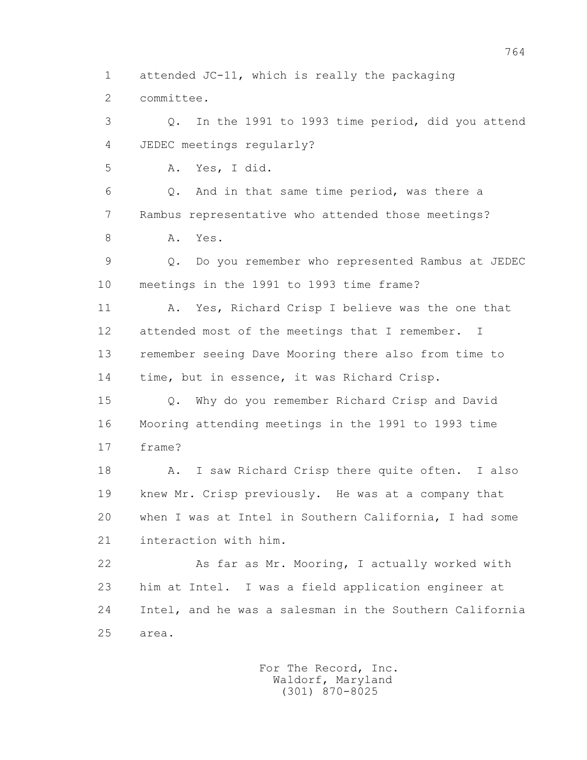1 attended JC-11, which is really the packaging
2 committee.
3 Q. In the 1991 to 1993 time period, did you attend
4 JEDEC meetings regularly?
5 A. Yes, I did.
6 Q. And in that same time period, was there a
7 Rambus representative who attended those meetings?
8 A. Yes.
9 Q. Do you remember who represented Rambus at JEDEC
10 meetings in the 1991 to 1993 time frame?
11 A. Yes, Richard Crisp I believe was the one that
12 attended most of the meetings that I remember. I
13 remember seeing Dave Mooring there also from time to
14 time, but in essence, it was Richard Crisp.
15 Q. Why do you remember Richard Crisp and David
16 Mooring attending meetings in the 1991 to 1993 time
17 frame?
18 A. I saw Richard Crisp there quite often. I also
19 knew Mr. Crisp previously. He was at a company that
20 when I was at Intel in Southern California, I had some
21 interaction with him.
22 As far as Mr. Mooring, I actually worked with
23 him at Intel. I was a field application engineer at
24 Intel, and he was a salesman in the Southern California
25 area.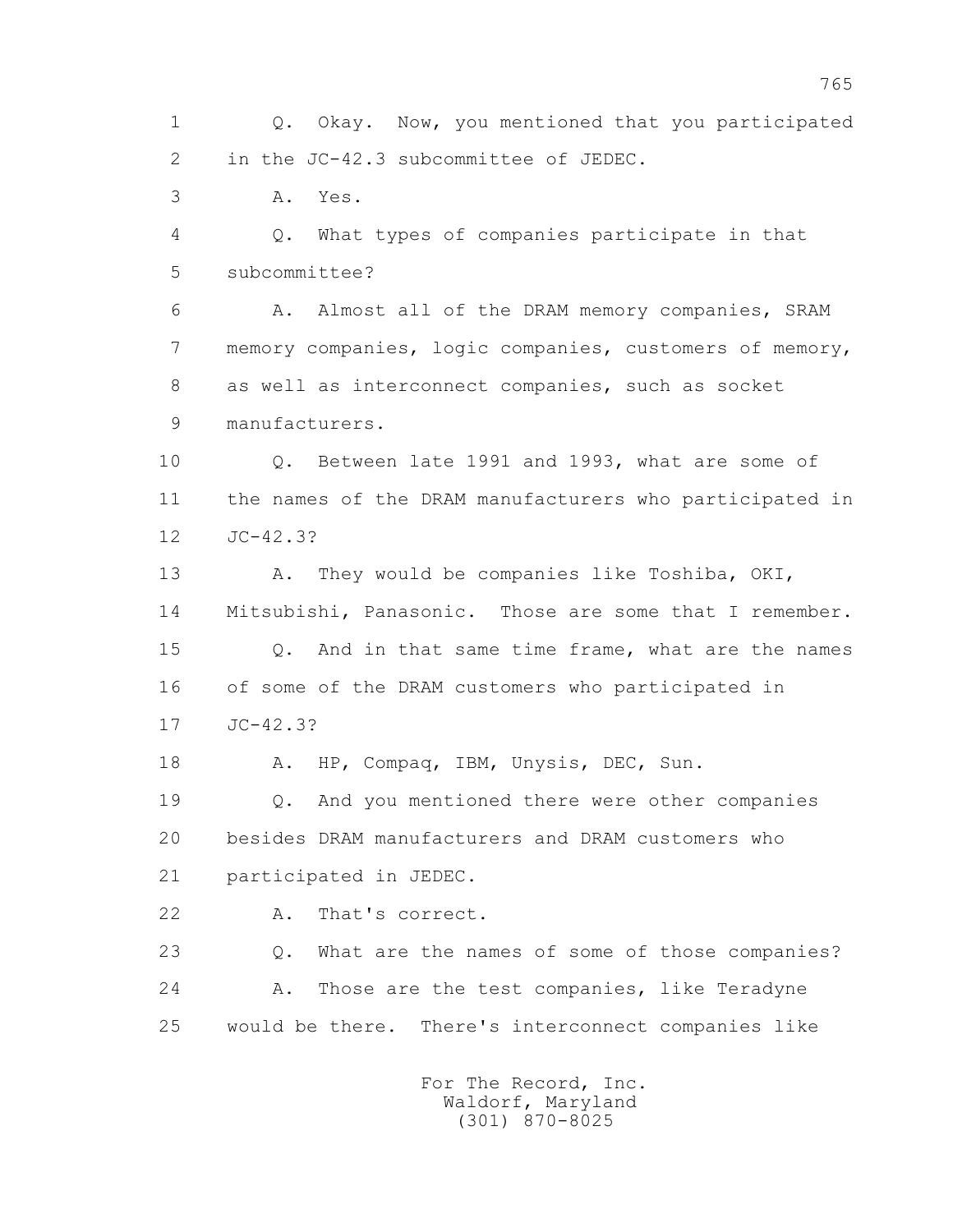1 Q. Okay. Now, you mentioned that you participated
2 in the JC-42.3 subcommittee of JEDEC.
3 A. Yes.
4 Q. What types of companies participate in that
5 subcommittee?
6 A. Almost all of the DRAM memory companies, SRAM
7 memory companies, logic companies, customers of memory,
8 as well as interconnect companies, such as socket
9 manufacturers.
10 Q. Between late 1991 and 1993, what are some of
11 the names of the DRAM manufacturers who participated in
12 JC-42.3?
13 A. They would be companies like Toshiba, OKI,
14 Mitsubishi, Panasonic. Those are some that I remember.
15 Q. And in that same time frame, what are the names
16 of some of the DRAM customers who participated in
17 JC-42.3?
18 A. HP, Compaq, IBM, Unysis, DEC, Sun.
19 Q. And you mentioned there were other companies
20 besides DRAM manufacturers and DRAM customers who
21 participated in JEDEC.
22 A. That's correct.
23 Q. What are the names of some of those companies?
24 A. Those are the test companies, like Teradyne
25 would be there. There's interconnect companies like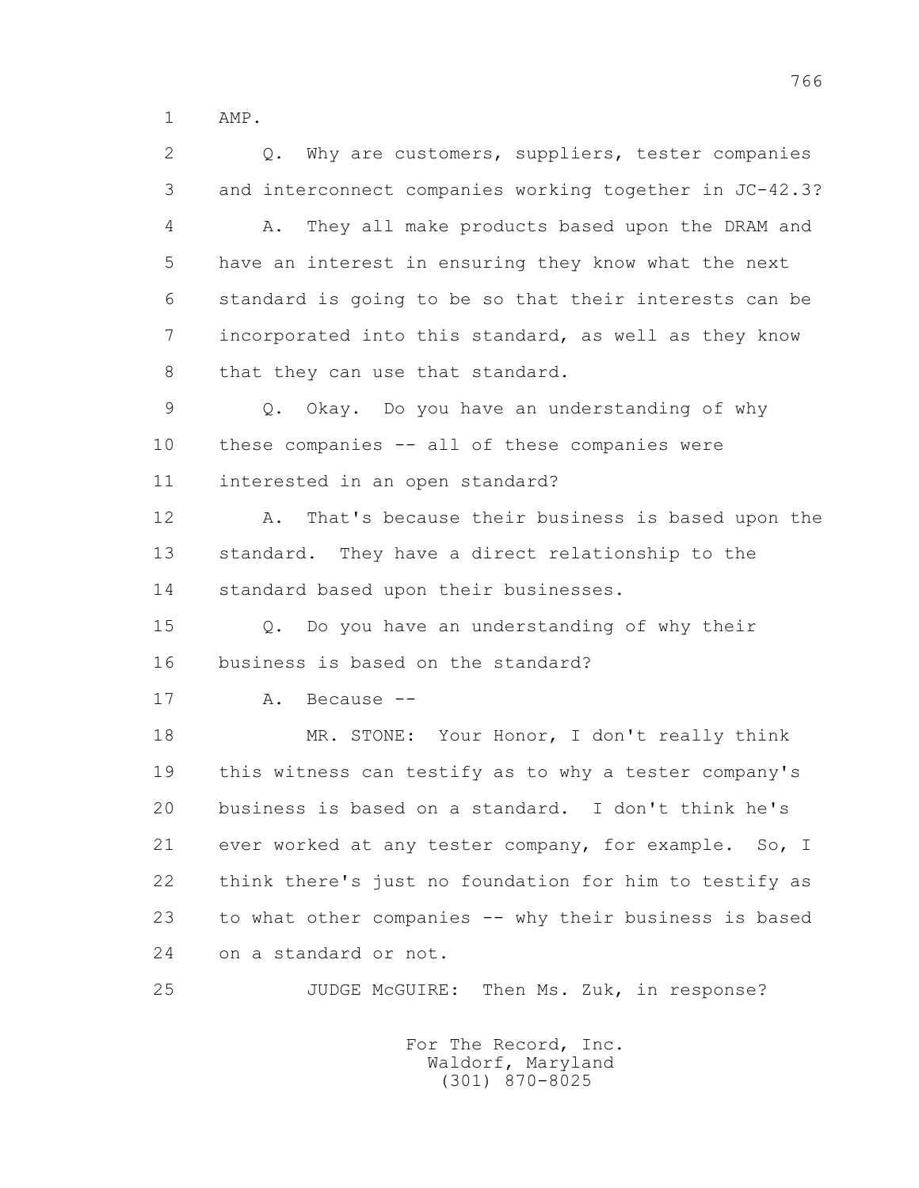1 AMP.

2 Q. Why are customers, suppliers, tester companies

3 and interconnect companies working together in JC-42.3?

4 A. They all make products based upon the DRAM and

5 have an interest in ensuring they know what the next

6 standard is going to be so that their interests can be

7 incorporated into this standard, as well as they know

8 that they can use that standard.

9 Q. Okay. Do you have an understanding of why

10 these companies -- all of these companies were

11 interested in an open standard?

12 A. That's because their business is based upon the

13 standard. They have a direct relationship to the

14 standard based upon their businesses.

15 Q. Do you have an understanding of why their

16 business is based on the standard?

17 A. Because --

18 MR. STONE: Your Honor, I don't really think

19 this witness can testify as to why a tester company's

20 business is based on a standard. I don't think he's

21 ever worked at any tester company, for example. So, I

22 think there's just no foundation for him to testify as

23 to what other companies -- why their business is based

24 on a standard or not.

25 JUDGE McGUIRE: Then Ms. Zuk, in response?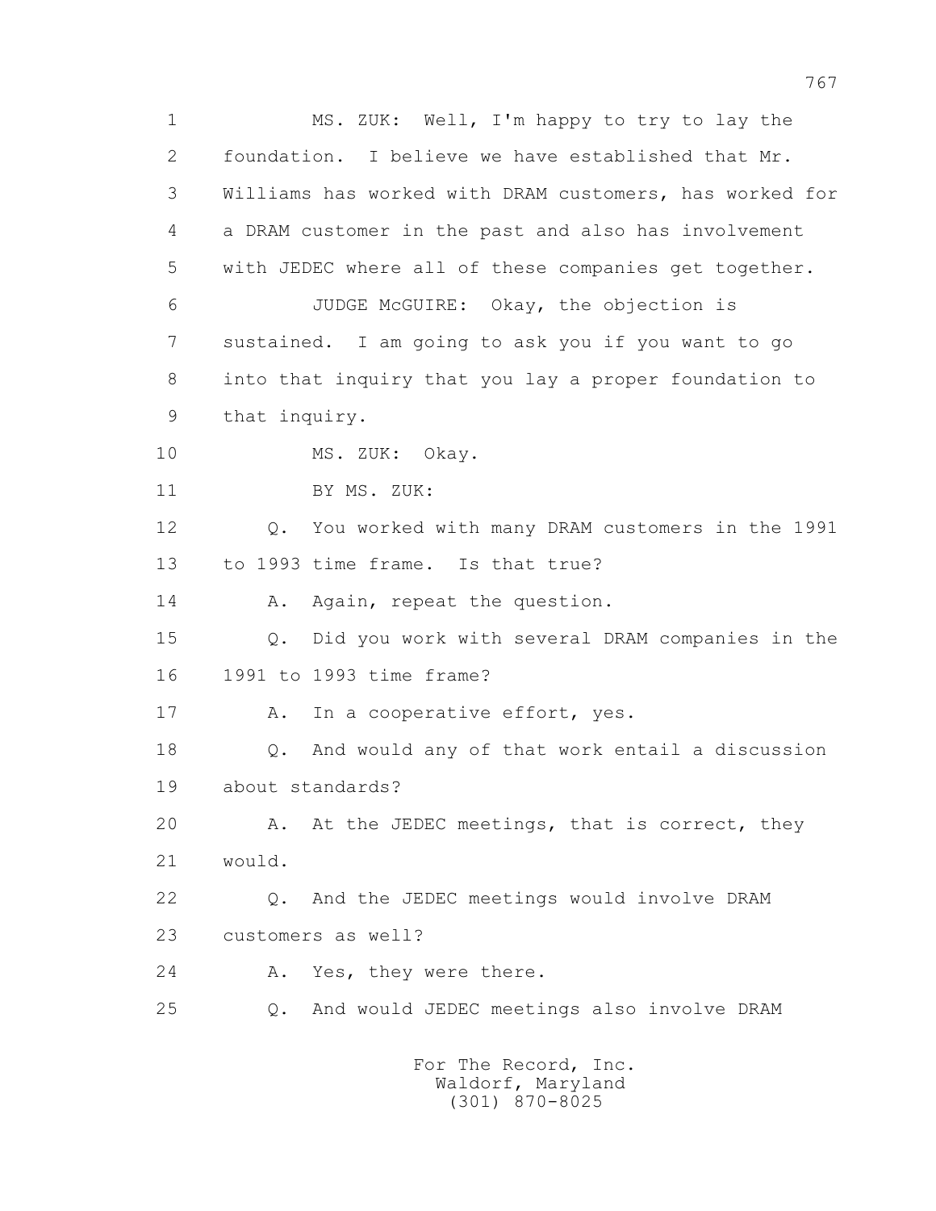1 MS. ZUK: Well, I'm happy to try to lay the
2 foundation. I believe we have established that Mr.
3 Williams has worked with DRAM customers, has worked for
4 a DRAM customer in the past and also has involvement
5 with JEDEC where all of these companies get together.
6 JUDGE McGUIRE: Okay, the objection is
7 sustained. I am going to ask you if you want to go
8 into that inquiry that you lay a proper foundation to
9 that inquiry.
10 MS. ZUK: Okay.
11 BY MS. ZUK:
12 Q. You worked with many DRAM customers in the 1991
13 to 1993 time frame. Is that true?
14 A. Again, repeat the question.
15 Q. Did you work with several DRAM companies in the
16 1991 to 1993 time frame?
17 A. In a cooperative effort, yes.
18 Q. And would any of that work entail a discussion
19 about standards?
20 A. At the JEDEC meetings, that is correct, they
21 would.
22 Q. And the JEDEC meetings would involve DRAM
23 customers as well?
24 A. Yes, they were there.
25 Q. And would JEDEC meetings also involve DRAM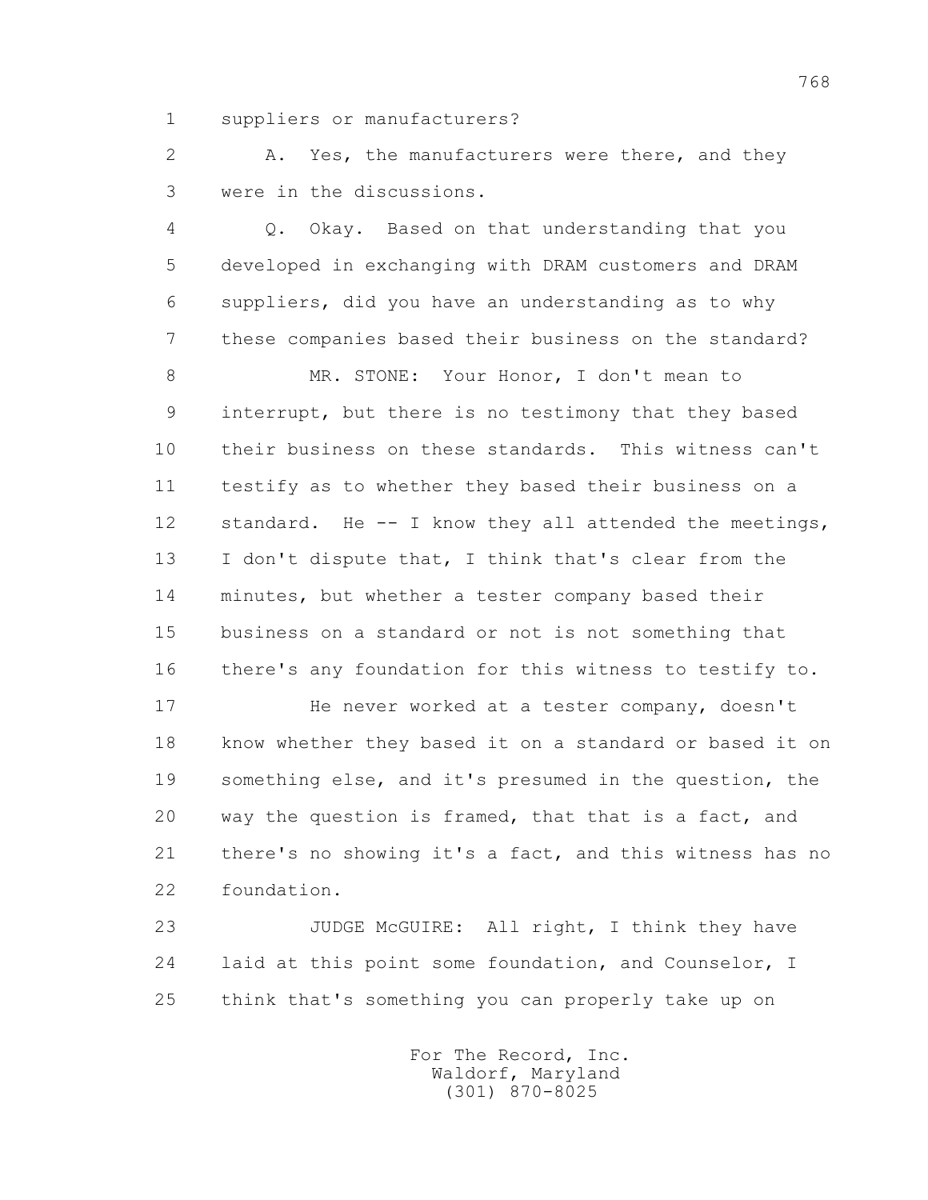suppliers or manufacturers?

A. Yes, the manufacturers were there, and they were in the discussions.

Q. Okay. Based on that understanding that you developed in exchanging with DRAM customers and DRAM suppliers, did you have an understanding as to why these companies based their business on the standard?

MR. STONE: Your Honor, I don't mean to interrupt, but there is no testimony that they based their business on these standards. This witness can't testify as to whether they based their business on a standard. He -- I know they all attended the meetings, I don't dispute that, I think that's clear from the minutes, but whether a tester company based their business on a standard or not is not something that there's any foundation for this witness to testify to.

He never worked at a tester company, doesn't know whether they based it on a standard or based it on something else, and it's presumed in the question, the way the question is framed, that that is a fact, and there's no showing it's a fact, and this witness has no foundation.

JUDGE McGUIRE: All right, I think they have laid at this point some foundation, and Counselor, I think that's something you can properly take up on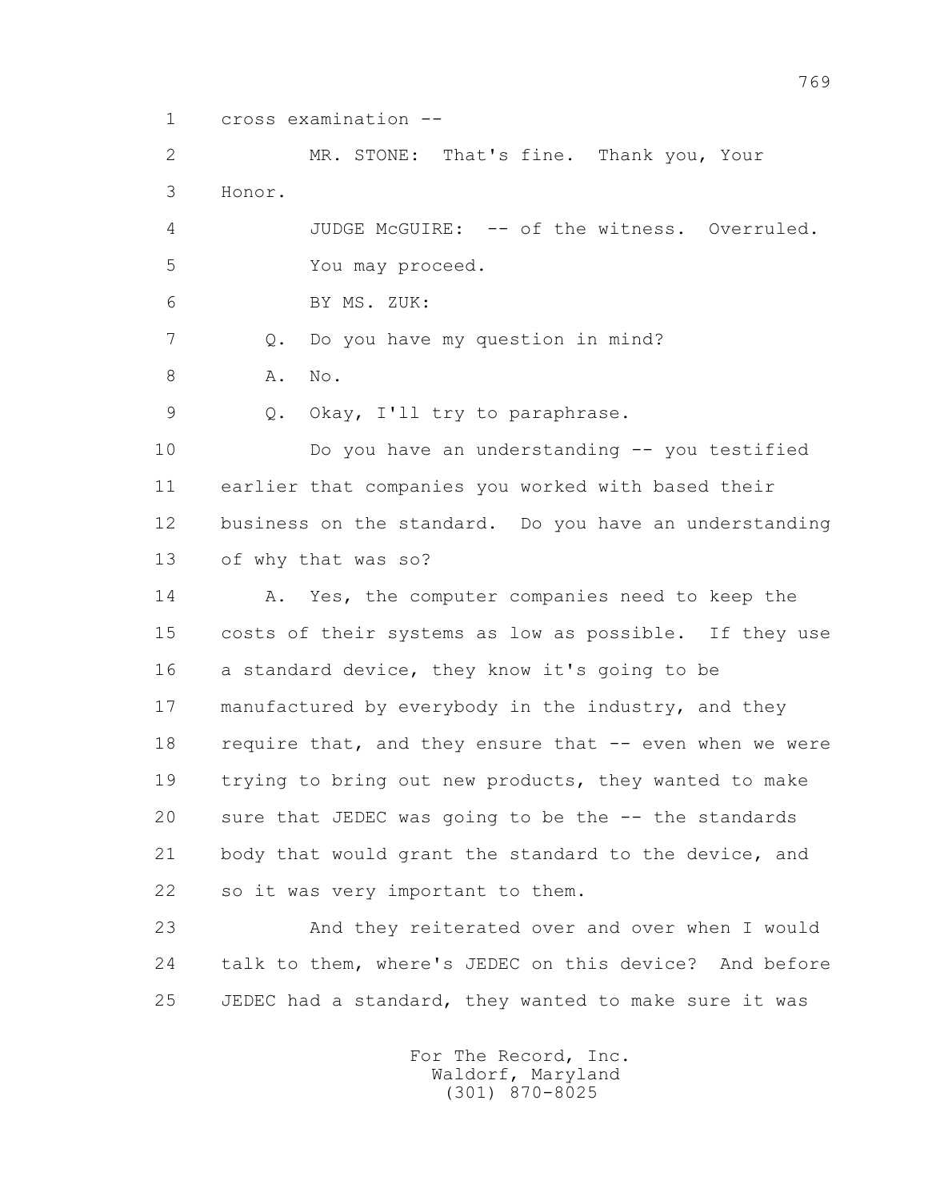cross examination --

MR. STONE: That's fine. Thank you, Your Honor.

JUDGE McGUIRE: -- of the witness. Overruled. You may proceed.

BY MS. ZUK:

Q. Do you have my question in mind?

A. No.

Q. Okay, I'll try to paraphrase.

Do you have an understanding -- you testified earlier that companies you worked with based their business on the standard. Do you have an understanding of why that was so?

A. Yes, the computer companies need to keep the costs of their systems as low as possible. If they use a standard device, they know it's going to be manufactured by everybody in the industry, and they require that, and they ensure that -- even when we were trying to bring out new products, they wanted to make sure that JEDEC was going to be the -- the standards body that would grant the standard to the device, and so it was very important to them.

And they reiterated over and over when I would talk to them, where's JEDEC on this device? And before JEDEC had a standard, they wanted to make sure it was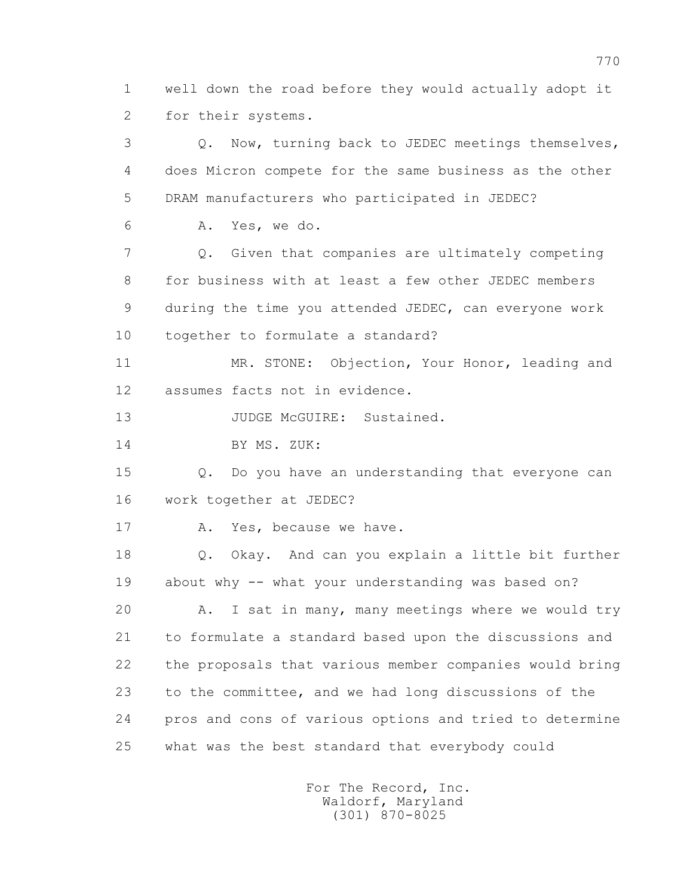1 well down the road before they would actually adopt it
2 for their systems.

3 Q. Now, turning back to JEDEC meetings themselves,
4 does Micron compete for the same business as the other
5 DRAM manufacturers who participated in JEDEC?

6 A. Yes, we do.

7 Q. Given that companies are ultimately competing
8 for business with at least a few other JEDEC members
9 during the time you attended JEDEC, can everyone work
10 together to formulate a standard?

11 MR. STONE: Objection, Your Honor, leading and
12 assumes facts not in evidence.

13 JUDGE McGUIRE: Sustained.

14 BY MS. ZUK:

15 Q. Do you have an understanding that everyone can
16 work together at JEDEC?

17 A. Yes, because we have.

18 Q. Okay. And can you explain a little bit further
19 about why -- what your understanding was based on?

20 A. I sat in many, many meetings where we would try
21 to formulate a standard based upon the discussions and
22 the proposals that various member companies would bring
23 to the committee, and we had long discussions of the
24 pros and cons of various options and tried to determine
25 what was the best standard that everybody could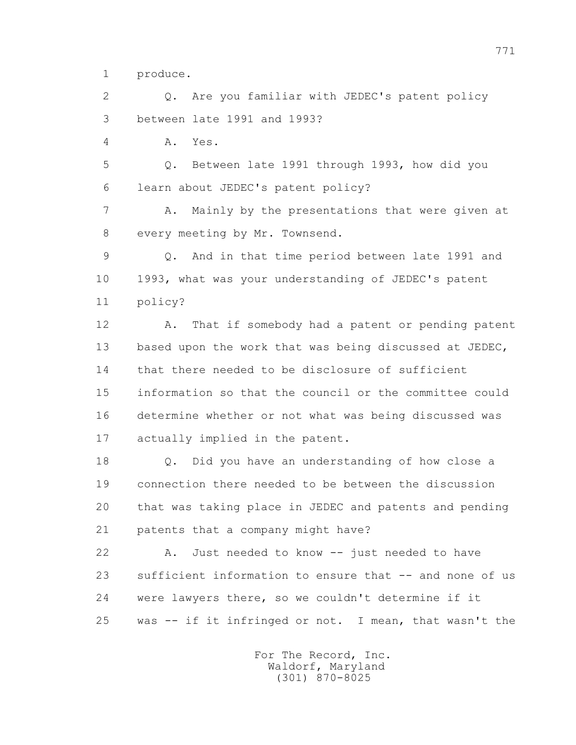1 produce.

2 Q. Are you familiar with JEDEC's patent policy

3 between late 1991 and 1993?

4 A. Yes.

5 Q. Between late 1991 through 1993, how did you

6 learn about JEDEC's patent policy?

7 A. Mainly by the presentations that were given at

8 every meeting by Mr. Townsend.

9 Q. And in that time period between late 1991 and

10 1993, what was your understanding of JEDEC's patent

11 policy?

12 A. That if somebody had a patent or pending patent

13 based upon the work that was being discussed at JEDEC,

14 that there needed to be disclosure of sufficient

15 information so that the council or the committee could

16 determine whether or not what was being discussed was

17 actually implied in the patent.

18 Q. Did you have an understanding of how close a

19 connection there needed to be between the discussion

20 that was taking place in JEDEC and patents and pending

21 patents that a company might have?

22 A. Just needed to know -- just needed to have

23 sufficient information to ensure that -- and none of us

24 were lawyers there, so we couldn't determine if it

25 was -- if it infringed or not. I mean, that wasn't the

For The Record, Inc.
Waldorf, Maryland
(301) 870-8025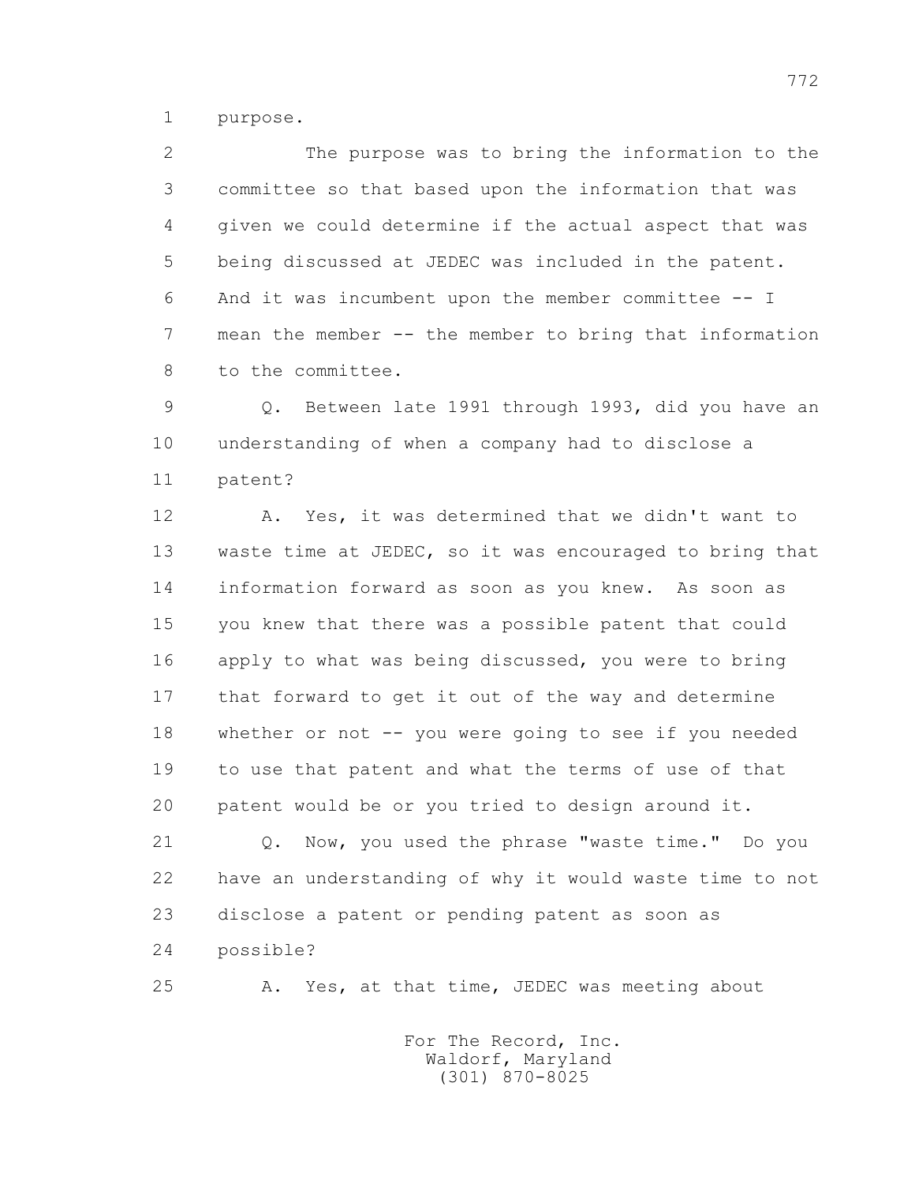purpose.

The purpose was to bring the information to the committee so that based upon the information that was given we could determine if the actual aspect that was being discussed at JEDEC was included in the patent. And it was incumbent upon the member committee -- I mean the member -- the member to bring that information to the committee.

Q. Between late 1991 through 1993, did you have an understanding of when a company had to disclose a patent?

A. Yes, it was determined that we didn't want to waste time at JEDEC, so it was encouraged to bring that information forward as soon as you knew. As soon as you knew that there was a possible patent that could apply to what was being discussed, you were to bring that forward to get it out of the way and determine whether or not -- you were going to see if you needed to use that patent and what the terms of use of that patent would be or you tried to design around it.

Q. Now, you used the phrase "waste time." Do you have an understanding of why it would waste time to not disclose a patent or pending patent as soon as possible?

A. Yes, at that time, JEDEC was meeting about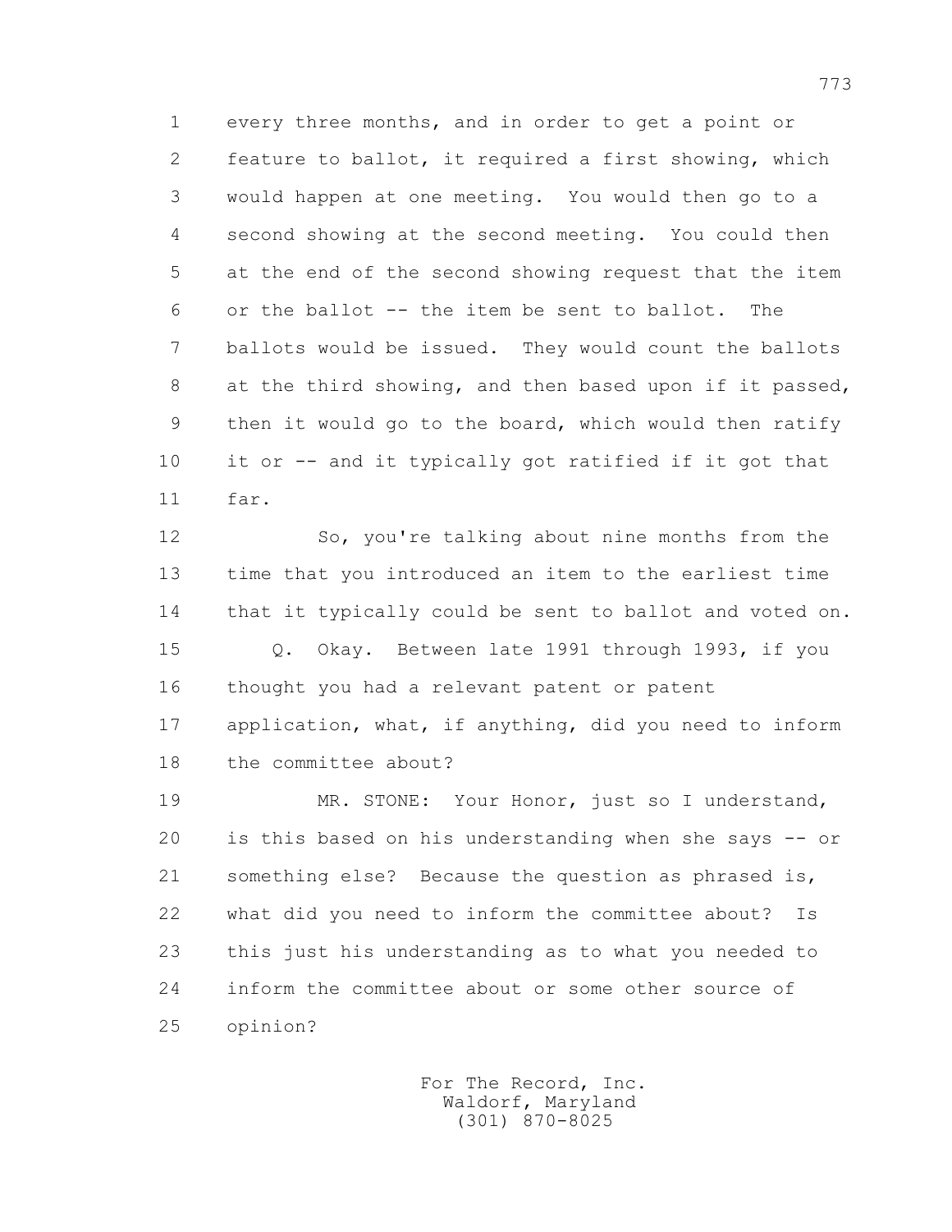every three months, and in order to get a point or feature to ballot, it required a first showing, which would happen at one meeting. You would then go to a second showing at the second meeting. You could then at the end of the second showing request that the item or the ballot -- the item be sent to ballot. The ballots would be issued. They would count the ballots at the third showing, and then based upon if it passed, then it would go to the board, which would then ratify it or -- and it typically got ratified if it got that far.

So, you're talking about nine months from the time that you introduced an item to the earliest time that it typically could be sent to ballot and voted on.

Q. Okay. Between late 1991 through 1993, if you thought you had a relevant patent or patent application, what, if anything, did you need to inform the committee about?

MR. STONE: Your Honor, just so I understand, is this based on his understanding when she says -- or something else? Because the question as phrased is, what did you need to inform the committee about? Is this just his understanding as to what you needed to inform the committee about or some other source of opinion?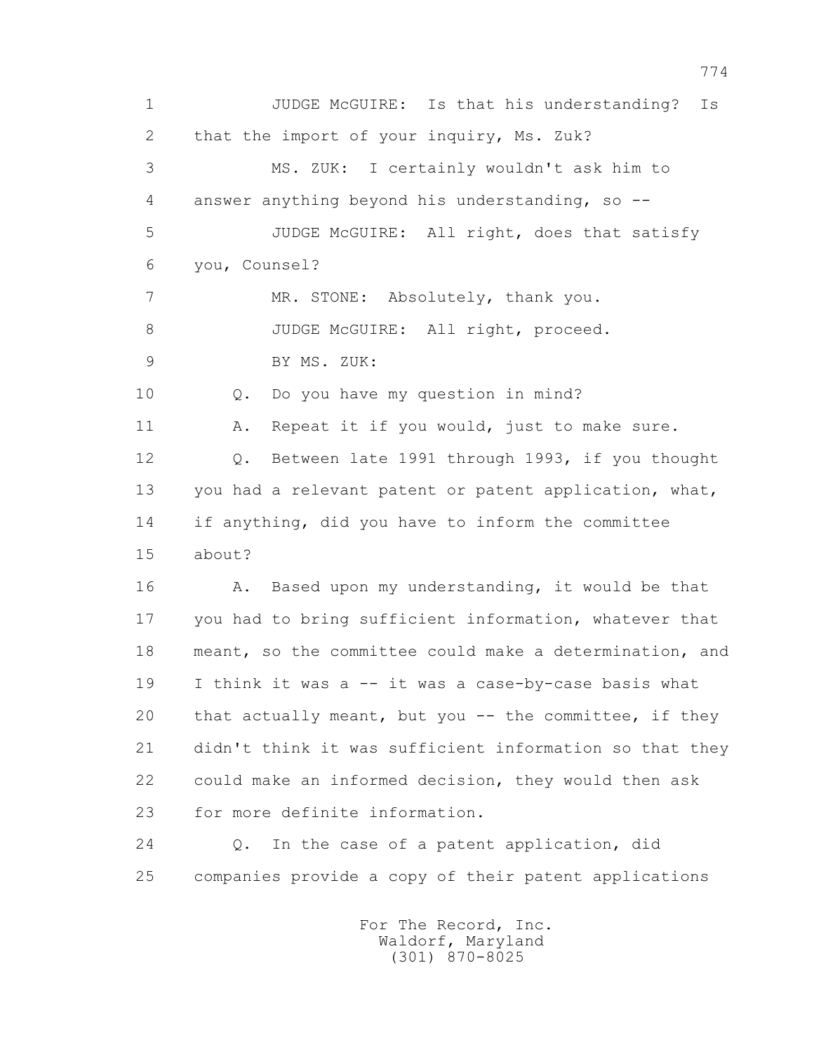1 JUDGE McGUIRE: Is that his understanding? Is
2 that the import of your inquiry, Ms. Zuk?
3 MS. ZUK: I certainly wouldn't ask him to
4 answer anything beyond his understanding, so --
5 JUDGE McGUIRE: All right, does that satisfy
6 you, Counsel?
7 MR. STONE: Absolutely, thank you.
8 JUDGE McGUIRE: All right, proceed.
9 BY MS. ZUK:
10 Q. Do you have my question in mind?
11 A. Repeat it if you would, just to make sure.
12 Q. Between late 1991 through 1993, if you thought
13 you had a relevant patent or patent application, what,
14 if anything, did you have to inform the committee
15 about?
16 A. Based upon my understanding, it would be that
17 you had to bring sufficient information, whatever that
18 meant, so the committee could make a determination, and
19 I think it was a -- it was a case-by-case basis what
20 that actually meant, but you -- the committee, if they
21 didn't think it was sufficient information so that they
22 could make an informed decision, they would then ask
23 for more definite information.
24 Q. In the case of a patent application, did
25 companies provide a copy of their patent applications

For The Record, Inc.
Waldorf, Maryland
(301) 870-8025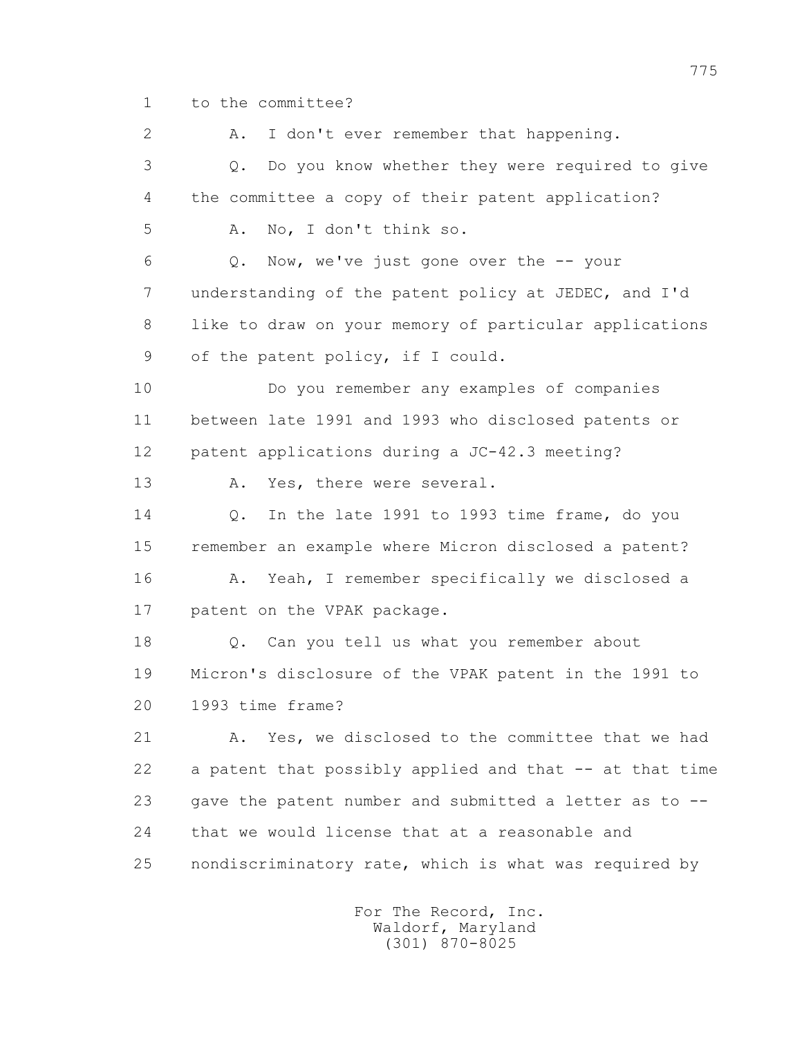1 to the committee?

2 A. I don't ever remember that happening.

3 Q. Do you know whether they were required to give

4 the committee a copy of their patent application?

5 A. No, I don't think so.

6 Q. Now, we've just gone over the -- your

7 understanding of the patent policy at JEDEC, and I'd

8 like to draw on your memory of particular applications

9 of the patent policy, if I could.

10 Do you remember any examples of companies

11 between late 1991 and 1993 who disclosed patents or

12 patent applications during a JC-42.3 meeting?

13 A. Yes, there were several.

14 Q. In the late 1991 to 1993 time frame, do you

15 remember an example where Micron disclosed a patent?

16 A. Yeah, I remember specifically we disclosed a

17 patent on the VPAK package.

18 Q. Can you tell us what you remember about

19 Micron's disclosure of the VPAK patent in the 1991 to

20 1993 time frame?

21 A. Yes, we disclosed to the committee that we had

22 a patent that possibly applied and that -- at that time

23 gave the patent number and submitted a letter as to --

24 that we would license that at a reasonable and

25 nondiscriminatory rate, which is what was required by

For The Record, Inc.
Waldorf, Maryland
(301) 870-8025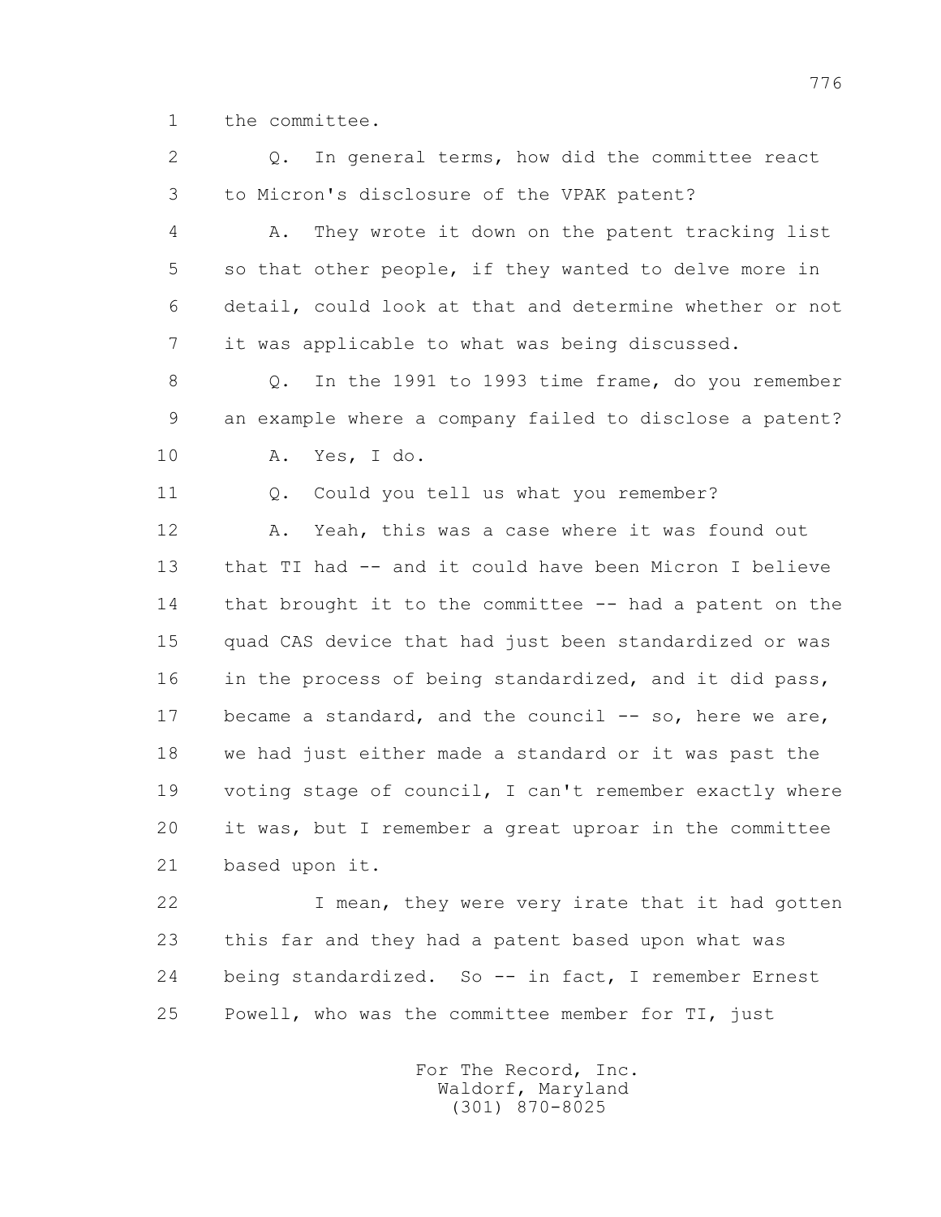1 the committee.

2 Q. In general terms, how did the committee react
3 to Micron's disclosure of the VPAK patent?

4 A. They wrote it down on the patent tracking list
5 so that other people, if they wanted to delve more in
6 detail, could look at that and determine whether or not
7 it was applicable to what was being discussed.

8 Q. In the 1991 to 1993 time frame, do you remember
9 an example where a company failed to disclose a patent?

10 A. Yes, I do.

11 Q. Could you tell us what you remember?

12 A. Yeah, this was a case where it was found out
13 that TI had -- and it could have been Micron I believe
14 that brought it to the committee -- had a patent on the
15 quad CAS device that had just been standardized or was
16 in the process of being standardized, and it did pass,
17 became a standard, and the council -- so, here we are,
18 we had just either made a standard or it was past the
19 voting stage of council, I can't remember exactly where
20 it was, but I remember a great uproar in the committee
21 based upon it.

22 I mean, they were very irate that it had gotten
23 this far and they had a patent based upon what was
24 being standardized. So -- in fact, I remember Ernest
25 Powell, who was the committee member for TI, just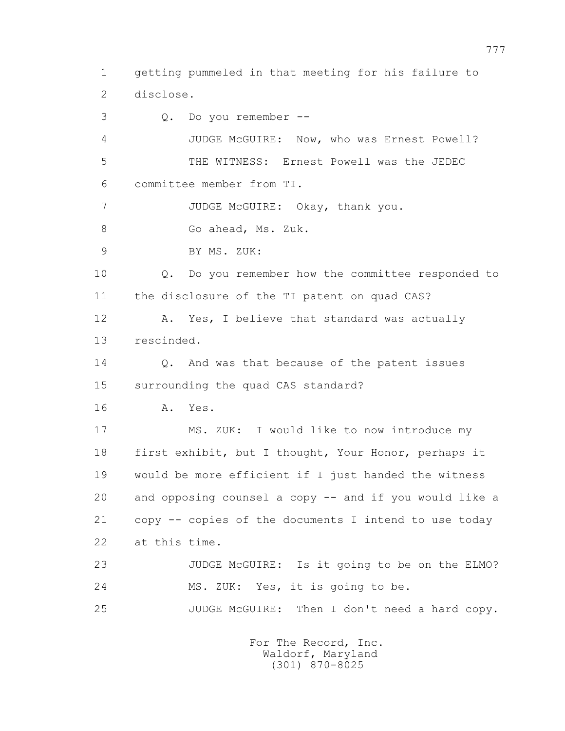getting pummeled in that meeting for his failure to disclose.

Q. Do you remember --

JUDGE McGUIRE: Now, who was Ernest Powell?

THE WITNESS: Ernest Powell was the JEDEC committee member from TI.

JUDGE McGUIRE: Okay, thank you.

Go ahead, Ms. Zuk.

BY MS. ZUK:

Q. Do you remember how the committee responded to the disclosure of the TI patent on quad CAS?

A. Yes, I believe that standard was actually rescinded.

Q. And was that because of the patent issues surrounding the quad CAS standard?

A. Yes.

MS. ZUK: I would like to now introduce my first exhibit, but I thought, Your Honor, perhaps it would be more efficient if I just handed the witness and opposing counsel a copy -- and if you would like a copy -- copies of the documents I intend to use today at this time.

JUDGE McGUIRE: Is it going to be on the ELMO?

MS. ZUK: Yes, it is going to be.

JUDGE McGUIRE: Then I don't need a hard copy.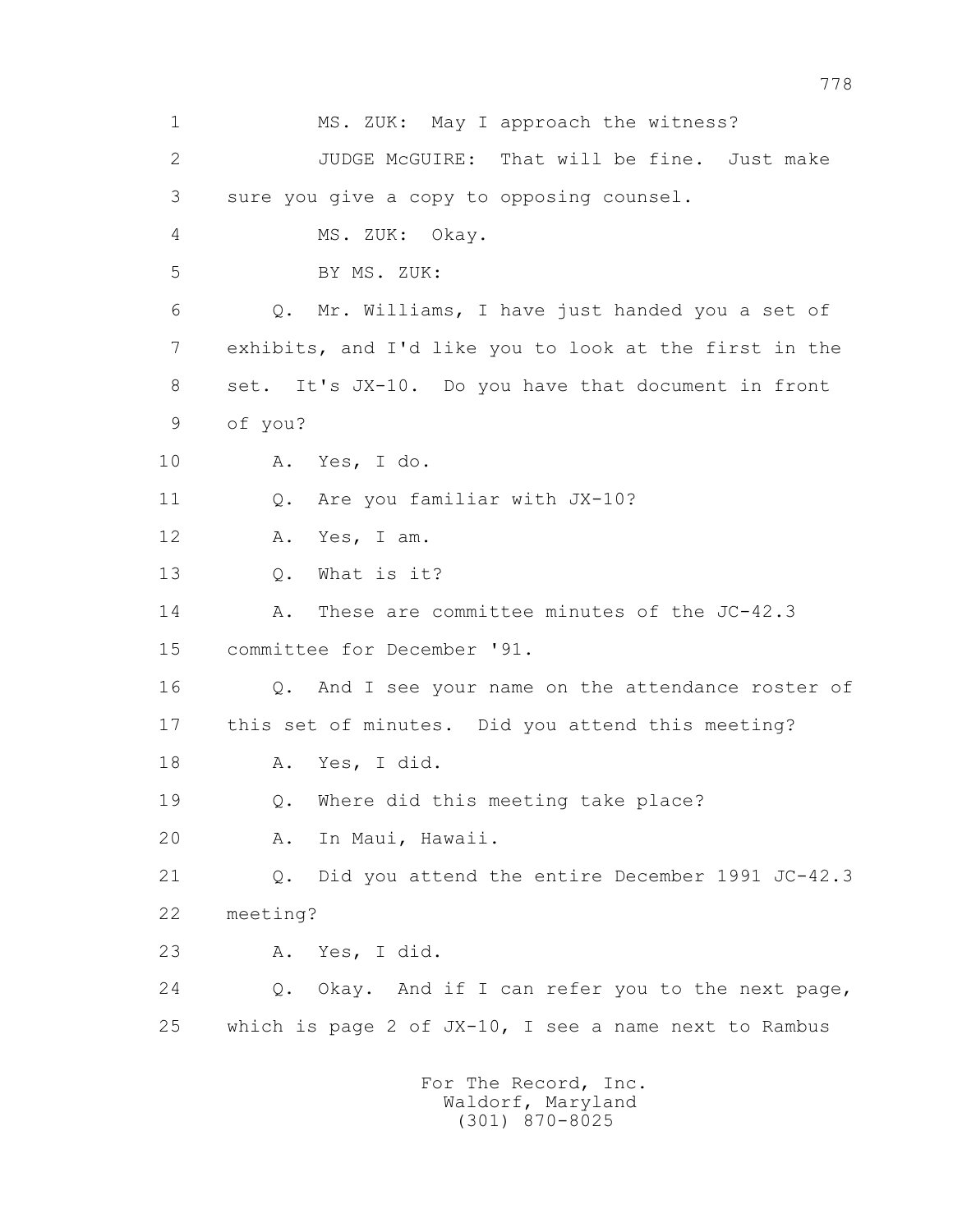1 MS. ZUK: May I approach the witness?

2 JUDGE McGUIRE: That will be fine. Just make

3 sure you give a copy to opposing counsel.

4 MS. ZUK: Okay.

5 BY MS. ZUK:

6 Q. Mr. Williams, I have just handed you a set of

7 exhibits, and I'd like you to look at the first in the

8 set. It's JX-10. Do you have that document in front

9 of you?

10 A. Yes, I do.

11 Q. Are you familiar with JX-10?

12 A. Yes, I am.

13 Q. What is it?

14 A. These are committee minutes of the JC-42.3

15 committee for December '91.

16 Q. And I see your name on the attendance roster of

17 this set of minutes. Did you attend this meeting?

18 A. Yes, I did.

19 Q. Where did this meeting take place?

20 A. In Maui, Hawaii.

21 Q. Did you attend the entire December 1991 JC-42.3

22 meeting?

23 A. Yes, I did.

24 Q. Okay. And if I can refer you to the next page,

25 which is page 2 of JX-10, I see a name next to Rambus

For The Record, Inc.
Waldorf, Maryland
(301) 870-8025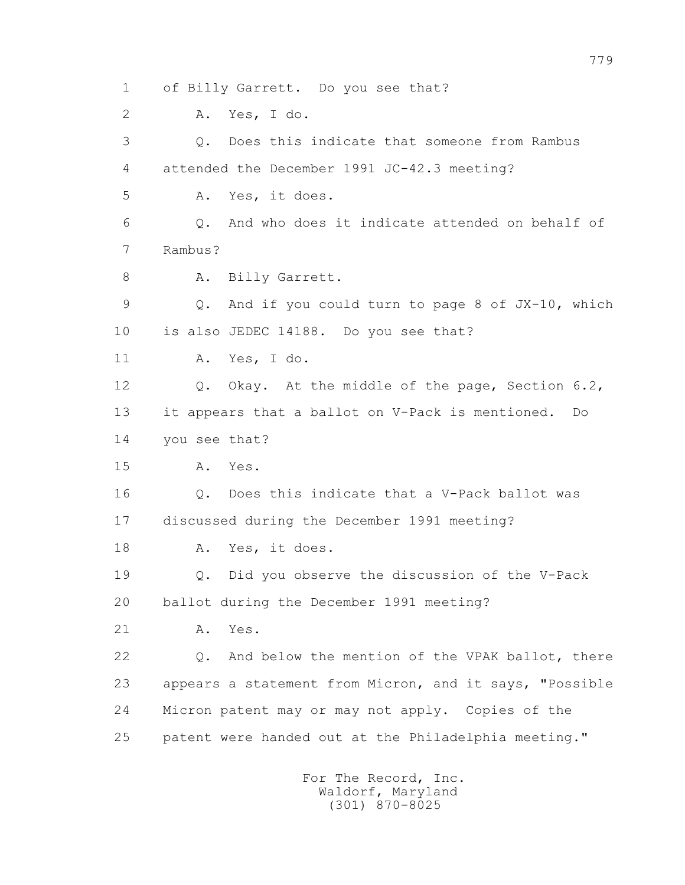1 of Billy Garrett. Do you see that?

2 A. Yes, I do.

3 Q. Does this indicate that someone from Rambus

4 attended the December 1991 JC-42.3 meeting?

5 A. Yes, it does.

6 Q. And who does it indicate attended on behalf of

7 Rambus?

8 A. Billy Garrett.

9 Q. And if you could turn to page 8 of JX-10, which

10 is also JEDEC 14188. Do you see that?

11 A. Yes, I do.

12 Q. Okay. At the middle of the page, Section 6.2,

13 it appears that a ballot on V-Pack is mentioned. Do

14 you see that?

15 A. Yes.

16 Q. Does this indicate that a V-Pack ballot was

17 discussed during the December 1991 meeting?

18 A. Yes, it does.

19 Q. Did you observe the discussion of the V-Pack

20 ballot during the December 1991 meeting?

21 A. Yes.

22 Q. And below the mention of the VPAK ballot, there

23 appears a statement from Micron, and it says, "Possible

24 Micron patent may or may not apply. Copies of the

25 patent were handed out at the Philadelphia meeting."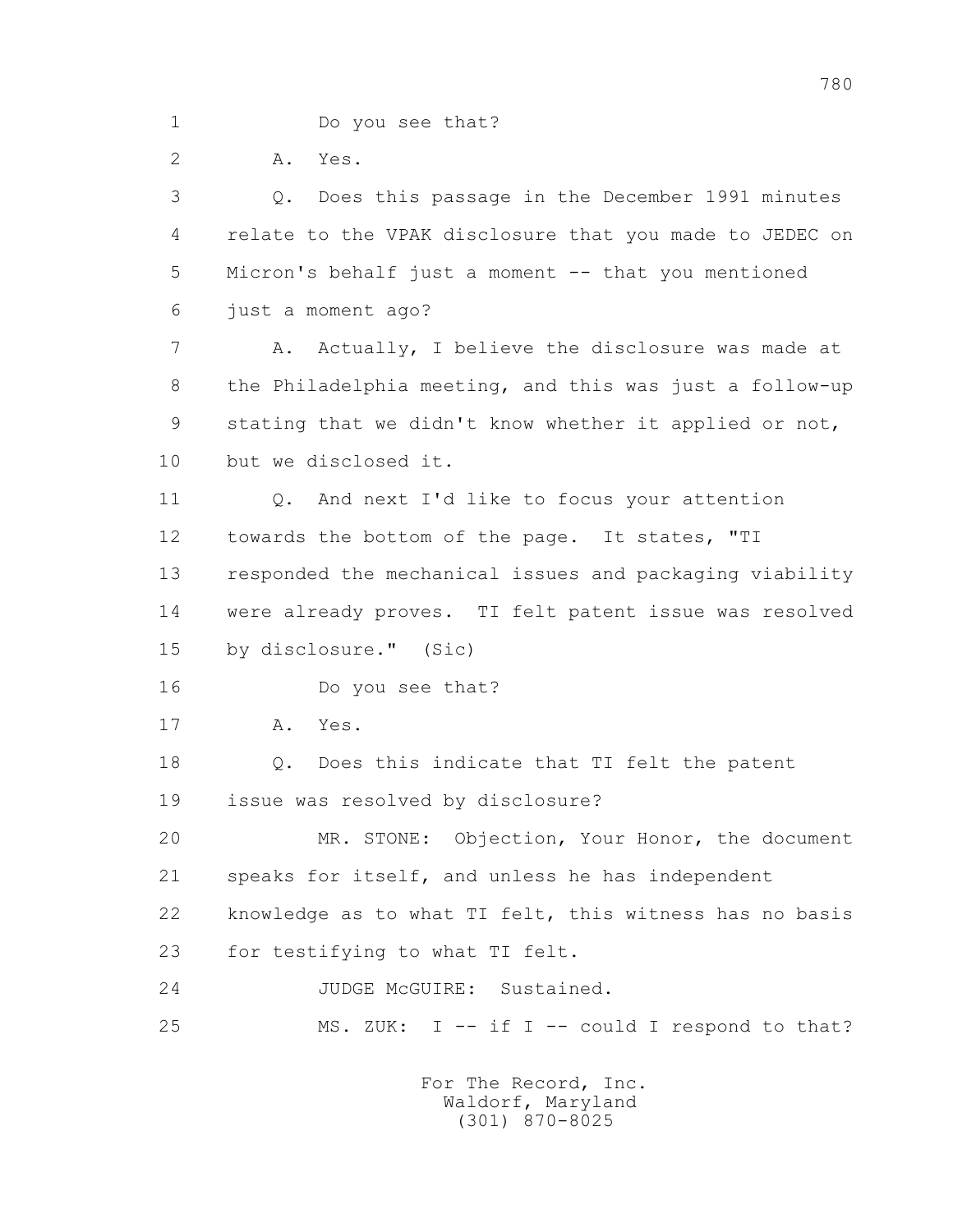1 Do you see that?

2 A. Yes.

3 Q. Does this passage in the December 1991 minutes

4 relate to the VPAK disclosure that you made to JEDEC on

5 Micron's behalf just a moment -- that you mentioned

6 just a moment ago?

7 A. Actually, I believe the disclosure was made at

8 the Philadelphia meeting, and this was just a follow-up

9 stating that we didn't know whether it applied or not,

10 but we disclosed it.

11 Q. And next I'd like to focus your attention

12 towards the bottom of the page. It states, "TI

13 responded the mechanical issues and packaging viability

14 were already proves. TI felt patent issue was resolved

15 by disclosure." (Sic)

16 Do you see that?

17 A. Yes.

18 Q. Does this indicate that TI felt the patent

19 issue was resolved by disclosure?

20 MR. STONE: Objection, Your Honor, the document

21 speaks for itself, and unless he has independent

22 knowledge as to what TI felt, this witness has no basis

23 for testifying to what TI felt.

24 JUDGE McGUIRE: Sustained.

25 MS. ZUK: I -- if I -- could I respond to that?

For The Record, Inc.
Waldorf, Maryland
(301) 870-8025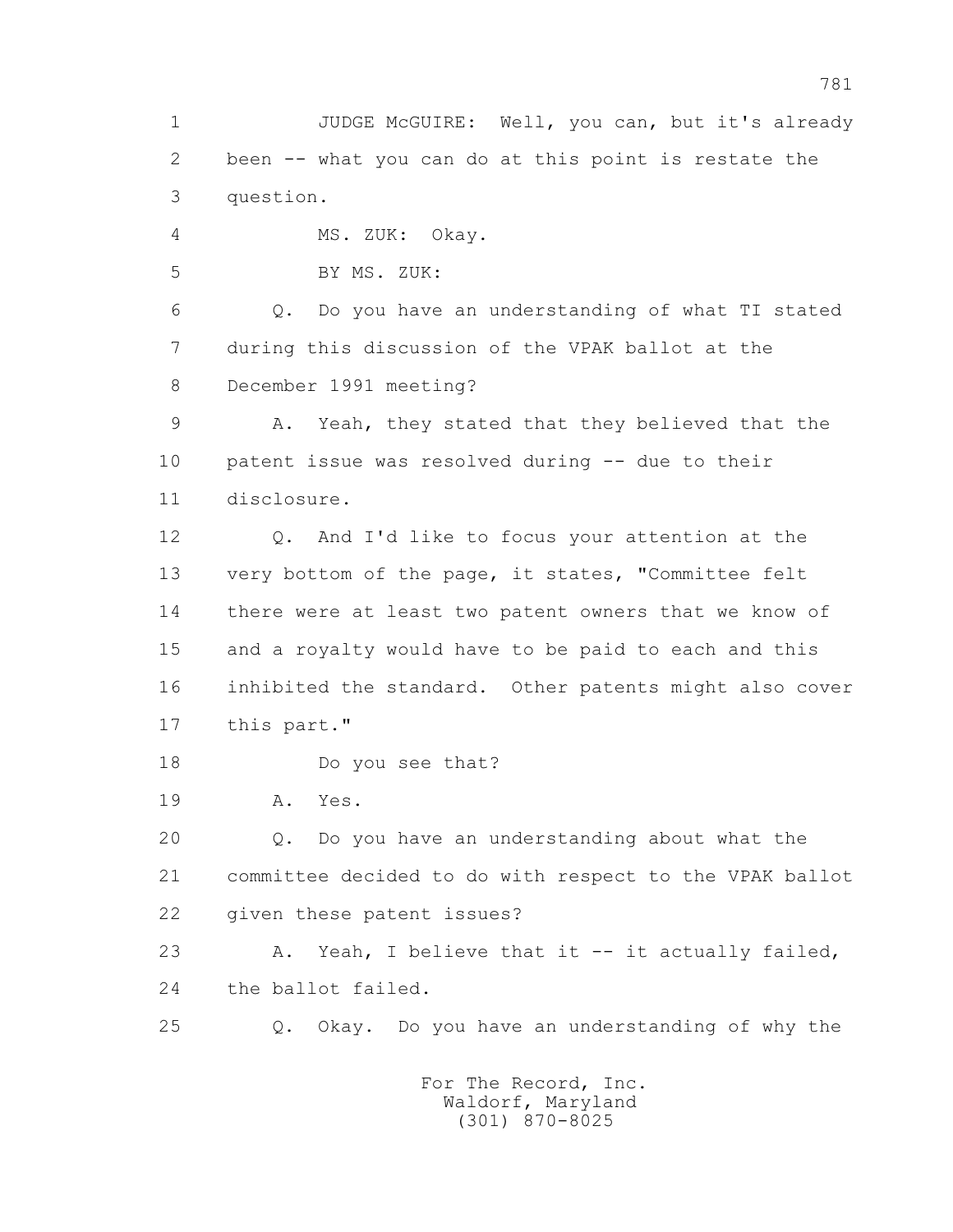JUDGE McGUIRE: Well, you can, but it's already been -- what you can do at this point is restate the question.

MS. ZUK: Okay.

BY MS. ZUK:

Q. Do you have an understanding of what TI stated during this discussion of the VPAK ballot at the December 1991 meeting?

A. Yeah, they stated that they believed that the patent issue was resolved during -- due to their disclosure.

Q. And I'd like to focus your attention at the very bottom of the page, it states, "Committee felt there were at least two patent owners that we know of and a royalty would have to be paid to each and this inhibited the standard. Other patents might also cover this part."

Do you see that?

A. Yes.

Q. Do you have an understanding about what the committee decided to do with respect to the VPAK ballot given these patent issues?

A. Yeah, I believe that it -- it actually failed, the ballot failed.

Q. Okay. Do you have an understanding of why the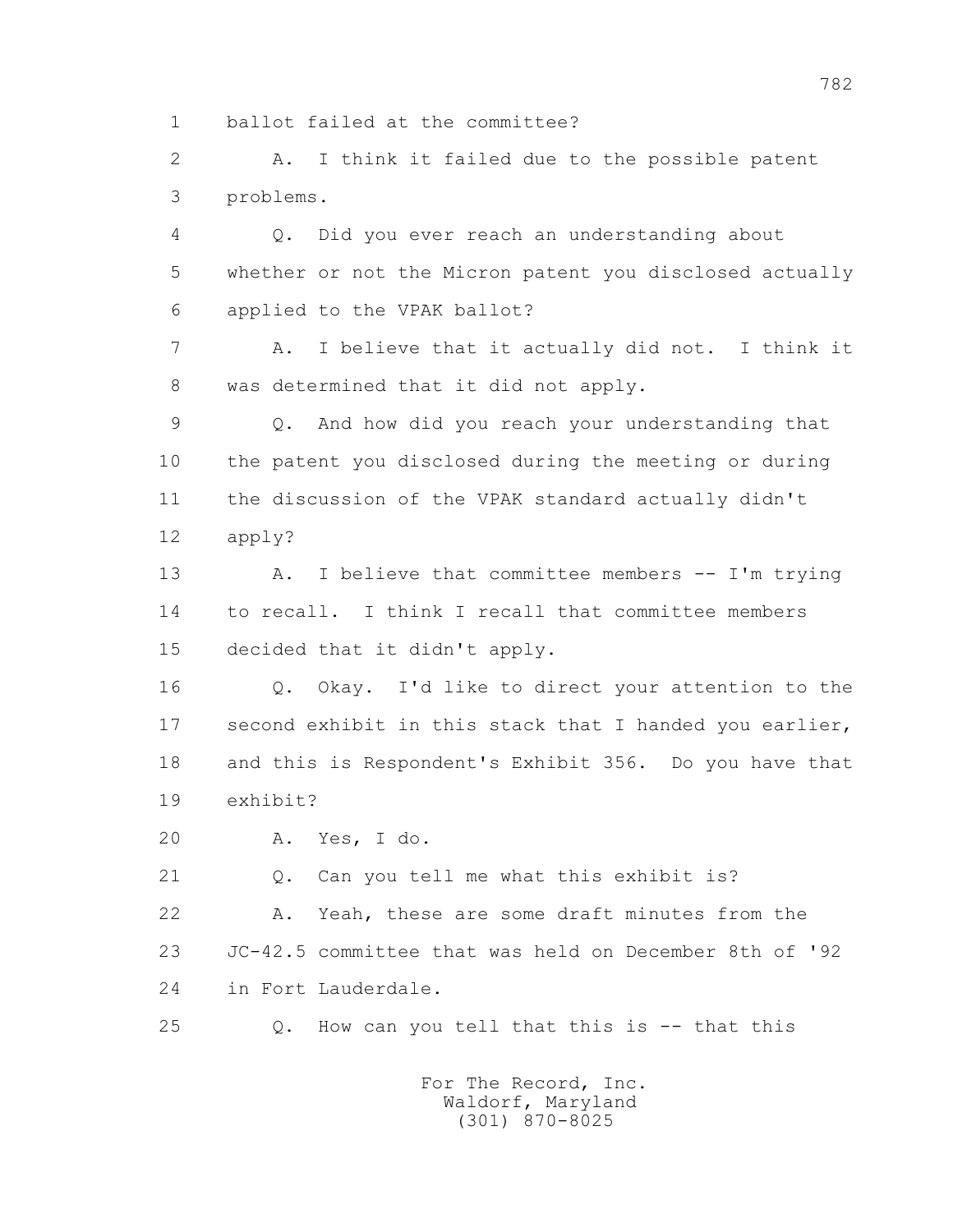1 ballot failed at the committee?

2 A. I think it failed due to the possible patent

3 problems.

4 Q. Did you ever reach an understanding about

5 whether or not the Micron patent you disclosed actually

6 applied to the VPAK ballot?

7 A. I believe that it actually did not. I think it

8 was determined that it did not apply.

9 Q. And how did you reach your understanding that

10 the patent you disclosed during the meeting or during

11 the discussion of the VPAK standard actually didn't

12 apply?

13 A. I believe that committee members -- I'm trying

14 to recall. I think I recall that committee members

15 decided that it didn't apply.

16 Q. Okay. I'd like to direct your attention to the

17 second exhibit in this stack that I handed you earlier,

18 and this is Respondent's Exhibit 356. Do you have that

19 exhibit?

20 A. Yes, I do.

21 Q. Can you tell me what this exhibit is?

22 A. Yeah, these are some draft minutes from the

23 JC-42.5 committee that was held on December 8th of '92

24 in Fort Lauderdale.

25 Q. How can you tell that this is -- that this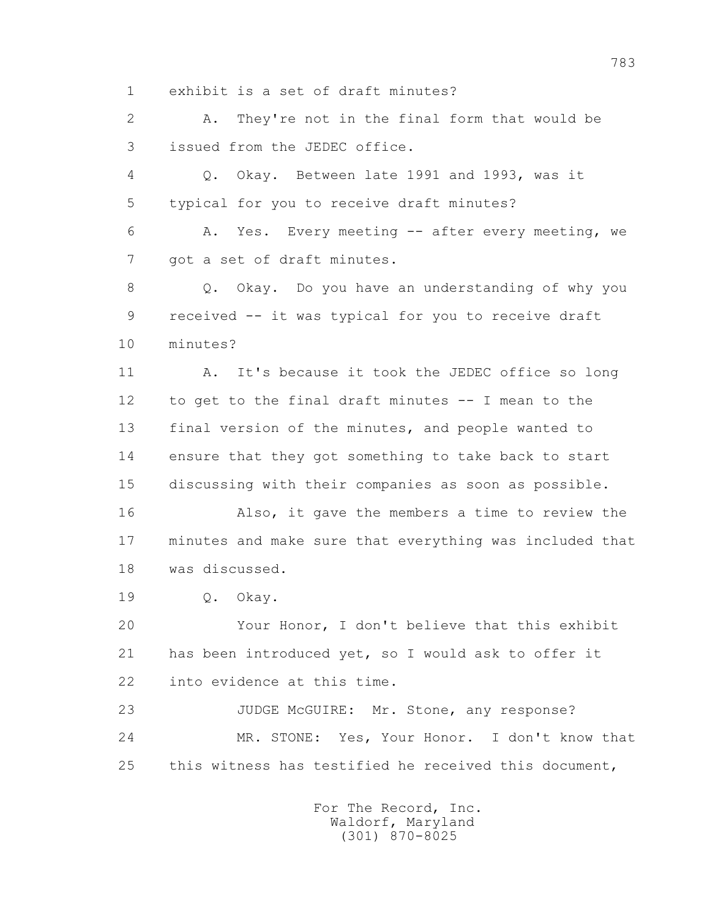1 exhibit is a set of draft minutes?

2 A. They're not in the final form that would be

3 issued from the JEDEC office.

4 Q. Okay. Between late 1991 and 1993, was it

5 typical for you to receive draft minutes?

6 A. Yes. Every meeting -- after every meeting, we

7 got a set of draft minutes.

8 Q. Okay. Do you have an understanding of why you

9 received -- it was typical for you to receive draft

10 minutes?

11 A. It's because it took the JEDEC office so long

12 to get to the final draft minutes -- I mean to the

13 final version of the minutes, and people wanted to

14 ensure that they got something to take back to start

15 discussing with their companies as soon as possible.

16 Also, it gave the members a time to review the

17 minutes and make sure that everything was included that

18 was discussed.

19 Q. Okay.

20 Your Honor, I don't believe that this exhibit

21 has been introduced yet, so I would ask to offer it

22 into evidence at this time.

23 JUDGE McGUIRE: Mr. Stone, any response?

24 MR. STONE: Yes, Your Honor. I don't know that

25 this witness has testified he received this document,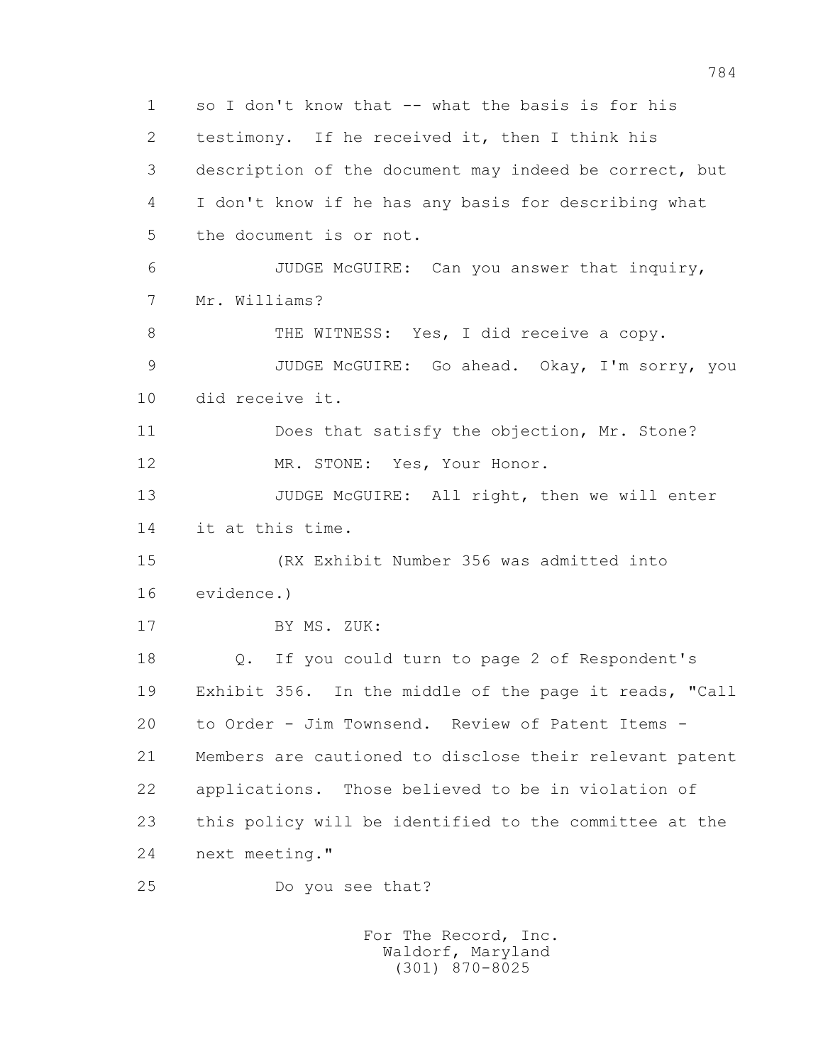1 so I don't know that -- what the basis is for his
2 testimony. If he received it, then I think his
3 description of the document may indeed be correct, but
4 I don't know if he has any basis for describing what
5 the document is or not.

6 JUDGE McGUIRE: Can you answer that inquiry,
7 Mr. Williams?

8 THE WITNESS: Yes, I did receive a copy.

9 JUDGE McGUIRE: Go ahead. Okay, I'm sorry, you
10 did receive it.

11 Does that satisfy the objection, Mr. Stone?

12 MR. STONE: Yes, Your Honor.

13 JUDGE McGUIRE: All right, then we will enter
14 it at this time.

15 (RX Exhibit Number 356 was admitted into
16 evidence.)

17 BY MS. ZUK:

18 Q. If you could turn to page 2 of Respondent's
19 Exhibit 356. In the middle of the page it reads, "Call
20 to Order - Jim Townsend. Review of Patent Items -
21 Members are cautioned to disclose their relevant patent
22 applications. Those believed to be in violation of
23 this policy will be identified to the committee at the
24 next meeting."

25 Do you see that?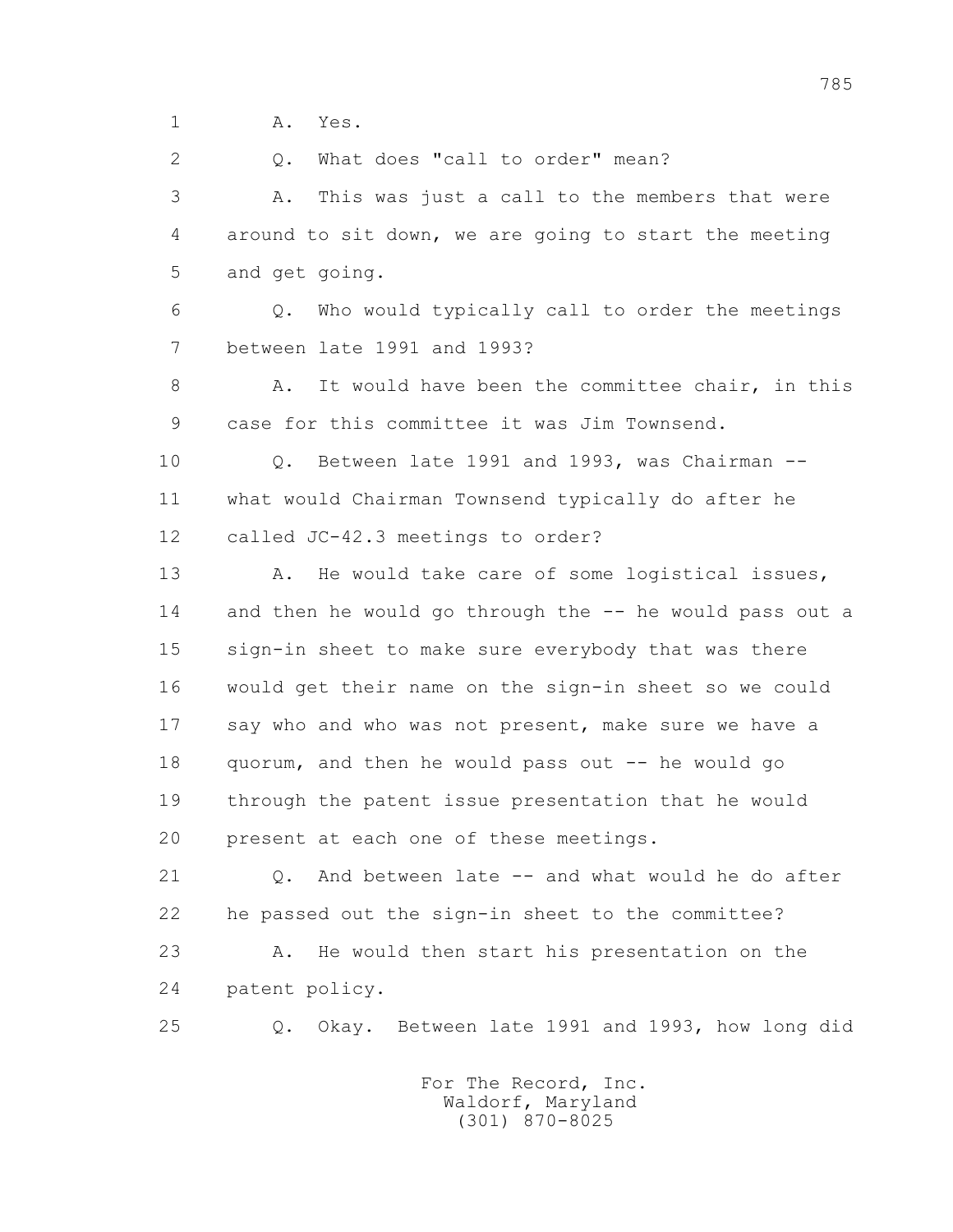1 A. Yes.

2 Q. What does "call to order" mean?

3 A. This was just a call to the members that were

4 around to sit down, we are going to start the meeting

5 and get going.

6 Q. Who would typically call to order the meetings

7 between late 1991 and 1993?

8 A. It would have been the committee chair, in this

9 case for this committee it was Jim Townsend.

10 Q. Between late 1991 and 1993, was Chairman --

11 what would Chairman Townsend typically do after he

12 called JC-42.3 meetings to order?

13 A. He would take care of some logistical issues,

14 and then he would go through the -- he would pass out a

15 sign-in sheet to make sure everybody that was there

16 would get their name on the sign-in sheet so we could

17 say who and who was not present, make sure we have a

18 quorum, and then he would pass out -- he would go

19 through the patent issue presentation that he would

20 present at each one of these meetings.

21 Q. And between late -- and what would he do after

22 he passed out the sign-in sheet to the committee?

23 A. He would then start his presentation on the

24 patent policy.

25 Q. Okay. Between late 1991 and 1993, how long did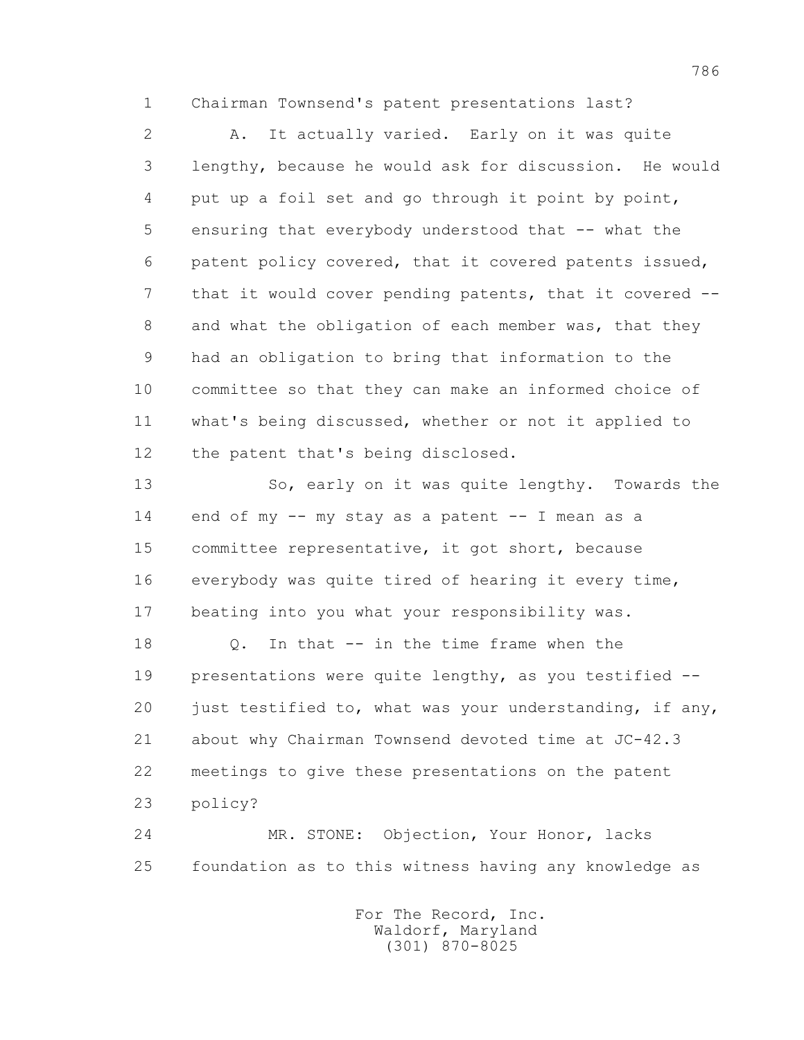Chairman Townsend's patent presentations last?

A. It actually varied. Early on it was quite lengthy, because he would ask for discussion. He would put up a foil set and go through it point by point, ensuring that everybody understood that -- what the patent policy covered, that it covered patents issued, that it would cover pending patents, that it covered -- and what the obligation of each member was, that they had an obligation to bring that information to the committee so that they can make an informed choice of what's being discussed, whether or not it applied to the patent that's being disclosed.

So, early on it was quite lengthy. Towards the end of my -- my stay as a patent -- I mean as a committee representative, it got short, because everybody was quite tired of hearing it every time, beating into you what your responsibility was.

Q. In that -- in the time frame when the presentations were quite lengthy, as you testified -- just testified to, what was your understanding, if any, about why Chairman Townsend devoted time at JC-42.3 meetings to give these presentations on the patent policy?

MR. STONE: Objection, Your Honor, lacks foundation as to this witness having any knowledge as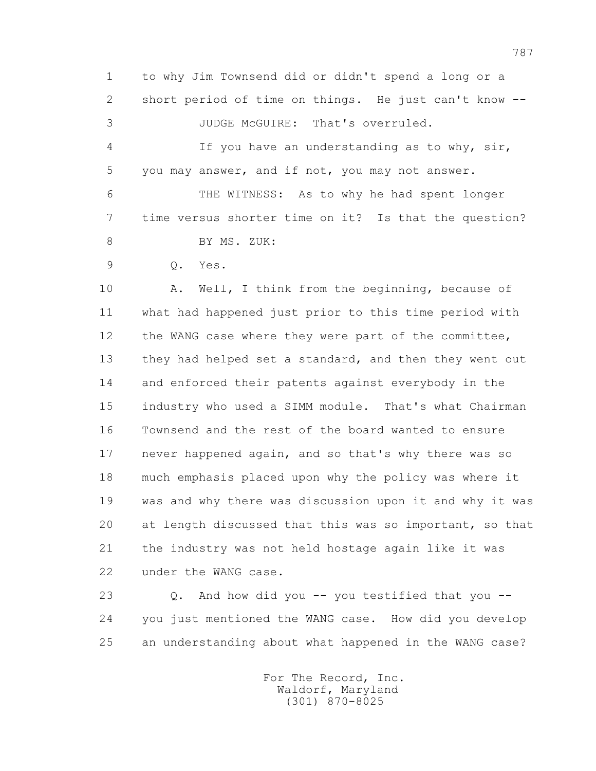1 to why Jim Townsend did or didn't spend a long or a
2 short period of time on things. He just can't know --
3 JUDGE McGUIRE: That's overruled.
4 If you have an understanding as to why, sir,
5 you may answer, and if not, you may not answer.
6 THE WITNESS: As to why he had spent longer
7 time versus shorter time on it? Is that the question?
8 BY MS. ZUK:
9 Q. Yes.
10 A. Well, I think from the beginning, because of
11 what had happened just prior to this time period with
12 the WANG case where they were part of the committee,
13 they had helped set a standard, and then they went out
14 and enforced their patents against everybody in the
15 industry who used a SIMM module. That's what Chairman
16 Townsend and the rest of the board wanted to ensure
17 never happened again, and so that's why there was so
18 much emphasis placed upon why the policy was where it
19 was and why there was discussion upon it and why it was
20 at length discussed that this was so important, so that
21 the industry was not held hostage again like it was
22 under the WANG case.
23 Q. And how did you -- you testified that you --
24 you just mentioned the WANG case. How did you develop
25 an understanding about what happened in the WANG case?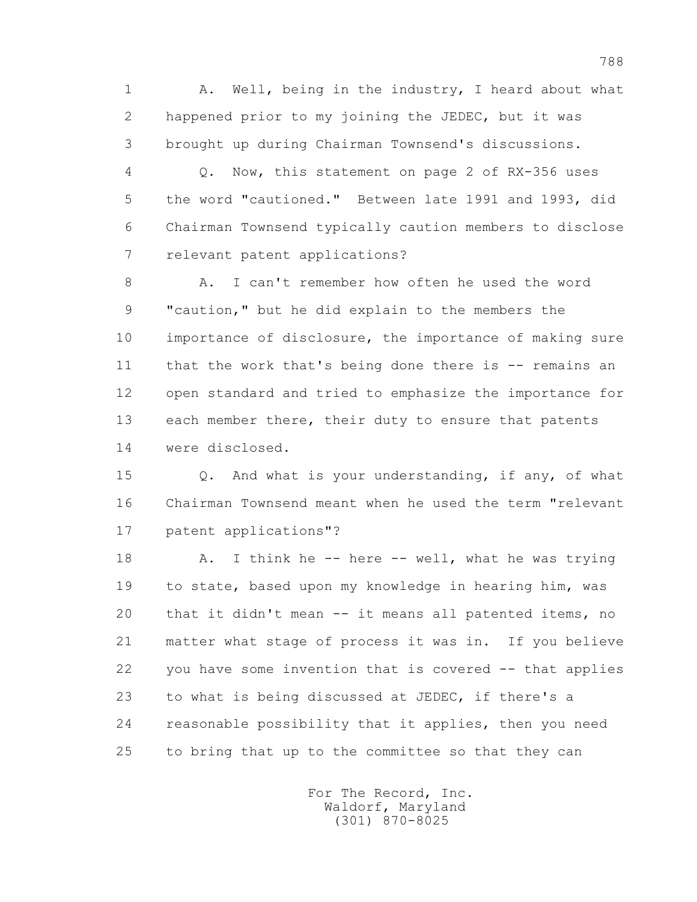1 A. Well, being in the industry, I heard about what
2 happened prior to my joining the JEDEC, but it was
3 brought up during Chairman Townsend's discussions.
4 Q. Now, this statement on page 2 of RX-356 uses
5 the word "cautioned." Between late 1991 and 1993, did
6 Chairman Townsend typically caution members to disclose
7 relevant patent applications?
8 A. I can't remember how often he used the word
9 "caution," but he did explain to the members the
10 importance of disclosure, the importance of making sure
11 that the work that's being done there is -- remains an
12 open standard and tried to emphasize the importance for
13 each member there, their duty to ensure that patents
14 were disclosed.
15 Q. And what is your understanding, if any, of what
16 Chairman Townsend meant when he used the term "relevant
17 patent applications"?
18 A. I think he -- here -- well, what he was trying
19 to state, based upon my knowledge in hearing him, was
20 that it didn't mean -- it means all patented items, no
21 matter what stage of process it was in. If you believe
22 you have some invention that is covered -- that applies
23 to what is being discussed at JEDEC, if there's a
24 reasonable possibility that it applies, then you need
25 to bring that up to the committee so that they can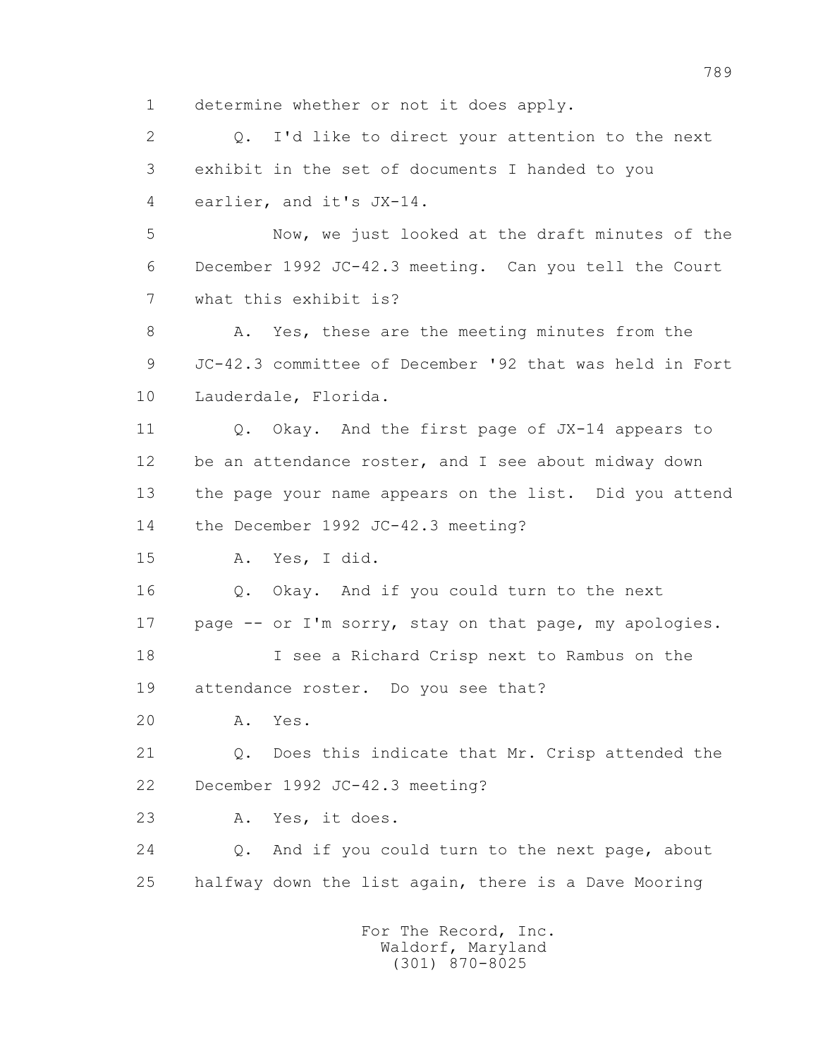1 determine whether or not it does apply.

2 Q. I'd like to direct your attention to the next
3 exhibit in the set of documents I handed to you
4 earlier, and it's JX-14.

5 Now, we just looked at the draft minutes of the
6 December 1992 JC-42.3 meeting. Can you tell the Court
7 what this exhibit is?

8 A. Yes, these are the meeting minutes from the
9 JC-42.3 committee of December '92 that was held in Fort
10 Lauderdale, Florida.

11 Q. Okay. And the first page of JX-14 appears to
12 be an attendance roster, and I see about midway down
13 the page your name appears on the list. Did you attend
14 the December 1992 JC-42.3 meeting?

15 A. Yes, I did.

16 Q. Okay. And if you could turn to the next
17 page -- or I'm sorry, stay on that page, my apologies.

18 I see a Richard Crisp next to Rambus on the
19 attendance roster. Do you see that?

20 A. Yes.

21 Q. Does this indicate that Mr. Crisp attended the
22 December 1992 JC-42.3 meeting?

23 A. Yes, it does.

24 Q. And if you could turn to the next page, about
25 halfway down the list again, there is a Dave Mooring

For The Record, Inc.
Waldorf, Maryland
(301) 870-8025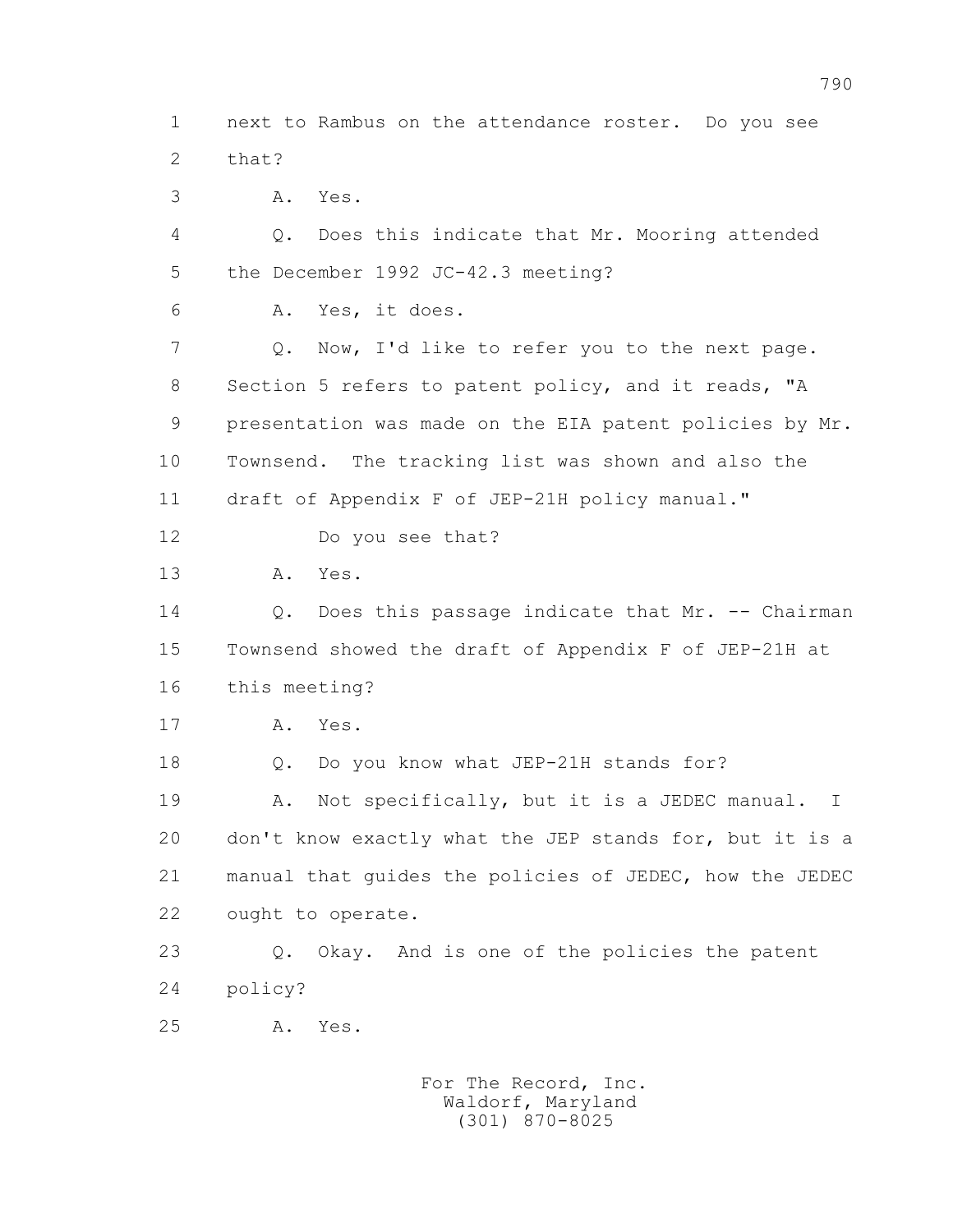1 next to Rambus on the attendance roster. Do you see
2 that?
3 A. Yes.
4 Q. Does this indicate that Mr. Mooring attended
5 the December 1992 JC-42.3 meeting?
6 A. Yes, it does.
7 Q. Now, I'd like to refer you to the next page.
8 Section 5 refers to patent policy, and it reads, "A
9 presentation was made on the EIA patent policies by Mr.
10 Townsend. The tracking list was shown and also the
11 draft of Appendix F of JEP-21H policy manual."
12 Do you see that?
13 A. Yes.
14 Q. Does this passage indicate that Mr. -- Chairman
15 Townsend showed the draft of Appendix F of JEP-21H at
16 this meeting?
17 A. Yes.
18 Q. Do you know what JEP-21H stands for?
19 A. Not specifically, but it is a JEDEC manual. I
20 don't know exactly what the JEP stands for, but it is a
21 manual that guides the policies of JEDEC, how the JEDEC
22 ought to operate.
23 Q. Okay. And is one of the policies the patent
24 policy?
25 A. Yes.

For The Record, Inc.
Waldorf, Maryland
(301) 870-8025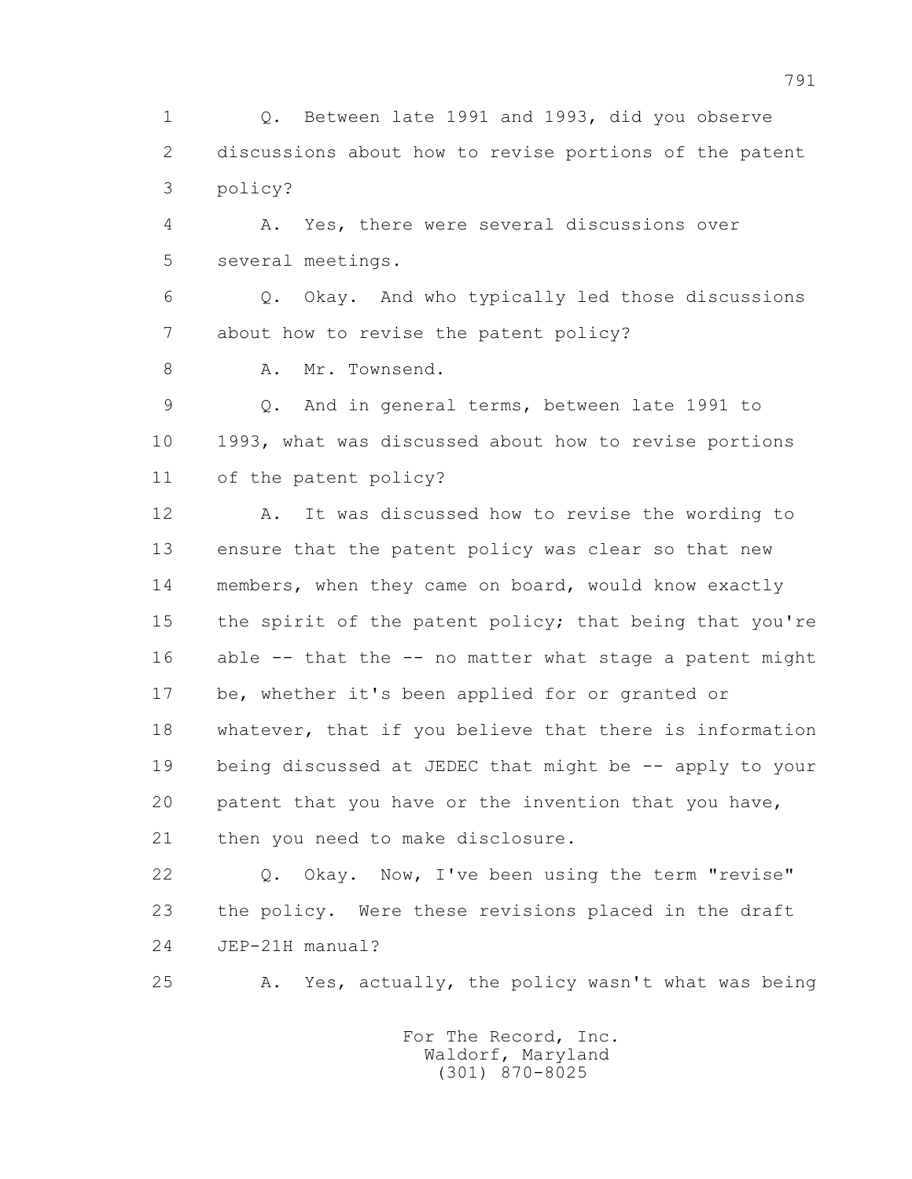1 Q. Between late 1991 and 1993, did you observe
2 discussions about how to revise portions of the patent
3 policy?
4 A. Yes, there were several discussions over
5 several meetings.
6 Q. Okay. And who typically led those discussions
7 about how to revise the patent policy?
8 A. Mr. Townsend.
9 Q. And in general terms, between late 1991 to
10 1993, what was discussed about how to revise portions
11 of the patent policy?
12 A. It was discussed how to revise the wording to
13 ensure that the patent policy was clear so that new
14 members, when they came on board, would know exactly
15 the spirit of the patent policy; that being that you're
16 able -- that the -- no matter what stage a patent might
17 be, whether it's been applied for or granted or
18 whatever, that if you believe that there is information
19 being discussed at JEDEC that might be -- apply to your
20 patent that you have or the invention that you have,
21 then you need to make disclosure.
22 Q. Okay. Now, I've been using the term "revise"
23 the policy. Were these revisions placed in the draft
24 JEP-21H manual?
25 A. Yes, actually, the policy wasn't what was being

For The Record, Inc.
Waldorf, Maryland
(301) 870-8025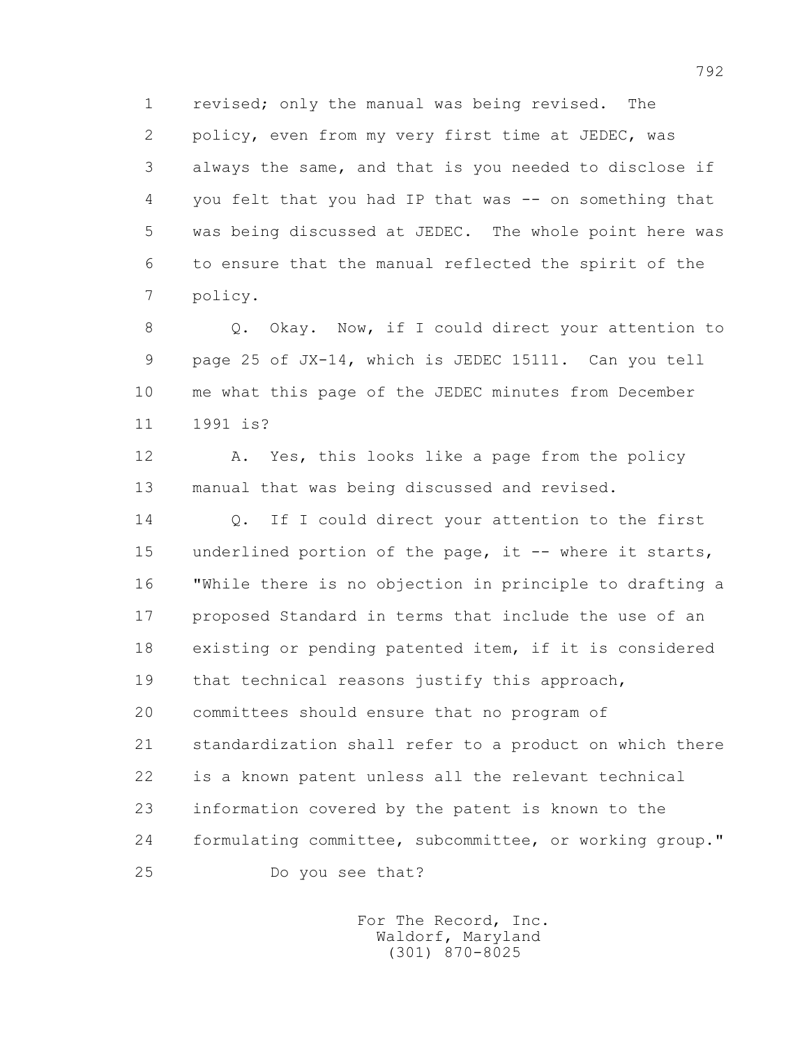revised; only the manual was being revised. The policy, even from my very first time at JEDEC, was always the same, and that is you needed to disclose if you felt that you had IP that was -- on something that was being discussed at JEDEC. The whole point here was to ensure that the manual reflected the spirit of the policy.

Q. Okay. Now, if I could direct your attention to page 25 of JX-14, which is JEDEC 15111. Can you tell me what this page of the JEDEC minutes from December 1991 is?

A. Yes, this looks like a page from the policy manual that was being discussed and revised.

Q. If I could direct your attention to the first underlined portion of the page, it -- where it starts, "While there is no objection in principle to drafting a proposed Standard in terms that include the use of an existing or pending patented item, if it is considered that technical reasons justify this approach, committees should ensure that no program of standardization shall refer to a product on which there is a known patent unless all the relevant technical information covered by the patent is known to the formulating committee, subcommittee, or working group."

Do you see that?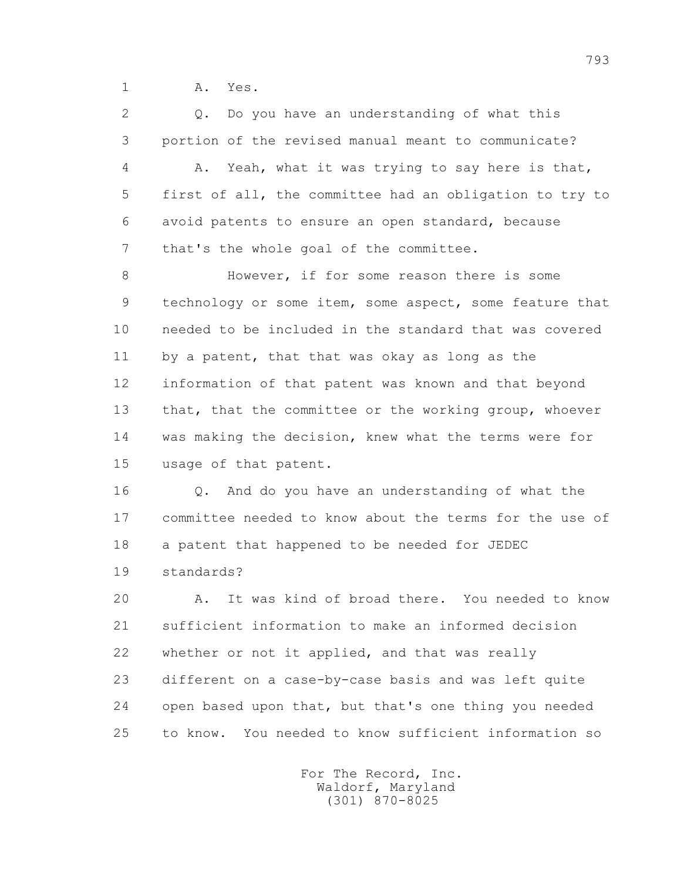A. Yes.

Q. Do you have an understanding of what this portion of the revised manual meant to communicate?

A. Yeah, what it was trying to say here is that, first of all, the committee had an obligation to try to avoid patents to ensure an open standard, because that's the whole goal of the committee.

However, if for some reason there is some technology or some item, some aspect, some feature that needed to be included in the standard that was covered by a patent, that that was okay as long as the information of that patent was known and that beyond that, that the committee or the working group, whoever was making the decision, knew what the terms were for usage of that patent.

Q. And do you have an understanding of what the committee needed to know about the terms for the use of a patent that happened to be needed for JEDEC standards?

A. It was kind of broad there. You needed to know sufficient information to make an informed decision whether or not it applied, and that was really different on a case-by-case basis and was left quite open based upon that, but that's one thing you needed to know. You needed to know sufficient information so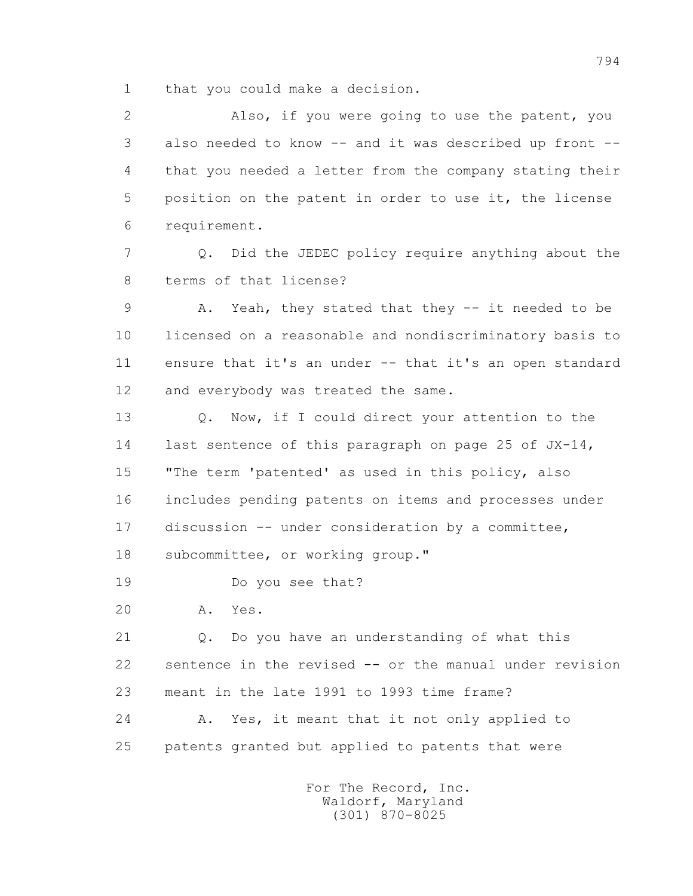1 that you could make a decision.

2 Also, if you were going to use the patent, you

3 also needed to know -- and it was described up front --

4 that you needed a letter from the company stating their

5 position on the patent in order to use it, the license

6 requirement.

7 Q. Did the JEDEC policy require anything about the

8 terms of that license?

9 A. Yeah, they stated that they -- it needed to be

10 licensed on a reasonable and nondiscriminatory basis to

11 ensure that it's an under -- that it's an open standard

12 and everybody was treated the same.

13 Q. Now, if I could direct your attention to the

14 last sentence of this paragraph on page 25 of JX-14,

15 "The term 'patented' as used in this policy, also

16 includes pending patents on items and processes under

17 discussion -- under consideration by a committee,

18 subcommittee, or working group."

19 Do you see that?

20 A. Yes.

21 Q. Do you have an understanding of what this

22 sentence in the revised -- or the manual under revision

23 meant in the late 1991 to 1993 time frame?

24 A. Yes, it meant that it not only applied to

25 patents granted but applied to patents that were

For The Record, Inc.
Waldorf, Maryland
(301) 870-8025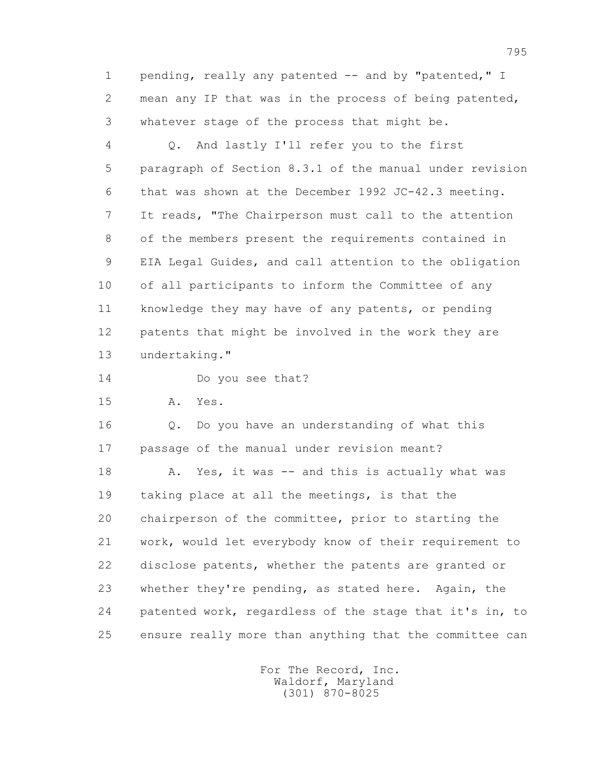1 pending, really any patented -- and by "patented," I
2 mean any IP that was in the process of being patented,
3 whatever stage of the process that might be.

4 Q. And lastly I'll refer you to the first
5 paragraph of Section 8.3.1 of the manual under revision
6 that was shown at the December 1992 JC-42.3 meeting.
7 It reads, "The Chairperson must call to the attention
8 of the members present the requirements contained in
9 EIA Legal Guides, and call attention to the obligation
10 of all participants to inform the Committee of any
11 knowledge they may have of any patents, or pending
12 patents that might be involved in the work they are
13 undertaking."

14 Do you see that?

15 A. Yes.

16 Q. Do you have an understanding of what this
17 passage of the manual under revision meant?

18 A. Yes, it was -- and this is actually what was
19 taking place at all the meetings, is that the
20 chairperson of the committee, prior to starting the
21 work, would let everybody know of their requirement to
22 disclose patents, whether the patents are granted or
23 whether they're pending, as stated here. Again, the
24 patented work, regardless of the stage that it's in, to
25 ensure really more than anything that the committee can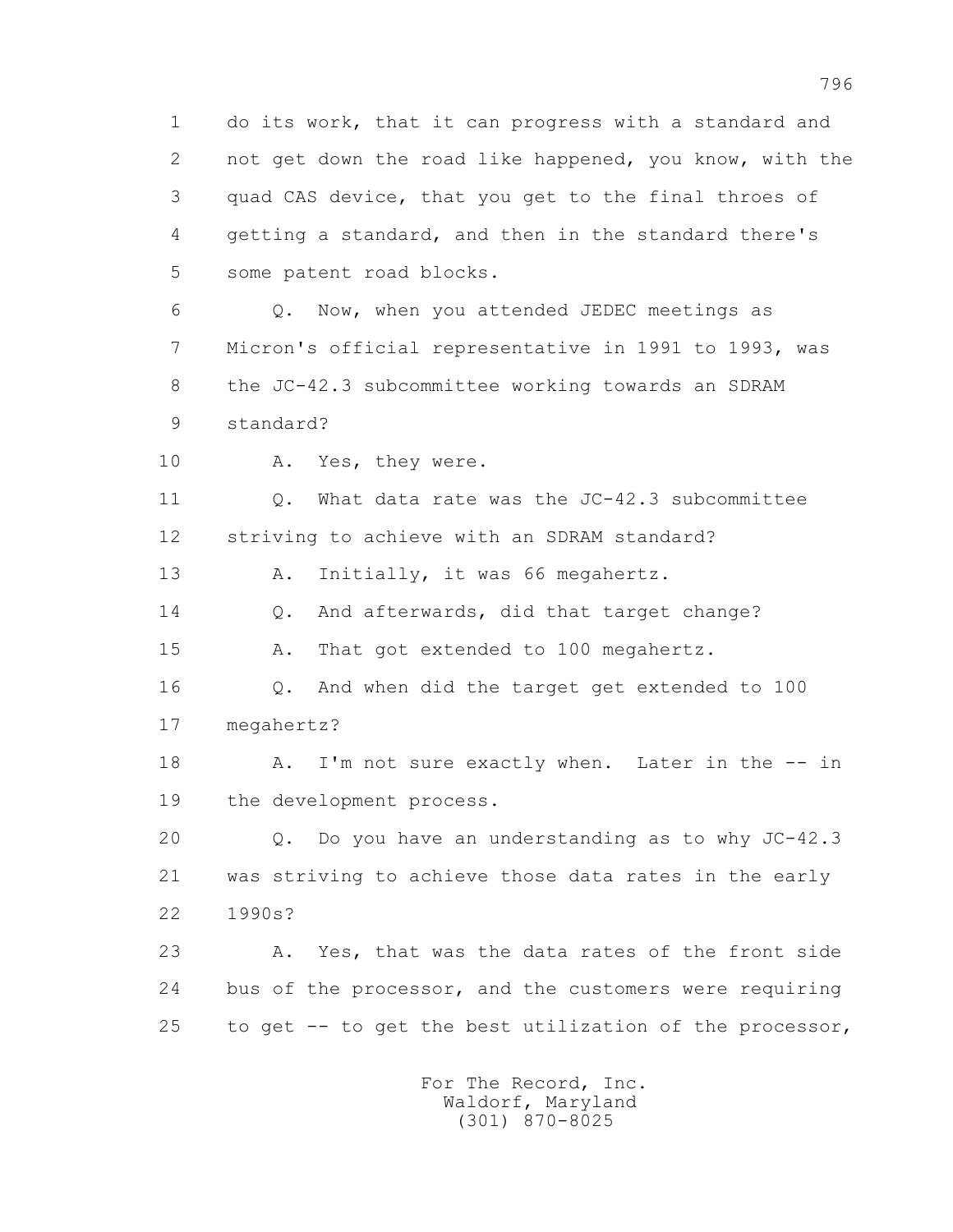1 do its work, that it can progress with a standard and
2 not get down the road like happened, you know, with the
3 quad CAS device, that you get to the final throes of
4 getting a standard, and then in the standard there's
5 some patent road blocks.

6 Q. Now, when you attended JEDEC meetings as
7 Micron's official representative in 1991 to 1993, was
8 the JC-42.3 subcommittee working towards an SDRAM
9 standard?

10 A. Yes, they were.

11 Q. What data rate was the JC-42.3 subcommittee
12 striving to achieve with an SDRAM standard?

13 A. Initially, it was 66 megahertz.

14 Q. And afterwards, did that target change?

15 A. That got extended to 100 megahertz.

16 Q. And when did the target get extended to 100
17 megahertz?

18 A. I'm not sure exactly when. Later in the -- in
19 the development process.

20 Q. Do you have an understanding as to why JC-42.3
21 was striving to achieve those data rates in the early
22 1990s?

23 A. Yes, that was the data rates of the front side
24 bus of the processor, and the customers were requiring
25 to get -- to get the best utilization of the processor,

For The Record, Inc.
Waldorf, Maryland
(301) 870-8025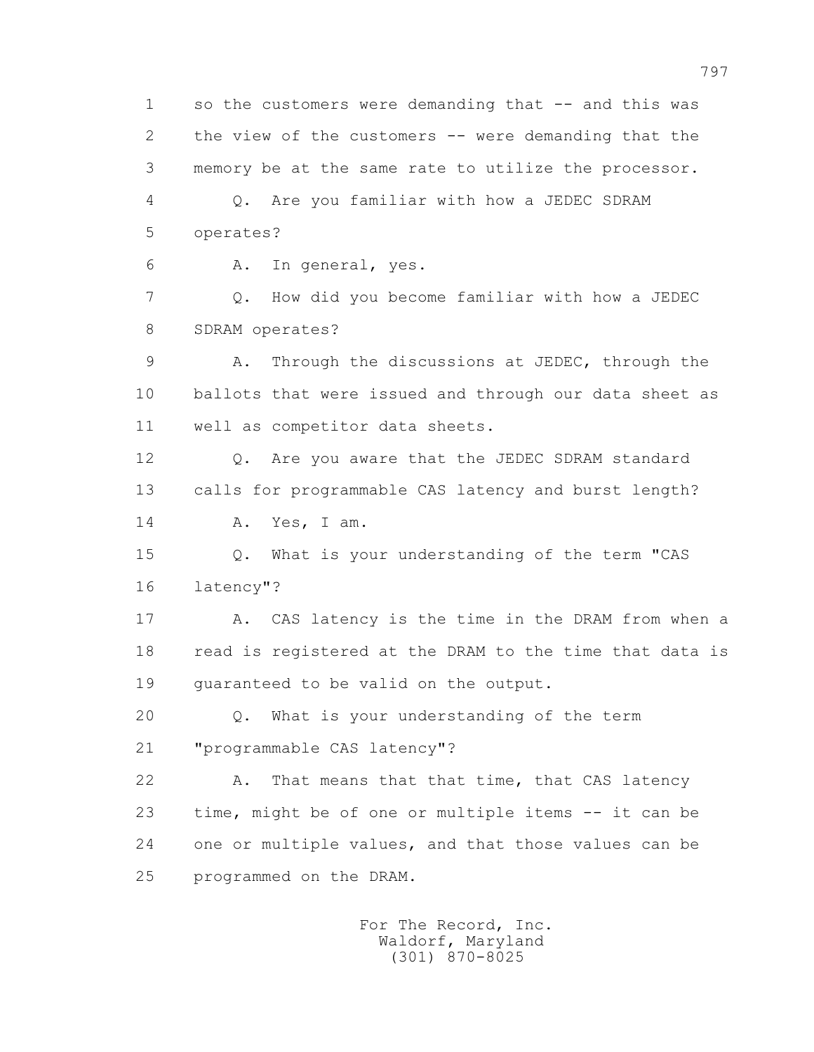1 so the customers were demanding that -- and this was
2 the view of the customers -- were demanding that the
3 memory be at the same rate to utilize the processor.
4 Q. Are you familiar with how a JEDEC SDRAM
5 operates?
6 A. In general, yes.
7 Q. How did you become familiar with how a JEDEC
8 SDRAM operates?
9 A. Through the discussions at JEDEC, through the
10 ballots that were issued and through our data sheet as
11 well as competitor data sheets.
12 Q. Are you aware that the JEDEC SDRAM standard
13 calls for programmable CAS latency and burst length?
14 A. Yes, I am.
15 Q. What is your understanding of the term "CAS
16 latency"?
17 A. CAS latency is the time in the DRAM from when a
18 read is registered at the DRAM to the time that data is
19 guaranteed to be valid on the output.
20 Q. What is your understanding of the term
21 "programmable CAS latency"?
22 A. That means that that time, that CAS latency
23 time, might be of one or multiple items -- it can be
24 one or multiple values, and that those values can be
25 programmed on the DRAM.

For The Record, Inc.
Waldorf, Maryland
(301) 870-8025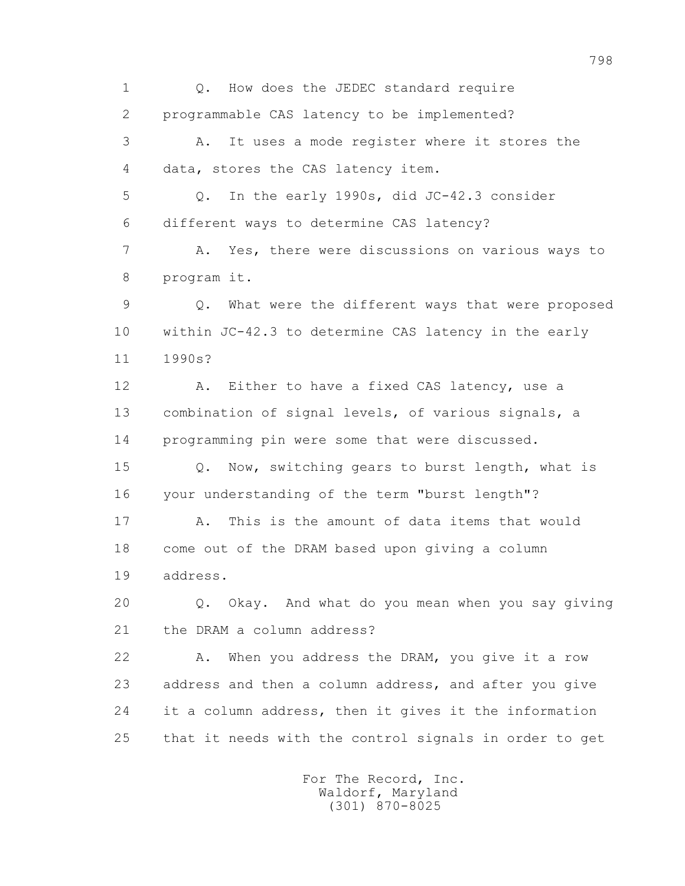1 Q. How does the JEDEC standard require

2 programmable CAS latency to be implemented?

3 A. It uses a mode register where it stores the

4 data, stores the CAS latency item.

5 Q. In the early 1990s, did JC-42.3 consider

6 different ways to determine CAS latency?

7 A. Yes, there were discussions on various ways to

8 program it.

9 Q. What were the different ways that were proposed

10 within JC-42.3 to determine CAS latency in the early

11 1990s?

12 A. Either to have a fixed CAS latency, use a

13 combination of signal levels, of various signals, a

14 programming pin were some that were discussed.

15 Q. Now, switching gears to burst length, what is

16 your understanding of the term "burst length"?

17 A. This is the amount of data items that would

18 come out of the DRAM based upon giving a column

19 address.

20 Q. Okay. And what do you mean when you say giving

21 the DRAM a column address?

22 A. When you address the DRAM, you give it a row

23 address and then a column address, and after you give

24 it a column address, then it gives it the information

25 that it needs with the control signals in order to get

For The Record, Inc.
Waldorf, Maryland
(301) 870-8025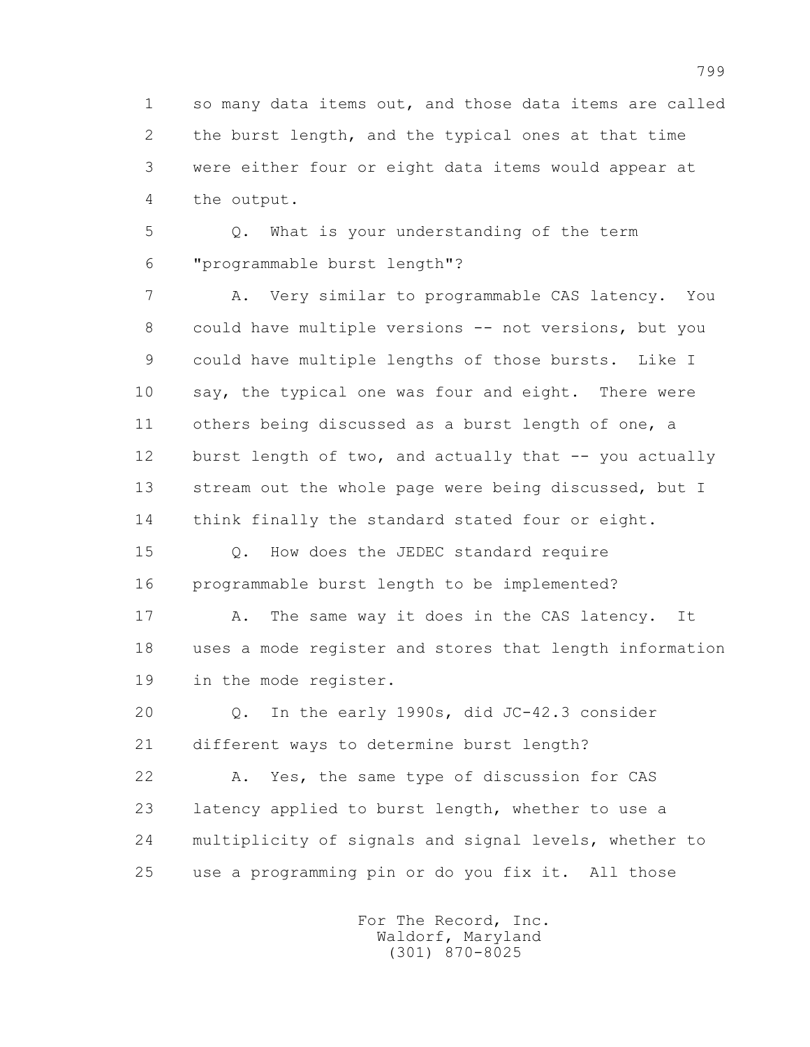so many data items out, and those data items are called the burst length, and the typical ones at that time were either four or eight data items would appear at the output.

Q. What is your understanding of the term "programmable burst length"?

A. Very similar to programmable CAS latency. You could have multiple versions -- not versions, but you could have multiple lengths of those bursts. Like I say, the typical one was four and eight. There were others being discussed as a burst length of one, a burst length of two, and actually that -- you actually stream out the whole page were being discussed, but I think finally the standard stated four or eight.

Q. How does the JEDEC standard require programmable burst length to be implemented?

A. The same way it does in the CAS latency. It uses a mode register and stores that length information in the mode register.

Q. In the early 1990s, did JC-42.3 consider different ways to determine burst length?

A. Yes, the same type of discussion for CAS latency applied to burst length, whether to use a multiplicity of signals and signal levels, whether to use a programming pin or do you fix it. All those

For The Record, Inc.
Waldorf, Maryland
(301) 870-8025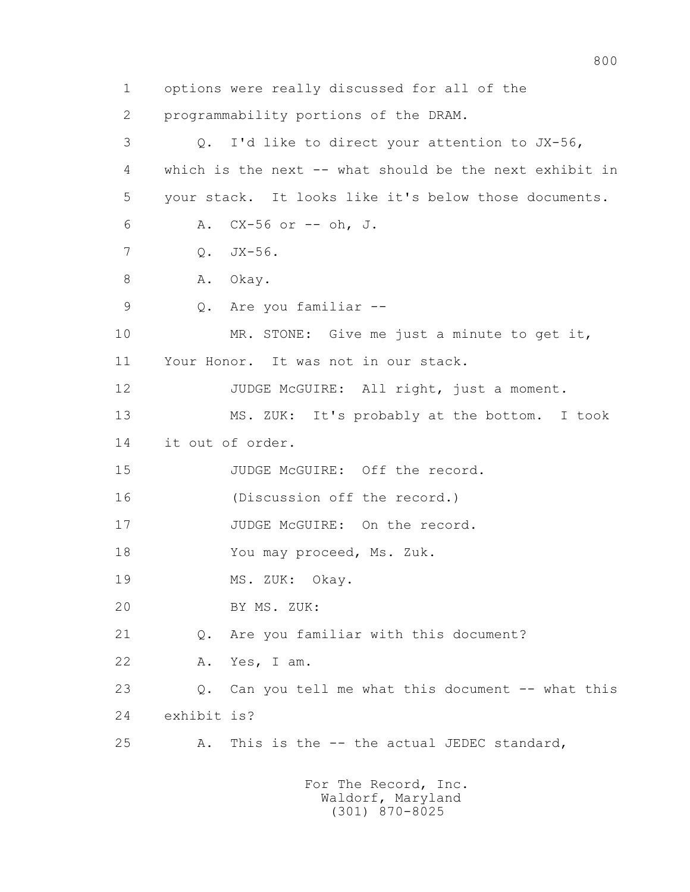1 options were really discussed for all of the

2 programmability portions of the DRAM.

3 Q. I'd like to direct your attention to JX-56,

4 which is the next -- what should be the next exhibit in

5 your stack. It looks like it's below those documents.

6 A. CX-56 or -- oh, J.

7 Q. JX-56.

8 A. Okay.

9 Q. Are you familiar --

10 MR. STONE: Give me just a minute to get it,

11 Your Honor. It was not in our stack.

12 JUDGE McGUIRE: All right, just a moment.

13 MS. ZUK: It's probably at the bottom. I took

14 it out of order.

15 JUDGE McGUIRE: Off the record.

16 (Discussion off the record.)

17 JUDGE McGUIRE: On the record.

18 You may proceed, Ms. Zuk.

19 MS. ZUK: Okay.

20 BY MS. ZUK:

21 Q. Are you familiar with this document?

22 A. Yes, I am.

23 Q. Can you tell me what this document -- what this

24 exhibit is?

25 A. This is the -- the actual JEDEC standard,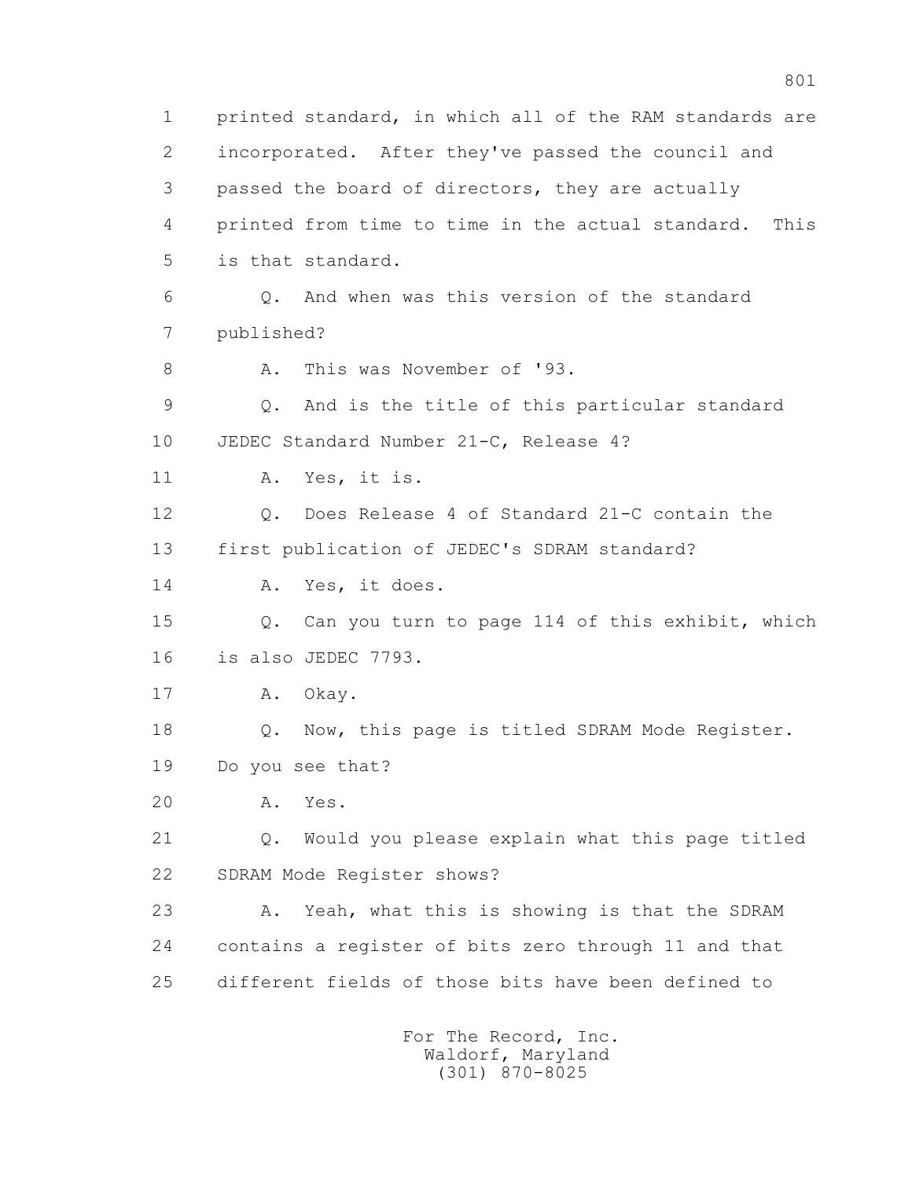1 printed standard, in which all of the RAM standards are
2 incorporated. After they've passed the council and
3 passed the board of directors, they are actually
4 printed from time to time in the actual standard. This
5 is that standard.

6 Q. And when was this version of the standard
7 published?

8 A. This was November of '93.

9 Q. And is the title of this particular standard
10 JEDEC Standard Number 21-C, Release 4?

11 A. Yes, it is.

12 Q. Does Release 4 of Standard 21-C contain the
13 first publication of JEDEC's SDRAM standard?

14 A. Yes, it does.

15 Q. Can you turn to page 114 of this exhibit, which
16 is also JEDEC 7793.

17 A. Okay.

18 Q. Now, this page is titled SDRAM Mode Register.
19 Do you see that?

20 A. Yes.

21 Q. Would you please explain what this page titled
22 SDRAM Mode Register shows?

23 A. Yeah, what this is showing is that the SDRAM
24 contains a register of bits zero through 11 and that
25 different fields of those bits have been defined to

For The Record, Inc.
Waldorf, Maryland
(301) 870-8025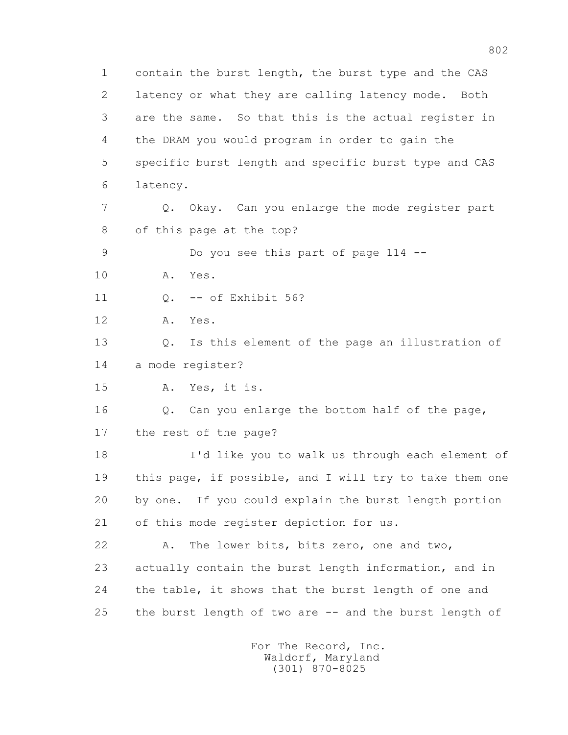1 contain the burst length, the burst type and the CAS
2 latency or what they are calling latency mode. Both
3 are the same. So that this is the actual register in
4 the DRAM you would program in order to gain the
5 specific burst length and specific burst type and CAS
6 latency.

7 Q. Okay. Can you enlarge the mode register part
8 of this page at the top?

9 Do you see this part of page 114 --

10 A. Yes.

11 Q. -- of Exhibit 56?

12 A. Yes.

13 Q. Is this element of the page an illustration of
14 a mode register?

15 A. Yes, it is.

16 Q. Can you enlarge the bottom half of the page,
17 the rest of the page?

18 I'd like you to walk us through each element of
19 this page, if possible, and I will try to take them one
20 by one. If you could explain the burst length portion
21 of this mode register depiction for us.

22 A. The lower bits, bits zero, one and two,
23 actually contain the burst length information, and in
24 the table, it shows that the burst length of one and
25 the burst length of two are -- and the burst length of

For The Record, Inc.
Waldorf, Maryland
(301) 870-8025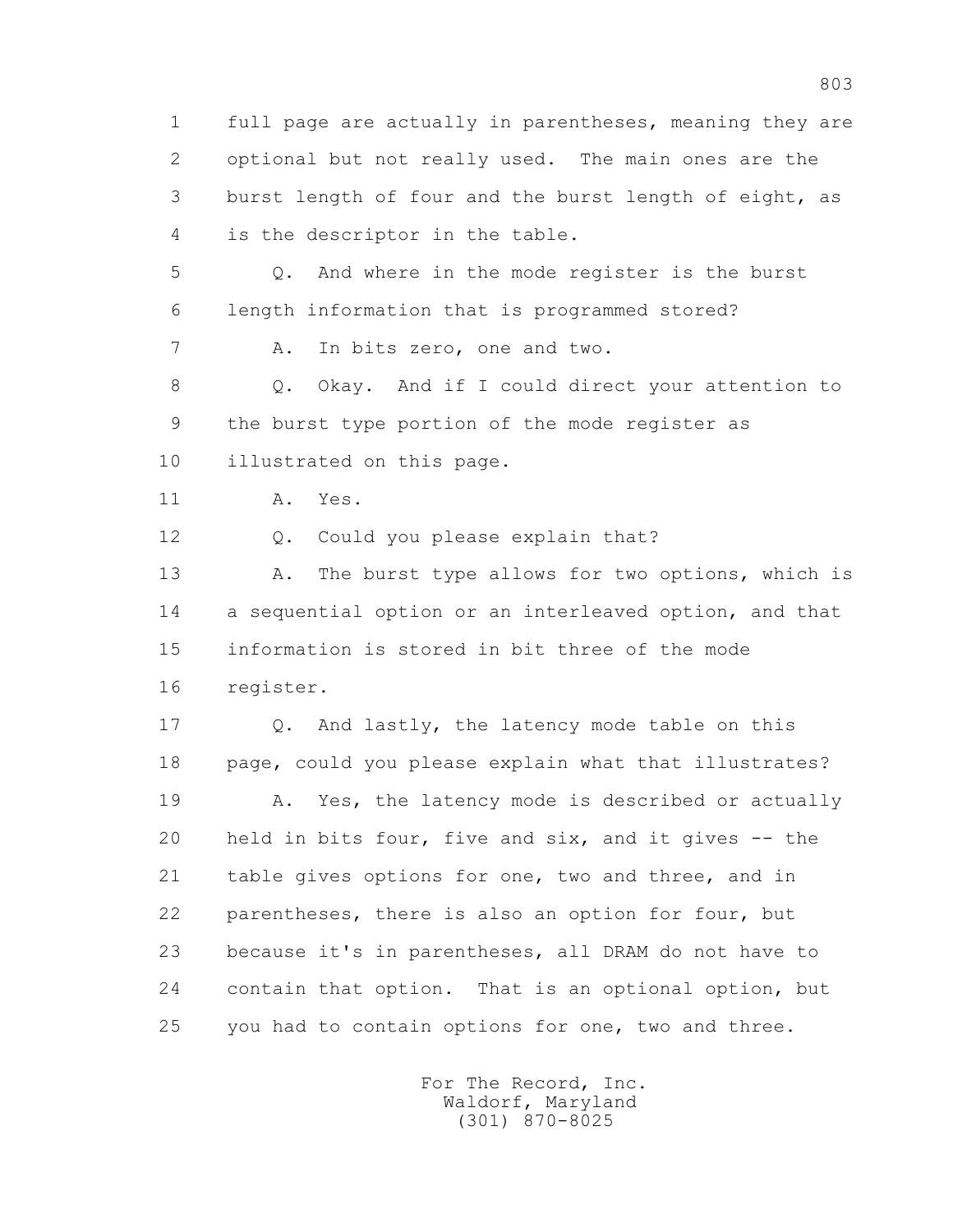1 full page are actually in parentheses, meaning they are
2 optional but not really used. The main ones are the
3 burst length of four and the burst length of eight, as
4 is the descriptor in the table.

5 Q. And where in the mode register is the burst
6 length information that is programmed stored?

7 A. In bits zero, one and two.

8 Q. Okay. And if I could direct your attention to
9 the burst type portion of the mode register as
10 illustrated on this page.

11 A. Yes.

12 Q. Could you please explain that?

13 A. The burst type allows for two options, which is
14 a sequential option or an interleaved option, and that
15 information is stored in bit three of the mode
16 register.

17 Q. And lastly, the latency mode table on this
18 page, could you please explain what that illustrates?

19 A. Yes, the latency mode is described or actually
20 held in bits four, five and six, and it gives -- the
21 table gives options for one, two and three, and in
22 parentheses, there is also an option for four, but
23 because it's in parentheses, all DRAM do not have to
24 contain that option. That is an optional option, but
25 you had to contain options for one, two and three.

For The Record, Inc.
Waldorf, Maryland
(301) 870-8025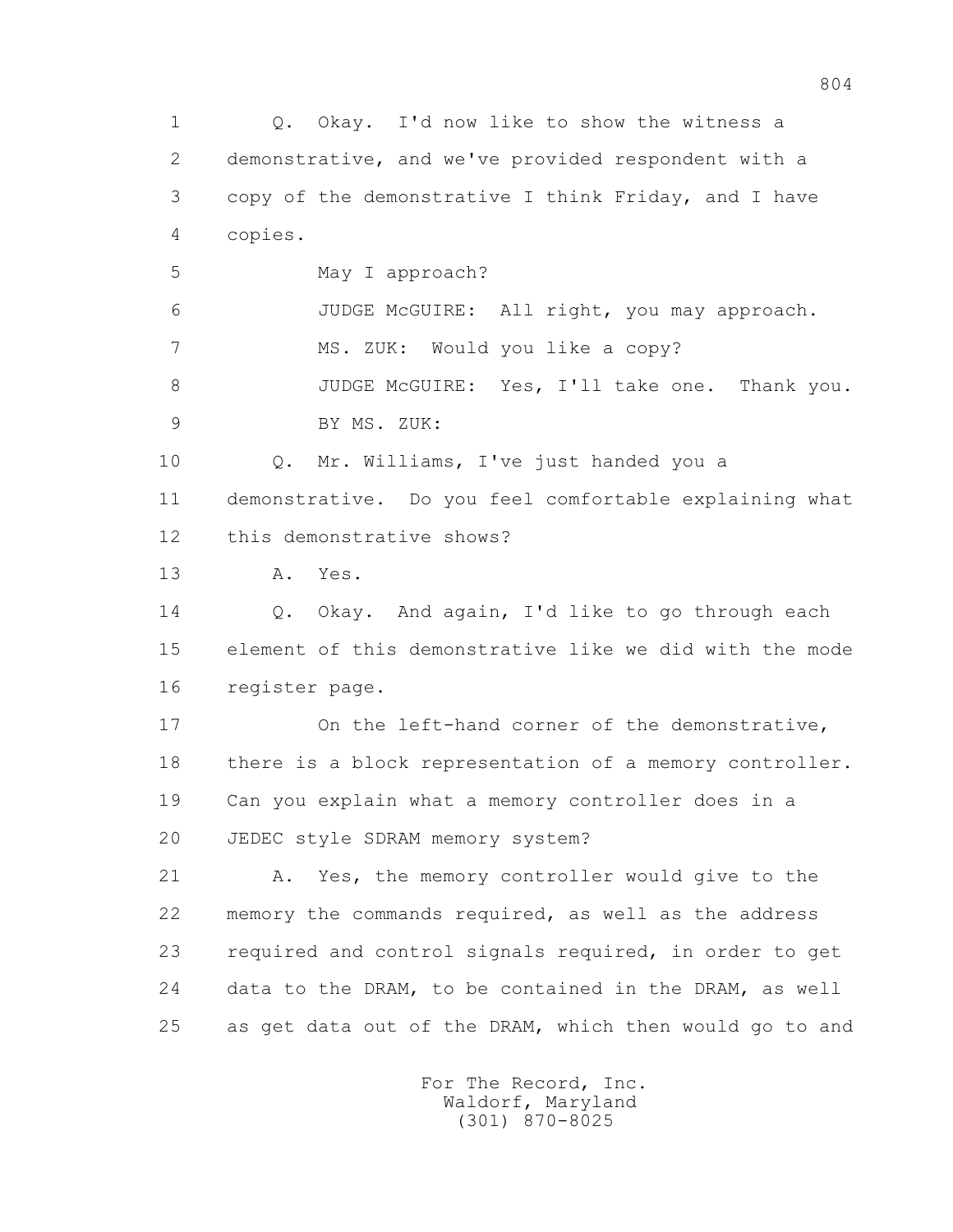1 Q. Okay. I'd now like to show the witness a
2 demonstrative, and we've provided respondent with a
3 copy of the demonstrative I think Friday, and I have
4 copies.
5 May I approach?
6 JUDGE McGUIRE: All right, you may approach.
7 MS. ZUK: Would you like a copy?
8 JUDGE McGUIRE: Yes, I'll take one. Thank you.
9 BY MS. ZUK:
10 Q. Mr. Williams, I've just handed you a
11 demonstrative. Do you feel comfortable explaining what
12 this demonstrative shows?
13 A. Yes.
14 Q. Okay. And again, I'd like to go through each
15 element of this demonstrative like we did with the mode
16 register page.
17 On the left-hand corner of the demonstrative,
18 there is a block representation of a memory controller.
19 Can you explain what a memory controller does in a
20 JEDEC style SDRAM memory system?
21 A. Yes, the memory controller would give to the
22 memory the commands required, as well as the address
23 required and control signals required, in order to get
24 data to the DRAM, to be contained in the DRAM, as well
25 as get data out of the DRAM, which then would go to and

For The Record, Inc.
Waldorf, Maryland
(301) 870-8025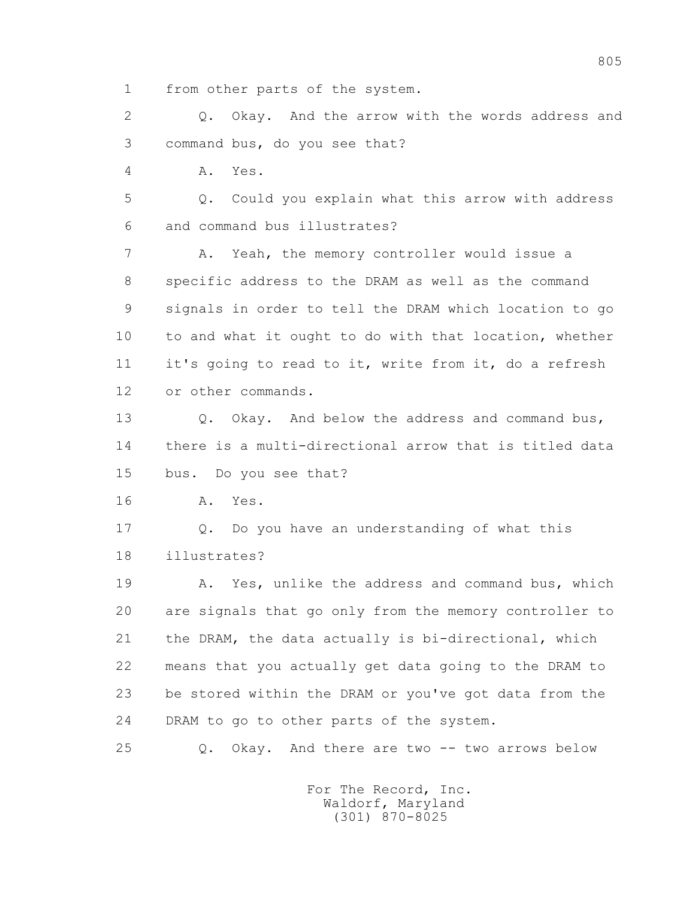1 from other parts of the system.

2 Q. Okay. And the arrow with the words address and

3 command bus, do you see that?

4 A. Yes.

5 Q. Could you explain what this arrow with address

6 and command bus illustrates?

7 A. Yeah, the memory controller would issue a

8 specific address to the DRAM as well as the command

9 signals in order to tell the DRAM which location to go

10 to and what it ought to do with that location, whether

11 it's going to read to it, write from it, do a refresh

12 or other commands.

13 Q. Okay. And below the address and command bus,

14 there is a multi-directional arrow that is titled data

15 bus. Do you see that?

16 A. Yes.

17 Q. Do you have an understanding of what this

18 illustrates?

19 A. Yes, unlike the address and command bus, which

20 are signals that go only from the memory controller to

21 the DRAM, the data actually is bi-directional, which

22 means that you actually get data going to the DRAM to

23 be stored within the DRAM or you've got data from the

24 DRAM to go to other parts of the system.

25 Q. Okay. And there are two -- two arrows below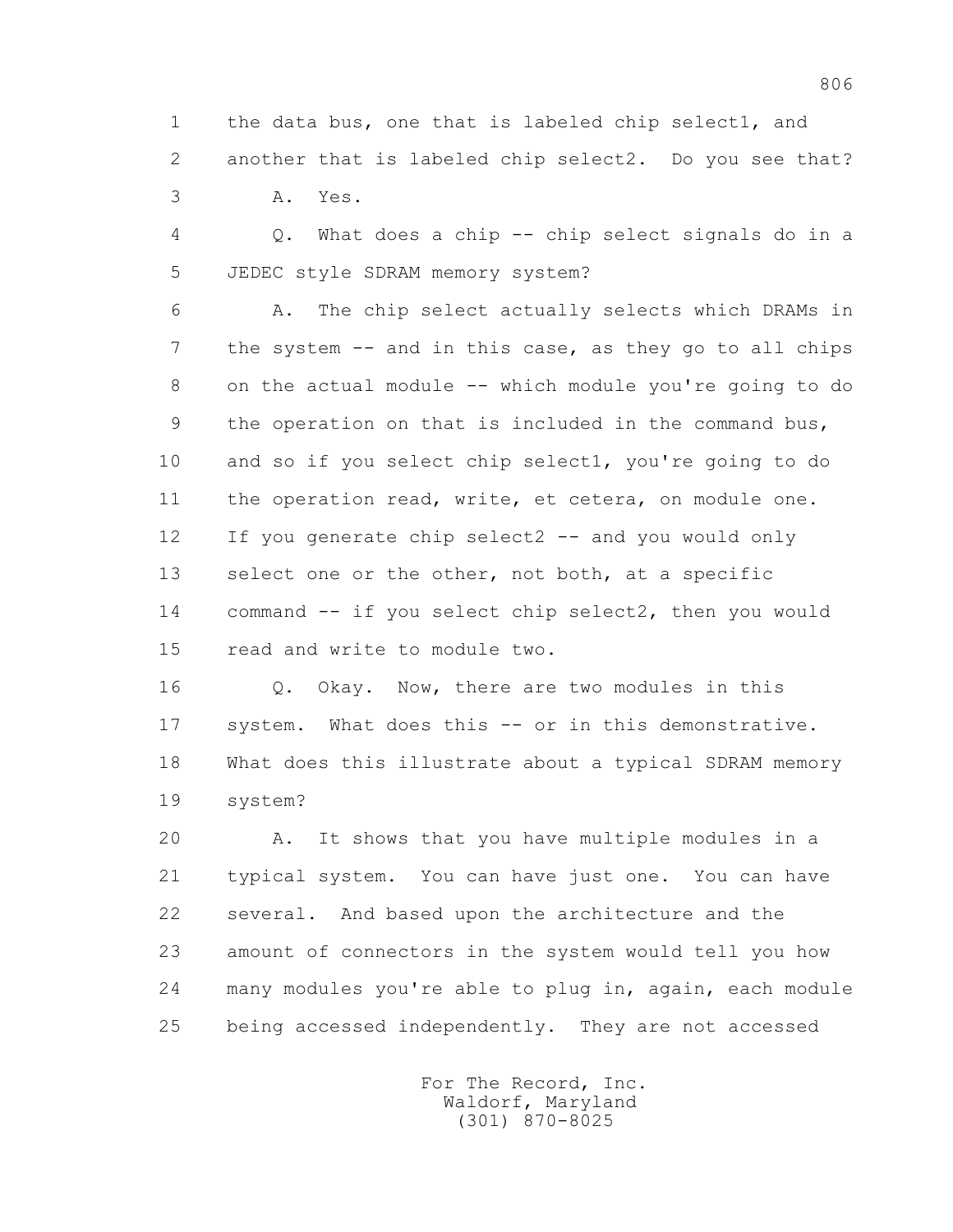1 the data bus, one that is labeled chip select1, and
2 another that is labeled chip select2. Do you see that?
3 A. Yes.
4 Q. What does a chip -- chip select signals do in a
5 JEDEC style SDRAM memory system?
6 A. The chip select actually selects which DRAMs in
7 the system -- and in this case, as they go to all chips
8 on the actual module -- which module you're going to do
9 the operation on that is included in the command bus,
10 and so if you select chip select1, you're going to do
11 the operation read, write, et cetera, on module one.
12 If you generate chip select2 -- and you would only
13 select one or the other, not both, at a specific
14 command -- if you select chip select2, then you would
15 read and write to module two.
16 Q. Okay. Now, there are two modules in this
17 system. What does this -- or in this demonstrative.
18 What does this illustrate about a typical SDRAM memory
19 system?
20 A. It shows that you have multiple modules in a
21 typical system. You can have just one. You can have
22 several. And based upon the architecture and the
23 amount of connectors in the system would tell you how
24 many modules you're able to plug in, again, each module
25 being accessed independently. They are not accessed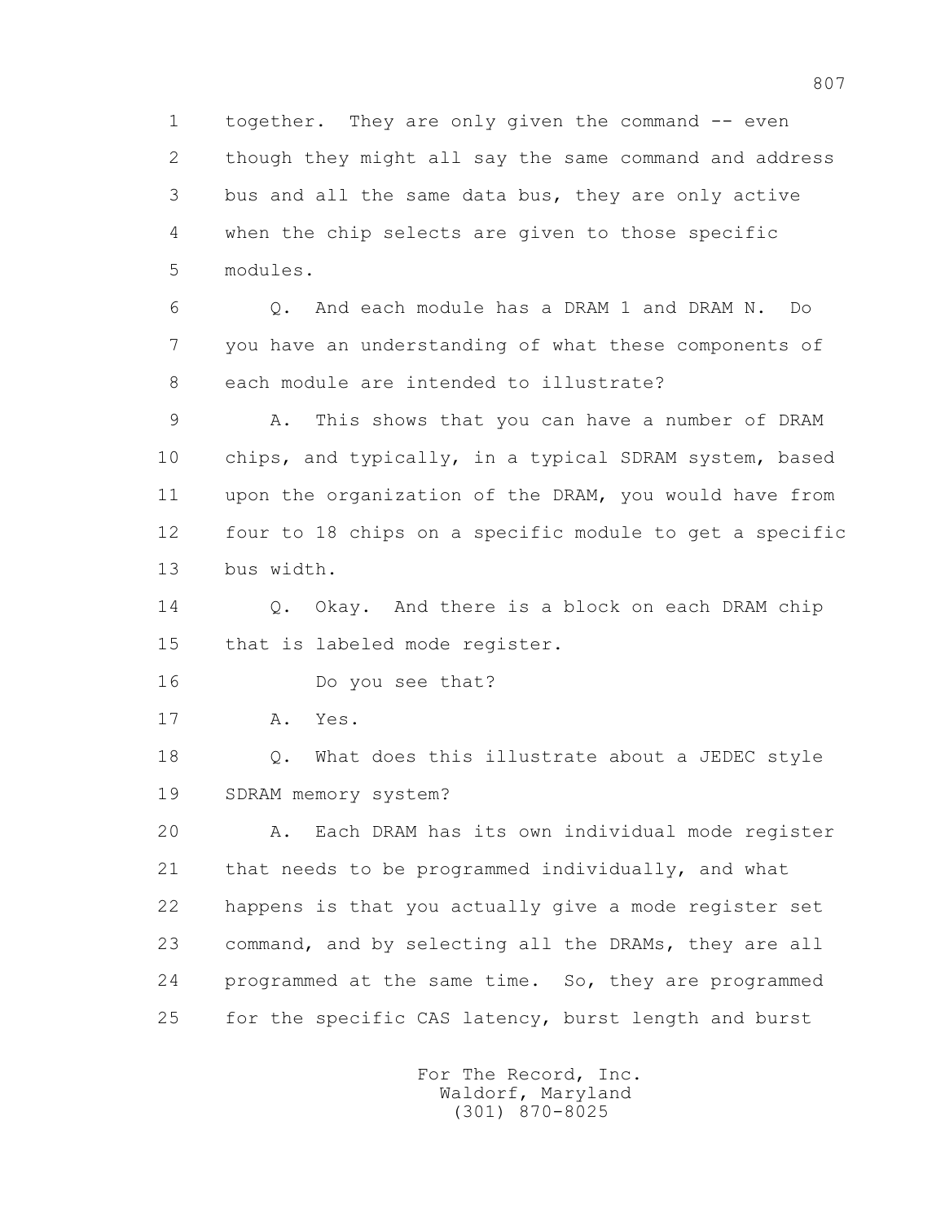together. They are only given the command -- even though they might all say the same command and address bus and all the same data bus, they are only active when the chip selects are given to those specific modules.

Q. And each module has a DRAM 1 and DRAM N. Do you have an understanding of what these components of each module are intended to illustrate?

A. This shows that you can have a number of DRAM chips, and typically, in a typical SDRAM system, based upon the organization of the DRAM, you would have from four to 18 chips on a specific module to get a specific bus width.

Q. Okay. And there is a block on each DRAM chip that is labeled mode register.

Do you see that?

A. Yes.

Q. What does this illustrate about a JEDEC style SDRAM memory system?

A. Each DRAM has its own individual mode register that needs to be programmed individually, and what happens is that you actually give a mode register set command, and by selecting all the DRAMs, they are all programmed at the same time. So, they are programmed for the specific CAS latency, burst length and burst

For The Record, Inc.
Waldorf, Maryland
(301) 870-8025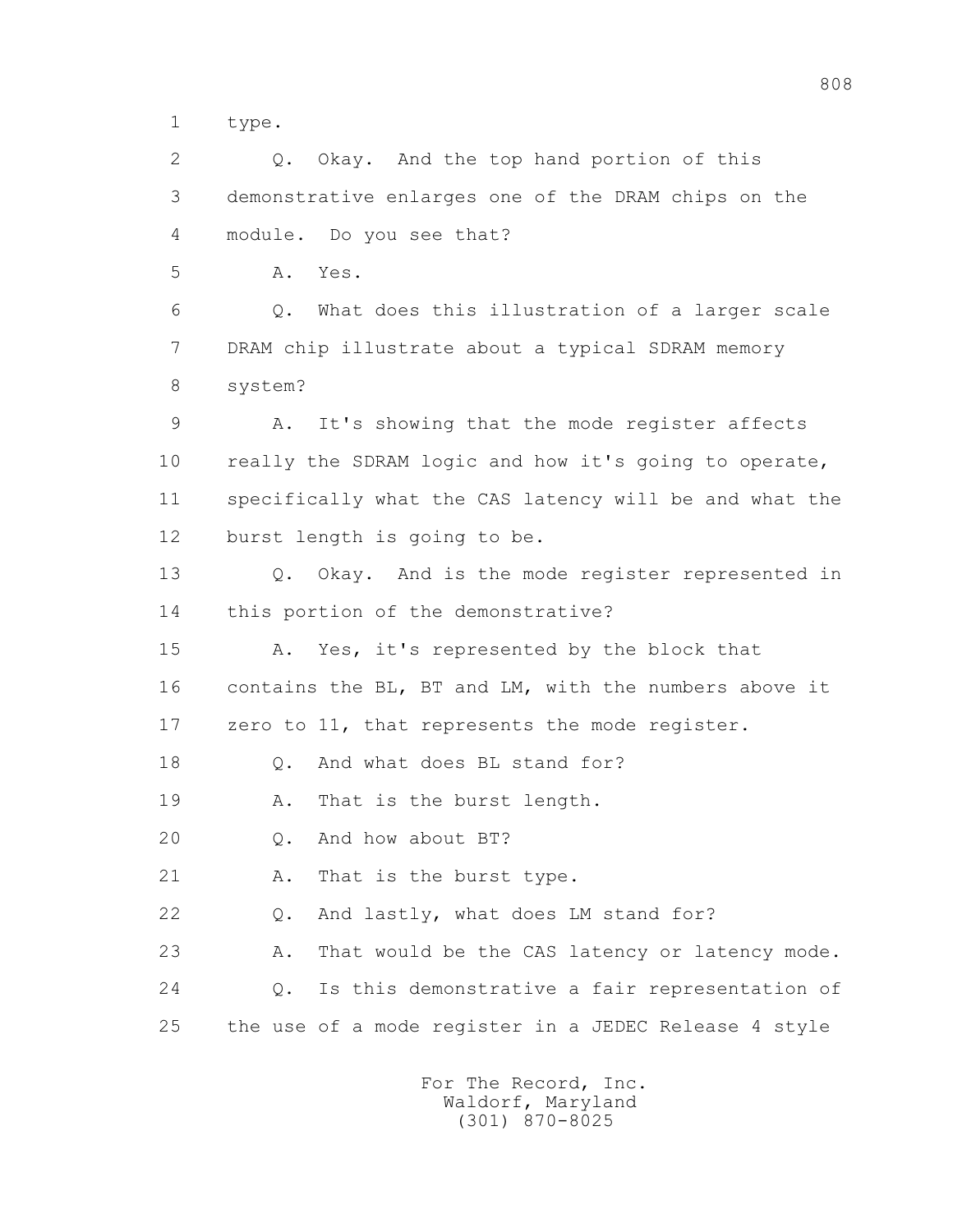1 type.

2 Q. Okay. And the top hand portion of this

3 demonstrative enlarges one of the DRAM chips on the

4 module. Do you see that?

5 A. Yes.

6 Q. What does this illustration of a larger scale

7 DRAM chip illustrate about a typical SDRAM memory

8 system?

9 A. It's showing that the mode register affects

10 really the SDRAM logic and how it's going to operate,

11 specifically what the CAS latency will be and what the

12 burst length is going to be.

13 Q. Okay. And is the mode register represented in

14 this portion of the demonstrative?

15 A. Yes, it's represented by the block that

16 contains the BL, BT and LM, with the numbers above it

17 zero to 11, that represents the mode register.

18 Q. And what does BL stand for?

19 A. That is the burst length.

20 Q. And how about BT?

21 A. That is the burst type.

22 Q. And lastly, what does LM stand for?

23 A. That would be the CAS latency or latency mode.

24 Q. Is this demonstrative a fair representation of

25 the use of a mode register in a JEDEC Release 4 style

For The Record, Inc.
Waldorf, Maryland
(301) 870-8025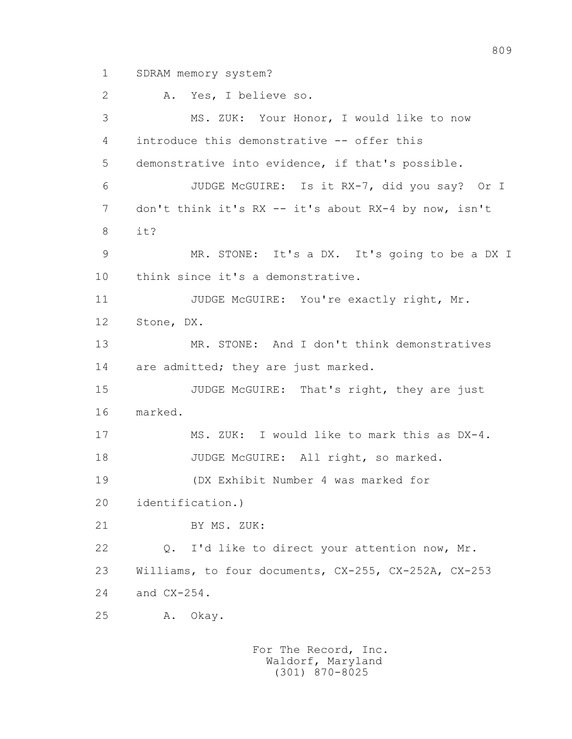1 SDRAM memory system?

2 A. Yes, I believe so.

3 MS. ZUK: Your Honor, I would like to now

4 introduce this demonstrative -- offer this

5 demonstrative into evidence, if that's possible.

6 JUDGE McGUIRE: Is it RX-7, did you say? Or I

7 don't think it's RX -- it's about RX-4 by now, isn't

8 it?

9 MR. STONE: It's a DX. It's going to be a DX I

10 think since it's a demonstrative.

11 JUDGE McGUIRE: You're exactly right, Mr.

12 Stone, DX.

13 MR. STONE: And I don't think demonstratives

14 are admitted; they are just marked.

15 JUDGE McGUIRE: That's right, they are just

16 marked.

17 MS. ZUK: I would like to mark this as DX-4.

18 JUDGE McGUIRE: All right, so marked.

19 (DX Exhibit Number 4 was marked for

20 identification.)

21 BY MS. ZUK:

22 Q. I'd like to direct your attention now, Mr.

23 Williams, to four documents, CX-255, CX-252A, CX-253

24 and CX-254.

25 A. Okay.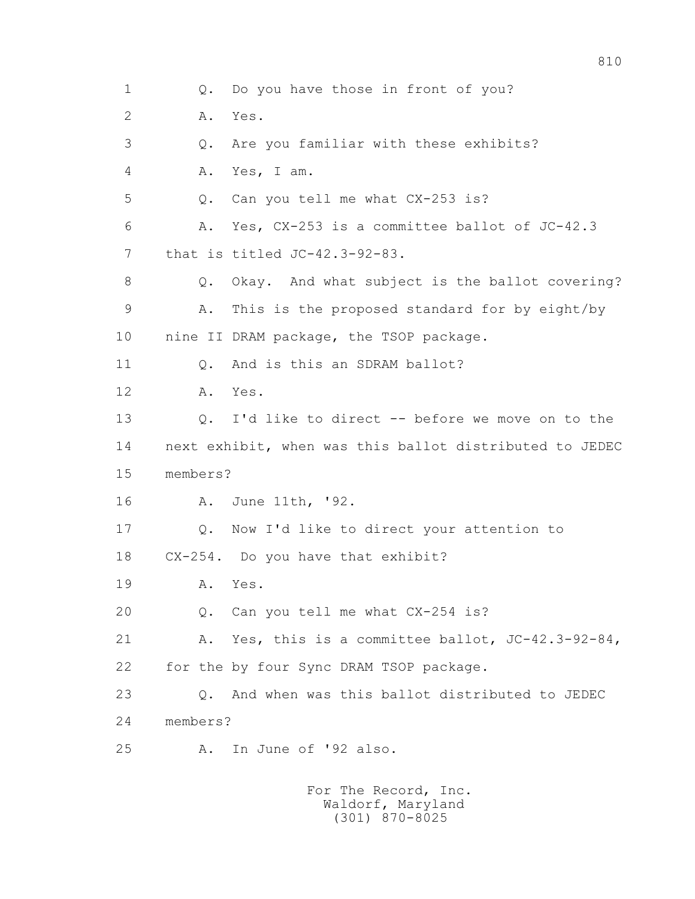1 Q. Do you have those in front of you?

2 A. Yes.

3 Q. Are you familiar with these exhibits?

4 A. Yes, I am.

5 Q. Can you tell me what CX-253 is?

6 A. Yes, CX-253 is a committee ballot of JC-42.3

7 that is titled JC-42.3-92-83.

8 Q. Okay. And what subject is the ballot covering?

9 A. This is the proposed standard for by eight/by

10 nine II DRAM package, the TSOP package.

11 Q. And is this an SDRAM ballot?

12 A. Yes.

13 Q. I'd like to direct -- before we move on to the

14 next exhibit, when was this ballot distributed to JEDEC

15 members?

16 A. June 11th, '92.

17 Q. Now I'd like to direct your attention to

18 CX-254. Do you have that exhibit?

19 A. Yes.

20 Q. Can you tell me what CX-254 is?

21 A. Yes, this is a committee ballot, JC-42.3-92-84,

22 for the by four Sync DRAM TSOP package.

23 Q. And when was this ballot distributed to JEDEC

24 members?

25 A. In June of '92 also.

For The Record, Inc.
Waldorf, Maryland
(301) 870-8025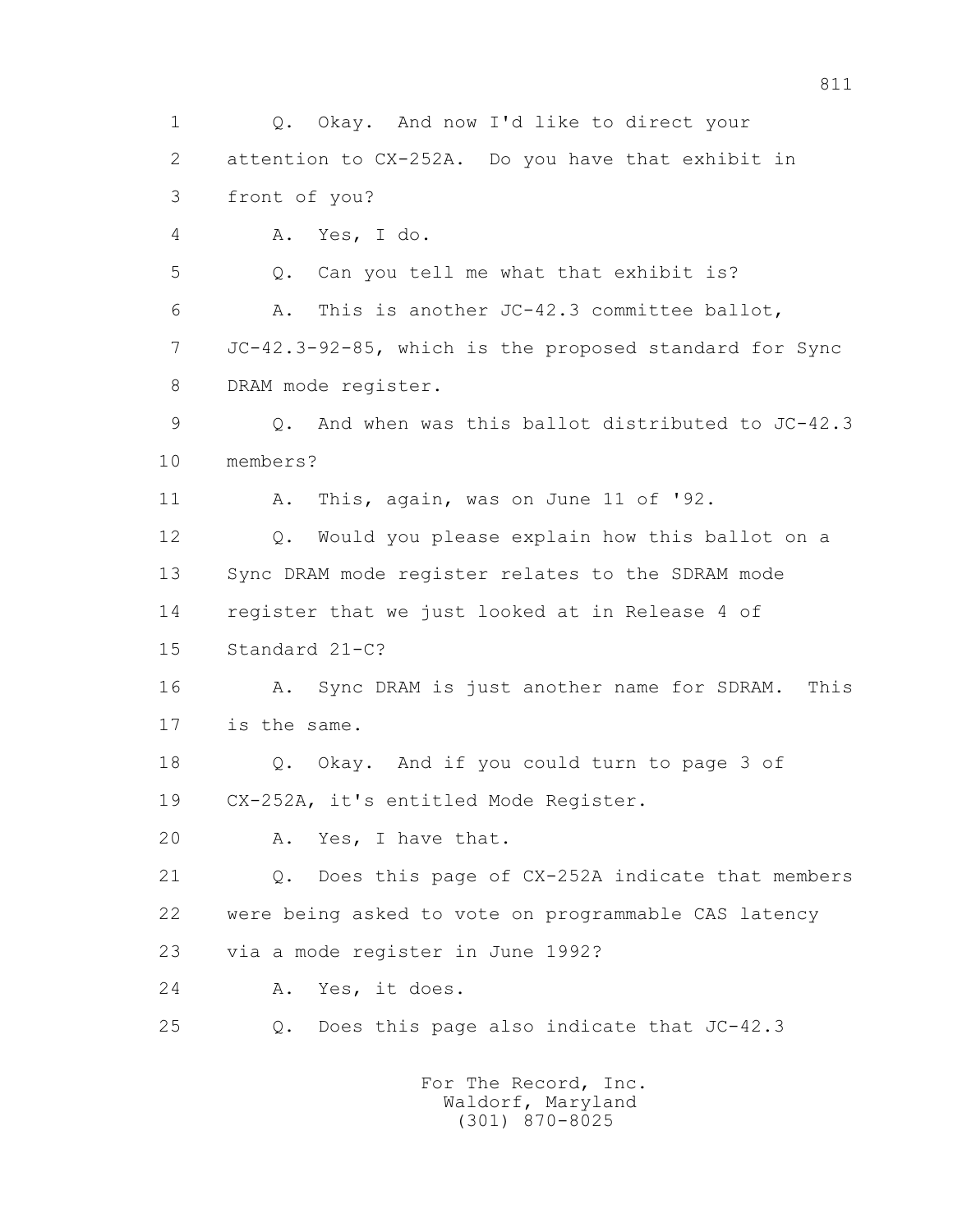1 Q. Okay. And now I'd like to direct your
2 attention to CX-252A. Do you have that exhibit in
3 front of you?
4 A. Yes, I do.
5 Q. Can you tell me what that exhibit is?
6 A. This is another JC-42.3 committee ballot,
7 JC-42.3-92-85, which is the proposed standard for Sync
8 DRAM mode register.
9 Q. And when was this ballot distributed to JC-42.3
10 members?
11 A. This, again, was on June 11 of '92.
12 Q. Would you please explain how this ballot on a
13 Sync DRAM mode register relates to the SDRAM mode
14 register that we just looked at in Release 4 of
15 Standard 21-C?
16 A. Sync DRAM is just another name for SDRAM. This
17 is the same.
18 Q. Okay. And if you could turn to page 3 of
19 CX-252A, it's entitled Mode Register.
20 A. Yes, I have that.
21 Q. Does this page of CX-252A indicate that members
22 were being asked to vote on programmable CAS latency
23 via a mode register in June 1992?
24 A. Yes, it does.
25 Q. Does this page also indicate that JC-42.3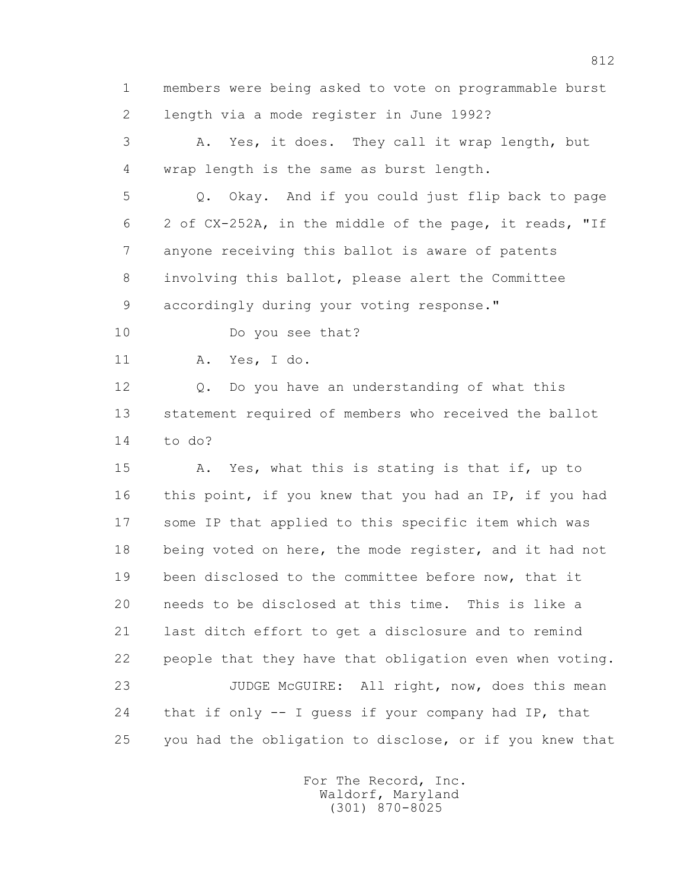members were being asked to vote on programmable burst length via a mode register in June 1992?

A. Yes, it does. They call it wrap length, but wrap length is the same as burst length.

Q. Okay. And if you could just flip back to page 2 of CX-252A, in the middle of the page, it reads, "If anyone receiving this ballot is aware of patents involving this ballot, please alert the Committee accordingly during your voting response."

Do you see that?

A. Yes, I do.

Q. Do you have an understanding of what this statement required of members who received the ballot to do?

A. Yes, what this is stating is that if, up to this point, if you knew that you had an IP, if you had some IP that applied to this specific item which was being voted on here, the mode register, and it had not been disclosed to the committee before now, that it needs to be disclosed at this time. This is like a last ditch effort to get a disclosure and to remind people that they have that obligation even when voting.

JUDGE McGUIRE: All right, now, does this mean that if only -- I guess if your company had IP, that you had the obligation to disclose, or if you knew that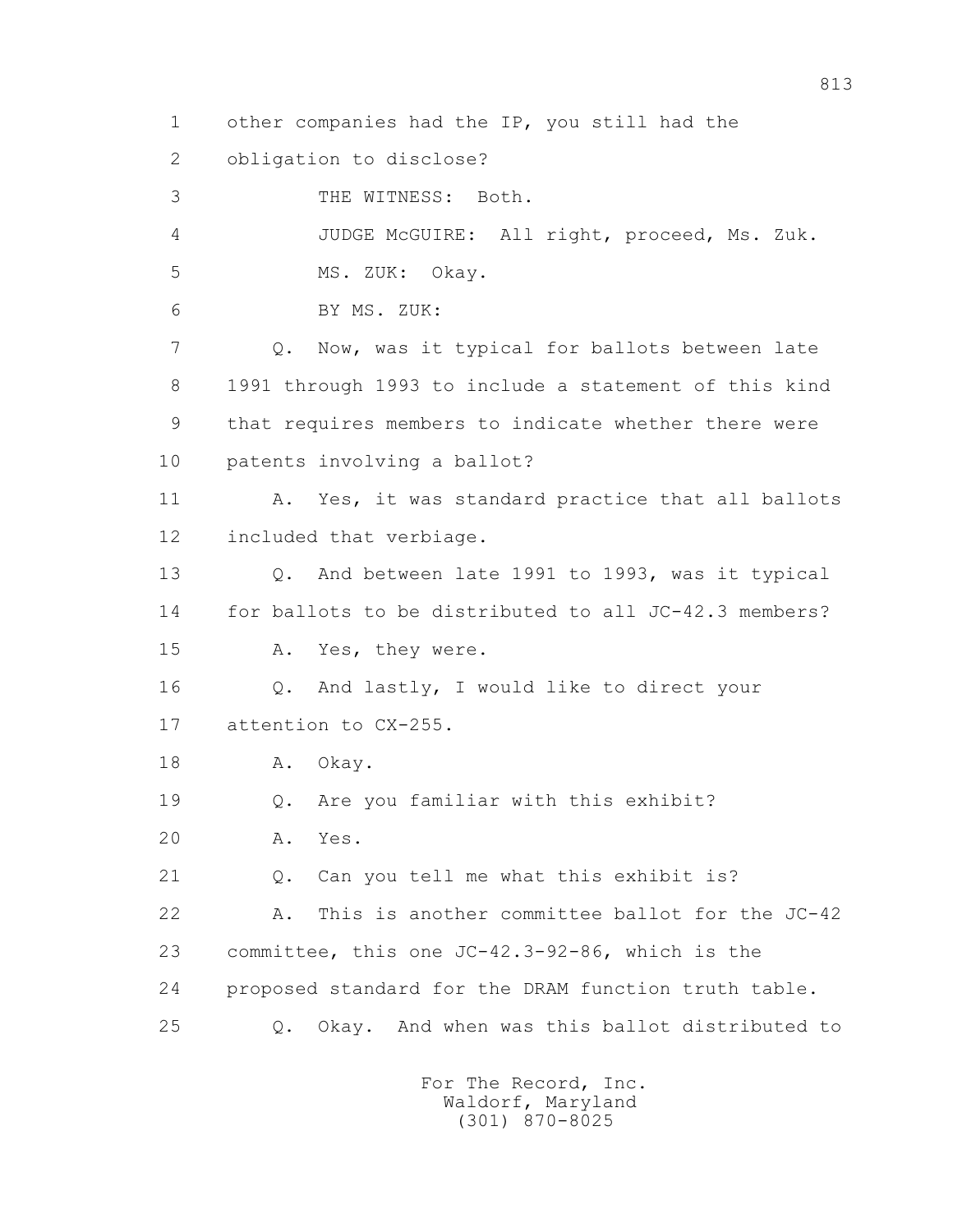1 other companies had the IP, you still had the

2 obligation to disclose?

3 THE WITNESS: Both.

4 JUDGE McGUIRE: All right, proceed, Ms. Zuk.

5 MS. ZUK: Okay.

6 BY MS. ZUK:

7 Q. Now, was it typical for ballots between late

8 1991 through 1993 to include a statement of this kind

9 that requires members to indicate whether there were

10 patents involving a ballot?

11 A. Yes, it was standard practice that all ballots

12 included that verbiage.

13 Q. And between late 1991 to 1993, was it typical

14 for ballots to be distributed to all JC-42.3 members?

15 A. Yes, they were.

16 Q. And lastly, I would like to direct your

17 attention to CX-255.

18 A. Okay.

19 Q. Are you familiar with this exhibit?

20 A. Yes.

21 Q. Can you tell me what this exhibit is?

22 A. This is another committee ballot for the JC-42

23 committee, this one JC-42.3-92-86, which is the

24 proposed standard for the DRAM function truth table.

25 Q. Okay. And when was this ballot distributed to

For The Record, Inc.
Waldorf, Maryland
(301) 870-8025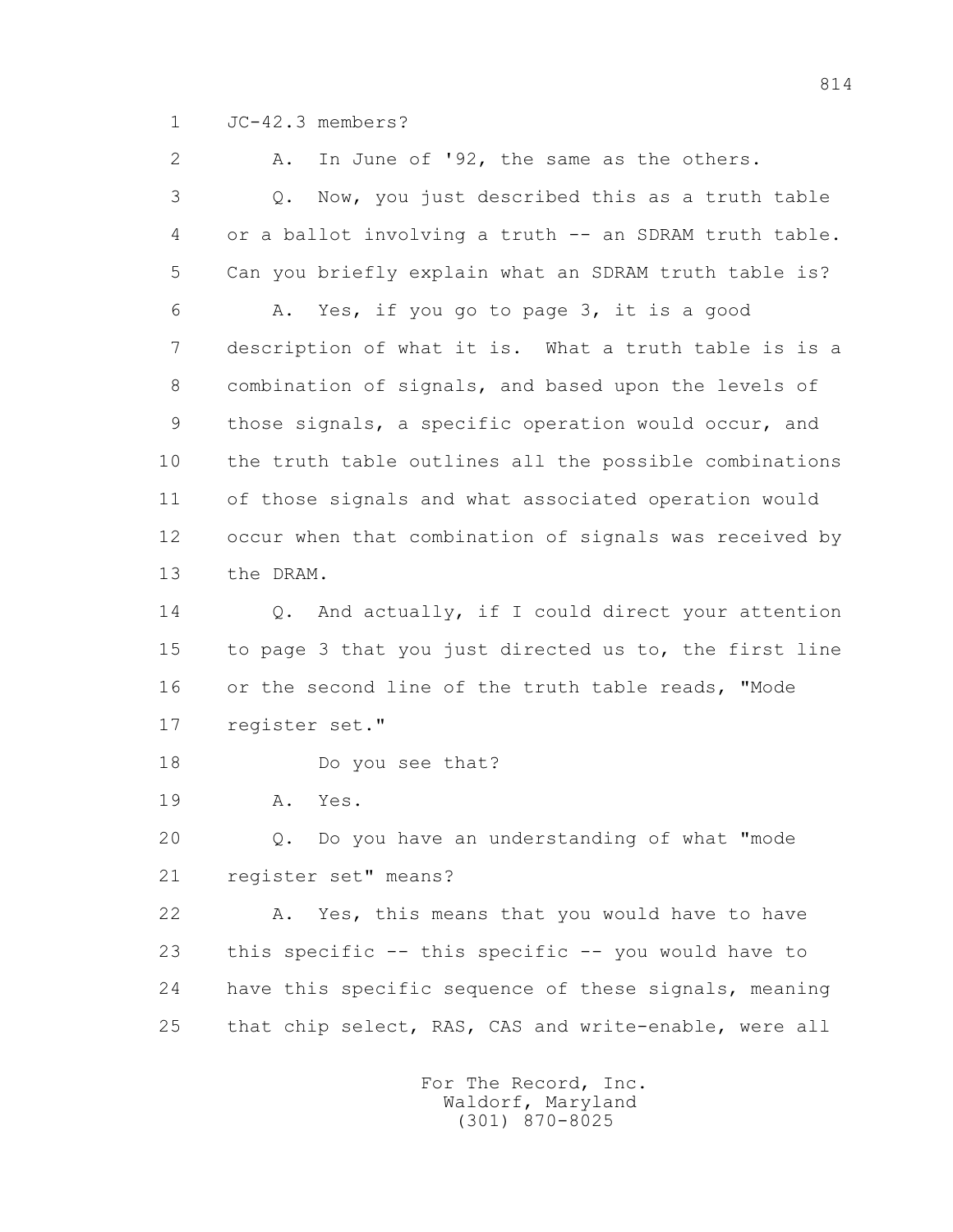1 JC-42.3 members?

2 A. In June of '92, the same as the others.

3 Q. Now, you just described this as a truth table

4 or a ballot involving a truth -- an SDRAM truth table.

5 Can you briefly explain what an SDRAM truth table is?

6 A. Yes, if you go to page 3, it is a good

7 description of what it is. What a truth table is is a

8 combination of signals, and based upon the levels of

9 those signals, a specific operation would occur, and

10 the truth table outlines all the possible combinations

11 of those signals and what associated operation would

12 occur when that combination of signals was received by

13 the DRAM.

14 Q. And actually, if I could direct your attention

15 to page 3 that you just directed us to, the first line

16 or the second line of the truth table reads, "Mode

17 register set."

18 Do you see that?

19 A. Yes.

20 Q. Do you have an understanding of what "mode

21 register set" means?

22 A. Yes, this means that you would have to have

23 this specific -- this specific -- you would have to

24 have this specific sequence of these signals, meaning

25 that chip select, RAS, CAS and write-enable, were all

For The Record, Inc.
Waldorf, Maryland
(301) 870-8025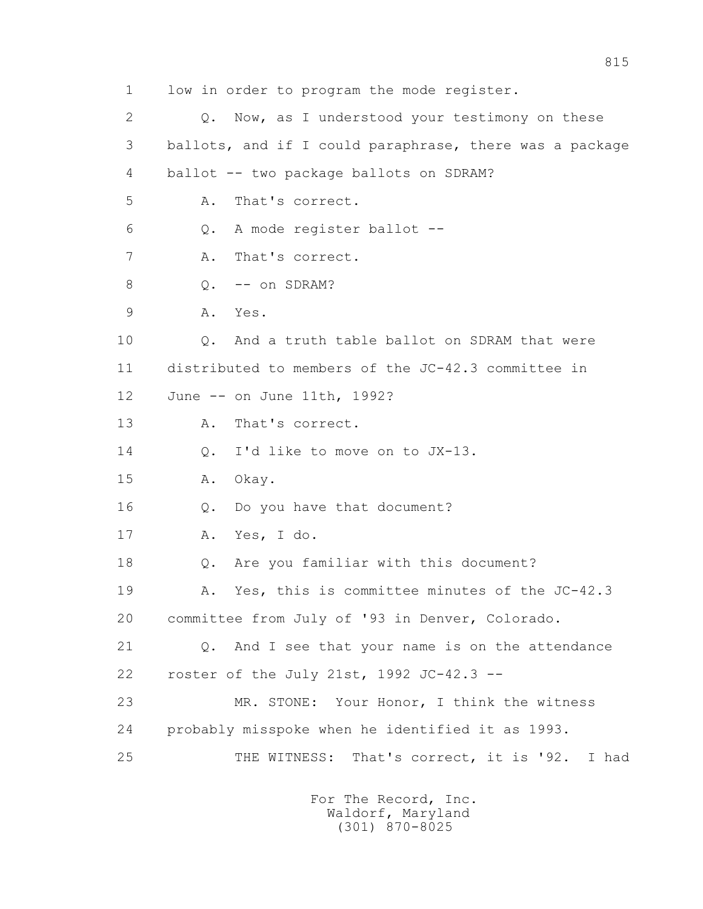1 low in order to program the mode register.

2 Q. Now, as I understood your testimony on these

3 ballots, and if I could paraphrase, there was a package

4 ballot -- two package ballots on SDRAM?

5 A. That's correct.

6 Q. A mode register ballot --

7 A. That's correct.

8 Q. -- on SDRAM?

9 A. Yes.

10 Q. And a truth table ballot on SDRAM that were

11 distributed to members of the JC-42.3 committee in

12 June -- on June 11th, 1992?

13 A. That's correct.

14 Q. I'd like to move on to JX-13.

15 A. Okay.

16 Q. Do you have that document?

17 A. Yes, I do.

18 Q. Are you familiar with this document?

19 A. Yes, this is committee minutes of the JC-42.3

20 committee from July of '93 in Denver, Colorado.

21 Q. And I see that your name is on the attendance

22 roster of the July 21st, 1992 JC-42.3 --

23 MR. STONE: Your Honor, I think the witness

24 probably misspoke when he identified it as 1993.

25 THE WITNESS: That's correct, it is '92. I had

For The Record, Inc.
Waldorf, Maryland
(301) 870-8025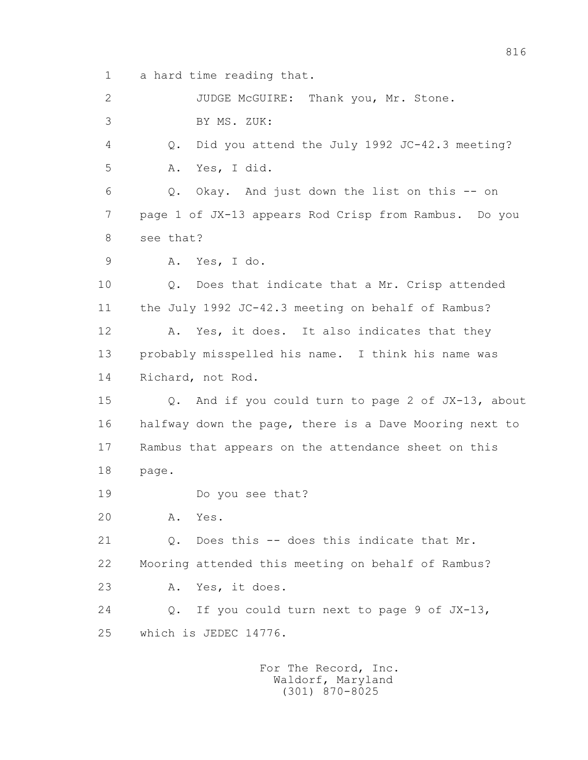1 a hard time reading that.

2 JUDGE McGUIRE: Thank you, Mr. Stone.

3 BY MS. ZUK:

4 Q. Did you attend the July 1992 JC-42.3 meeting?

5 A. Yes, I did.

6 Q. Okay. And just down the list on this -- on

7 page 1 of JX-13 appears Rod Crisp from Rambus. Do you

8 see that?

9 A. Yes, I do.

10 Q. Does that indicate that a Mr. Crisp attended

11 the July 1992 JC-42.3 meeting on behalf of Rambus?

12 A. Yes, it does. It also indicates that they

13 probably misspelled his name. I think his name was

14 Richard, not Rod.

15 Q. And if you could turn to page 2 of JX-13, about

16 halfway down the page, there is a Dave Mooring next to

17 Rambus that appears on the attendance sheet on this

18 page.

19 Do you see that?

20 A. Yes.

21 Q. Does this -- does this indicate that Mr.

22 Mooring attended this meeting on behalf of Rambus?

23 A. Yes, it does.

24 Q. If you could turn next to page 9 of JX-13,

25 which is JEDEC 14776.

For The Record, Inc.
Waldorf, Maryland
(301) 870-8025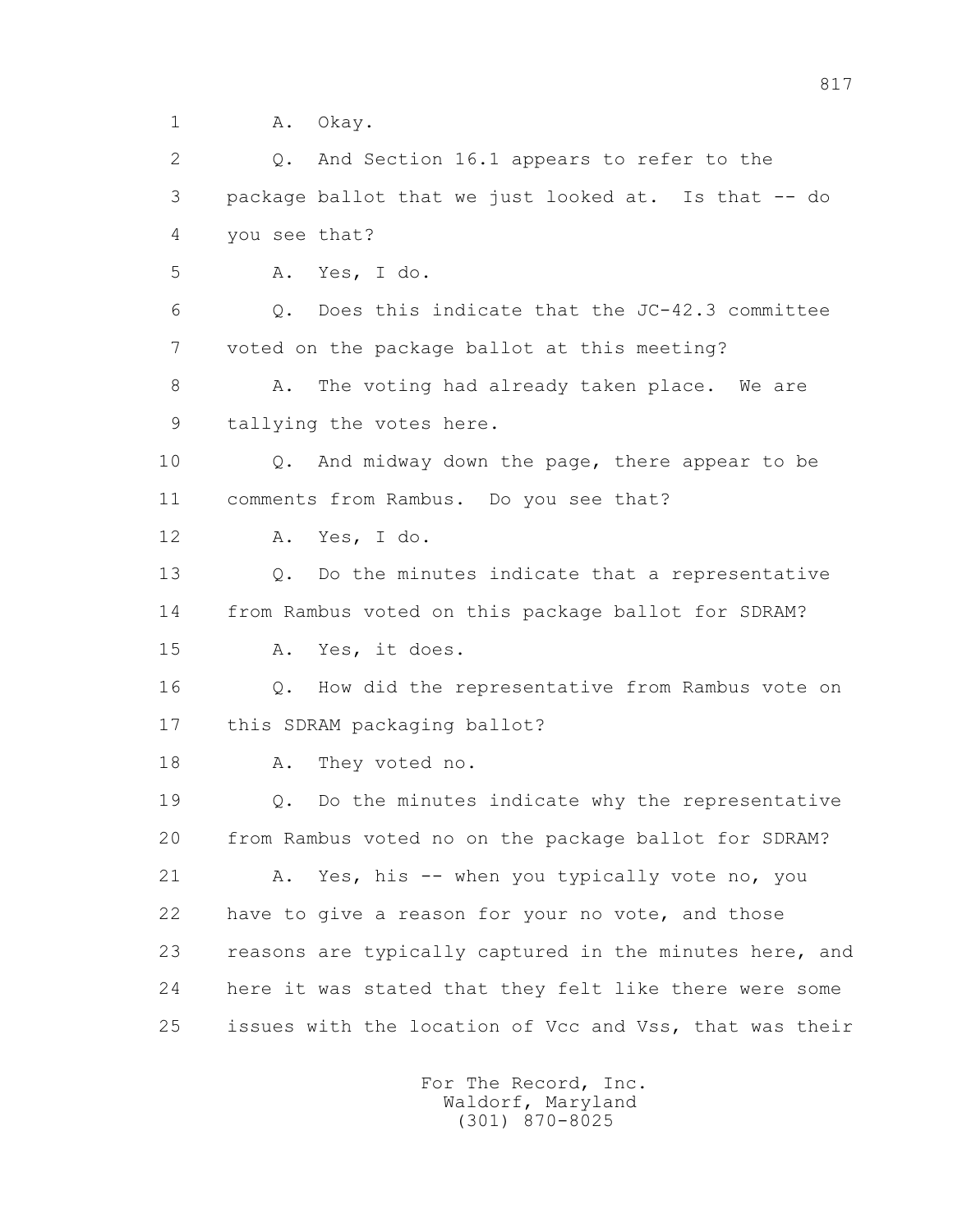1 A. Okay.

2 Q. And Section 16.1 appears to refer to the

3 package ballot that we just looked at. Is that -- do

4 you see that?

5 A. Yes, I do.

6 Q. Does this indicate that the JC-42.3 committee

7 voted on the package ballot at this meeting?

8 A. The voting had already taken place. We are

9 tallying the votes here.

10 Q. And midway down the page, there appear to be

11 comments from Rambus. Do you see that?

12 A. Yes, I do.

13 Q. Do the minutes indicate that a representative

14 from Rambus voted on this package ballot for SDRAM?

15 A. Yes, it does.

16 Q. How did the representative from Rambus vote on

17 this SDRAM packaging ballot?

18 A. They voted no.

19 Q. Do the minutes indicate why the representative

20 from Rambus voted no on the package ballot for SDRAM?

21 A. Yes, his -- when you typically vote no, you

22 have to give a reason for your no vote, and those

23 reasons are typically captured in the minutes here, and

24 here it was stated that they felt like there were some

25 issues with the location of Vcc and Vss, that was their

For The Record, Inc.
Waldorf, Maryland
(301) 870-8025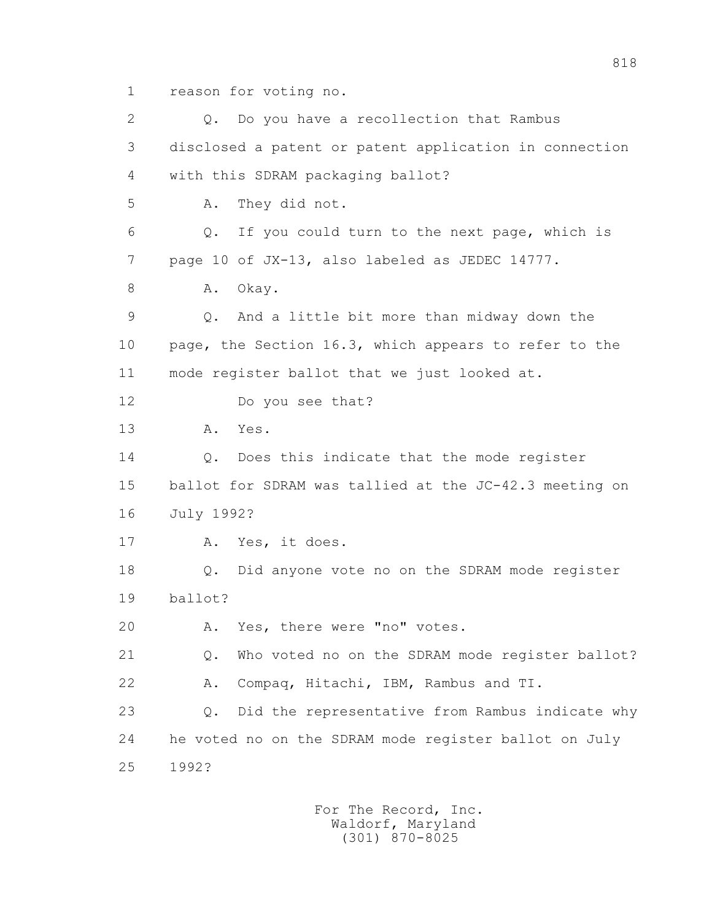reason for voting no.

Q. Do you have a recollection that Rambus disclosed a patent or patent application in connection with this SDRAM packaging ballot?

A. They did not.

Q. If you could turn to the next page, which is page 10 of JX-13, also labeled as JEDEC 14777.

A. Okay.

Q. And a little bit more than midway down the page, the Section 16.3, which appears to refer to the mode register ballot that we just looked at.

Do you see that?

A. Yes.

Q. Does this indicate that the mode register ballot for SDRAM was tallied at the JC-42.3 meeting on July 1992?

A. Yes, it does.

Q. Did anyone vote no on the SDRAM mode register ballot?

A. Yes, there were "no" votes.

Q. Who voted no on the SDRAM mode register ballot?

A. Compaq, Hitachi, IBM, Rambus and TI.

Q. Did the representative from Rambus indicate why he voted no on the SDRAM mode register ballot on July 1992?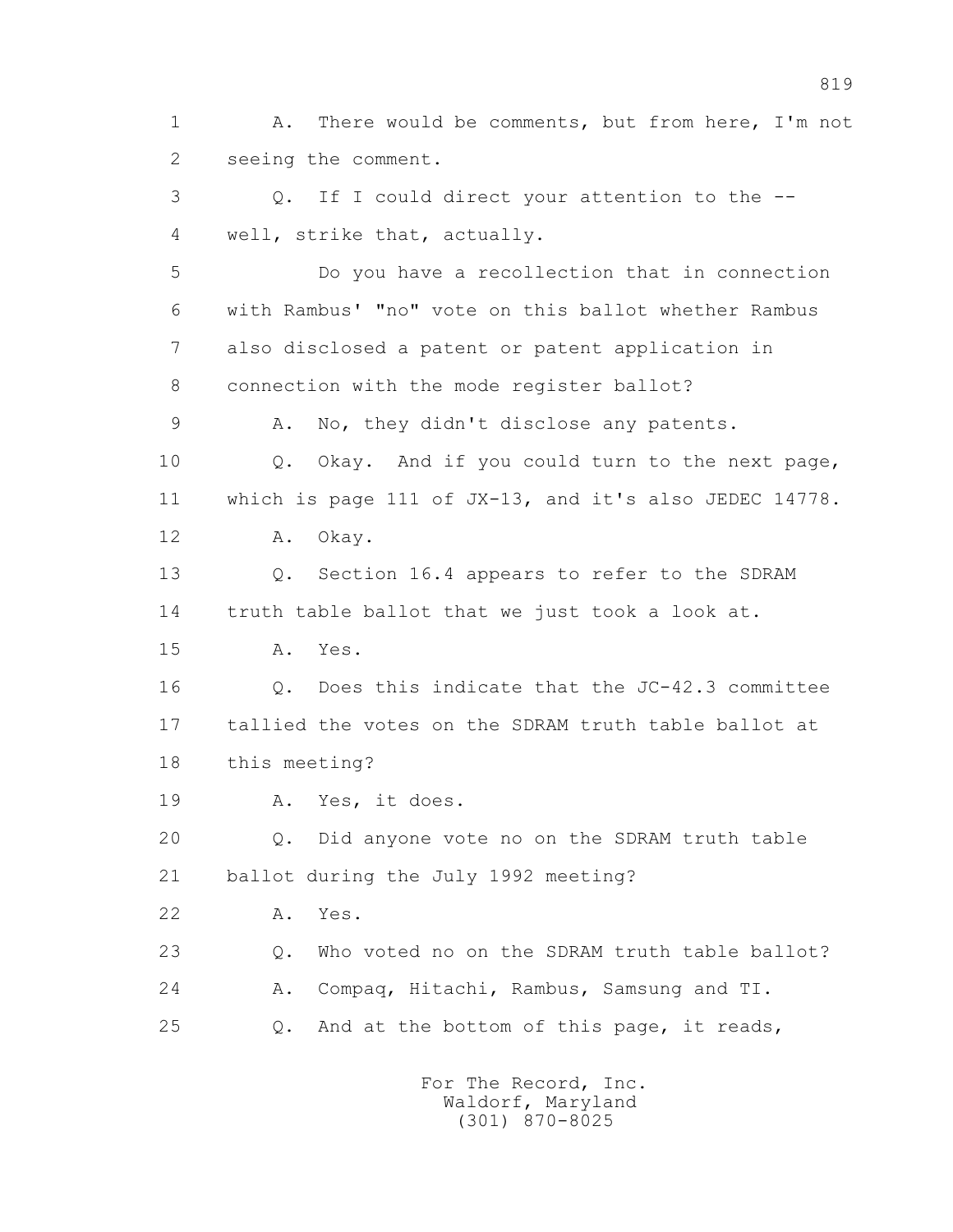1 A. There would be comments, but from here, I'm not
2 seeing the comment.
3 Q. If I could direct your attention to the --
4 well, strike that, actually.
5 Do you have a recollection that in connection
6 with Rambus' "no" vote on this ballot whether Rambus
7 also disclosed a patent or patent application in
8 connection with the mode register ballot?
9 A. No, they didn't disclose any patents.
10 Q. Okay. And if you could turn to the next page,
11 which is page 111 of JX-13, and it's also JEDEC 14778.
12 A. Okay.
13 Q. Section 16.4 appears to refer to the SDRAM
14 truth table ballot that we just took a look at.
15 A. Yes.
16 Q. Does this indicate that the JC-42.3 committee
17 tallied the votes on the SDRAM truth table ballot at
18 this meeting?
19 A. Yes, it does.
20 Q. Did anyone vote no on the SDRAM truth table
21 ballot during the July 1992 meeting?
22 A. Yes.
23 Q. Who voted no on the SDRAM truth table ballot?
24 A. Compaq, Hitachi, Rambus, Samsung and TI.
25 Q. And at the bottom of this page, it reads,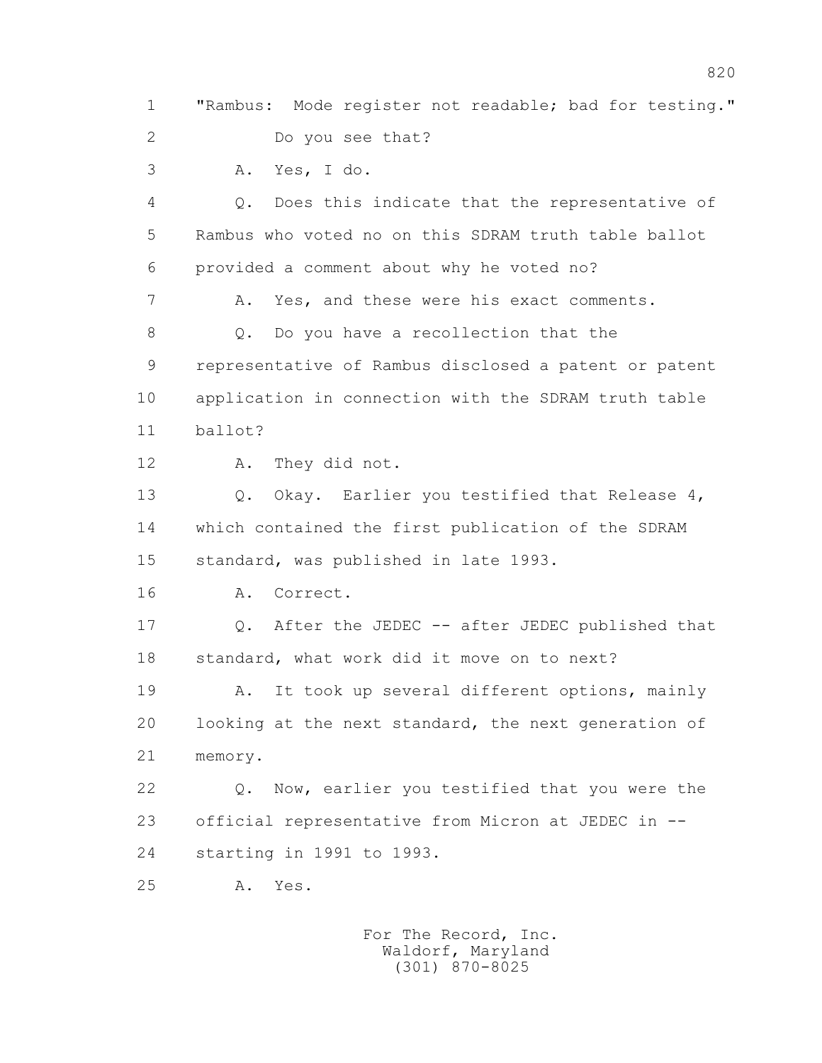1 "Rambus: Mode register not readable; bad for testing."

2 Do you see that?

3 A. Yes, I do.

4 Q. Does this indicate that the representative of

5 Rambus who voted no on this SDRAM truth table ballot

6 provided a comment about why he voted no?

7 A. Yes, and these were his exact comments.

8 Q. Do you have a recollection that the

9 representative of Rambus disclosed a patent or patent

10 application in connection with the SDRAM truth table

11 ballot?

12 A. They did not.

13 Q. Okay. Earlier you testified that Release 4,

14 which contained the first publication of the SDRAM

15 standard, was published in late 1993.

16 A. Correct.

17 Q. After the JEDEC -- after JEDEC published that

18 standard, what work did it move on to next?

19 A. It took up several different options, mainly

20 looking at the next standard, the next generation of

21 memory.

22 Q. Now, earlier you testified that you were the

23 official representative from Micron at JEDEC in --

24 starting in 1991 to 1993.

25 A. Yes.

For The Record, Inc.
Waldorf, Maryland
(301) 870-8025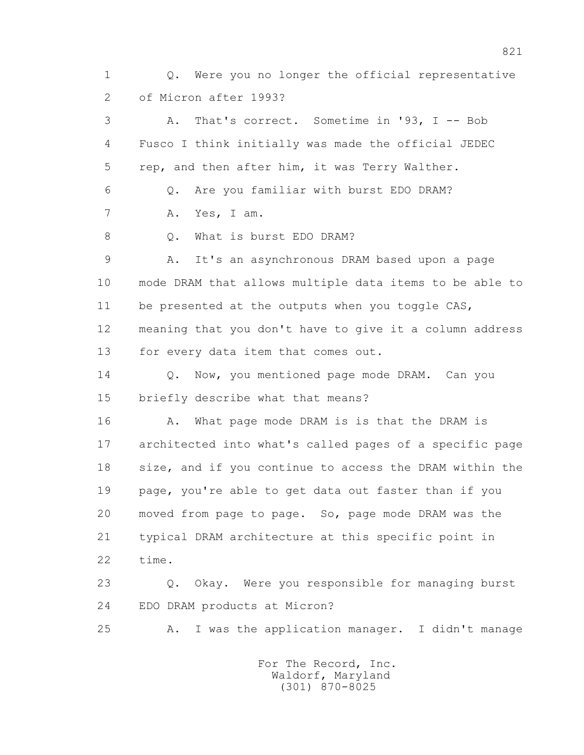1 Q. Were you no longer the official representative
2 of Micron after 1993?
3 A. That's correct. Sometime in '93, I -- Bob
4 Fusco I think initially was made the official JEDEC
5 rep, and then after him, it was Terry Walther.
6 Q. Are you familiar with burst EDO DRAM?
7 A. Yes, I am.
8 Q. What is burst EDO DRAM?
9 A. It's an asynchronous DRAM based upon a page
10 mode DRAM that allows multiple data items to be able to
11 be presented at the outputs when you toggle CAS,
12 meaning that you don't have to give it a column address
13 for every data item that comes out.
14 Q. Now, you mentioned page mode DRAM. Can you
15 briefly describe what that means?
16 A. What page mode DRAM is is that the DRAM is
17 architected into what's called pages of a specific page
18 size, and if you continue to access the DRAM within the
19 page, you're able to get data out faster than if you
20 moved from page to page. So, page mode DRAM was the
21 typical DRAM architecture at this specific point in
22 time.
23 Q. Okay. Were you responsible for managing burst
24 EDO DRAM products at Micron?
25 A. I was the application manager. I didn't manage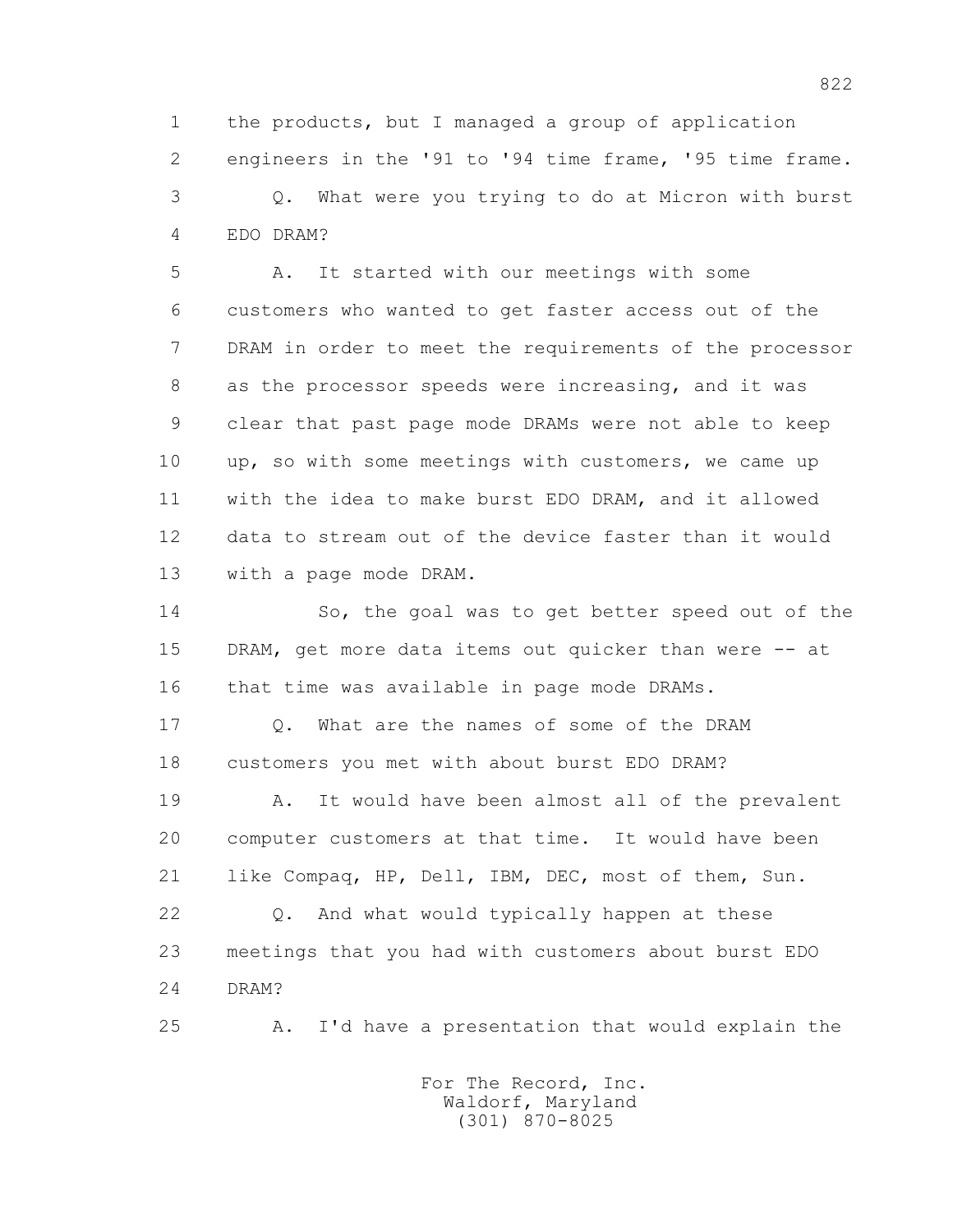1 the products, but I managed a group of application
2 engineers in the '91 to '94 time frame, '95 time frame.
3 Q. What were you trying to do at Micron with burst
4 EDO DRAM?
5 A. It started with our meetings with some
6 customers who wanted to get faster access out of the
7 DRAM in order to meet the requirements of the processor
8 as the processor speeds were increasing, and it was
9 clear that past page mode DRAMs were not able to keep
10 up, so with some meetings with customers, we came up
11 with the idea to make burst EDO DRAM, and it allowed
12 data to stream out of the device faster than it would
13 with a page mode DRAM.
14 So, the goal was to get better speed out of the
15 DRAM, get more data items out quicker than were -- at
16 that time was available in page mode DRAMs.
17 Q. What are the names of some of the DRAM
18 customers you met with about burst EDO DRAM?
19 A. It would have been almost all of the prevalent
20 computer customers at that time. It would have been
21 like Compaq, HP, Dell, IBM, DEC, most of them, Sun.
22 Q. And what would typically happen at these
23 meetings that you had with customers about burst EDO
24 DRAM?
25 A. I'd have a presentation that would explain the

For The Record, Inc.
Waldorf, Maryland
(301) 870-8025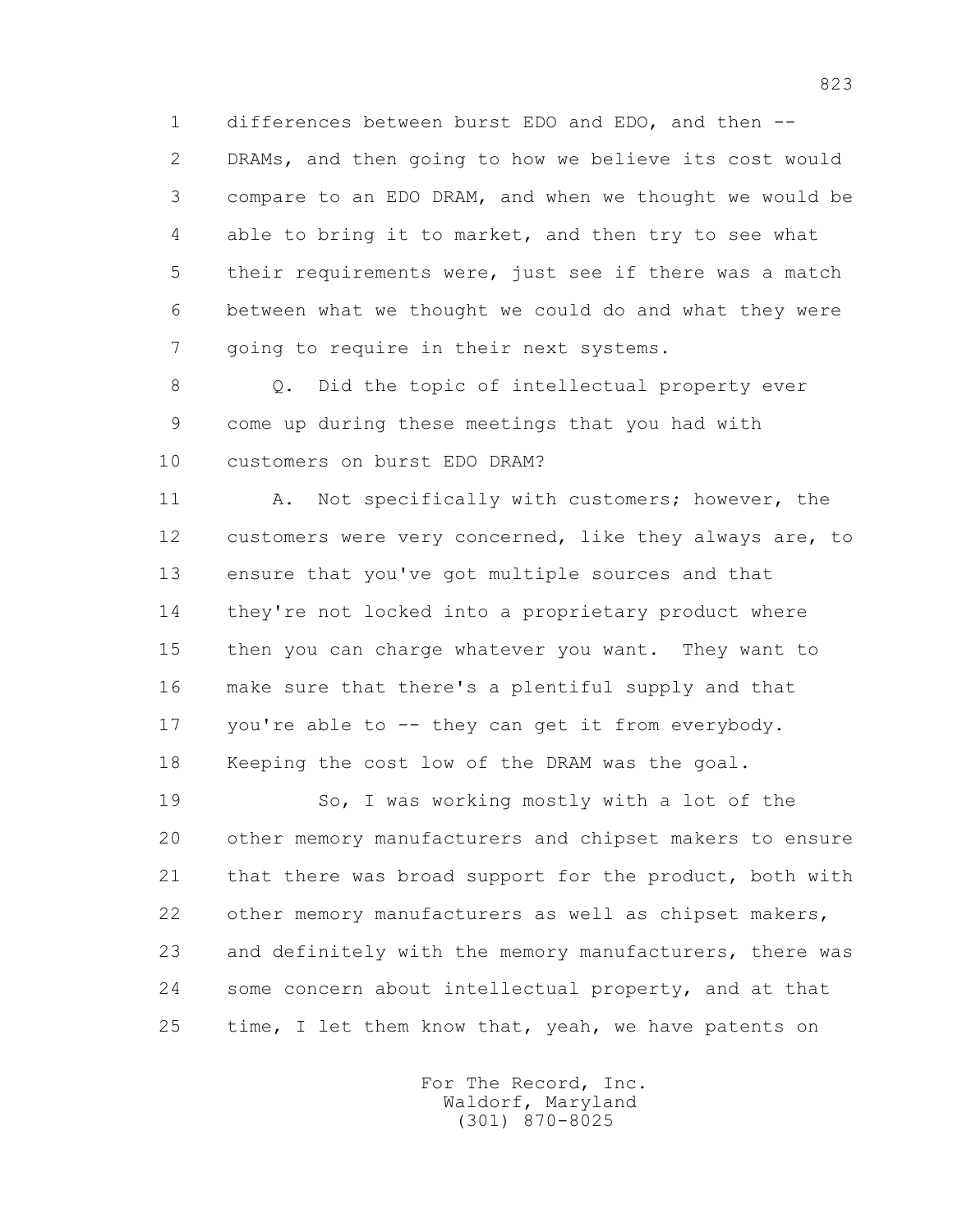1 differences between burst EDO and EDO, and then --
2 DRAMs, and then going to how we believe its cost would
3 compare to an EDO DRAM, and when we thought we would be
4 able to bring it to market, and then try to see what
5 their requirements were, just see if there was a match
6 between what we thought we could do and what they were
7 going to require in their next systems.

8 Q. Did the topic of intellectual property ever
9 come up during these meetings that you had with
10 customers on burst EDO DRAM?

11 A. Not specifically with customers; however, the
12 customers were very concerned, like they always are, to
13 ensure that you've got multiple sources and that
14 they're not locked into a proprietary product where
15 then you can charge whatever you want. They want to
16 make sure that there's a plentiful supply and that
17 you're able to -- they can get it from everybody.
18 Keeping the cost low of the DRAM was the goal.

19 So, I was working mostly with a lot of the
20 other memory manufacturers and chipset makers to ensure
21 that there was broad support for the product, both with
22 other memory manufacturers as well as chipset makers,
23 and definitely with the memory manufacturers, there was
24 some concern about intellectual property, and at that
25 time, I let them know that, yeah, we have patents on

For The Record, Inc.
Waldorf, Maryland
(301) 870-8025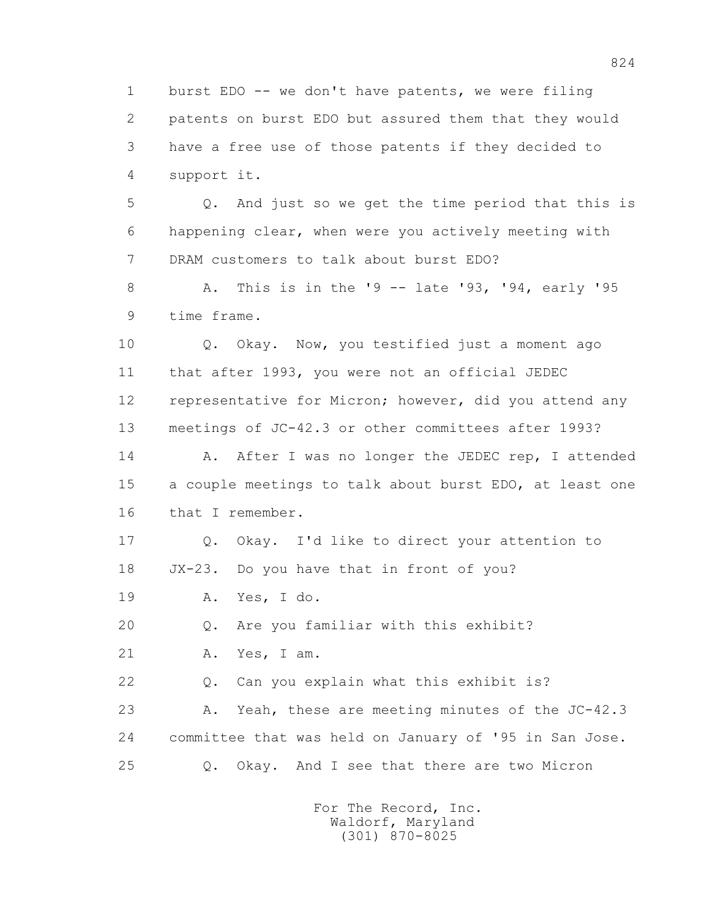1 burst EDO -- we don't have patents, we were filing
2 patents on burst EDO but assured them that they would
3 have a free use of those patents if they decided to
4 support it.

5 Q. And just so we get the time period that this is
6 happening clear, when were you actively meeting with
7 DRAM customers to talk about burst EDO?

8 A. This is in the '9 -- late '93, '94, early '95
9 time frame.

10 Q. Okay. Now, you testified just a moment ago
11 that after 1993, you were not an official JEDEC
12 representative for Micron; however, did you attend any
13 meetings of JC-42.3 or other committees after 1993?

14 A. After I was no longer the JEDEC rep, I attended
15 a couple meetings to talk about burst EDO, at least one
16 that I remember.

17 Q. Okay. I'd like to direct your attention to
18 JX-23. Do you have that in front of you?

19 A. Yes, I do.

20 Q. Are you familiar with this exhibit?

21 A. Yes, I am.

22 Q. Can you explain what this exhibit is?

23 A. Yeah, these are meeting minutes of the JC-42.3
24 committee that was held on January of '95 in San Jose.

25 Q. Okay. And I see that there are two Micron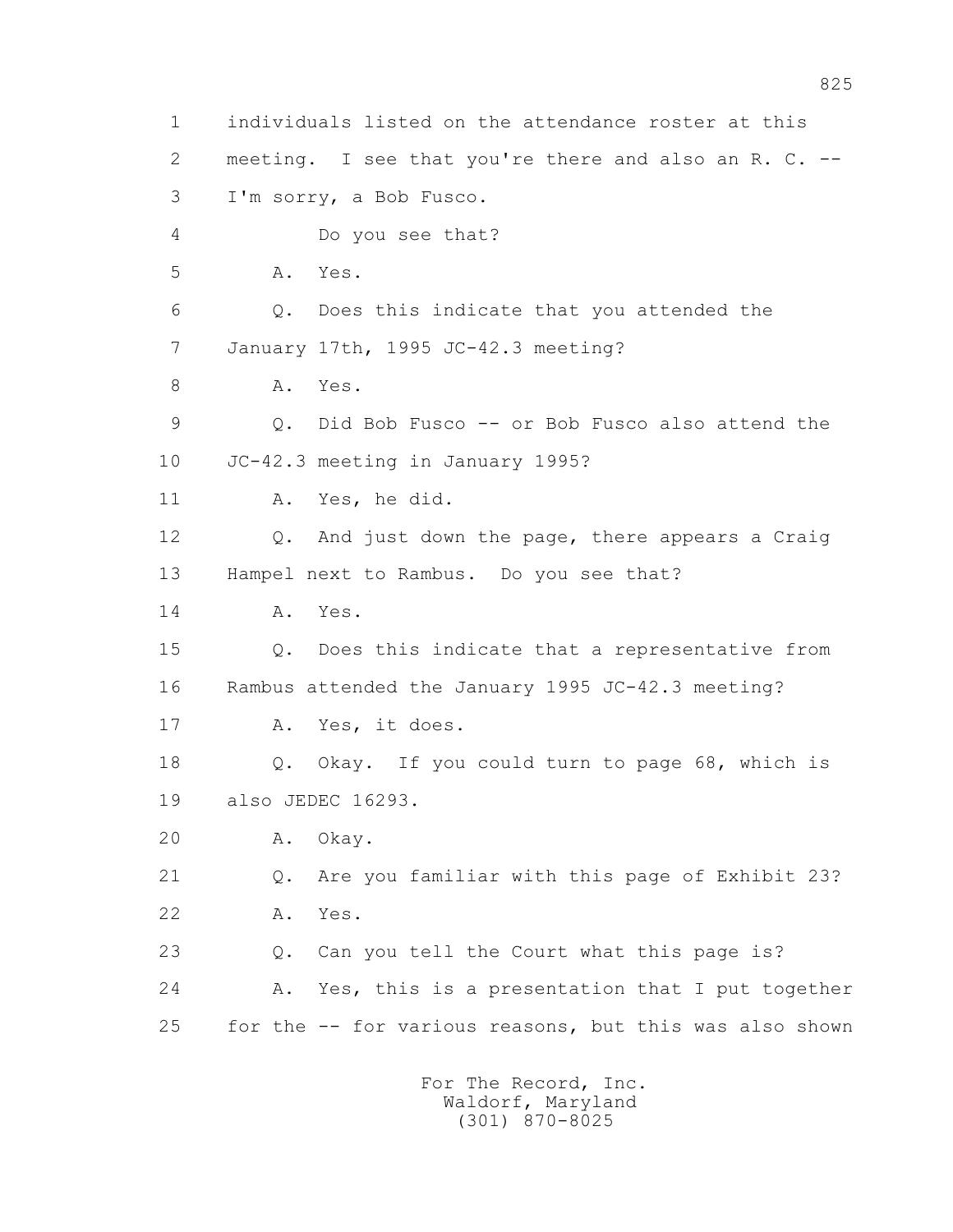1 individuals listed on the attendance roster at this
2 meeting. I see that you're there and also an R. C. --
3 I'm sorry, a Bob Fusco.
4 Do you see that?
5 A. Yes.
6 Q. Does this indicate that you attended the
7 January 17th, 1995 JC-42.3 meeting?
8 A. Yes.
9 Q. Did Bob Fusco -- or Bob Fusco also attend the
10 JC-42.3 meeting in January 1995?
11 A. Yes, he did.
12 Q. And just down the page, there appears a Craig
13 Hampel next to Rambus. Do you see that?
14 A. Yes.
15 Q. Does this indicate that a representative from
16 Rambus attended the January 1995 JC-42.3 meeting?
17 A. Yes, it does.
18 Q. Okay. If you could turn to page 68, which is
19 also JEDEC 16293.
20 A. Okay.
21 Q. Are you familiar with this page of Exhibit 23?
22 A. Yes.
23 Q. Can you tell the Court what this page is?
24 A. Yes, this is a presentation that I put together
25 for the -- for various reasons, but this was also shown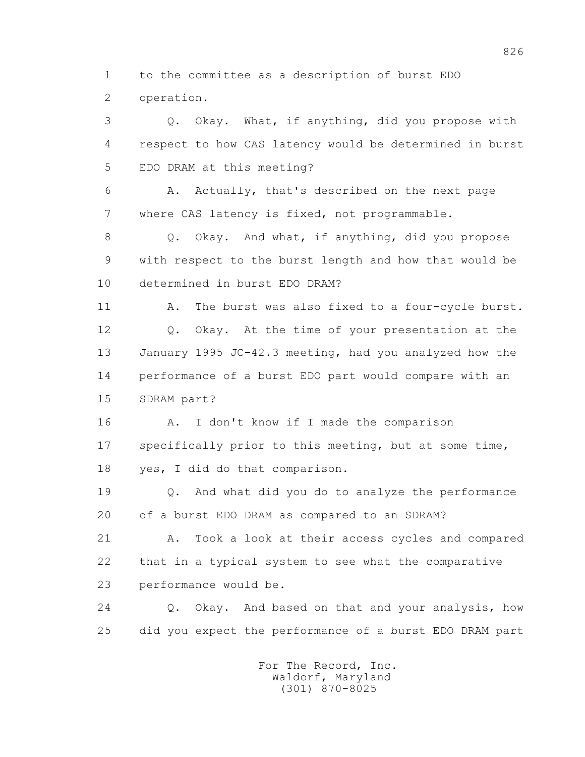1 to the committee as a description of burst EDO
2 operation.

3 Q. Okay. What, if anything, did you propose with
4 respect to how CAS latency would be determined in burst
5 EDO DRAM at this meeting?

6 A. Actually, that's described on the next page
7 where CAS latency is fixed, not programmable.

8 Q. Okay. And what, if anything, did you propose
9 with respect to the burst length and how that would be
10 determined in burst EDO DRAM?

11 A. The burst was also fixed to a four-cycle burst.

12 Q. Okay. At the time of your presentation at the
13 January 1995 JC-42.3 meeting, had you analyzed how the
14 performance of a burst EDO part would compare with an
15 SDRAM part?

16 A. I don't know if I made the comparison
17 specifically prior to this meeting, but at some time,
18 yes, I did do that comparison.

19 Q. And what did you do to analyze the performance
20 of a burst EDO DRAM as compared to an SDRAM?

21 A. Took a look at their access cycles and compared
22 that in a typical system to see what the comparative
23 performance would be.

24 Q. Okay. And based on that and your analysis, how
25 did you expect the performance of a burst EDO DRAM part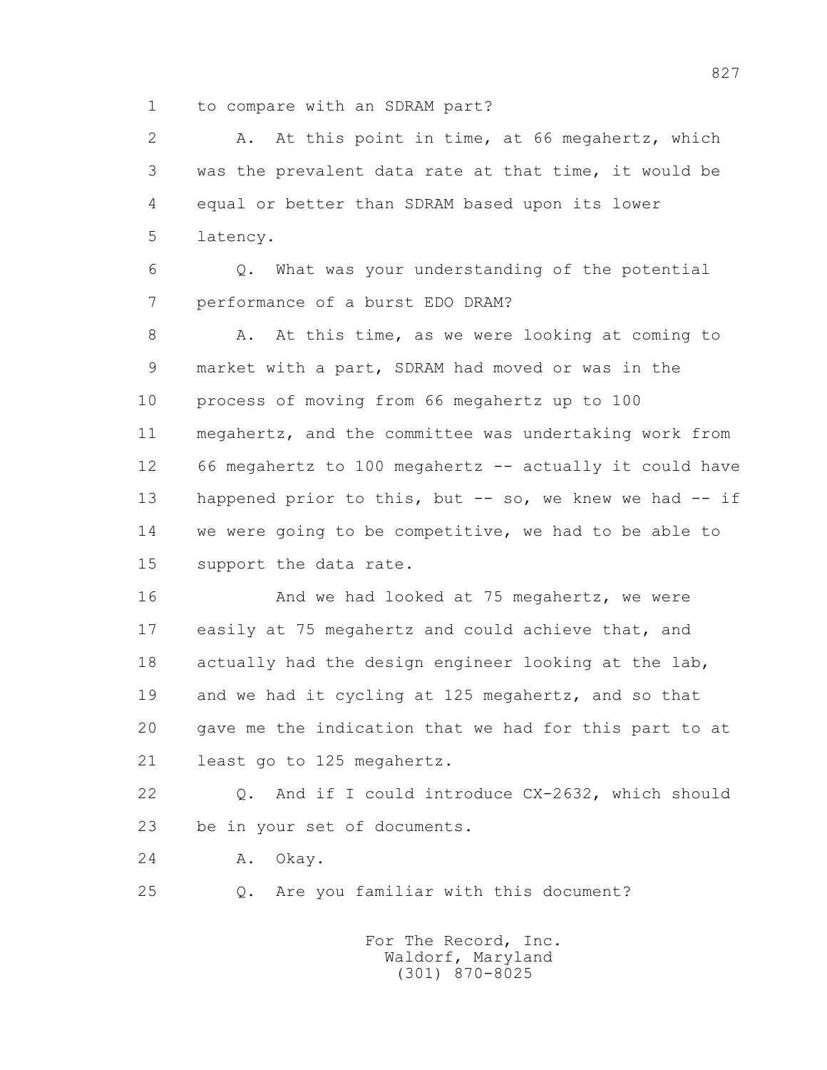1 to compare with an SDRAM part?

2 A. At this point in time, at 66 megahertz, which
3 was the prevalent data rate at that time, it would be
4 equal or better than SDRAM based upon its lower
5 latency.

6 Q. What was your understanding of the potential
7 performance of a burst EDO DRAM?

8 A. At this time, as we were looking at coming to
9 market with a part, SDRAM had moved or was in the
10 process of moving from 66 megahertz up to 100
11 megahertz, and the committee was undertaking work from
12 66 megahertz to 100 megahertz -- actually it could have
13 happened prior to this, but -- so, we knew we had -- if
14 we were going to be competitive, we had to be able to
15 support the data rate.

16 And we had looked at 75 megahertz, we were
17 easily at 75 megahertz and could achieve that, and
18 actually had the design engineer looking at the lab,
19 and we had it cycling at 125 megahertz, and so that
20 gave me the indication that we had for this part to at
21 least go to 125 megahertz.

22 Q. And if I could introduce CX-2632, which should
23 be in your set of documents.

24 A. Okay.

25 Q. Are you familiar with this document?

For The Record, Inc.
Waldorf, Maryland
(301) 870-8025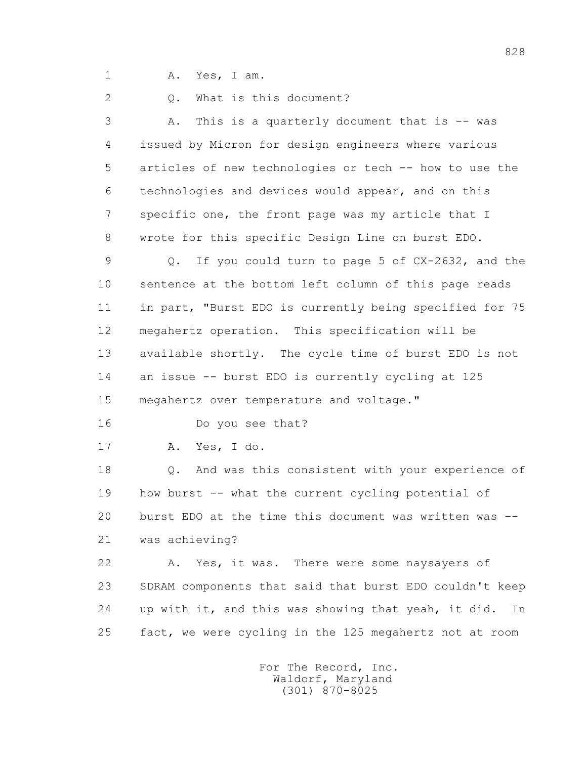1 A. Yes, I am.

2 Q. What is this document?

3 A. This is a quarterly document that is -- was

4 issued by Micron for design engineers where various

5 articles of new technologies or tech -- how to use the

6 technologies and devices would appear, and on this

7 specific one, the front page was my article that I

8 wrote for this specific Design Line on burst EDO.

9 Q. If you could turn to page 5 of CX-2632, and the

10 sentence at the bottom left column of this page reads

11 in part, "Burst EDO is currently being specified for 75

12 megahertz operation. This specification will be

13 available shortly. The cycle time of burst EDO is not

14 an issue -- burst EDO is currently cycling at 125

15 megahertz over temperature and voltage."

16 Do you see that?

17 A. Yes, I do.

18 Q. And was this consistent with your experience of

19 how burst -- what the current cycling potential of

20 burst EDO at the time this document was written was --

21 was achieving?

22 A. Yes, it was. There were some naysayers of

23 SDRAM components that said that burst EDO couldn't keep

24 up with it, and this was showing that yeah, it did. In

25 fact, we were cycling in the 125 megahertz not at room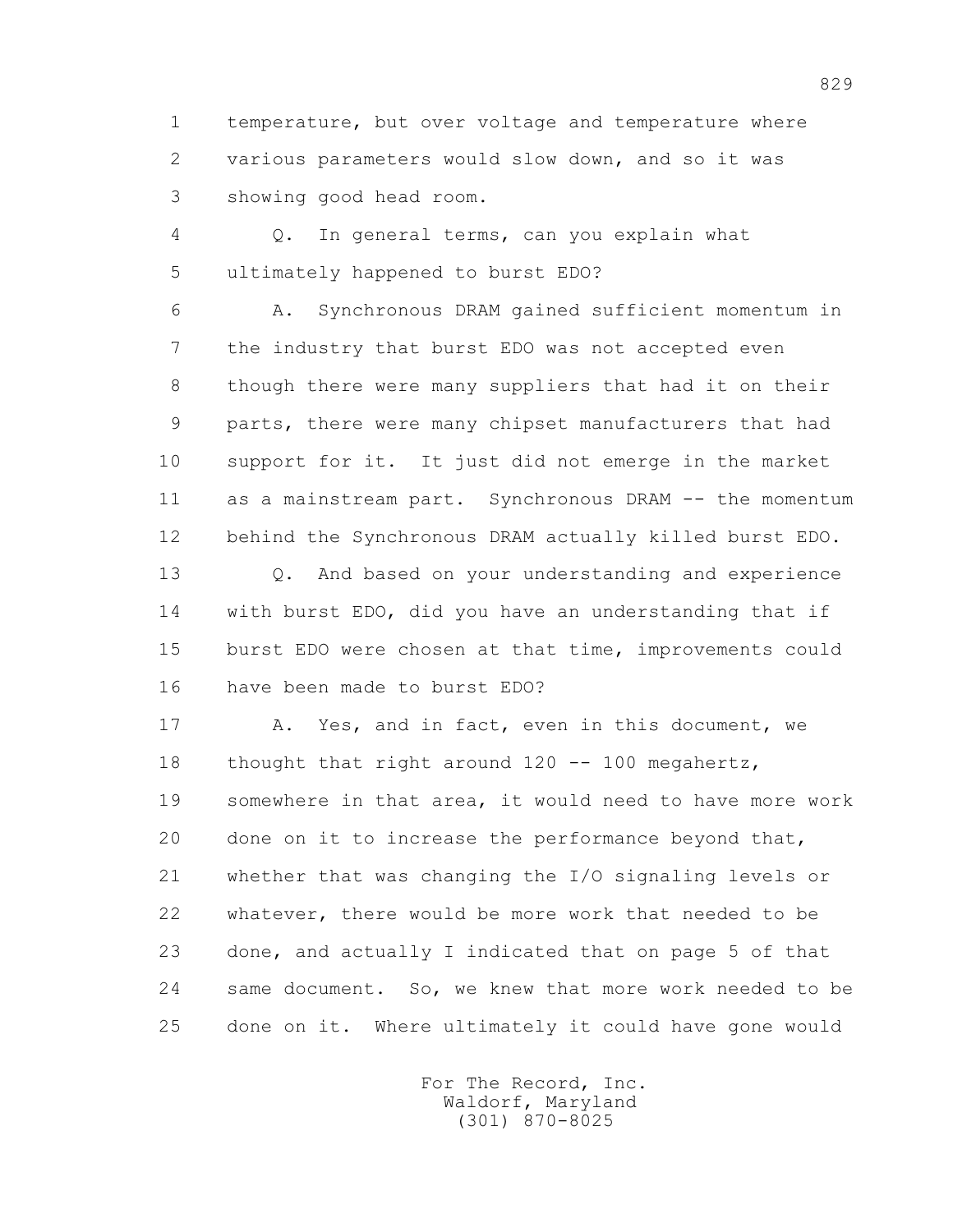1 temperature, but over voltage and temperature where
2 various parameters would slow down, and so it was
3 showing good head room.

4 Q. In general terms, can you explain what
5 ultimately happened to burst EDO?

6 A. Synchronous DRAM gained sufficient momentum in
7 the industry that burst EDO was not accepted even
8 though there were many suppliers that had it on their
9 parts, there were many chipset manufacturers that had
10 support for it. It just did not emerge in the market
11 as a mainstream part. Synchronous DRAM -- the momentum
12 behind the Synchronous DRAM actually killed burst EDO.

13 Q. And based on your understanding and experience
14 with burst EDO, did you have an understanding that if
15 burst EDO were chosen at that time, improvements could
16 have been made to burst EDO?

17 A. Yes, and in fact, even in this document, we
18 thought that right around 120 -- 100 megahertz,
19 somewhere in that area, it would need to have more work
20 done on it to increase the performance beyond that,
21 whether that was changing the I/O signaling levels or
22 whatever, there would be more work that needed to be
23 done, and actually I indicated that on page 5 of that
24 same document. So, we knew that more work needed to be
25 done on it. Where ultimately it could have gone would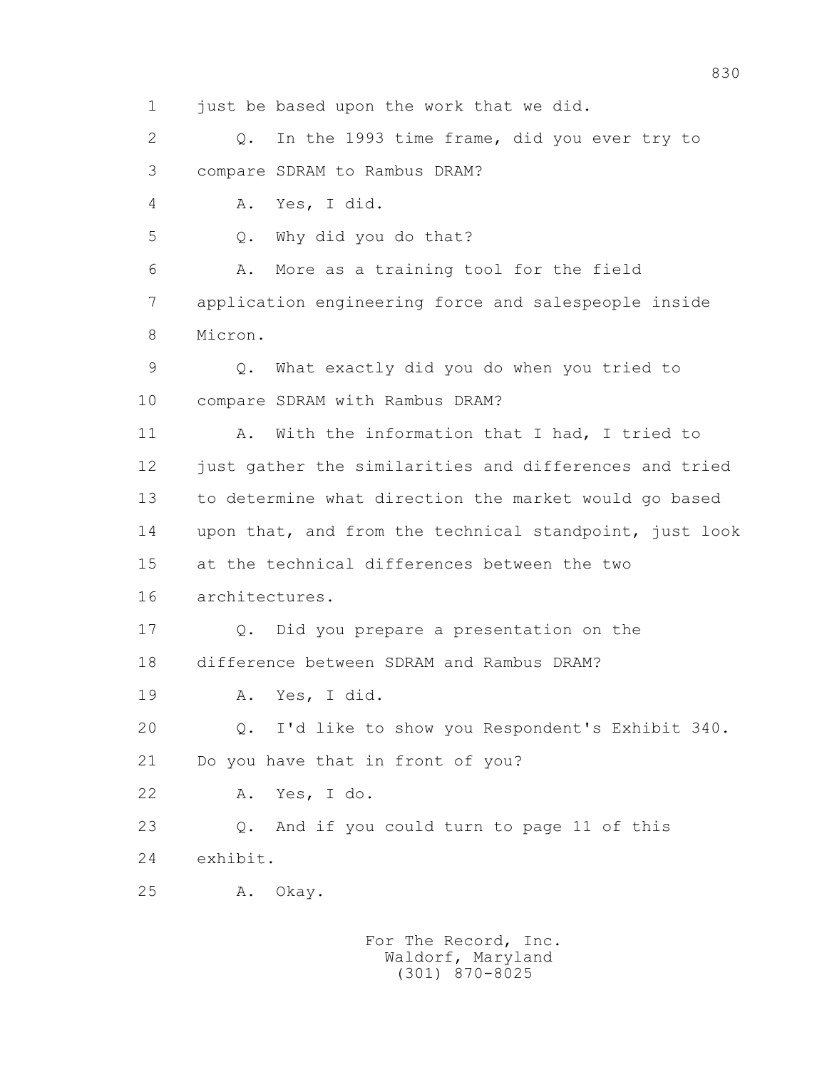1 just be based upon the work that we did.

2 Q. In the 1993 time frame, did you ever try to

3 compare SDRAM to Rambus DRAM?

4 A. Yes, I did.

5 Q. Why did you do that?

6 A. More as a training tool for the field

7 application engineering force and salespeople inside

8 Micron.

9 Q. What exactly did you do when you tried to

10 compare SDRAM with Rambus DRAM?

11 A. With the information that I had, I tried to

12 just gather the similarities and differences and tried

13 to determine what direction the market would go based

14 upon that, and from the technical standpoint, just look

15 at the technical differences between the two

16 architectures.

17 Q. Did you prepare a presentation on the

18 difference between SDRAM and Rambus DRAM?

19 A. Yes, I did.

20 Q. I'd like to show you Respondent's Exhibit 340.

21 Do you have that in front of you?

22 A. Yes, I do.

23 Q. And if you could turn to page 11 of this

24 exhibit.

25 A. Okay.

For The Record, Inc.
Waldorf, Maryland
(301) 870-8025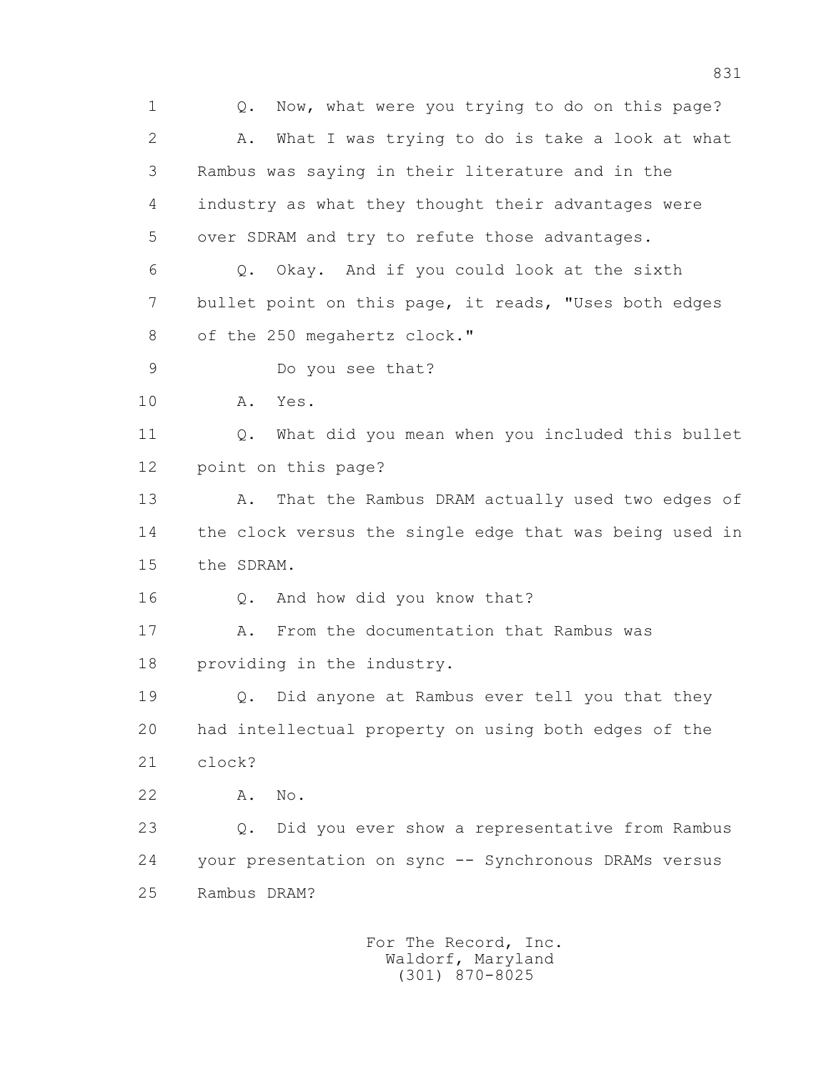Q. Now, what were you trying to do on this page?

A. What I was trying to do is take a look at what Rambus was saying in their literature and in the industry as what they thought their advantages were over SDRAM and try to refute those advantages.

Q. Okay. And if you could look at the sixth bullet point on this page, it reads, "Uses both edges of the 250 megahertz clock."

Do you see that?

A. Yes.

Q. What did you mean when you included this bullet point on this page?

A. That the Rambus DRAM actually used two edges of the clock versus the single edge that was being used in the SDRAM.

Q. And how did you know that?

A. From the documentation that Rambus was providing in the industry.

Q. Did anyone at Rambus ever tell you that they had intellectual property on using both edges of the clock?

A. No.

Q. Did you ever show a representative from Rambus your presentation on sync -- Synchronous DRAMs versus Rambus DRAM?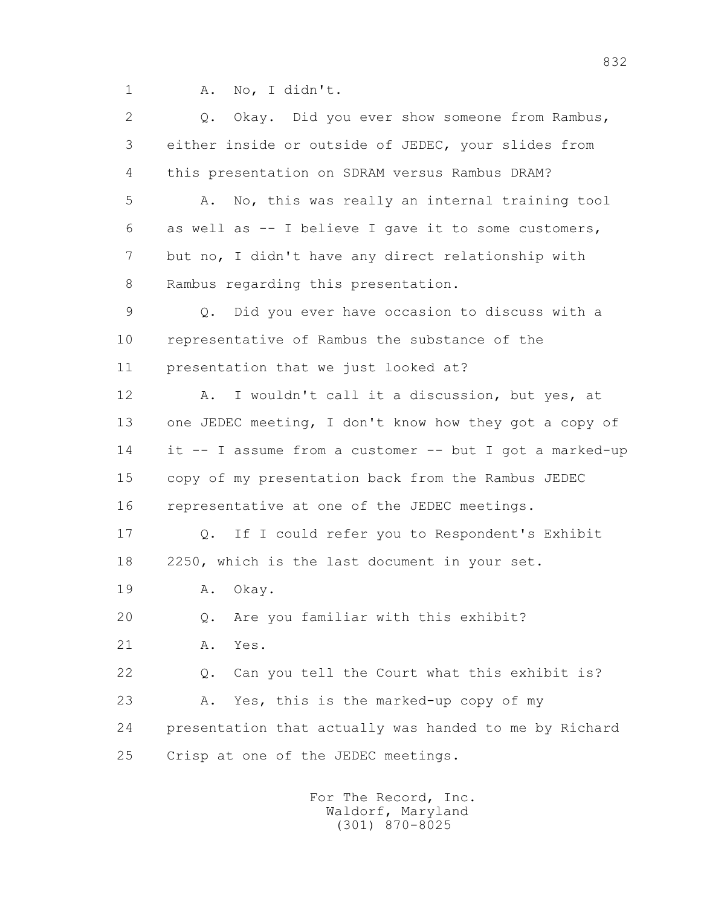1 A. No, I didn't.

2 Q. Okay. Did you ever show someone from Rambus,

3 either inside or outside of JEDEC, your slides from

4 this presentation on SDRAM versus Rambus DRAM?

5 A. No, this was really an internal training tool

6 as well as -- I believe I gave it to some customers,

7 but no, I didn't have any direct relationship with

8 Rambus regarding this presentation.

9 Q. Did you ever have occasion to discuss with a

10 representative of Rambus the substance of the

11 presentation that we just looked at?

12 A. I wouldn't call it a discussion, but yes, at

13 one JEDEC meeting, I don't know how they got a copy of

14 it -- I assume from a customer -- but I got a marked-up

15 copy of my presentation back from the Rambus JEDEC

16 representative at one of the JEDEC meetings.

17 Q. If I could refer you to Respondent's Exhibit

18 2250, which is the last document in your set.

19 A. Okay.

20 Q. Are you familiar with this exhibit?

21 A. Yes.

22 Q. Can you tell the Court what this exhibit is?

23 A. Yes, this is the marked-up copy of my

24 presentation that actually was handed to me by Richard

25 Crisp at one of the JEDEC meetings.

For The Record, Inc.
Waldorf, Maryland
(301) 870-8025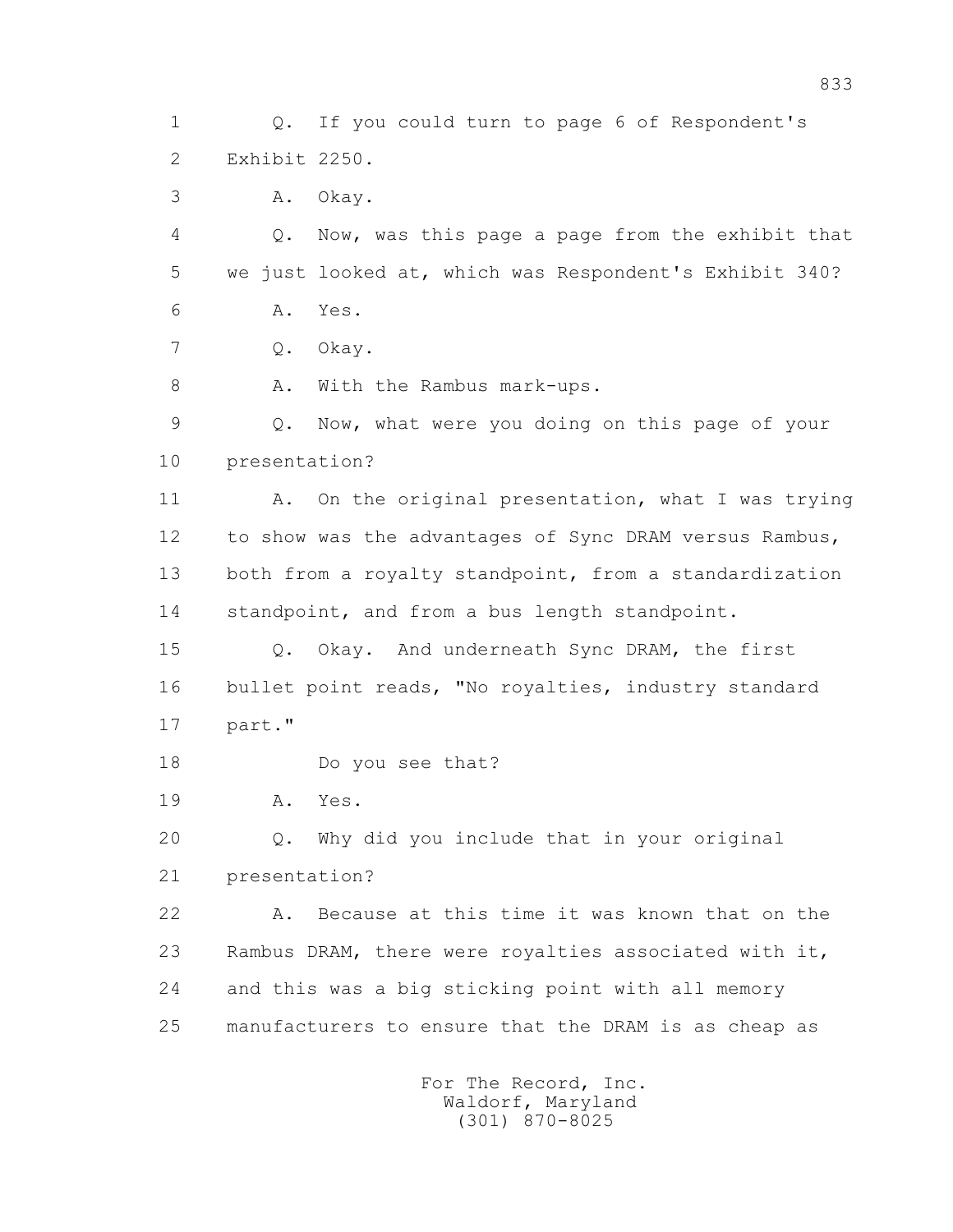1 Q. If you could turn to page 6 of Respondent's
2 Exhibit 2250.
3 A. Okay.
4 Q. Now, was this page a page from the exhibit that
5 we just looked at, which was Respondent's Exhibit 340?
6 A. Yes.
7 Q. Okay.
8 A. With the Rambus mark-ups.
9 Q. Now, what were you doing on this page of your
10 presentation?
11 A. On the original presentation, what I was trying
12 to show was the advantages of Sync DRAM versus Rambus,
13 both from a royalty standpoint, from a standardization
14 standpoint, and from a bus length standpoint.
15 Q. Okay. And underneath Sync DRAM, the first
16 bullet point reads, "No royalties, industry standard
17 part."
18 Do you see that?
19 A. Yes.
20 Q. Why did you include that in your original
21 presentation?
22 A. Because at this time it was known that on the
23 Rambus DRAM, there were royalties associated with it,
24 and this was a big sticking point with all memory
25 manufacturers to ensure that the DRAM is as cheap as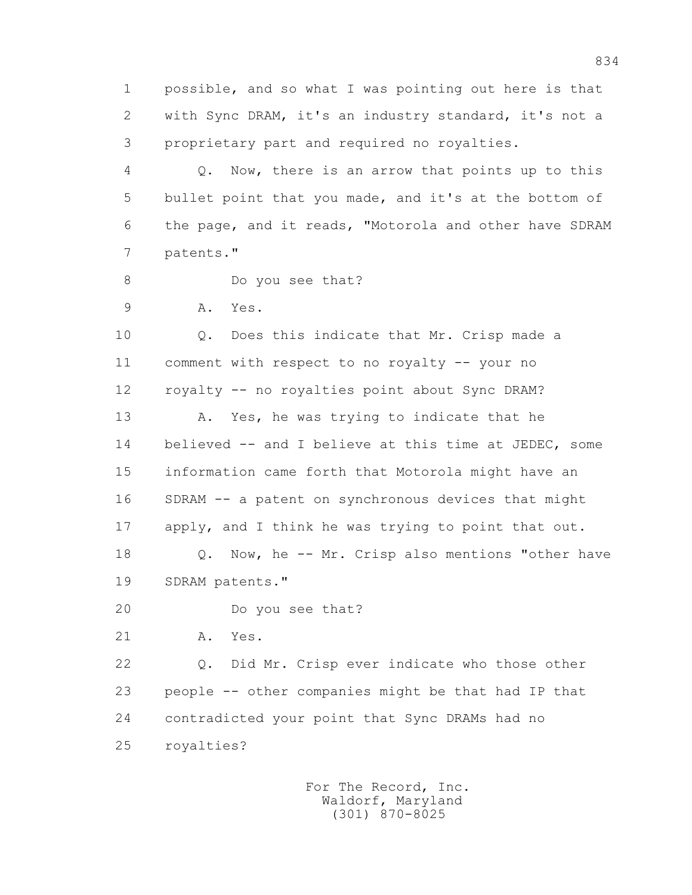1 possible, and so what I was pointing out here is that
2 with Sync DRAM, it's an industry standard, it's not a
3 proprietary part and required no royalties.

4 Q. Now, there is an arrow that points up to this
5 bullet point that you made, and it's at the bottom of
6 the page, and it reads, "Motorola and other have SDRAM
7 patents."

8 Do you see that?

9 A. Yes.

10 Q. Does this indicate that Mr. Crisp made a
11 comment with respect to no royalty -- your no
12 royalty -- no royalties point about Sync DRAM?

13 A. Yes, he was trying to indicate that he
14 believed -- and I believe at this time at JEDEC, some
15 information came forth that Motorola might have an
16 SDRAM -- a patent on synchronous devices that might
17 apply, and I think he was trying to point that out.

18 Q. Now, he -- Mr. Crisp also mentions "other have
19 SDRAM patents."

20 Do you see that?

21 A. Yes.

22 Q. Did Mr. Crisp ever indicate who those other
23 people -- other companies might be that had IP that
24 contradicted your point that Sync DRAMs had no
25 royalties?

For The Record, Inc.
Waldorf, Maryland
(301) 870-8025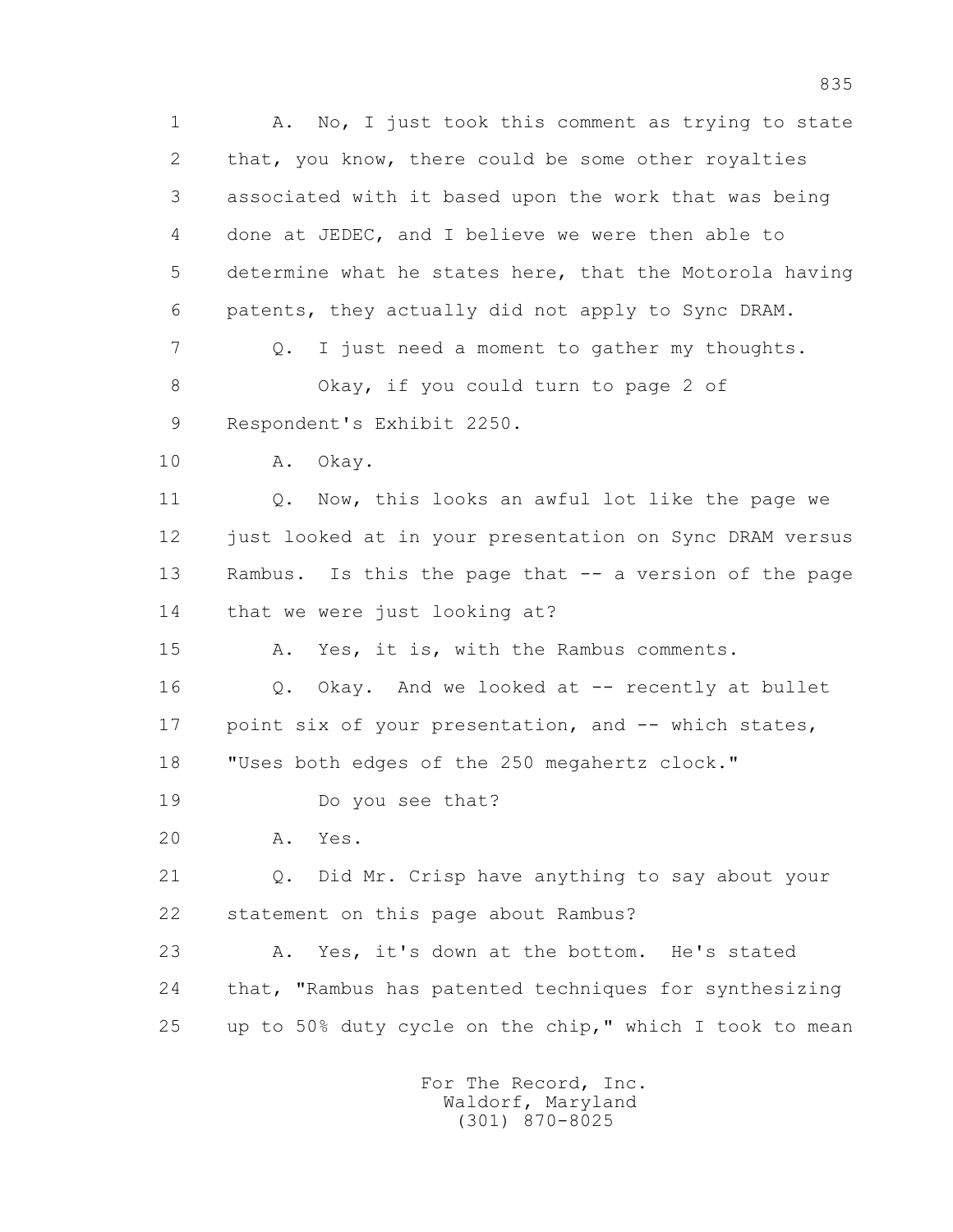1 A. No, I just took this comment as trying to state
2 that, you know, there could be some other royalties
3 associated with it based upon the work that was being
4 done at JEDEC, and I believe we were then able to
5 determine what he states here, that the Motorola having
6 patents, they actually did not apply to Sync DRAM.
7 Q. I just need a moment to gather my thoughts.
8 Okay, if you could turn to page 2 of
9 Respondent's Exhibit 2250.
10 A. Okay.
11 Q. Now, this looks an awful lot like the page we
12 just looked at in your presentation on Sync DRAM versus
13 Rambus. Is this the page that -- a version of the page
14 that we were just looking at?
15 A. Yes, it is, with the Rambus comments.
16 Q. Okay. And we looked at -- recently at bullet
17 point six of your presentation, and -- which states,
18 "Uses both edges of the 250 megahertz clock."
19 Do you see that?
20 A. Yes.
21 Q. Did Mr. Crisp have anything to say about your
22 statement on this page about Rambus?
23 A. Yes, it's down at the bottom. He's stated
24 that, "Rambus has patented techniques for synthesizing
25 up to 50% duty cycle on the chip," which I took to mean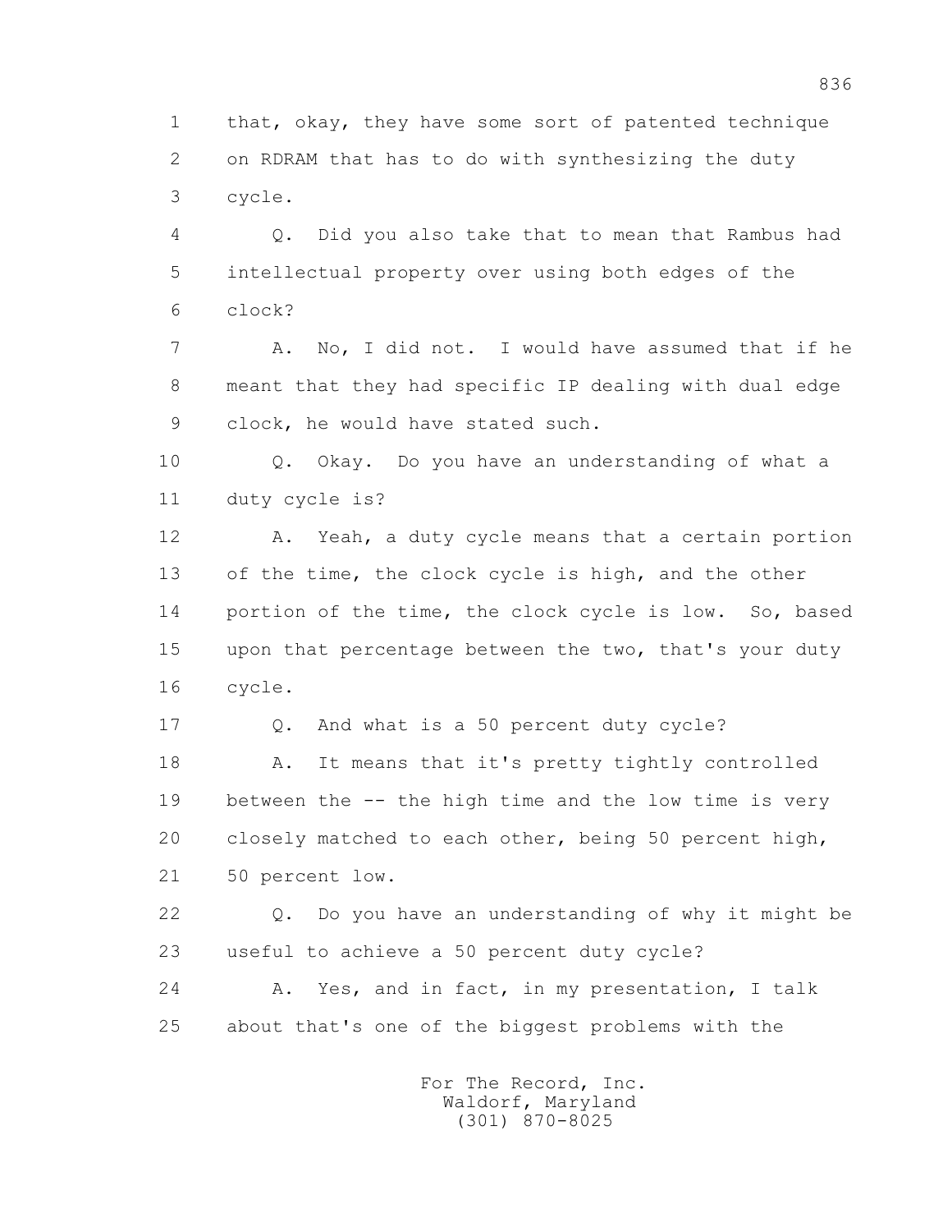that, okay, they have some sort of patented technique on RDRAM that has to do with synthesizing the duty cycle.

Q. Did you also take that to mean that Rambus had intellectual property over using both edges of the clock?

A. No, I did not. I would have assumed that if he meant that they had specific IP dealing with dual edge clock, he would have stated such.

Q. Okay. Do you have an understanding of what a duty cycle is?

A. Yeah, a duty cycle means that a certain portion of the time, the clock cycle is high, and the other portion of the time, the clock cycle is low. So, based upon that percentage between the two, that's your duty cycle.

Q. And what is a 50 percent duty cycle?

A. It means that it's pretty tightly controlled between the -- the high time and the low time is very closely matched to each other, being 50 percent high, 50 percent low.

Q. Do you have an understanding of why it might be useful to achieve a 50 percent duty cycle?

A. Yes, and in fact, in my presentation, I talk about that's one of the biggest problems with the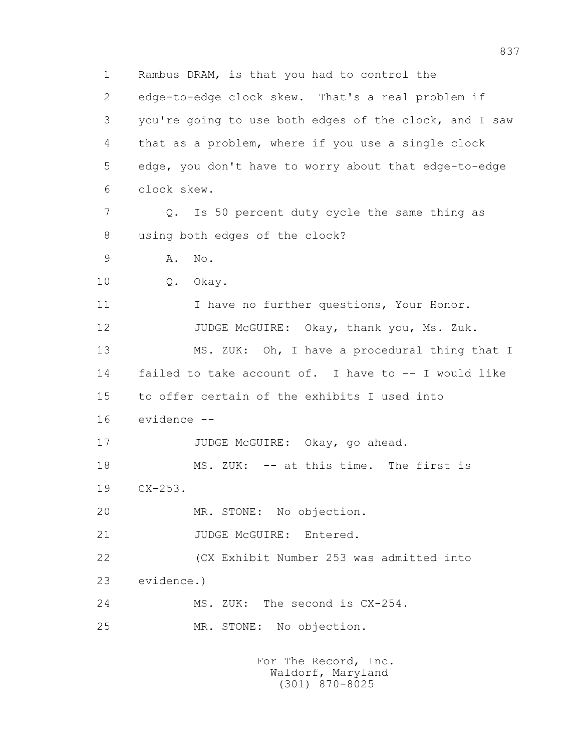1 Rambus DRAM, is that you had to control the
2 edge-to-edge clock skew. That's a real problem if
3 you're going to use both edges of the clock, and I saw
4 that as a problem, where if you use a single clock
5 edge, you don't have to worry about that edge-to-edge
6 clock skew.
7 Q. Is 50 percent duty cycle the same thing as
8 using both edges of the clock?
9 A. No.
10 Q. Okay.
11 I have no further questions, Your Honor.
12 JUDGE McGUIRE: Okay, thank you, Ms. Zuk.
13 MS. ZUK: Oh, I have a procedural thing that I
14 failed to take account of. I have to -- I would like
15 to offer certain of the exhibits I used into
16 evidence --
17 JUDGE McGUIRE: Okay, go ahead.
18 MS. ZUK: -- at this time. The first is
19 CX-253.
20 MR. STONE: No objection.
21 JUDGE McGUIRE: Entered.
22 (CX Exhibit Number 253 was admitted into
23 evidence.)
24 MS. ZUK: The second is CX-254.
25 MR. STONE: No objection.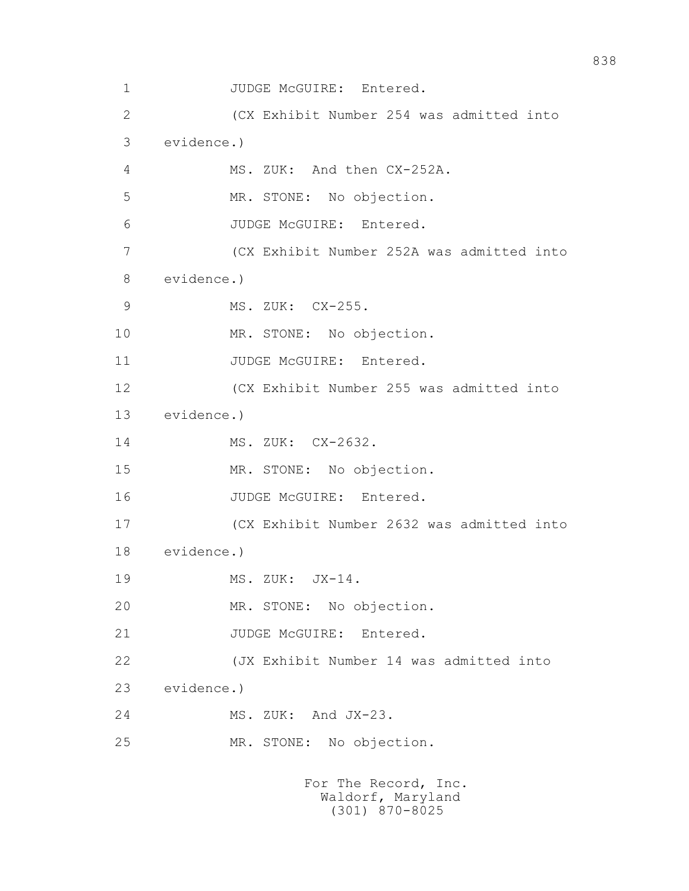JUDGE McGUIRE: Entered.

(CX Exhibit Number 254 was admitted into evidence.)

MS. ZUK: And then CX-252A.

MR. STONE: No objection.

JUDGE McGUIRE: Entered.

(CX Exhibit Number 252A was admitted into evidence.)

MS. ZUK: CX-255.

MR. STONE: No objection.

JUDGE McGUIRE: Entered.

(CX Exhibit Number 255 was admitted into evidence.)

MS. ZUK: CX-2632.

MR. STONE: No objection.

JUDGE McGUIRE: Entered.

(CX Exhibit Number 2632 was admitted into evidence.)

MS. ZUK: JX-14.

MR. STONE: No objection.

JUDGE McGUIRE: Entered.

(JX Exhibit Number 14 was admitted into evidence.)

MS. ZUK: And JX-23.

MR. STONE: No objection.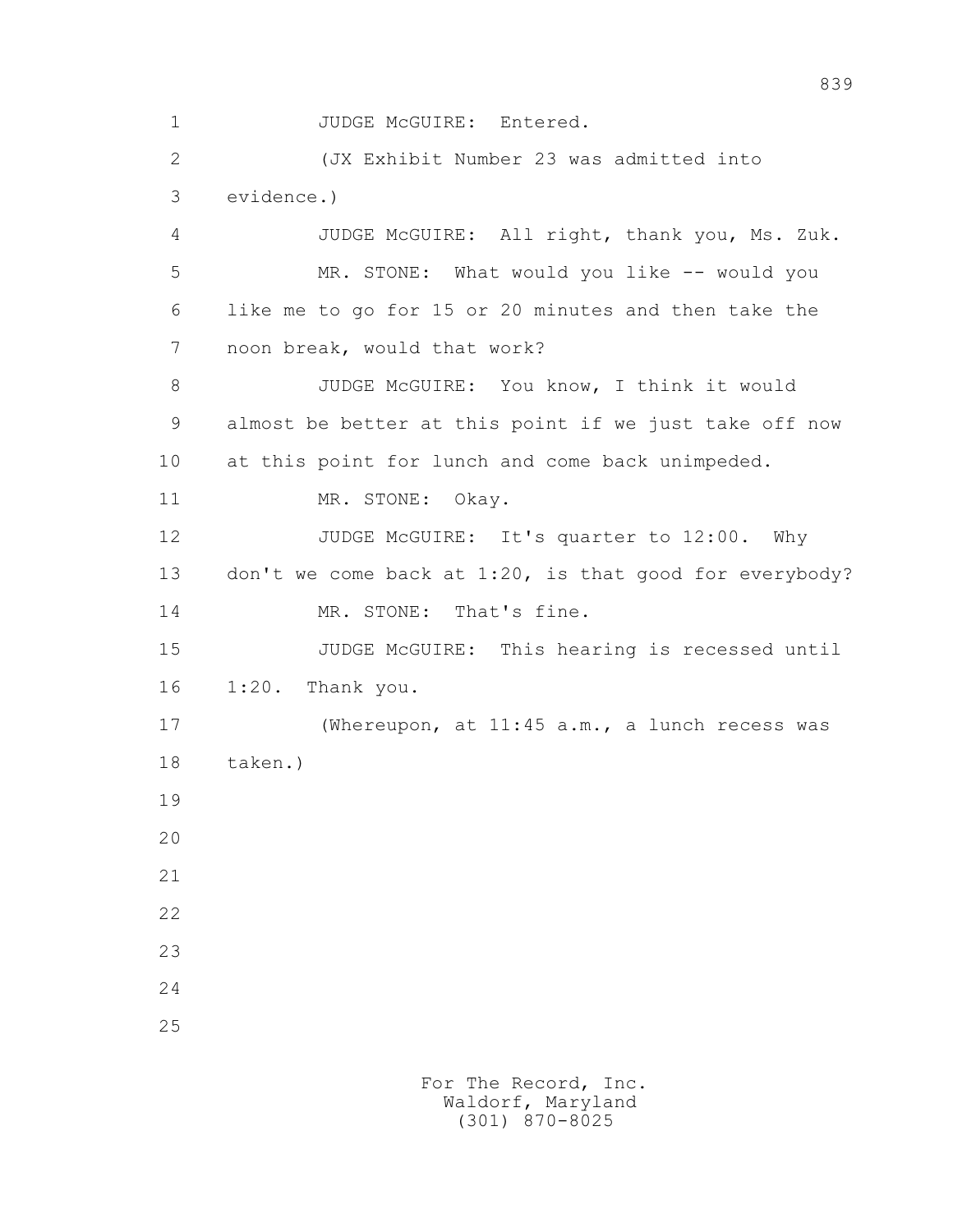JUDGE McGUIRE: Entered.

(JX Exhibit Number 23 was admitted into evidence.)

JUDGE McGUIRE: All right, thank you, Ms. Zuk.

MR. STONE: What would you like -- would you like me to go for 15 or 20 minutes and then take the noon break, would that work?

JUDGE McGUIRE: You know, I think it would almost be better at this point if we just take off now at this point for lunch and come back unimpeded.

MR. STONE: Okay.

JUDGE McGUIRE: It's quarter to 12:00. Why don't we come back at 1:20, is that good for everybody?

MR. STONE: That's fine.

JUDGE McGUIRE: This hearing is recessed until 1:20. Thank you.

(Whereupon, at 11:45 a.m., a lunch recess was taken.)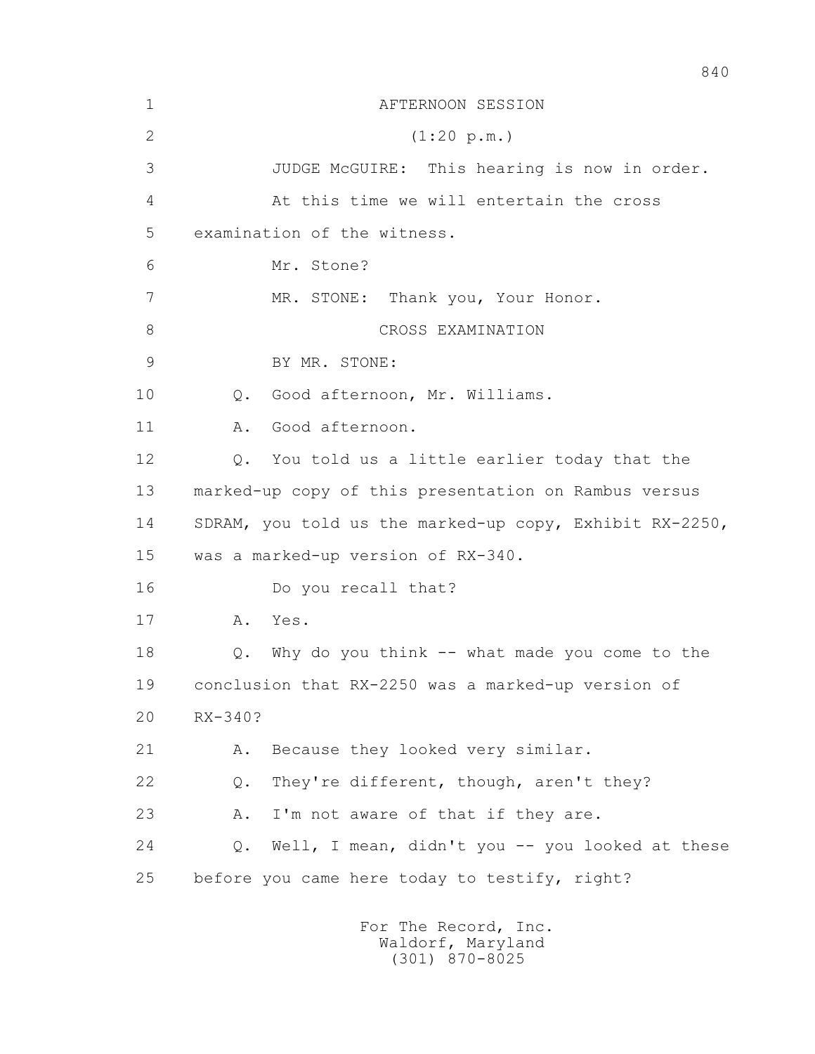AFTERNOON SESSION

(1:20 p.m.)

JUDGE McGUIRE: This hearing is now in order.

At this time we will entertain the cross examination of the witness.

Mr. Stone?

MR. STONE: Thank you, Your Honor.

CROSS EXAMINATION

BY MR. STONE:

Q. Good afternoon, Mr. Williams.

A. Good afternoon.

Q. You told us a little earlier today that the marked-up copy of this presentation on Rambus versus SDRAM, you told us the marked-up copy, Exhibit RX-2250, was a marked-up version of RX-340.

Do you recall that?

A. Yes.

Q. Why do you think -- what made you come to the conclusion that RX-2250 was a marked-up version of RX-340?

A. Because they looked very similar.

Q. They're different, though, aren't they?

A. I'm not aware of that if they are.

Q. Well, I mean, didn't you -- you looked at these before you came here today to testify, right?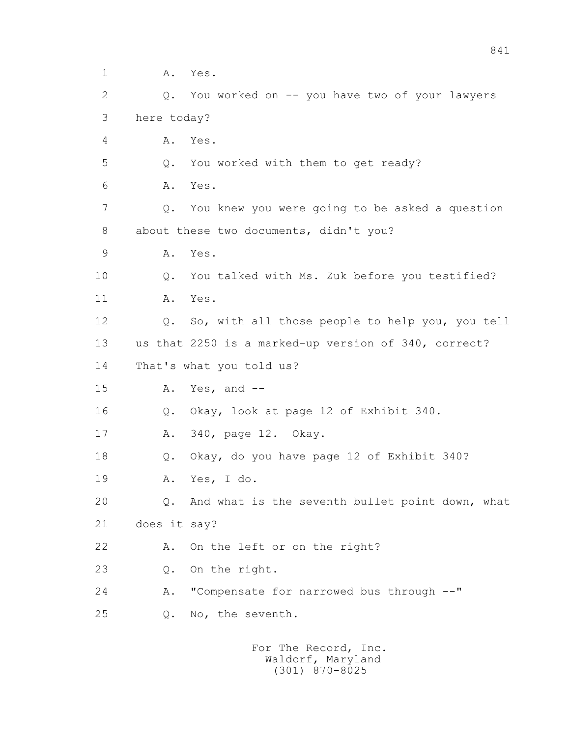1 A. Yes.

2 Q. You worked on -- you have two of your lawyers

3 here today?

4 A. Yes.

5 Q. You worked with them to get ready?

6 A. Yes.

7 Q. You knew you were going to be asked a question

8 about these two documents, didn't you?

9 A. Yes.

10 Q. You talked with Ms. Zuk before you testified?

11 A. Yes.

12 Q. So, with all those people to help you, you tell

13 us that 2250 is a marked-up version of 340, correct?

14 That's what you told us?

15 A. Yes, and --

16 Q. Okay, look at page 12 of Exhibit 340.

17 A. 340, page 12. Okay.

18 Q. Okay, do you have page 12 of Exhibit 340?

19 A. Yes, I do.

20 Q. And what is the seventh bullet point down, what

21 does it say?

22 A. On the left or on the right?

23 Q. On the right.

24 A. "Compensate for narrowed bus through --"

25 Q. No, the seventh.

For The Record, Inc.
Waldorf, Maryland
(301) 870-8025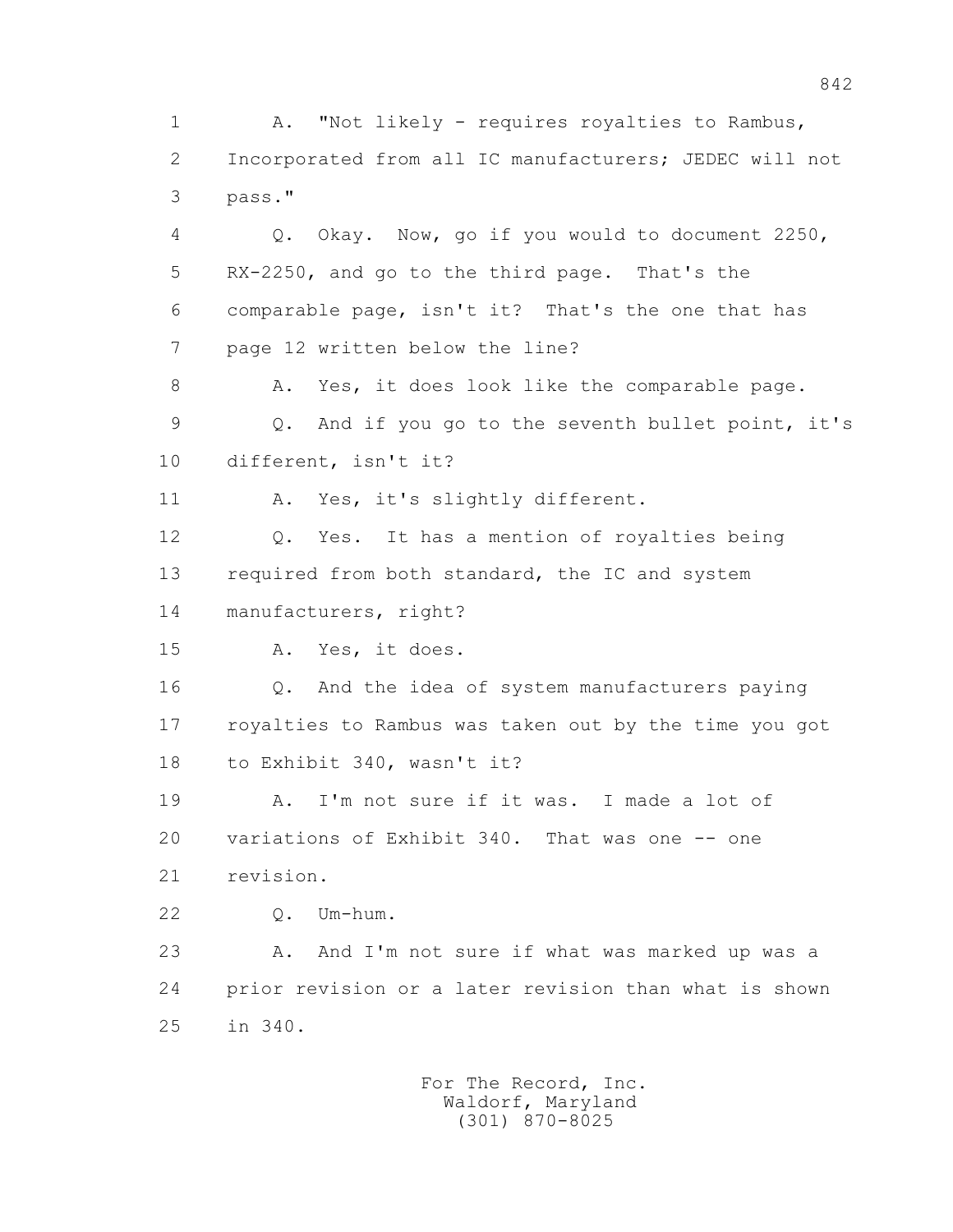1 A. "Not likely - requires royalties to Rambus, 
2 Incorporated from all IC manufacturers; JEDEC will not 
3 pass."

4 Q. Okay. Now, go if you would to document 2250, 
5 RX-2250, and go to the third page. That's the 
6 comparable page, isn't it? That's the one that has 
7 page 12 written below the line?

8 A. Yes, it does look like the comparable page.

9 Q. And if you go to the seventh bullet point, it's 
10 different, isn't it?

11 A. Yes, it's slightly different.

12 Q. Yes. It has a mention of royalties being 
13 required from both standard, the IC and system 
14 manufacturers, right?

15 A. Yes, it does.

16 Q. And the idea of system manufacturers paying 
17 royalties to Rambus was taken out by the time you got 
18 to Exhibit 340, wasn't it?

19 A. I'm not sure if it was. I made a lot of 
20 variations of Exhibit 340. That was one -- one 
21 revision.

22 Q. Um-hum.

23 A. And I'm not sure if what was marked up was a 
24 prior revision or a later revision than what is shown 
25 in 340.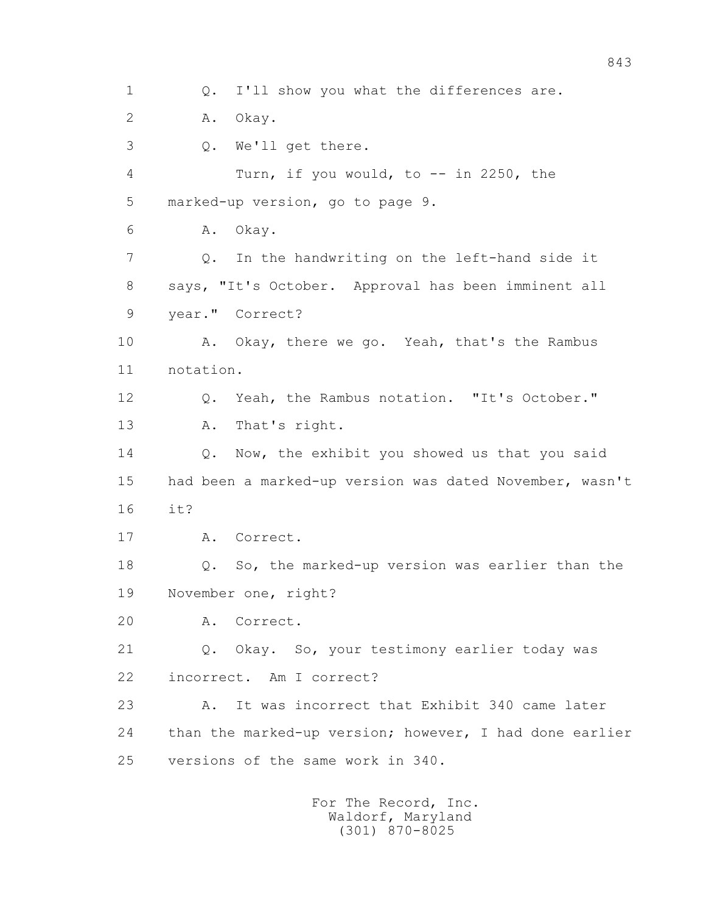1 Q. I'll show you what the differences are.

2 A. Okay.

3 Q. We'll get there.

4 Turn, if you would, to -- in 2250, the

5 marked-up version, go to page 9.

6 A. Okay.

7 Q. In the handwriting on the left-hand side it

8 says, "It's October. Approval has been imminent all

9 year." Correct?

10 A. Okay, there we go. Yeah, that's the Rambus

11 notation.

12 Q. Yeah, the Rambus notation. "It's October."

13 A. That's right.

14 Q. Now, the exhibit you showed us that you said

15 had been a marked-up version was dated November, wasn't

16 it?

17 A. Correct.

18 Q. So, the marked-up version was earlier than the

19 November one, right?

20 A. Correct.

21 Q. Okay. So, your testimony earlier today was

22 incorrect. Am I correct?

23 A. It was incorrect that Exhibit 340 came later

24 than the marked-up version; however, I had done earlier

25 versions of the same work in 340.

For The Record, Inc.
Waldorf, Maryland
(301) 870-8025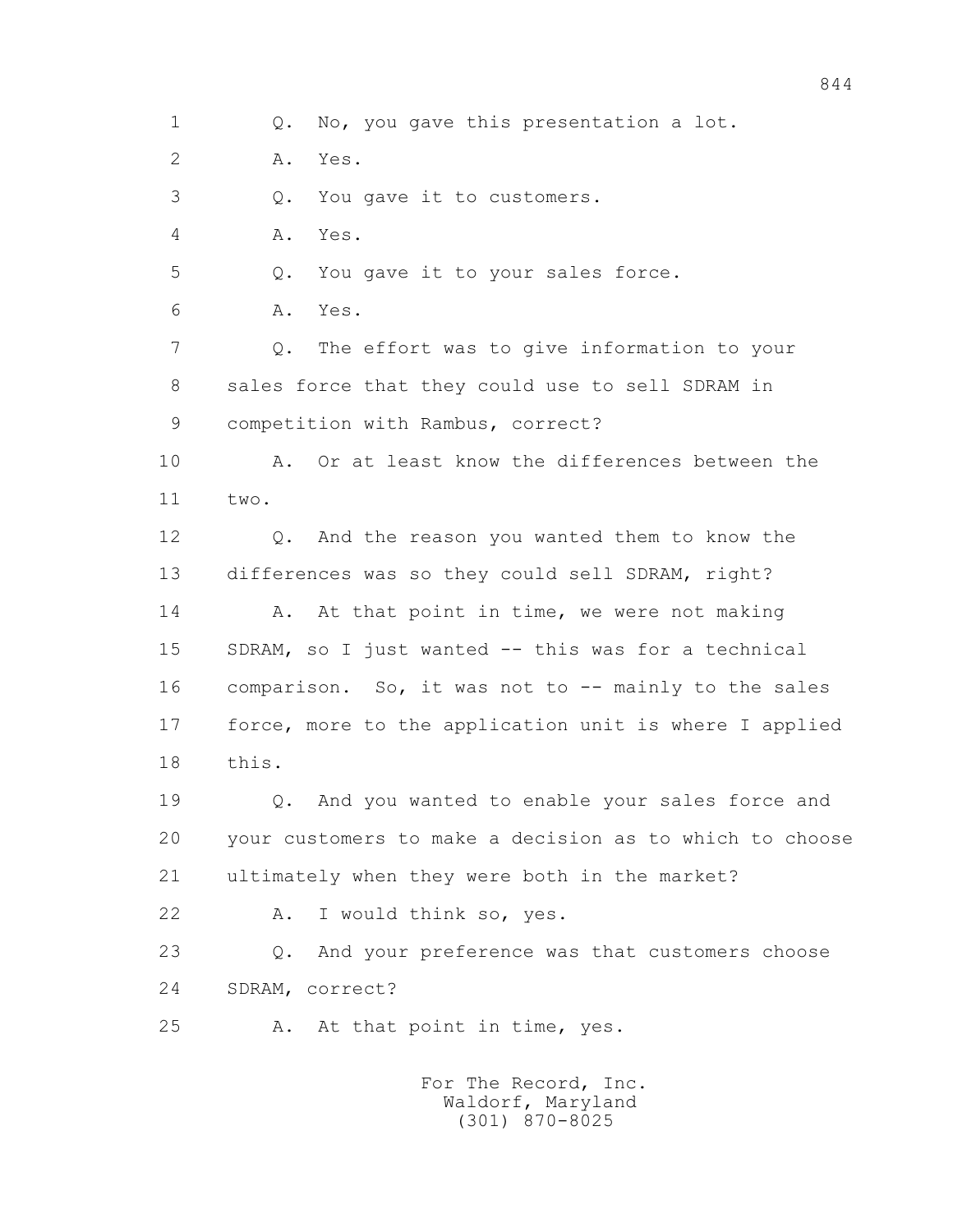1 Q. No, you gave this presentation a lot.

2 A. Yes.

3 Q. You gave it to customers.

4 A. Yes.

5 Q. You gave it to your sales force.

6 A. Yes.

7 Q. The effort was to give information to your

8 sales force that they could use to sell SDRAM in

9 competition with Rambus, correct?

10 A. Or at least know the differences between the

11 two.

12 Q. And the reason you wanted them to know the

13 differences was so they could sell SDRAM, right?

14 A. At that point in time, we were not making

15 SDRAM, so I just wanted -- this was for a technical

16 comparison. So, it was not to -- mainly to the sales

17 force, more to the application unit is where I applied

18 this.

19 Q. And you wanted to enable your sales force and

20 your customers to make a decision as to which to choose

21 ultimately when they were both in the market?

22 A. I would think so, yes.

23 Q. And your preference was that customers choose

24 SDRAM, correct?

25 A. At that point in time, yes.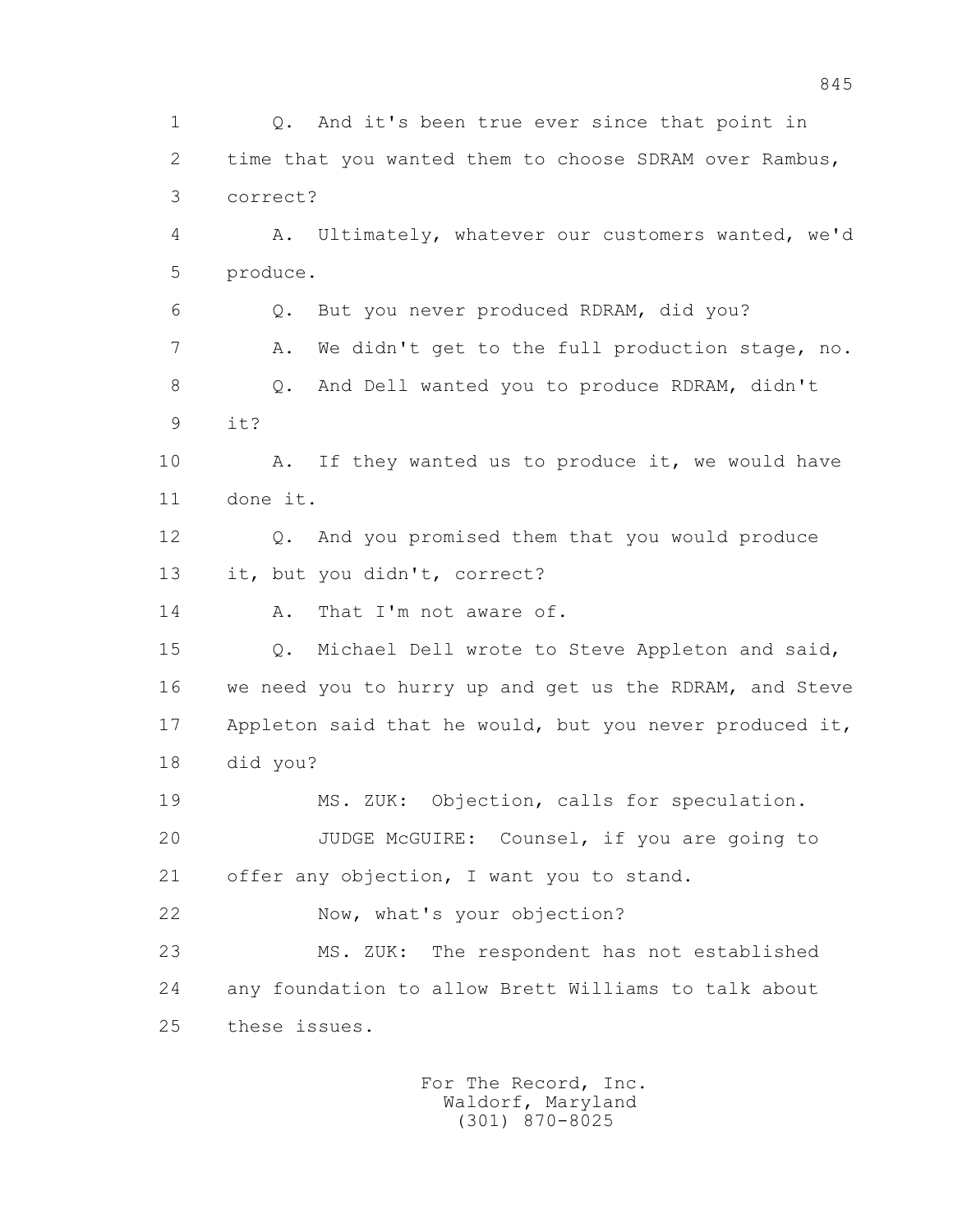1 Q. And it's been true ever since that point in
2 time that you wanted them to choose SDRAM over Rambus,
3 correct?
4 A. Ultimately, whatever our customers wanted, we'd
5 produce.
6 Q. But you never produced RDRAM, did you?
7 A. We didn't get to the full production stage, no.
8 Q. And Dell wanted you to produce RDRAM, didn't
9 it?
10 A. If they wanted us to produce it, we would have
11 done it.
12 Q. And you promised them that you would produce
13 it, but you didn't, correct?
14 A. That I'm not aware of.
15 Q. Michael Dell wrote to Steve Appleton and said,
16 we need you to hurry up and get us the RDRAM, and Steve
17 Appleton said that he would, but you never produced it,
18 did you?
19 MS. ZUK: Objection, calls for speculation.
20 JUDGE McGUIRE: Counsel, if you are going to
21 offer any objection, I want you to stand.
22 Now, what's your objection?
23 MS. ZUK: The respondent has not established
24 any foundation to allow Brett Williams to talk about
25 these issues.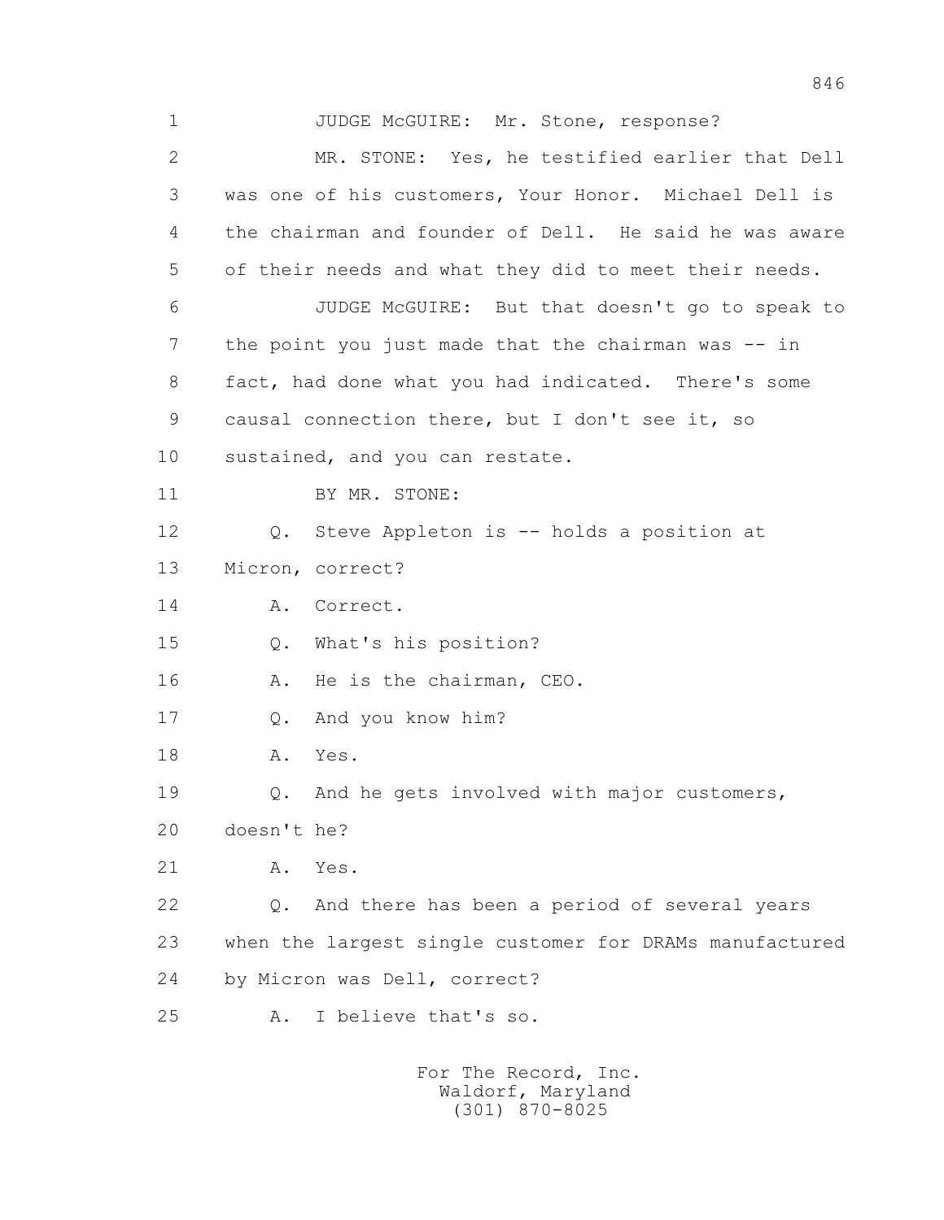JUDGE McGUIRE: Mr. Stone, response?

MR. STONE: Yes, he testified earlier that Dell was one of his customers, Your Honor. Michael Dell is the chairman and founder of Dell. He said he was aware of their needs and what they did to meet their needs.

JUDGE McGUIRE: But that doesn't go to speak to the point you just made that the chairman was -- in fact, had done what you had indicated. There's some causal connection there, but I don't see it, so sustained, and you can restate.

BY MR. STONE:

Q. Steve Appleton is -- holds a position at Micron, correct?

A. Correct.

Q. What's his position?

A. He is the chairman, CEO.

Q. And you know him?

A. Yes.

Q. And he gets involved with major customers, doesn't he?

A. Yes.

Q. And there has been a period of several years when the largest single customer for DRAMs manufactured by Micron was Dell, correct?

A. I believe that's so.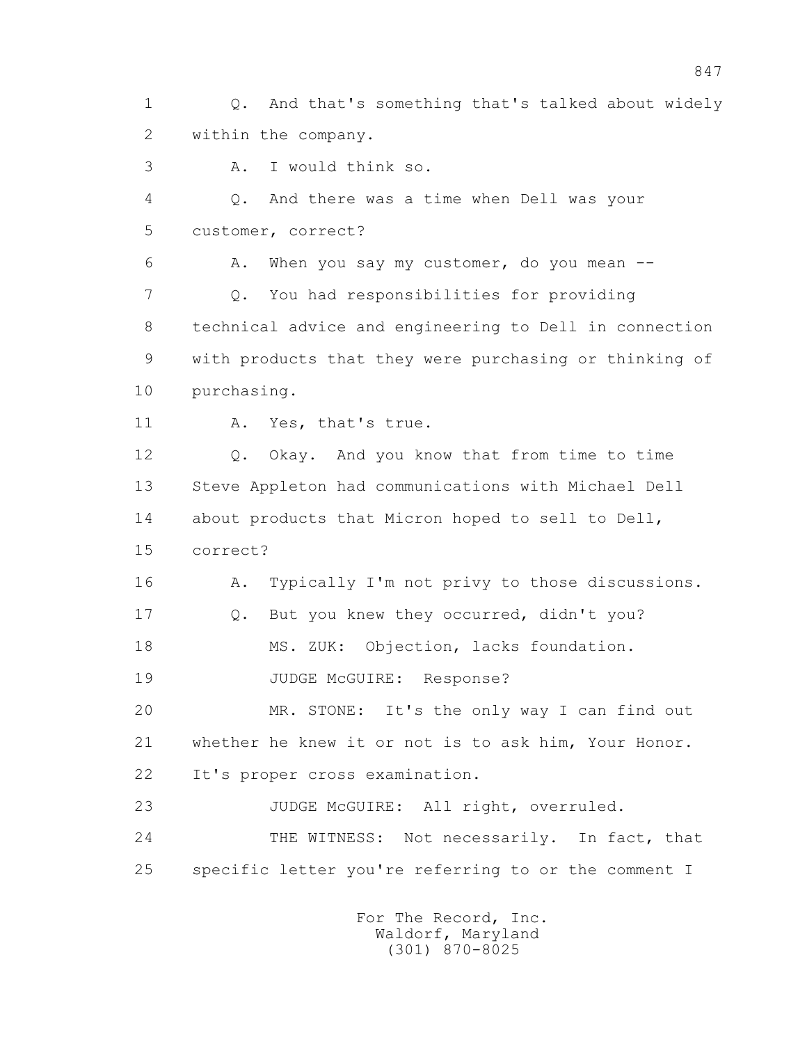1 Q. And that's something that's talked about widely
2 within the company.
3 A. I would think so.
4 Q. And there was a time when Dell was your
5 customer, correct?
6 A. When you say my customer, do you mean --
7 Q. You had responsibilities for providing
8 technical advice and engineering to Dell in connection
9 with products that they were purchasing or thinking of
10 purchasing.
11 A. Yes, that's true.
12 Q. Okay. And you know that from time to time
13 Steve Appleton had communications with Michael Dell
14 about products that Micron hoped to sell to Dell,
15 correct?
16 A. Typically I'm not privy to those discussions.
17 Q. But you knew they occurred, didn't you?
18 MS. ZUK: Objection, lacks foundation.
19 JUDGE McGUIRE: Response?
20 MR. STONE: It's the only way I can find out
21 whether he knew it or not is to ask him, Your Honor.
22 It's proper cross examination.
23 JUDGE McGUIRE: All right, overruled.
24 THE WITNESS: Not necessarily. In fact, that
25 specific letter you're referring to or the comment I

For The Record, Inc.
Waldorf, Maryland
(301) 870-8025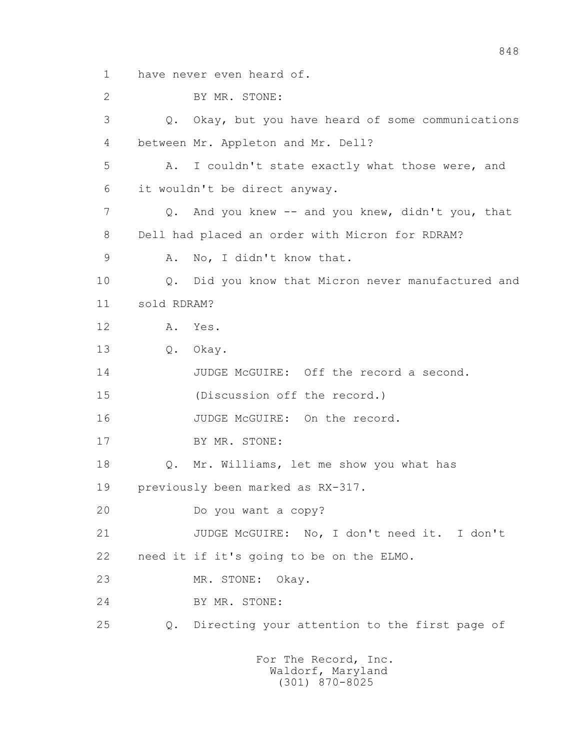1 have never even heard of.

2 BY MR. STONE:

3 Q. Okay, but you have heard of some communications

4 between Mr. Appleton and Mr. Dell?

5 A. I couldn't state exactly what those were, and

6 it wouldn't be direct anyway.

7 Q. And you knew -- and you knew, didn't you, that

8 Dell had placed an order with Micron for RDRAM?

9 A. No, I didn't know that.

10 Q. Did you know that Micron never manufactured and

11 sold RDRAM?

12 A. Yes.

13 Q. Okay.

14 JUDGE McGUIRE: Off the record a second.

15 (Discussion off the record.)

16 JUDGE McGUIRE: On the record.

17 BY MR. STONE:

18 Q. Mr. Williams, let me show you what has

19 previously been marked as RX-317.

20 Do you want a copy?

21 JUDGE McGUIRE: No, I don't need it. I don't

22 need it if it's going to be on the ELMO.

23 MR. STONE: Okay.

24 BY MR. STONE:

25 Q. Directing your attention to the first page of

For The Record, Inc.
Waldorf, Maryland
(301) 870-8025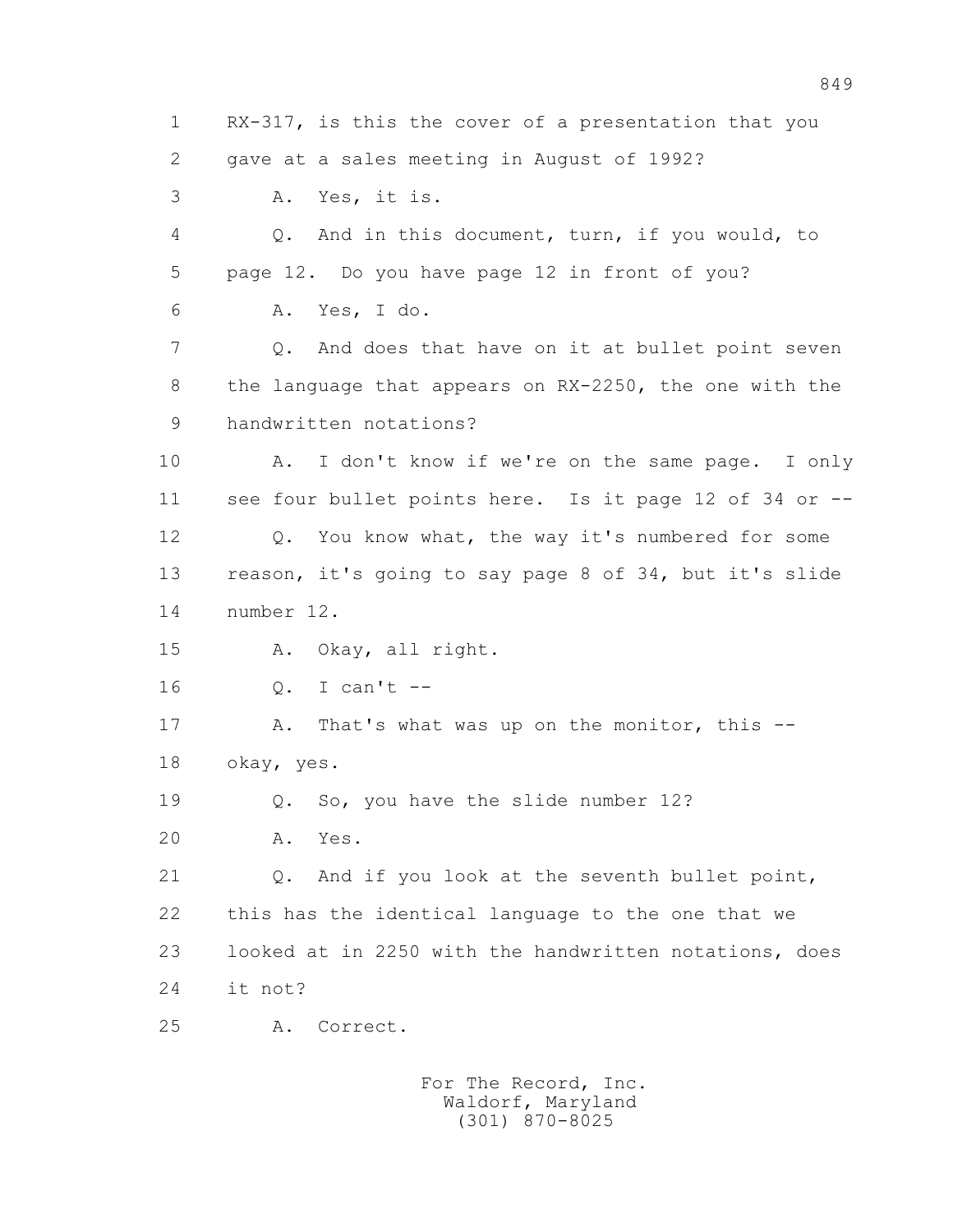1 RX-317, is this the cover of a presentation that you
2 gave at a sales meeting in August of 1992?
3 A. Yes, it is.
4 Q. And in this document, turn, if you would, to
5 page 12. Do you have page 12 in front of you?
6 A. Yes, I do.
7 Q. And does that have on it at bullet point seven
8 the language that appears on RX-2250, the one with the
9 handwritten notations?
10 A. I don't know if we're on the same page. I only
11 see four bullet points here. Is it page 12 of 34 or --
12 Q. You know what, the way it's numbered for some
13 reason, it's going to say page 8 of 34, but it's slide
14 number 12.
15 A. Okay, all right.
16 Q. I can't --
17 A. That's what was up on the monitor, this --
18 okay, yes.
19 Q. So, you have the slide number 12?
20 A. Yes.
21 Q. And if you look at the seventh bullet point,
22 this has the identical language to the one that we
23 looked at in 2250 with the handwritten notations, does
24 it not?
25 A. Correct.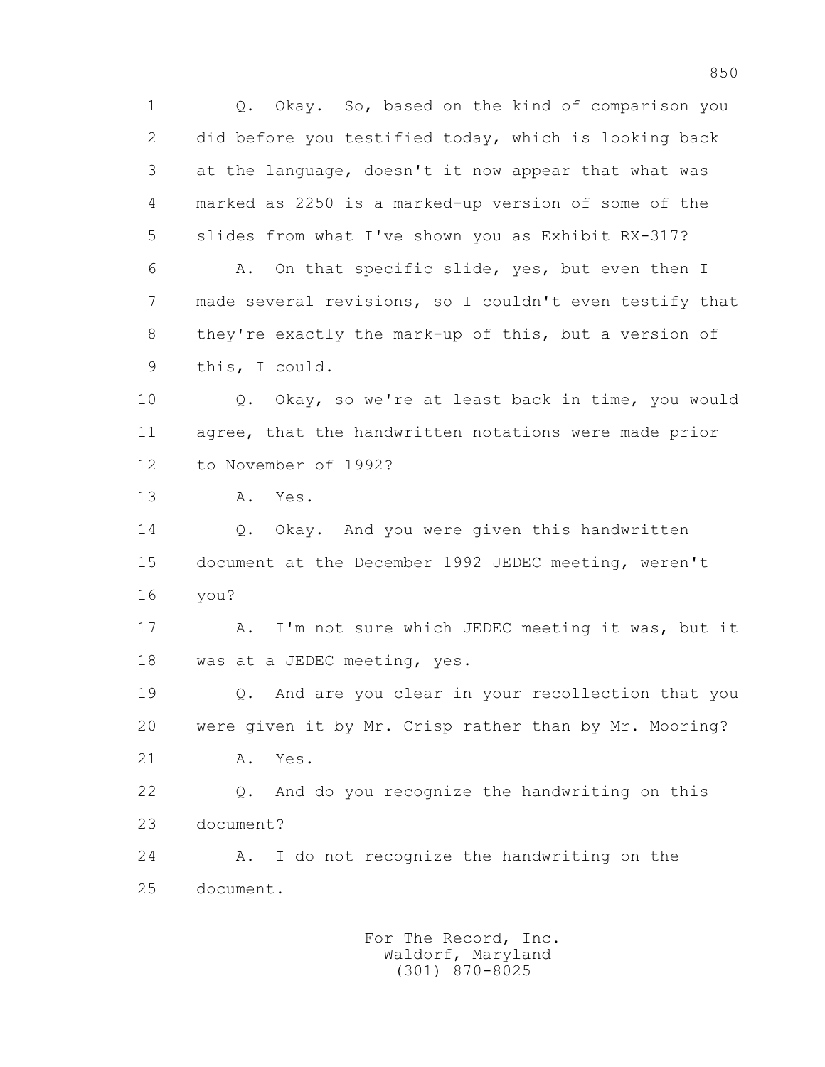1 Q. Okay. So, based on the kind of comparison you
2 did before you testified today, which is looking back
3 at the language, doesn't it now appear that what was
4 marked as 2250 is a marked-up version of some of the
5 slides from what I've shown you as Exhibit RX-317?
6 A. On that specific slide, yes, but even then I
7 made several revisions, so I couldn't even testify that
8 they're exactly the mark-up of this, but a version of
9 this, I could.
10 Q. Okay, so we're at least back in time, you would
11 agree, that the handwritten notations were made prior
12 to November of 1992?
13 A. Yes.
14 Q. Okay. And you were given this handwritten
15 document at the December 1992 JEDEC meeting, weren't
16 you?
17 A. I'm not sure which JEDEC meeting it was, but it
18 was at a JEDEC meeting, yes.
19 Q. And are you clear in your recollection that you
20 were given it by Mr. Crisp rather than by Mr. Mooring?
21 A. Yes.
22 Q. And do you recognize the handwriting on this
23 document?
24 A. I do not recognize the handwriting on the
25 document.

For The Record, Inc.
Waldorf, Maryland
(301) 870-8025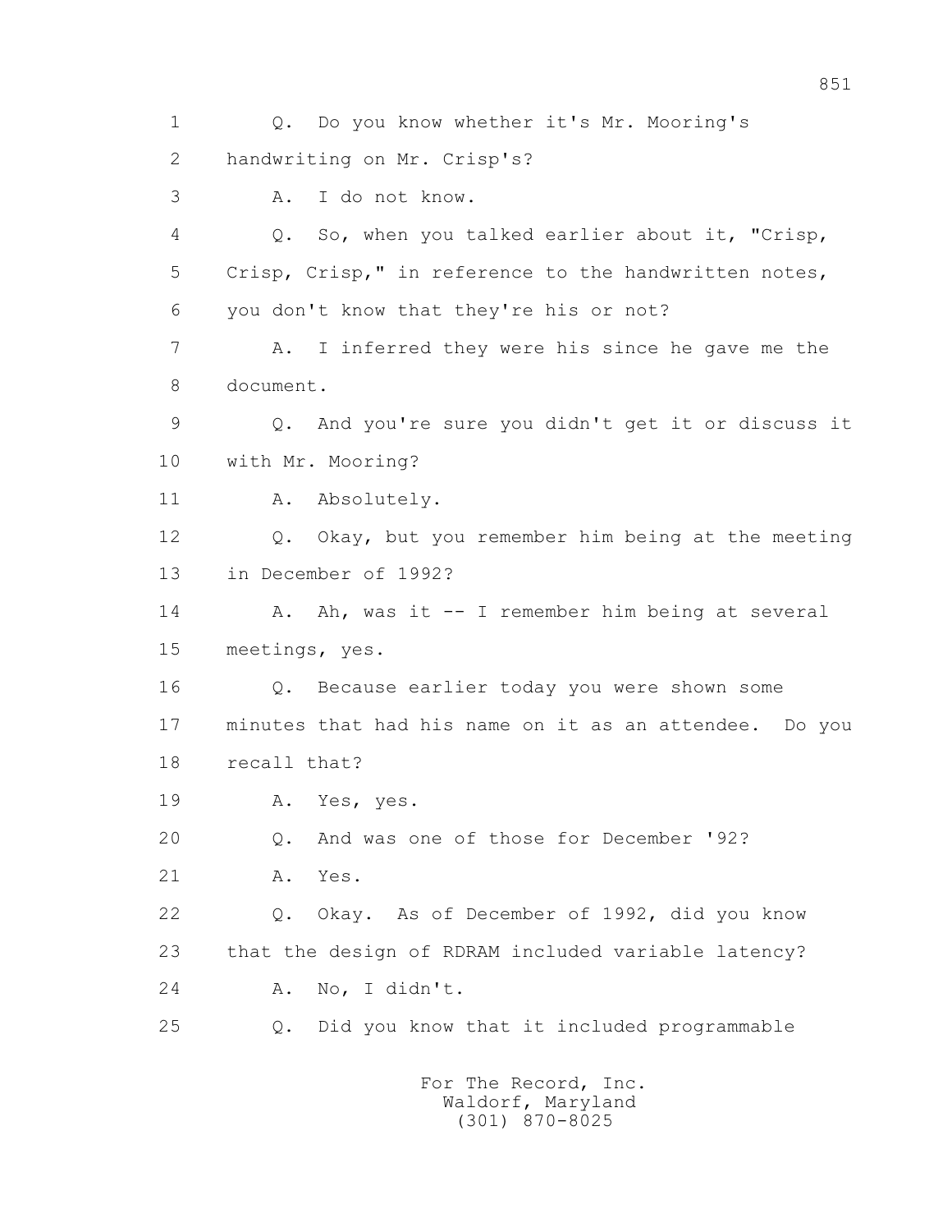1 Q. Do you know whether it's Mr. Mooring's

2 handwriting on Mr. Crisp's?

3 A. I do not know.

4 Q. So, when you talked earlier about it, "Crisp,

5 Crisp, Crisp," in reference to the handwritten notes,

6 you don't know that they're his or not?

7 A. I inferred they were his since he gave me the

8 document.

9 Q. And you're sure you didn't get it or discuss it

10 with Mr. Mooring?

11 A. Absolutely.

12 Q. Okay, but you remember him being at the meeting

13 in December of 1992?

14 A. Ah, was it -- I remember him being at several

15 meetings, yes.

16 Q. Because earlier today you were shown some

17 minutes that had his name on it as an attendee. Do you

18 recall that?

19 A. Yes, yes.

20 Q. And was one of those for December '92?

21 A. Yes.

22 Q. Okay. As of December of 1992, did you know

23 that the design of RDRAM included variable latency?

24 A. No, I didn't.

25 Q. Did you know that it included programmable

For The Record, Inc.
Waldorf, Maryland
(301) 870-8025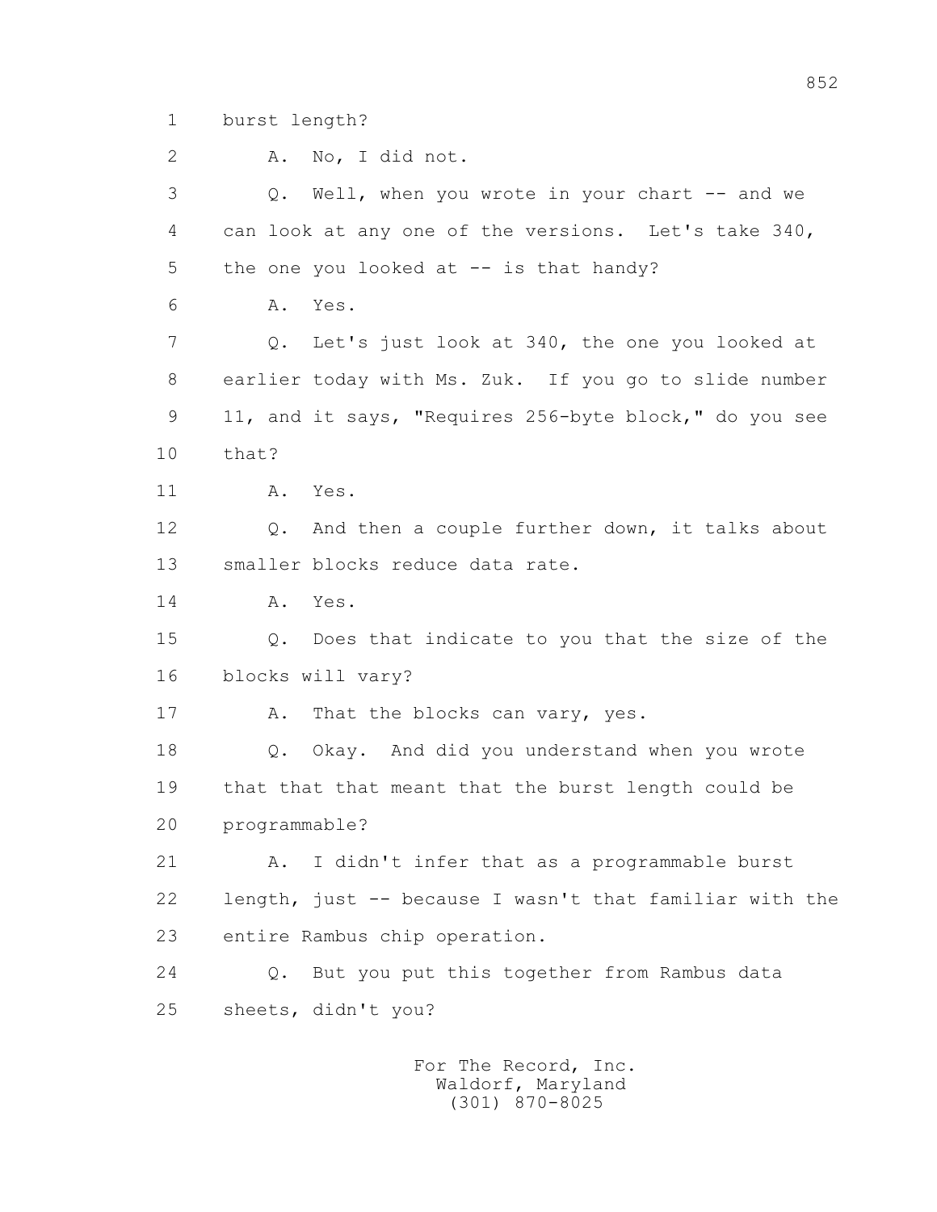1 burst length?

2 A. No, I did not.

3 Q. Well, when you wrote in your chart -- and we

4 can look at any one of the versions. Let's take 340,

5 the one you looked at -- is that handy?

6 A. Yes.

7 Q. Let's just look at 340, the one you looked at

8 earlier today with Ms. Zuk. If you go to slide number

9 11, and it says, "Requires 256-byte block," do you see

10 that?

11 A. Yes.

12 Q. And then a couple further down, it talks about

13 smaller blocks reduce data rate.

14 A. Yes.

15 Q. Does that indicate to you that the size of the

16 blocks will vary?

17 A. That the blocks can vary, yes.

18 Q. Okay. And did you understand when you wrote

19 that that that meant that the burst length could be

20 programmable?

21 A. I didn't infer that as a programmable burst

22 length, just -- because I wasn't that familiar with the

23 entire Rambus chip operation.

24 Q. But you put this together from Rambus data

25 sheets, didn't you?

For The Record, Inc.
Waldorf, Maryland
(301) 870-8025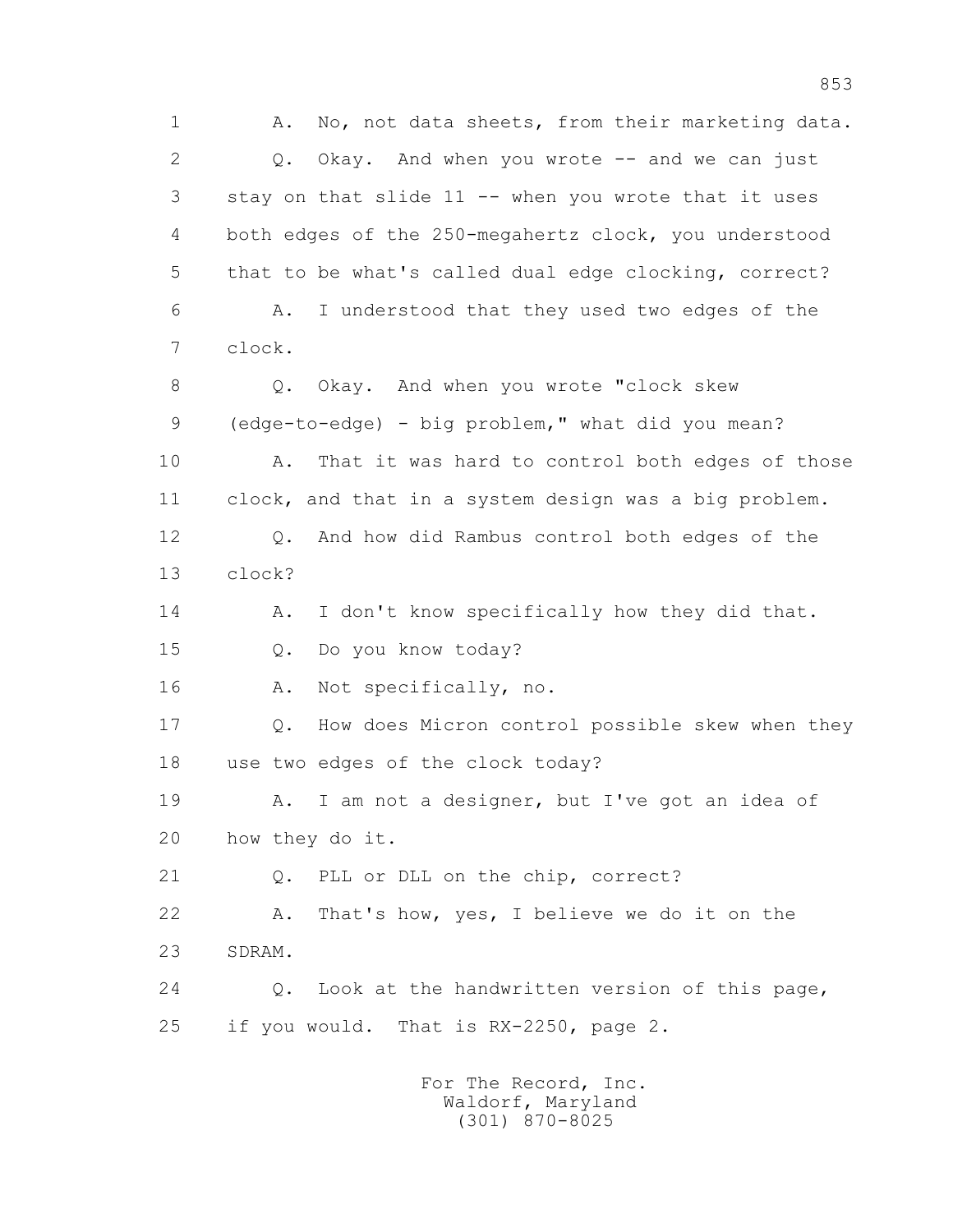1 A. No, not data sheets, from their marketing data.

2 Q. Okay. And when you wrote -- and we can just

3 stay on that slide 11 -- when you wrote that it uses

4 both edges of the 250-megahertz clock, you understood

5 that to be what's called dual edge clocking, correct?

6 A. I understood that they used two edges of the

7 clock.

8 Q. Okay. And when you wrote "clock skew

9 (edge-to-edge) - big problem," what did you mean?

10 A. That it was hard to control both edges of those

11 clock, and that in a system design was a big problem.

12 Q. And how did Rambus control both edges of the

13 clock?

14 A. I don't know specifically how they did that.

15 Q. Do you know today?

16 A. Not specifically, no.

17 Q. How does Micron control possible skew when they

18 use two edges of the clock today?

19 A. I am not a designer, but I've got an idea of

20 how they do it.

21 Q. PLL or DLL on the chip, correct?

22 A. That's how, yes, I believe we do it on the

23 SDRAM.

24 Q. Look at the handwritten version of this page,

25 if you would. That is RX-2250, page 2.

For The Record, Inc.
Waldorf, Maryland
(301) 870-8025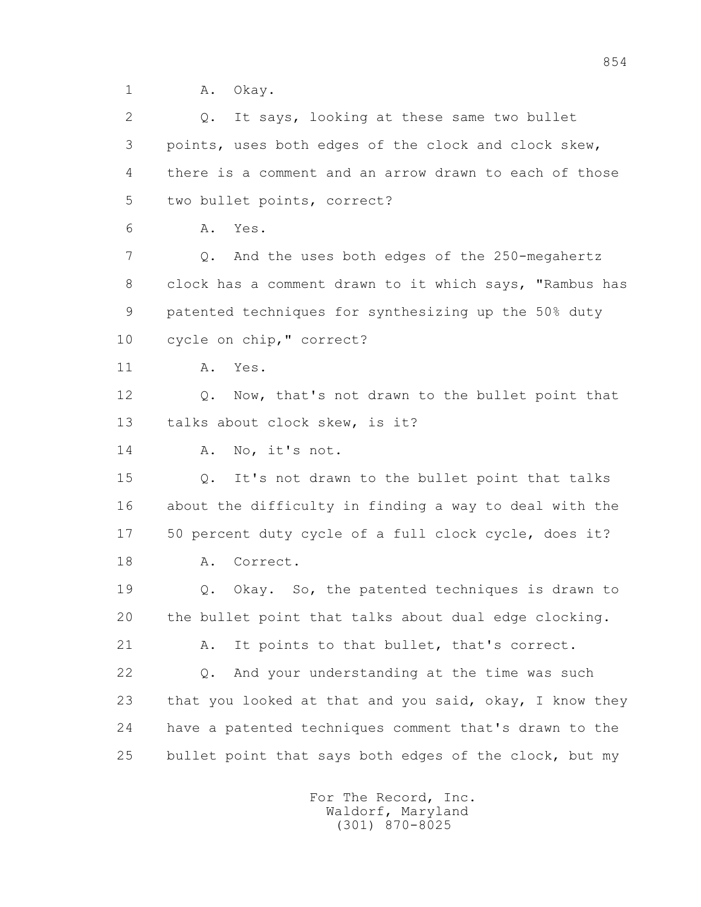1 A. Okay.

2 Q. It says, looking at these same two bullet
3 points, uses both edges of the clock and clock skew,
4 there is a comment and an arrow drawn to each of those
5 two bullet points, correct?

6 A. Yes.

7 Q. And the uses both edges of the 250-megahertz
8 clock has a comment drawn to it which says, "Rambus has
9 patented techniques for synthesizing up the 50% duty
10 cycle on chip," correct?

11 A. Yes.

12 Q. Now, that's not drawn to the bullet point that
13 talks about clock skew, is it?

14 A. No, it's not.

15 Q. It's not drawn to the bullet point that talks
16 about the difficulty in finding a way to deal with the
17 50 percent duty cycle of a full clock cycle, does it?

18 A. Correct.

19 Q. Okay. So, the patented techniques is drawn to
20 the bullet point that talks about dual edge clocking.

21 A. It points to that bullet, that's correct.

22 Q. And your understanding at the time was such
23 that you looked at that and you said, okay, I know they
24 have a patented techniques comment that's drawn to the
25 bullet point that says both edges of the clock, but my

For The Record, Inc.
Waldorf, Maryland
(301) 870-8025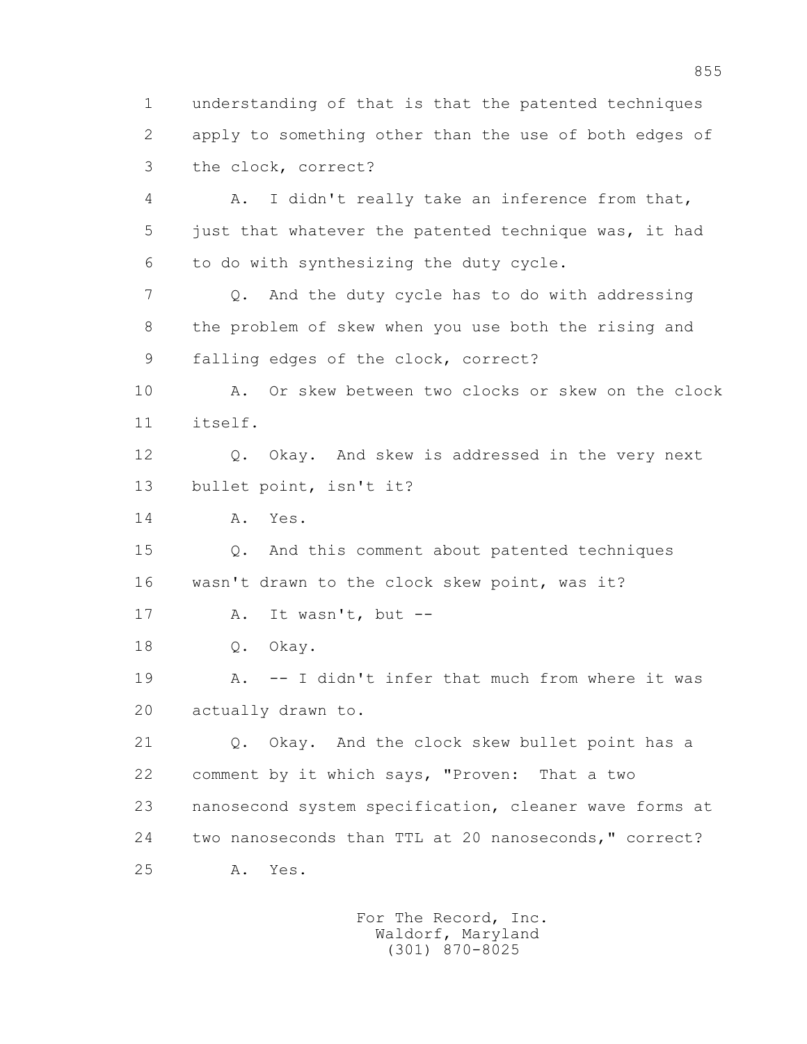1 understanding of that is that the patented techniques
2 apply to something other than the use of both edges of
3 the clock, correct?

4 A. I didn't really take an inference from that,
5 just that whatever the patented technique was, it had
6 to do with synthesizing the duty cycle.

7 Q. And the duty cycle has to do with addressing
8 the problem of skew when you use both the rising and
9 falling edges of the clock, correct?

10 A. Or skew between two clocks or skew on the clock
11 itself.

12 Q. Okay. And skew is addressed in the very next
13 bullet point, isn't it?

14 A. Yes.

15 Q. And this comment about patented techniques
16 wasn't drawn to the clock skew point, was it?

17 A. It wasn't, but --

18 Q. Okay.

19 A. -- I didn't infer that much from where it was
20 actually drawn to.

21 Q. Okay. And the clock skew bullet point has a
22 comment by it which says, "Proven: That a two
23 nanosecond system specification, cleaner wave forms at
24 two nanoseconds than TTL at 20 nanoseconds," correct?

25 A. Yes.

For The Record, Inc.
Waldorf, Maryland
(301) 870-8025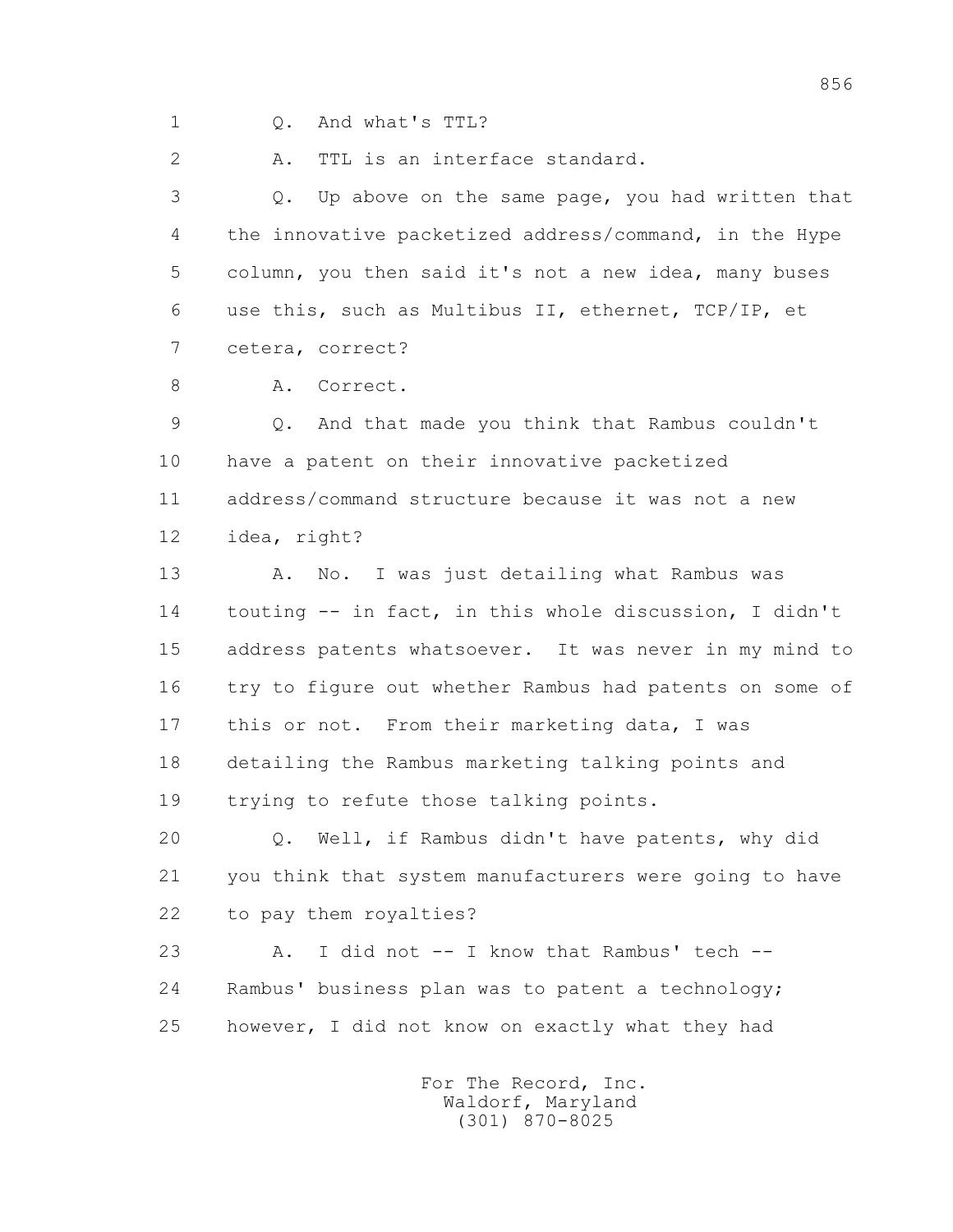1 Q. And what's TTL?

2 A. TTL is an interface standard.

3 Q. Up above on the same page, you had written that
4 the innovative packetized address/command, in the Hype
5 column, you then said it's not a new idea, many buses
6 use this, such as Multibus II, ethernet, TCP/IP, et
7 cetera, correct?

8 A. Correct.

9 Q. And that made you think that Rambus couldn't
10 have a patent on their innovative packetized
11 address/command structure because it was not a new
12 idea, right?

13 A. No. I was just detailing what Rambus was
14 touting -- in fact, in this whole discussion, I didn't
15 address patents whatsoever. It was never in my mind to
16 try to figure out whether Rambus had patents on some of
17 this or not. From their marketing data, I was
18 detailing the Rambus marketing talking points and
19 trying to refute those talking points.

20 Q. Well, if Rambus didn't have patents, why did
21 you think that system manufacturers were going to have
22 to pay them royalties?

23 A. I did not -- I know that Rambus' tech --
24 Rambus' business plan was to patent a technology;
25 however, I did not know on exactly what they had

For The Record, Inc.
Waldorf, Maryland
(301) 870-8025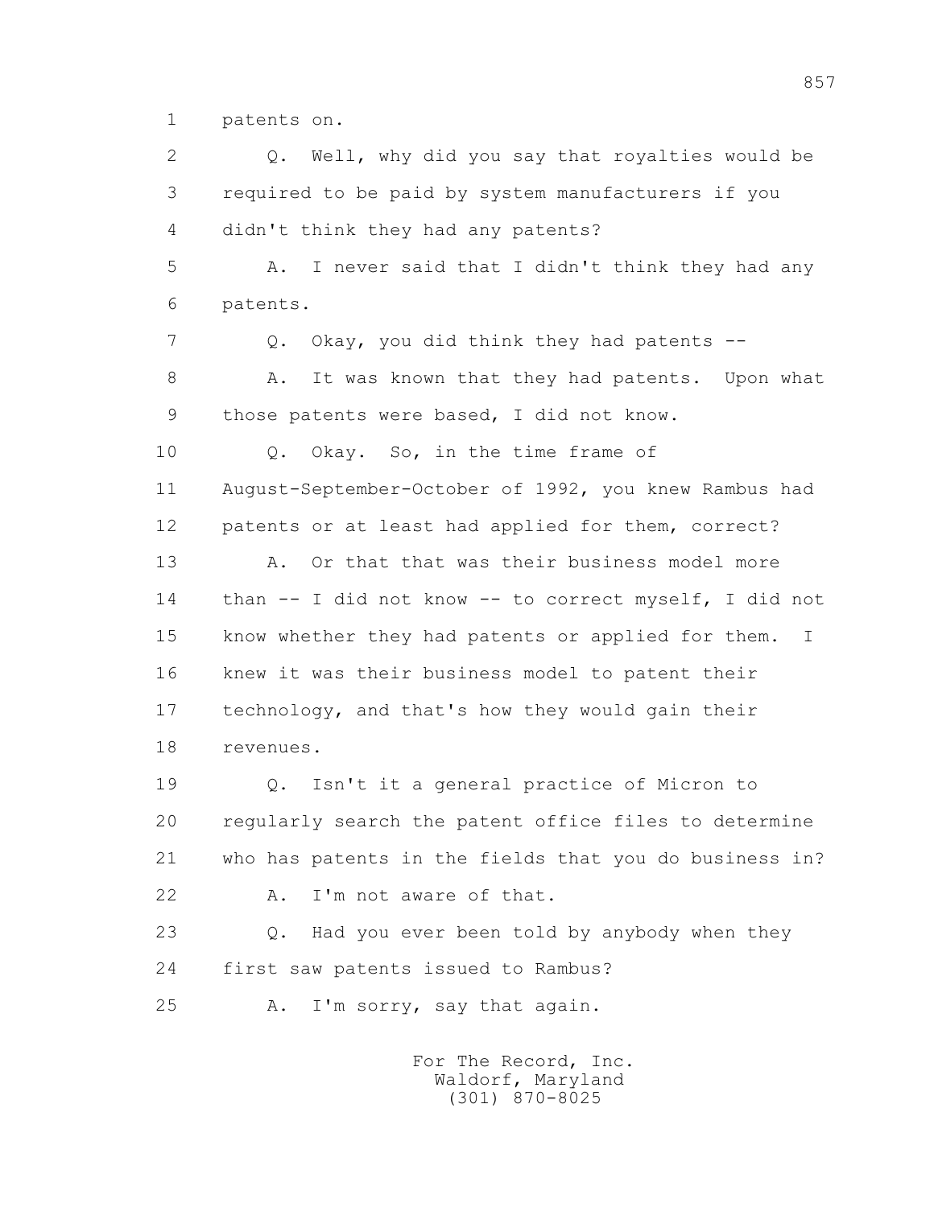1 patents on.

2 Q. Well, why did you say that royalties would be
3 required to be paid by system manufacturers if you
4 didn't think they had any patents?

5 A. I never said that I didn't think they had any
6 patents.

7 Q. Okay, you did think they had patents --

8 A. It was known that they had patents. Upon what
9 those patents were based, I did not know.

10 Q. Okay. So, in the time frame of
11 August-September-October of 1992, you knew Rambus had
12 patents or at least had applied for them, correct?

13 A. Or that that was their business model more
14 than -- I did not know -- to correct myself, I did not
15 know whether they had patents or applied for them. I
16 knew it was their business model to patent their
17 technology, and that's how they would gain their
18 revenues.

19 Q. Isn't it a general practice of Micron to
20 regularly search the patent office files to determine
21 who has patents in the fields that you do business in?

22 A. I'm not aware of that.

23 Q. Had you ever been told by anybody when they
24 first saw patents issued to Rambus?

25 A. I'm sorry, say that again.

For The Record, Inc.
Waldorf, Maryland
(301) 870-8025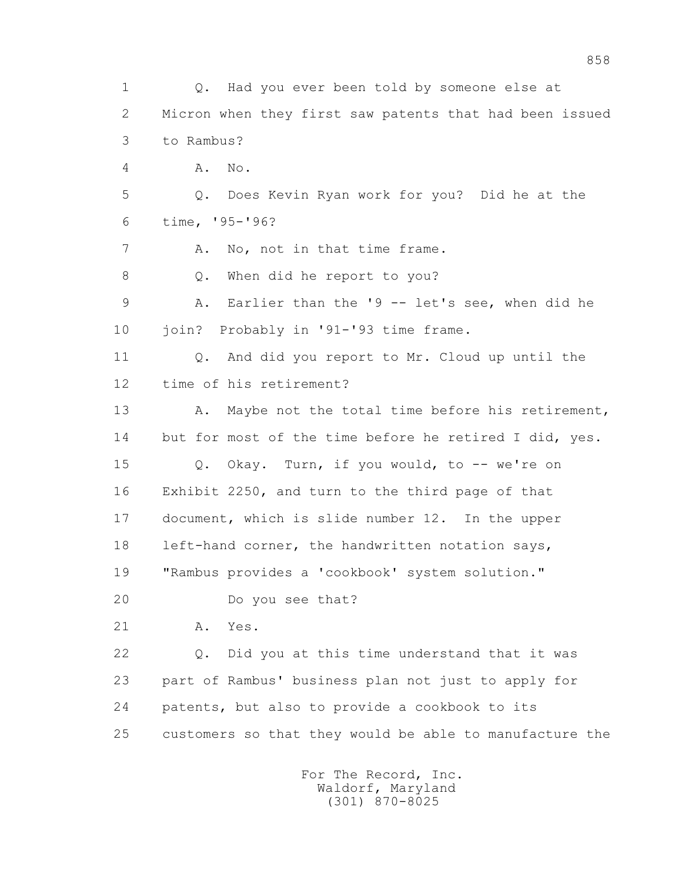1 Q. Had you ever been told by someone else at
2 Micron when they first saw patents that had been issued
3 to Rambus?
4 A. No.
5 Q. Does Kevin Ryan work for you? Did he at the
6 time, '95-'96?
7 A. No, not in that time frame.
8 Q. When did he report to you?
9 A. Earlier than the '9 -- let's see, when did he
10 join? Probably in '91-'93 time frame.
11 Q. And did you report to Mr. Cloud up until the
12 time of his retirement?
13 A. Maybe not the total time before his retirement,
14 but for most of the time before he retired I did, yes.
15 Q. Okay. Turn, if you would, to -- we're on
16 Exhibit 2250, and turn to the third page of that
17 document, which is slide number 12. In the upper
18 left-hand corner, the handwritten notation says,
19 "Rambus provides a 'cookbook' system solution."
20 Do you see that?
21 A. Yes.
22 Q. Did you at this time understand that it was
23 part of Rambus' business plan not just to apply for
24 patents, but also to provide a cookbook to its
25 customers so that they would be able to manufacture the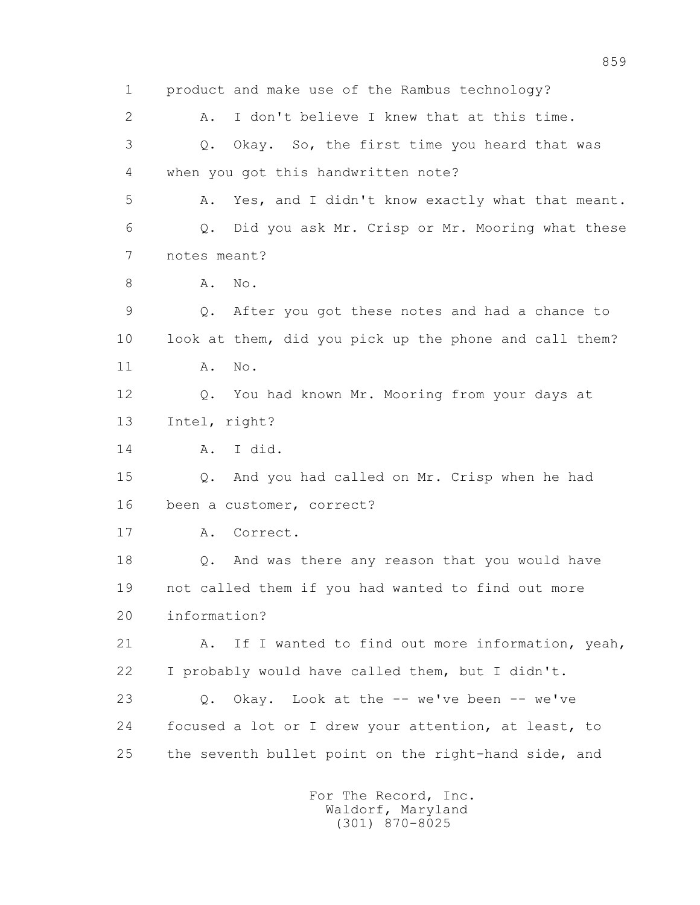1 product and make use of the Rambus technology?

2 A. I don't believe I knew that at this time.

3 Q. Okay. So, the first time you heard that was

4 when you got this handwritten note?

5 A. Yes, and I didn't know exactly what that meant.

6 Q. Did you ask Mr. Crisp or Mr. Mooring what these

7 notes meant?

8 A. No.

9 Q. After you got these notes and had a chance to

10 look at them, did you pick up the phone and call them?

11 A. No.

12 Q. You had known Mr. Mooring from your days at

13 Intel, right?

14 A. I did.

15 Q. And you had called on Mr. Crisp when he had

16 been a customer, correct?

17 A. Correct.

18 Q. And was there any reason that you would have

19 not called them if you had wanted to find out more

20 information?

21 A. If I wanted to find out more information, yeah,

22 I probably would have called them, but I didn't.

23 Q. Okay. Look at the -- we've been -- we've

24 focused a lot or I drew your attention, at least, to

25 the seventh bullet point on the right-hand side, and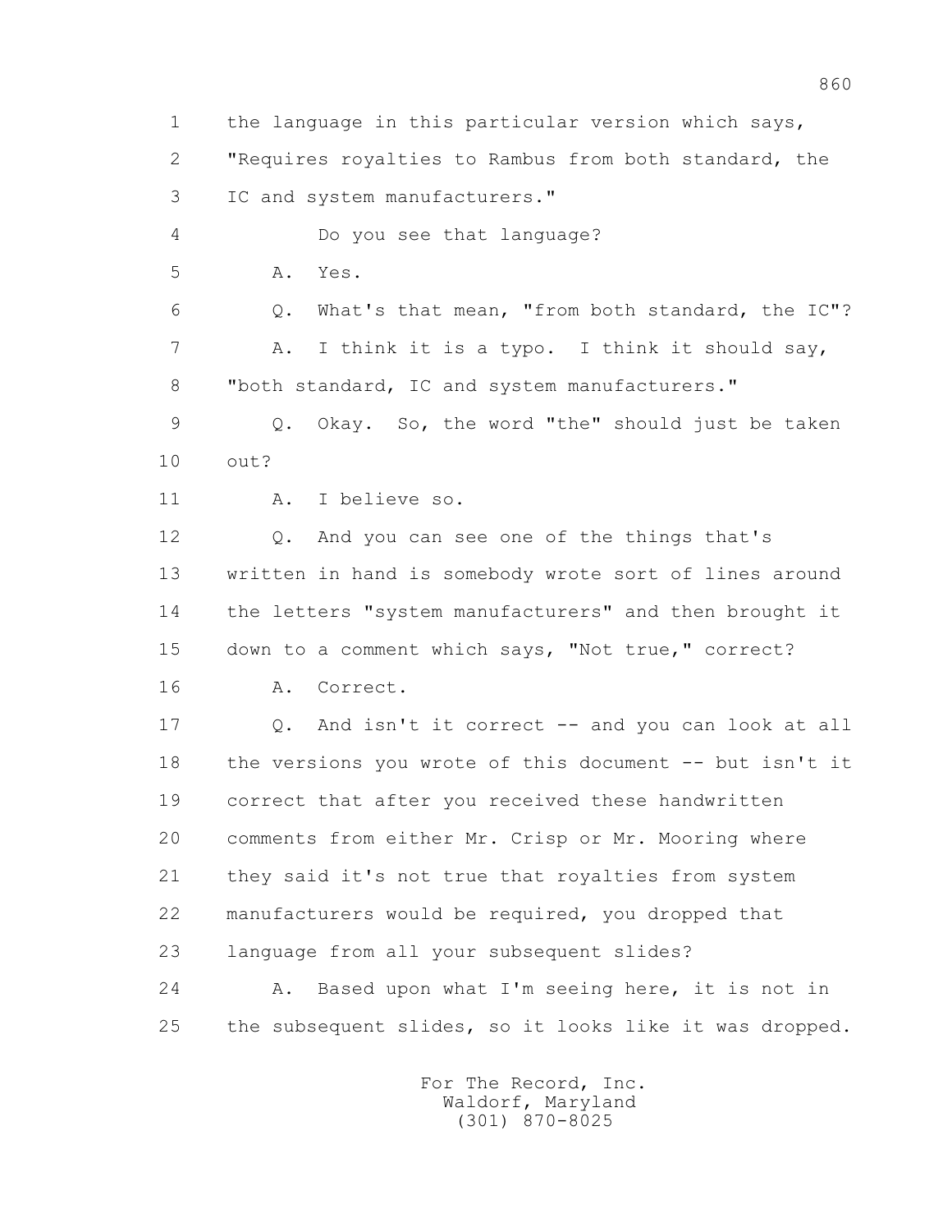1 the language in this particular version which says,
2 "Requires royalties to Rambus from both standard, the
3 IC and system manufacturers."
4 Do you see that language?
5 A. Yes.
6 Q. What's that mean, "from both standard, the IC"?
7 A. I think it is a typo. I think it should say,
8 "both standard, IC and system manufacturers."
9 Q. Okay. So, the word "the" should just be taken
10 out?
11 A. I believe so.
12 Q. And you can see one of the things that's
13 written in hand is somebody wrote sort of lines around
14 the letters "system manufacturers" and then brought it
15 down to a comment which says, "Not true," correct?
16 A. Correct.
17 Q. And isn't it correct -- and you can look at all
18 the versions you wrote of this document -- but isn't it
19 correct that after you received these handwritten
20 comments from either Mr. Crisp or Mr. Mooring where
21 they said it's not true that royalties from system
22 manufacturers would be required, you dropped that
23 language from all your subsequent slides?
24 A. Based upon what I'm seeing here, it is not in
25 the subsequent slides, so it looks like it was dropped.

For The Record, Inc.
Waldorf, Maryland
(301) 870-8025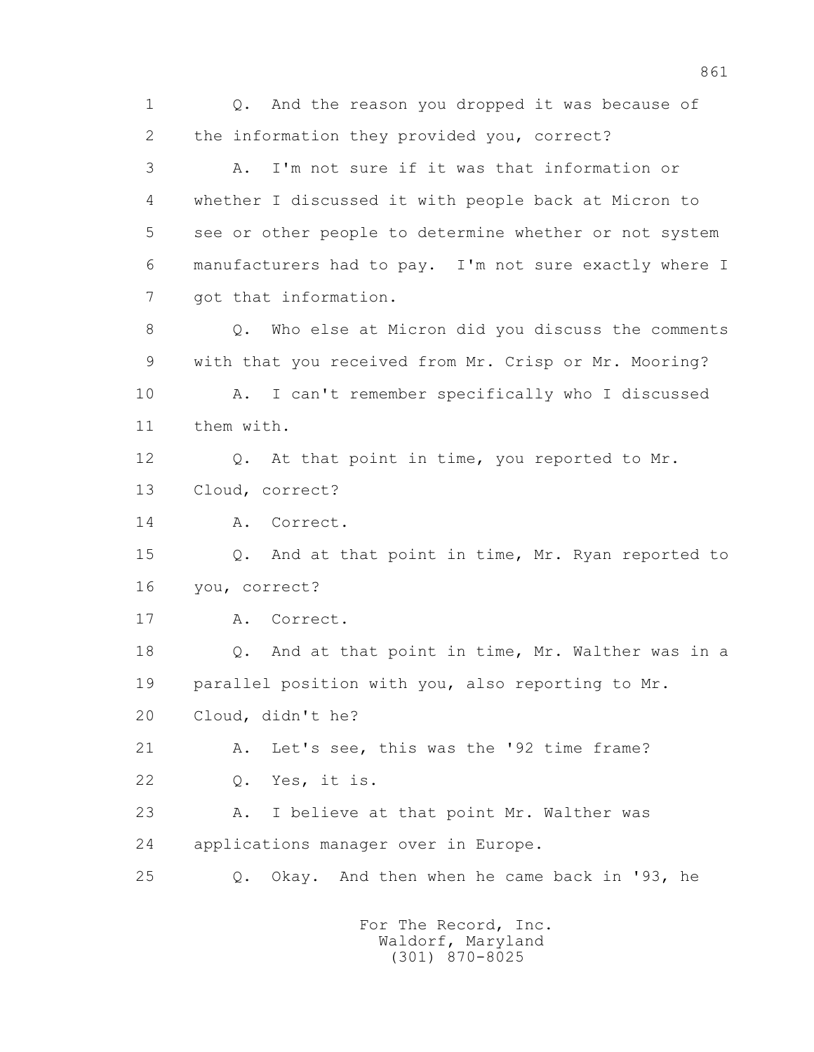1 Q. And the reason you dropped it was because of
2 the information they provided you, correct?
3 A. I'm not sure if it was that information or
4 whether I discussed it with people back at Micron to
5 see or other people to determine whether or not system
6 manufacturers had to pay. I'm not sure exactly where I
7 got that information.
8 Q. Who else at Micron did you discuss the comments
9 with that you received from Mr. Crisp or Mr. Mooring?
10 A. I can't remember specifically who I discussed
11 them with.
12 Q. At that point in time, you reported to Mr.
13 Cloud, correct?
14 A. Correct.
15 Q. And at that point in time, Mr. Ryan reported to
16 you, correct?
17 A. Correct.
18 Q. And at that point in time, Mr. Walther was in a
19 parallel position with you, also reporting to Mr.
20 Cloud, didn't he?
21 A. Let's see, this was the '92 time frame?
22 Q. Yes, it is.
23 A. I believe at that point Mr. Walther was
24 applications manager over in Europe.
25 Q. Okay. And then when he came back in '93, he

For The Record, Inc.
Waldorf, Maryland
(301) 870-8025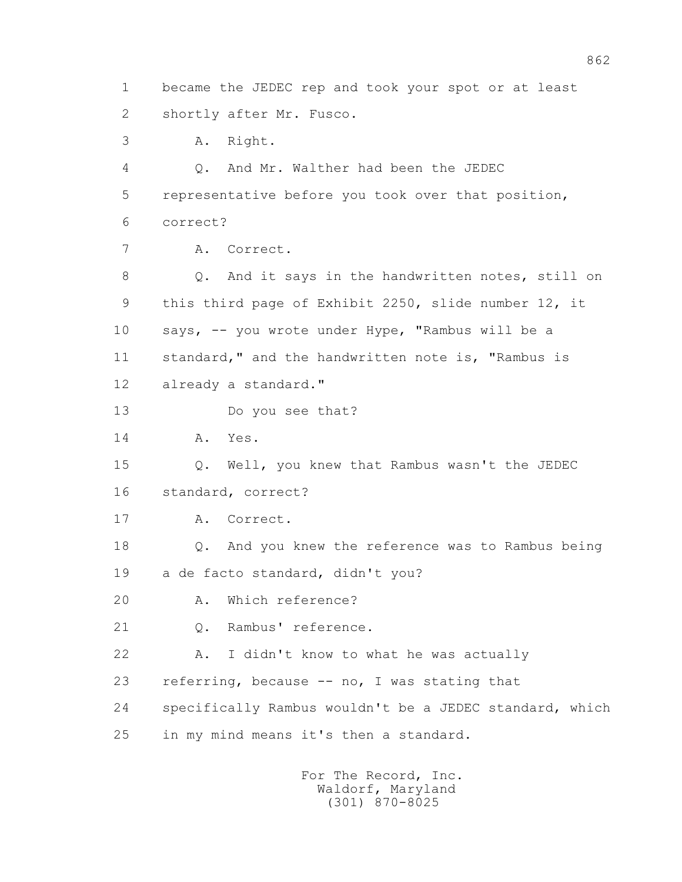1 became the JEDEC rep and took your spot or at least
2 shortly after Mr. Fusco.
3 A. Right.
4 Q. And Mr. Walther had been the JEDEC
5 representative before you took over that position,
6 correct?
7 A. Correct.
8 Q. And it says in the handwritten notes, still on
9 this third page of Exhibit 2250, slide number 12, it
10 says, -- you wrote under Hype, "Rambus will be a
11 standard," and the handwritten note is, "Rambus is
12 already a standard."
13 Do you see that?
14 A. Yes.
15 Q. Well, you knew that Rambus wasn't the JEDEC
16 standard, correct?
17 A. Correct.
18 Q. And you knew the reference was to Rambus being
19 a de facto standard, didn't you?
20 A. Which reference?
21 Q. Rambus' reference.
22 A. I didn't know to what he was actually
23 referring, because -- no, I was stating that
24 specifically Rambus wouldn't be a JEDEC standard, which
25 in my mind means it's then a standard.

For The Record, Inc.
Waldorf, Maryland
(301) 870-8025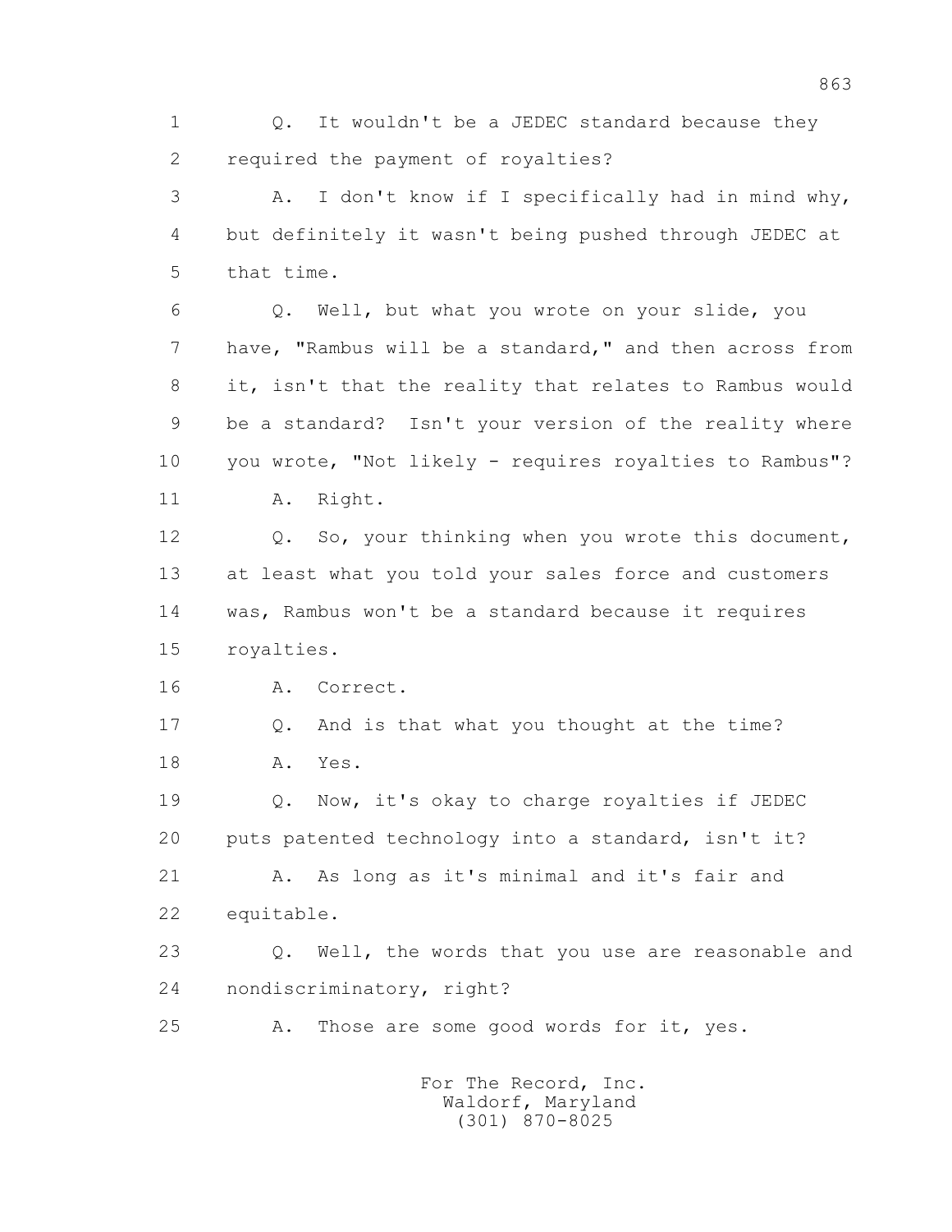1 Q. It wouldn't be a JEDEC standard because they
2 required the payment of royalties?
3 A. I don't know if I specifically had in mind why,
4 but definitely it wasn't being pushed through JEDEC at
5 that time.
6 Q. Well, but what you wrote on your slide, you
7 have, "Rambus will be a standard," and then across from
8 it, isn't that the reality that relates to Rambus would
9 be a standard? Isn't your version of the reality where
10 you wrote, "Not likely - requires royalties to Rambus"?
11 A. Right.
12 Q. So, your thinking when you wrote this document,
13 at least what you told your sales force and customers
14 was, Rambus won't be a standard because it requires
15 royalties.
16 A. Correct.
17 Q. And is that what you thought at the time?
18 A. Yes.
19 Q. Now, it's okay to charge royalties if JEDEC
20 puts patented technology into a standard, isn't it?
21 A. As long as it's minimal and it's fair and
22 equitable.
23 Q. Well, the words that you use are reasonable and
24 nondiscriminatory, right?
25 A. Those are some good words for it, yes.

For The Record, Inc.
Waldorf, Maryland
(301) 870-8025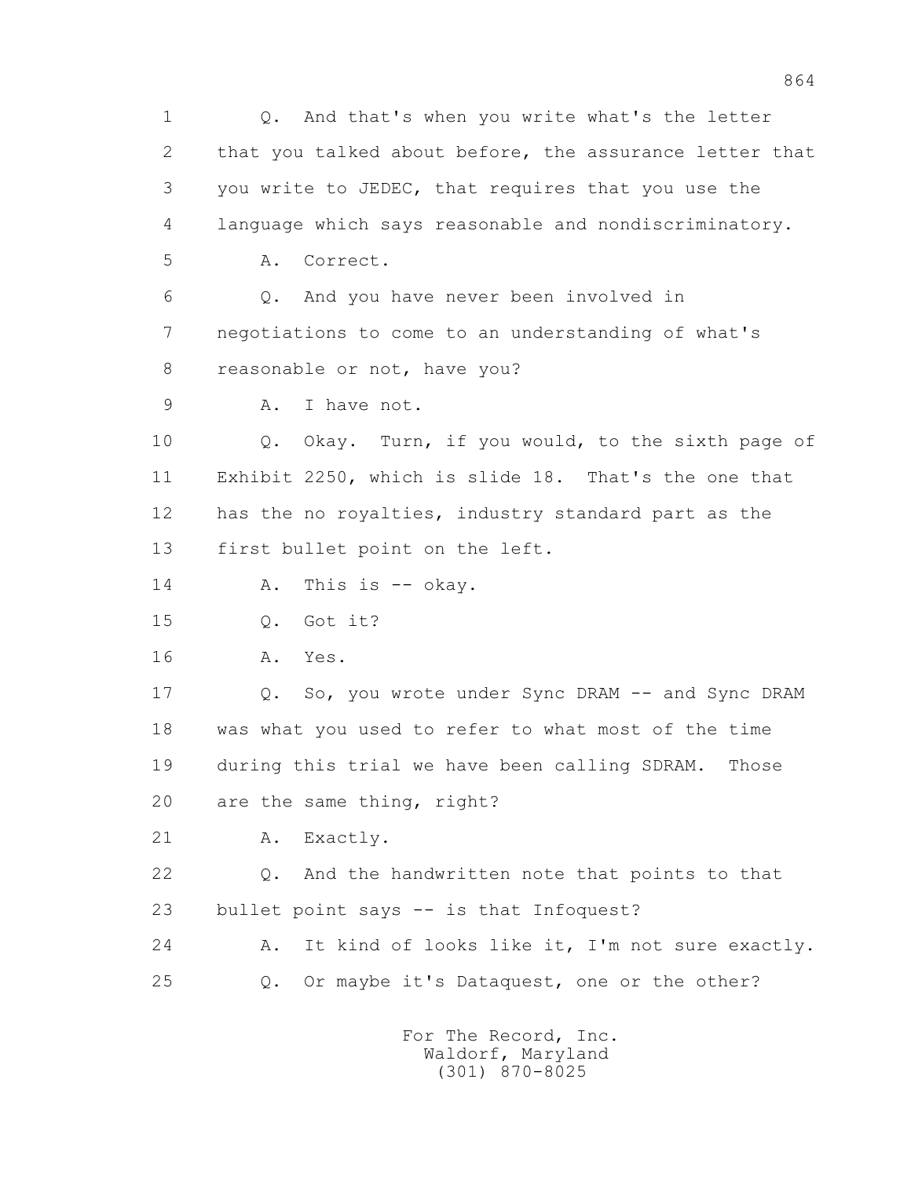1 Q. And that's when you write what's the letter
2 that you talked about before, the assurance letter that
3 you write to JEDEC, that requires that you use the
4 language which says reasonable and nondiscriminatory.
5 A. Correct.
6 Q. And you have never been involved in
7 negotiations to come to an understanding of what's
8 reasonable or not, have you?
9 A. I have not.
10 Q. Okay. Turn, if you would, to the sixth page of
11 Exhibit 2250, which is slide 18. That's the one that
12 has the no royalties, industry standard part as the
13 first bullet point on the left.
14 A. This is -- okay.
15 Q. Got it?
16 A. Yes.
17 Q. So, you wrote under Sync DRAM -- and Sync DRAM
18 was what you used to refer to what most of the time
19 during this trial we have been calling SDRAM. Those
20 are the same thing, right?
21 A. Exactly.
22 Q. And the handwritten note that points to that
23 bullet point says -- is that Infoquest?
24 A. It kind of looks like it, I'm not sure exactly.
25 Q. Or maybe it's Dataquest, one or the other?

For The Record, Inc.
Waldorf, Maryland
(301) 870-8025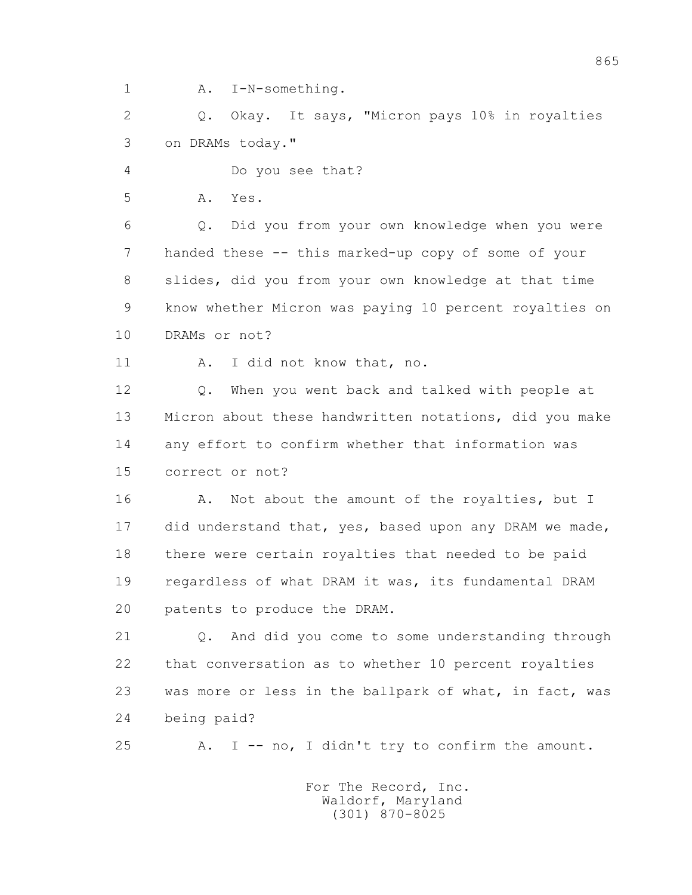1 A. I-N-something.

2 Q. Okay. It says, "Micron pays 10% in royalties

3 on DRAMs today."

4 Do you see that?

5 A. Yes.

6 Q. Did you from your own knowledge when you were

7 handed these -- this marked-up copy of some of your

8 slides, did you from your own knowledge at that time

9 know whether Micron was paying 10 percent royalties on

10 DRAMs or not?

11 A. I did not know that, no.

12 Q. When you went back and talked with people at

13 Micron about these handwritten notations, did you make

14 any effort to confirm whether that information was

15 correct or not?

16 A. Not about the amount of the royalties, but I

17 did understand that, yes, based upon any DRAM we made,

18 there were certain royalties that needed to be paid

19 regardless of what DRAM it was, its fundamental DRAM

20 patents to produce the DRAM.

21 Q. And did you come to some understanding through

22 that conversation as to whether 10 percent royalties

23 was more or less in the ballpark of what, in fact, was

24 being paid?

25 A. I -- no, I didn't try to confirm the amount.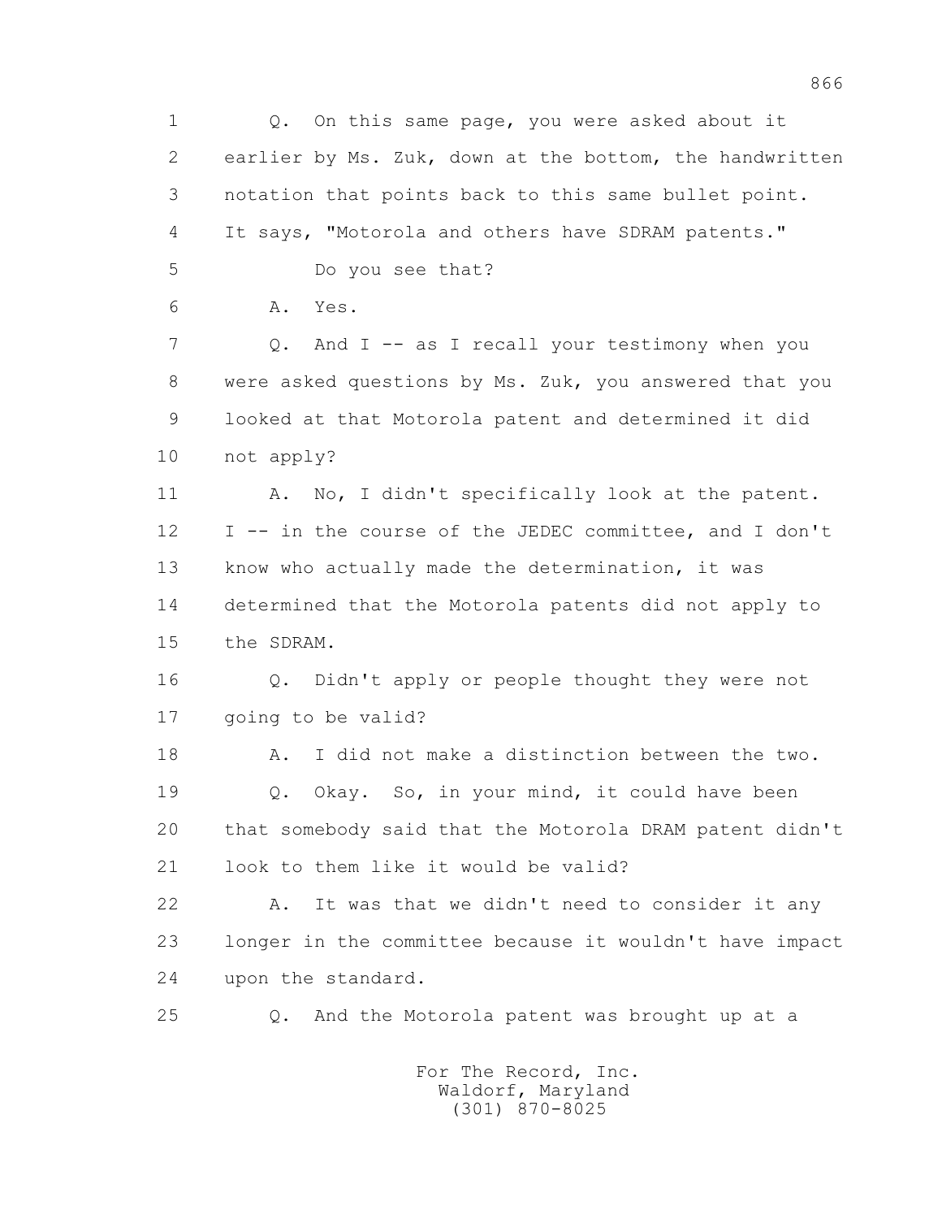1 Q. On this same page, you were asked about it
2 earlier by Ms. Zuk, down at the bottom, the handwritten
3 notation that points back to this same bullet point.
4 It says, "Motorola and others have SDRAM patents."
5 Do you see that?
6 A. Yes.
7 Q. And I -- as I recall your testimony when you
8 were asked questions by Ms. Zuk, you answered that you
9 looked at that Motorola patent and determined it did
10 not apply?
11 A. No, I didn't specifically look at the patent.
12 I -- in the course of the JEDEC committee, and I don't
13 know who actually made the determination, it was
14 determined that the Motorola patents did not apply to
15 the SDRAM.
16 Q. Didn't apply or people thought they were not
17 going to be valid?
18 A. I did not make a distinction between the two.
19 Q. Okay. So, in your mind, it could have been
20 that somebody said that the Motorola DRAM patent didn't
21 look to them like it would be valid?
22 A. It was that we didn't need to consider it any
23 longer in the committee because it wouldn't have impact
24 upon the standard.
25 Q. And the Motorola patent was brought up at a

For The Record, Inc.
Waldorf, Maryland
(301) 870-8025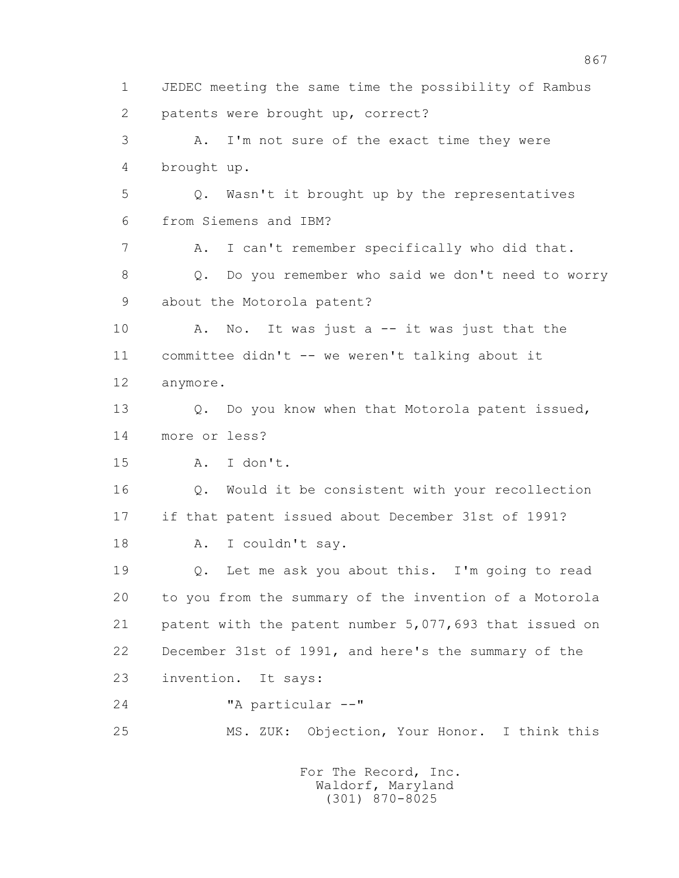1 JEDEC meeting the same time the possibility of Rambus
2 patents were brought up, correct?
3 A. I'm not sure of the exact time they were
4 brought up.
5 Q. Wasn't it brought up by the representatives
6 from Siemens and IBM?
7 A. I can't remember specifically who did that.
8 Q. Do you remember who said we don't need to worry
9 about the Motorola patent?
10 A. No. It was just a -- it was just that the
11 committee didn't -- we weren't talking about it
12 anymore.
13 Q. Do you know when that Motorola patent issued,
14 more or less?
15 A. I don't.
16 Q. Would it be consistent with your recollection
17 if that patent issued about December 31st of 1991?
18 A. I couldn't say.
19 Q. Let me ask you about this. I'm going to read
20 to you from the summary of the invention of a Motorola
21 patent with the patent number 5,077,693 that issued on
22 December 31st of 1991, and here's the summary of the
23 invention. It says:
24 "A particular --"
25 MS. ZUK: Objection, Your Honor. I think this

For The Record, Inc.
Waldorf, Maryland
(301) 870-8025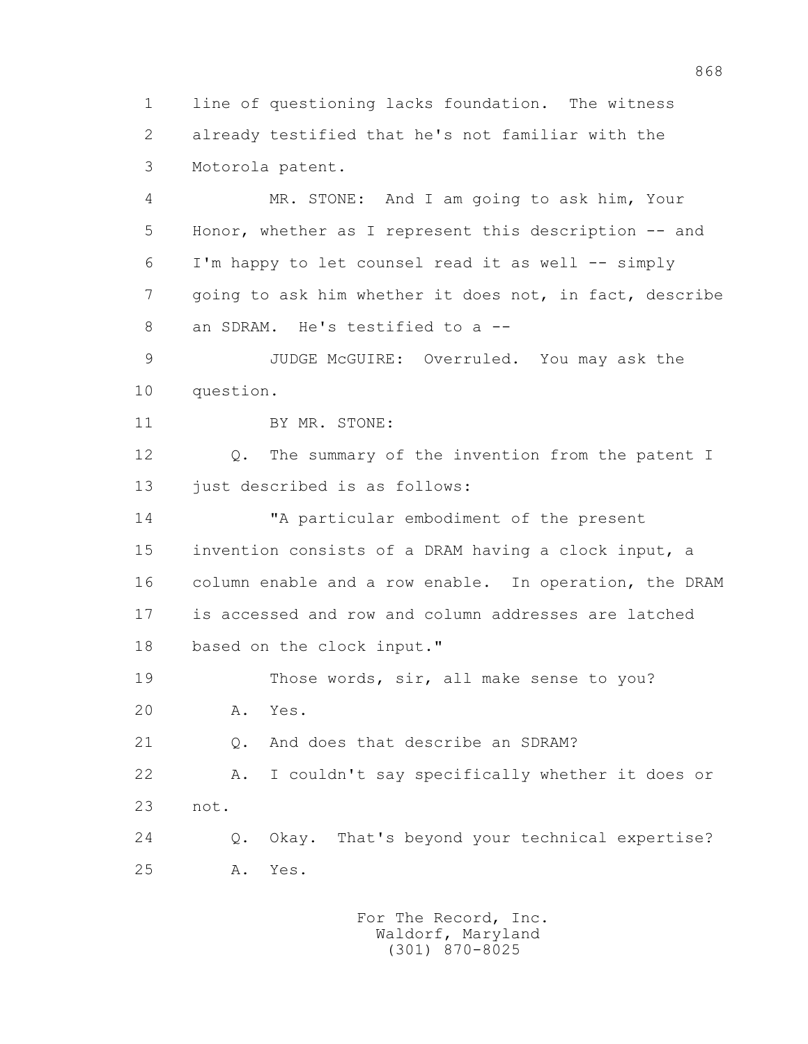1 line of questioning lacks foundation. The witness
2 already testified that he's not familiar with the
3 Motorola patent.

4 MR. STONE: And I am going to ask him, Your
5 Honor, whether as I represent this description -- and
6 I'm happy to let counsel read it as well -- simply
7 going to ask him whether it does not, in fact, describe
8 an SDRAM. He's testified to a --

9 JUDGE McGUIRE: Overruled. You may ask the
10 question.

11 BY MR. STONE:

12 Q. The summary of the invention from the patent I
13 just described is as follows:

14 "A particular embodiment of the present
15 invention consists of a DRAM having a clock input, a
16 column enable and a row enable. In operation, the DRAM
17 is accessed and row and column addresses are latched
18 based on the clock input."

19 Those words, sir, all make sense to you?

20 A. Yes.

21 Q. And does that describe an SDRAM?

22 A. I couldn't say specifically whether it does or
23 not.

24 Q. Okay. That's beyond your technical expertise?

25 A. Yes.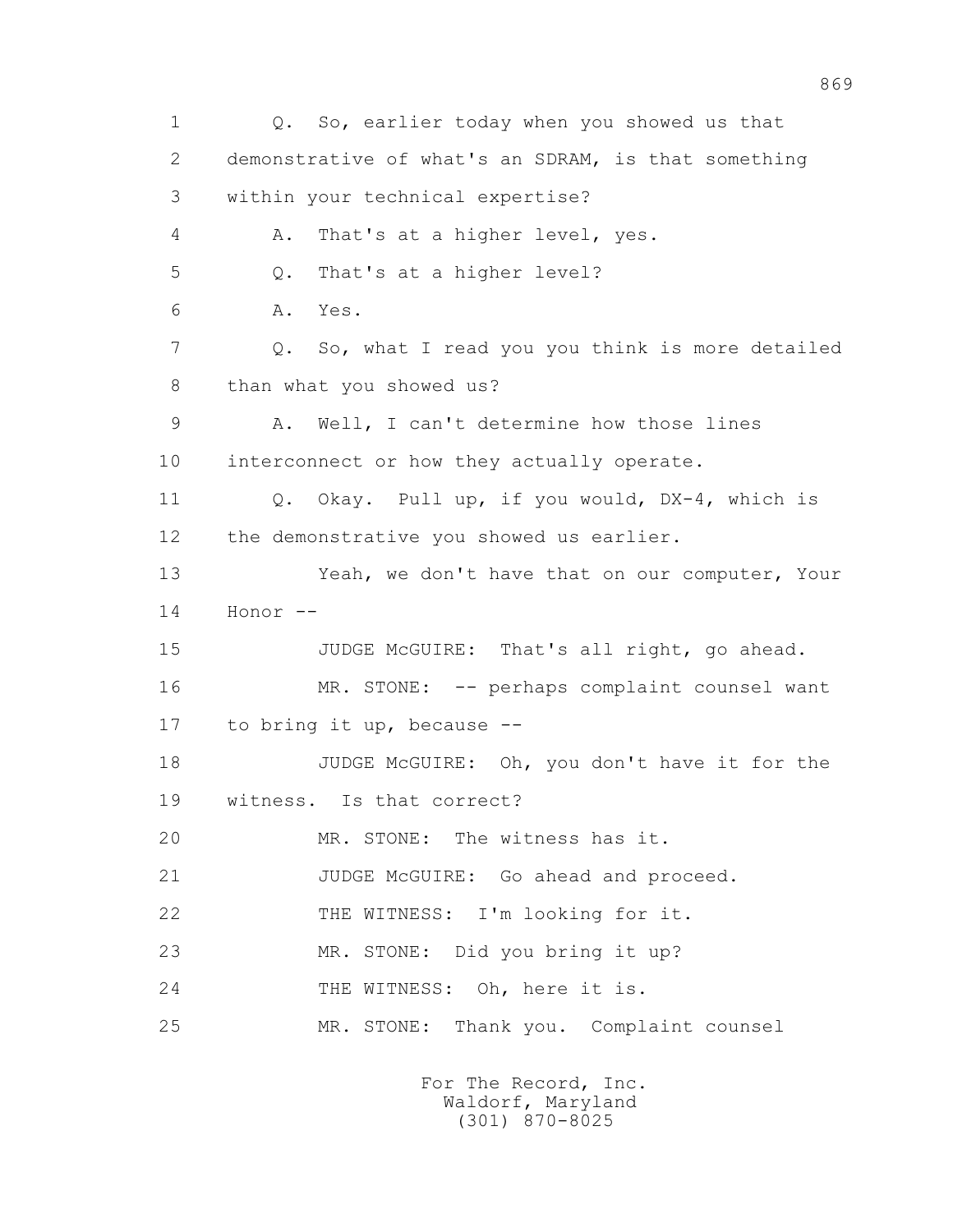1 Q. So, earlier today when you showed us that
2 demonstrative of what's an SDRAM, is that something
3 within your technical expertise?
4 A. That's at a higher level, yes.
5 Q. That's at a higher level?
6 A. Yes.
7 Q. So, what I read you you think is more detailed
8 than what you showed us?
9 A. Well, I can't determine how those lines
10 interconnect or how they actually operate.
11 Q. Okay. Pull up, if you would, DX-4, which is
12 the demonstrative you showed us earlier.
13 Yeah, we don't have that on our computer, Your
14 Honor --
15 JUDGE McGUIRE: That's all right, go ahead.
16 MR. STONE: -- perhaps complaint counsel want
17 to bring it up, because --
18 JUDGE McGUIRE: Oh, you don't have it for the
19 witness. Is that correct?
20 MR. STONE: The witness has it.
21 JUDGE McGUIRE: Go ahead and proceed.
22 THE WITNESS: I'm looking for it.
23 MR. STONE: Did you bring it up?
24 THE WITNESS: Oh, here it is.
25 MR. STONE: Thank you. Complaint counsel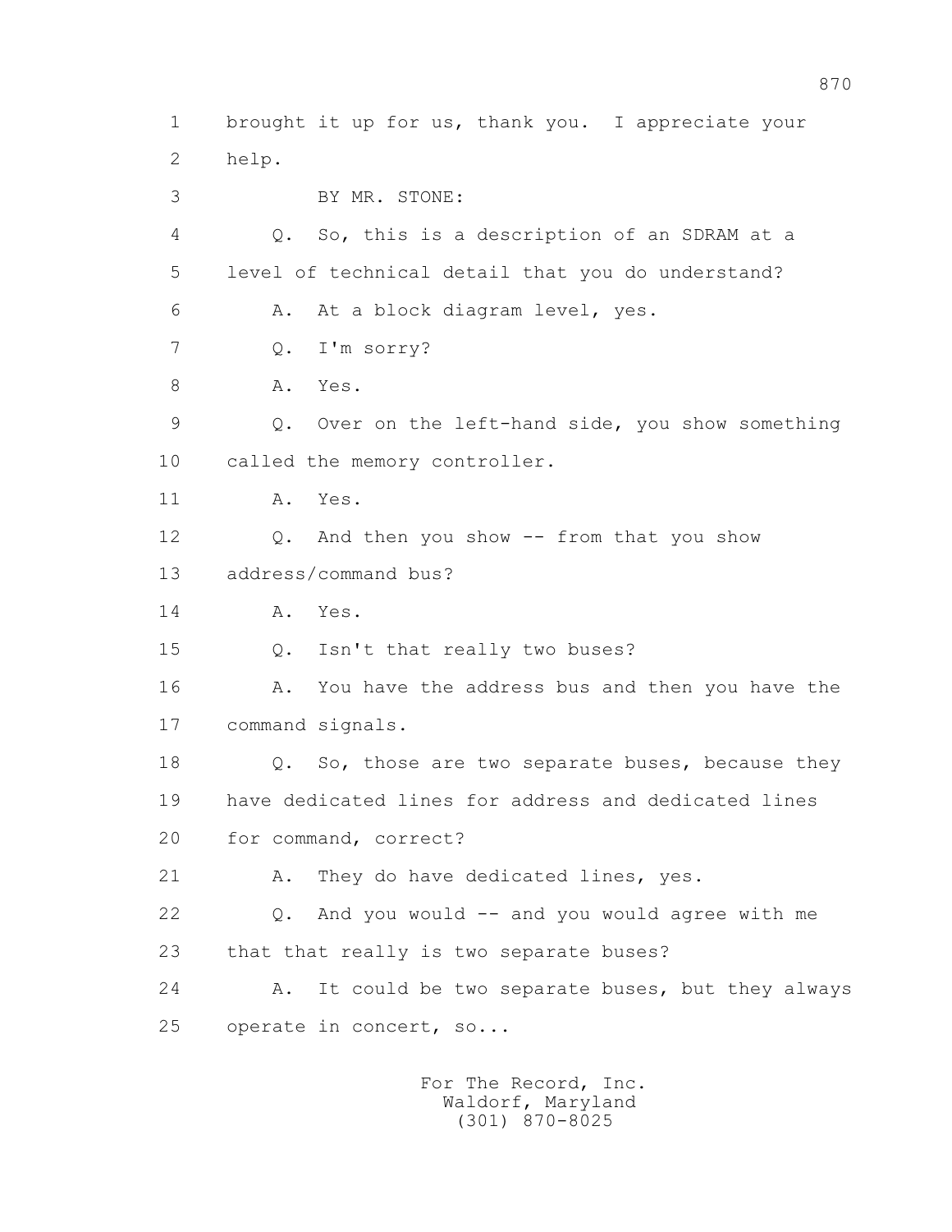1 brought it up for us, thank you. I appreciate your
2 help.
3 BY MR. STONE:
4 Q. So, this is a description of an SDRAM at a
5 level of technical detail that you do understand?
6 A. At a block diagram level, yes.
7 Q. I'm sorry?
8 A. Yes.
9 Q. Over on the left-hand side, you show something
10 called the memory controller.
11 A. Yes.
12 Q. And then you show -- from that you show
13 address/command bus?
14 A. Yes.
15 Q. Isn't that really two buses?
16 A. You have the address bus and then you have the
17 command signals.
18 Q. So, those are two separate buses, because they
19 have dedicated lines for address and dedicated lines
20 for command, correct?
21 A. They do have dedicated lines, yes.
22 Q. And you would -- and you would agree with me
23 that that really is two separate buses?
24 A. It could be two separate buses, but they always
25 operate in concert, so...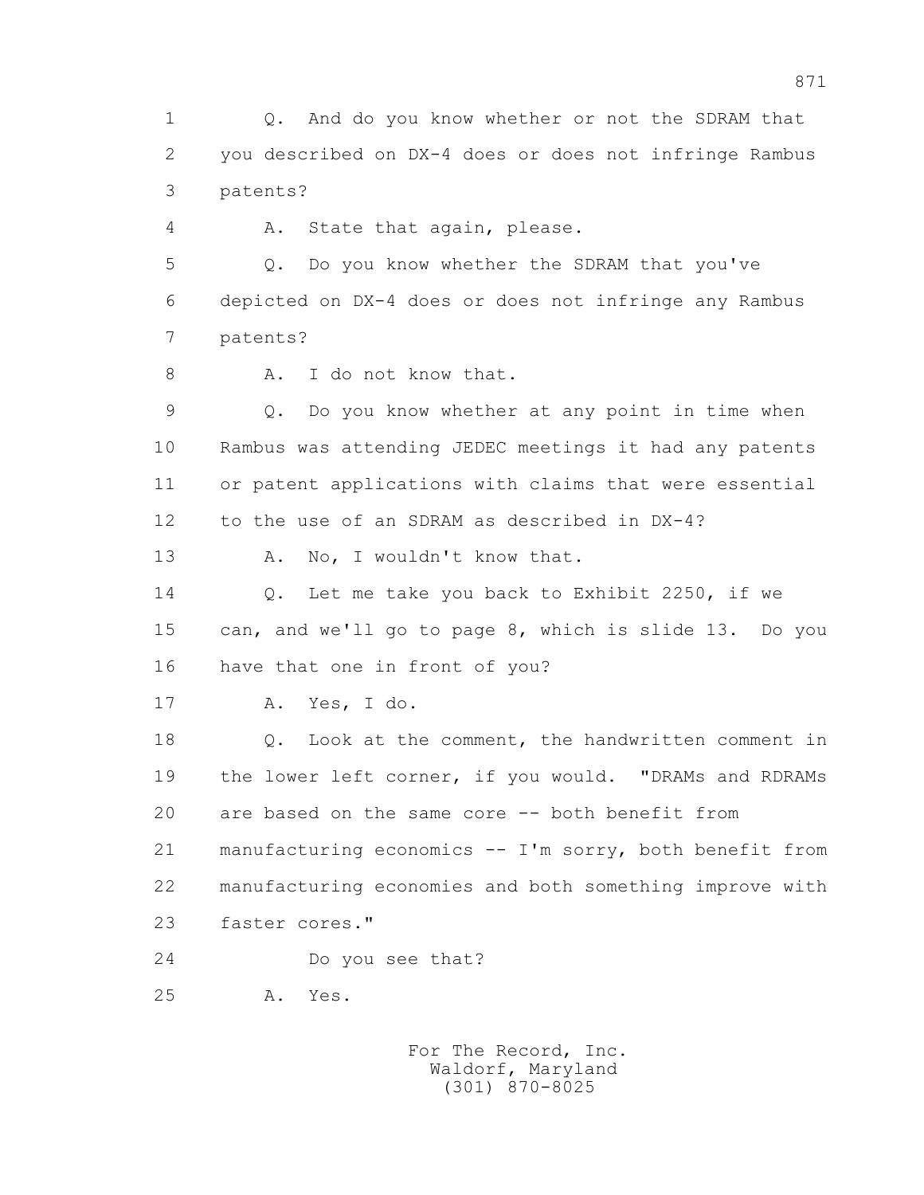1 Q. And do you know whether or not the SDRAM that
2 you described on DX-4 does or does not infringe Rambus
3 patents?
4 A. State that again, please.
5 Q. Do you know whether the SDRAM that you've
6 depicted on DX-4 does or does not infringe any Rambus
7 patents?
8 A. I do not know that.
9 Q. Do you know whether at any point in time when
10 Rambus was attending JEDEC meetings it had any patents
11 or patent applications with claims that were essential
12 to the use of an SDRAM as described in DX-4?
13 A. No, I wouldn't know that.
14 Q. Let me take you back to Exhibit 2250, if we
15 can, and we'll go to page 8, which is slide 13. Do you
16 have that one in front of you?
17 A. Yes, I do.
18 Q. Look at the comment, the handwritten comment in
19 the lower left corner, if you would. "DRAMs and RDRAMs
20 are based on the same core -- both benefit from
21 manufacturing economics -- I'm sorry, both benefit from
22 manufacturing economies and both something improve with
23 faster cores."
24 Do you see that?
25 A. Yes.

For The Record, Inc.
Waldorf, Maryland
(301) 870-8025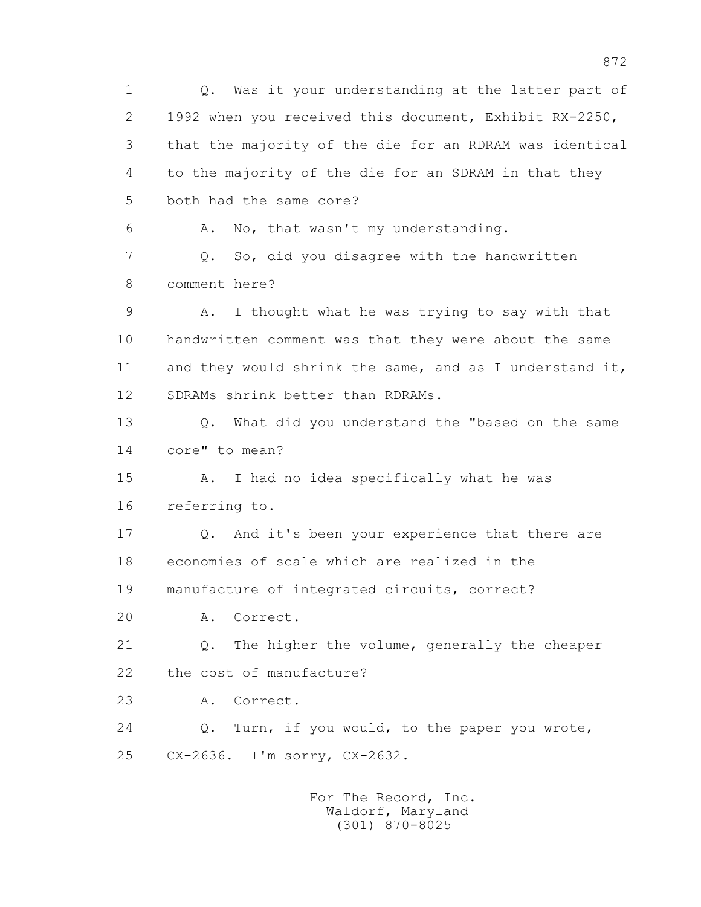1 Q. Was it your understanding at the latter part of
2 1992 when you received this document, Exhibit RX-2250,
3 that the majority of the die for an RDRAM was identical
4 to the majority of the die for an SDRAM in that they
5 both had the same core?
6 A. No, that wasn't my understanding.
7 Q. So, did you disagree with the handwritten
8 comment here?
9 A. I thought what he was trying to say with that
10 handwritten comment was that they were about the same
11 and they would shrink the same, and as I understand it,
12 SDRAMs shrink better than RDRAMs.
13 Q. What did you understand the "based on the same
14 core" to mean?
15 A. I had no idea specifically what he was
16 referring to.
17 Q. And it's been your experience that there are
18 economies of scale which are realized in the
19 manufacture of integrated circuits, correct?
20 A. Correct.
21 Q. The higher the volume, generally the cheaper
22 the cost of manufacture?
23 A. Correct.
24 Q. Turn, if you would, to the paper you wrote,
25 CX-2636. I'm sorry, CX-2632.

For The Record, Inc.
Waldorf, Maryland
(301) 870-8025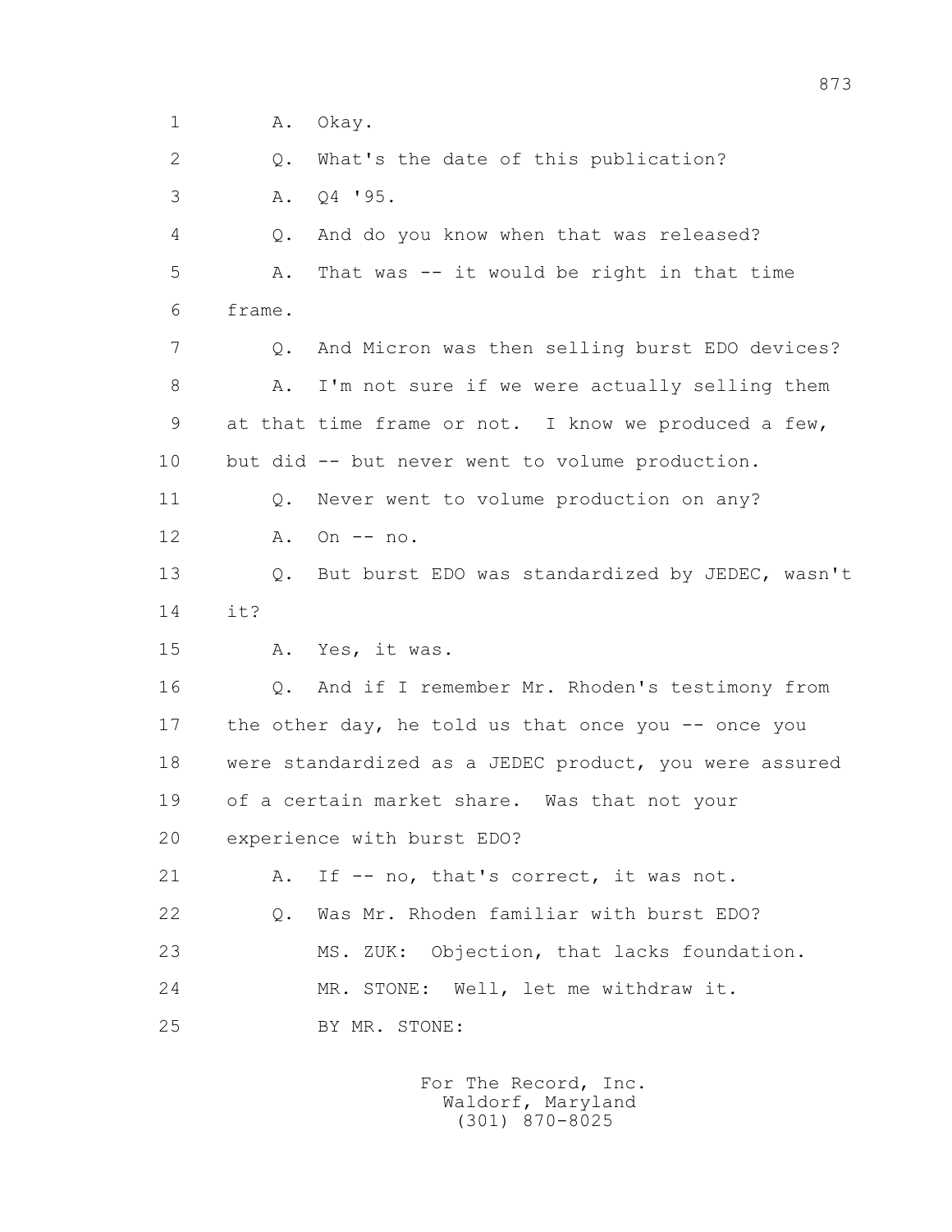1 A. Okay.

2 Q. What's the date of this publication?

3 A. Q4 '95.

4 Q. And do you know when that was released?

5 A. That was -- it would be right in that time

6 frame.

7 Q. And Micron was then selling burst EDO devices?

8 A. I'm not sure if we were actually selling them

9 at that time frame or not. I know we produced a few,

10 but did -- but never went to volume production.

11 Q. Never went to volume production on any?

12 A. On -- no.

13 Q. But burst EDO was standardized by JEDEC, wasn't

14 it?

15 A. Yes, it was.

16 Q. And if I remember Mr. Rhoden's testimony from

17 the other day, he told us that once you -- once you

18 were standardized as a JEDEC product, you were assured

19 of a certain market share. Was that not your

20 experience with burst EDO?

21 A. If -- no, that's correct, it was not.

22 Q. Was Mr. Rhoden familiar with burst EDO?

23 MS. ZUK: Objection, that lacks foundation.

24 MR. STONE: Well, let me withdraw it.

25 BY MR. STONE:

For The Record, Inc.
Waldorf, Maryland
(301) 870-8025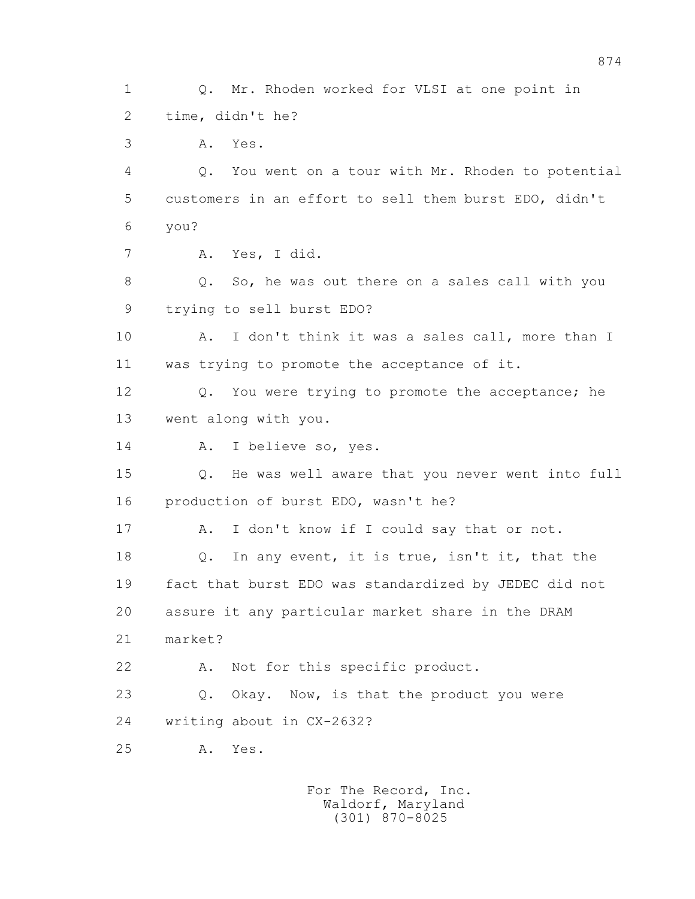1 Q. Mr. Rhoden worked for VLSI at one point in
2 time, didn't he?
3 A. Yes.
4 Q. You went on a tour with Mr. Rhoden to potential
5 customers in an effort to sell them burst EDO, didn't
6 you?
7 A. Yes, I did.
8 Q. So, he was out there on a sales call with you
9 trying to sell burst EDO?
10 A. I don't think it was a sales call, more than I
11 was trying to promote the acceptance of it.
12 Q. You were trying to promote the acceptance; he
13 went along with you.
14 A. I believe so, yes.
15 Q. He was well aware that you never went into full
16 production of burst EDO, wasn't he?
17 A. I don't know if I could say that or not.
18 Q. In any event, it is true, isn't it, that the
19 fact that burst EDO was standardized by JEDEC did not
20 assure it any particular market share in the DRAM
21 market?
22 A. Not for this specific product.
23 Q. Okay. Now, is that the product you were
24 writing about in CX-2632?
25 A. Yes.

For The Record, Inc.
Waldorf, Maryland
(301) 870-8025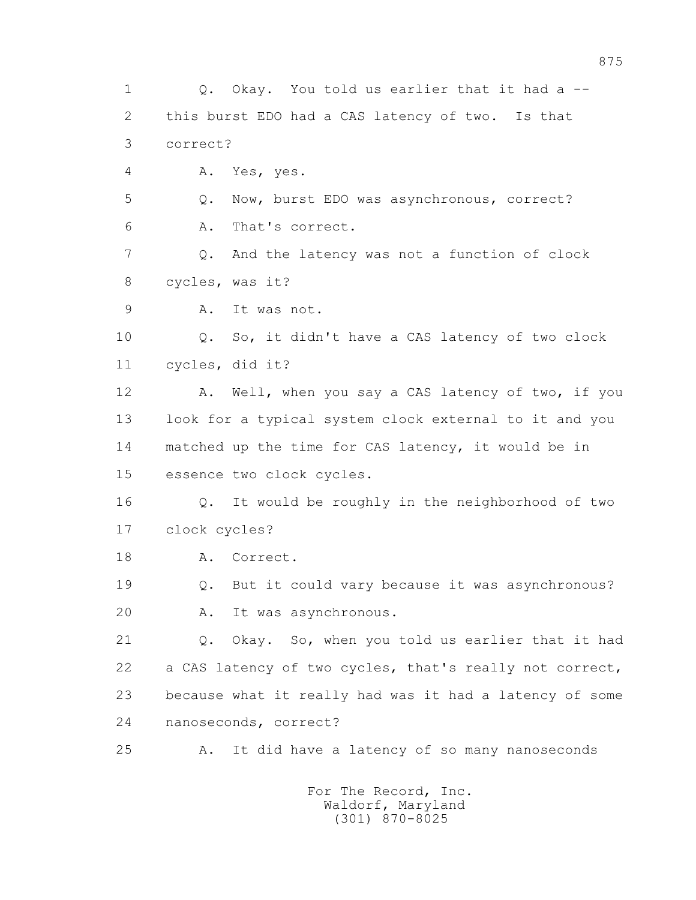1 Q. Okay. You told us earlier that it had a --
2 this burst EDO had a CAS latency of two. Is that
3 correct?
4 A. Yes, yes.
5 Q. Now, burst EDO was asynchronous, correct?
6 A. That's correct.
7 Q. And the latency was not a function of clock
8 cycles, was it?
9 A. It was not.
10 Q. So, it didn't have a CAS latency of two clock
11 cycles, did it?
12 A. Well, when you say a CAS latency of two, if you
13 look for a typical system clock external to it and you
14 matched up the time for CAS latency, it would be in
15 essence two clock cycles.
16 Q. It would be roughly in the neighborhood of two
17 clock cycles?
18 A. Correct.
19 Q. But it could vary because it was asynchronous?
20 A. It was asynchronous.
21 Q. Okay. So, when you told us earlier that it had
22 a CAS latency of two cycles, that's really not correct,
23 because what it really had was it had a latency of some
24 nanoseconds, correct?
25 A. It did have a latency of so many nanoseconds

For The Record, Inc.
Waldorf, Maryland
(301) 870-8025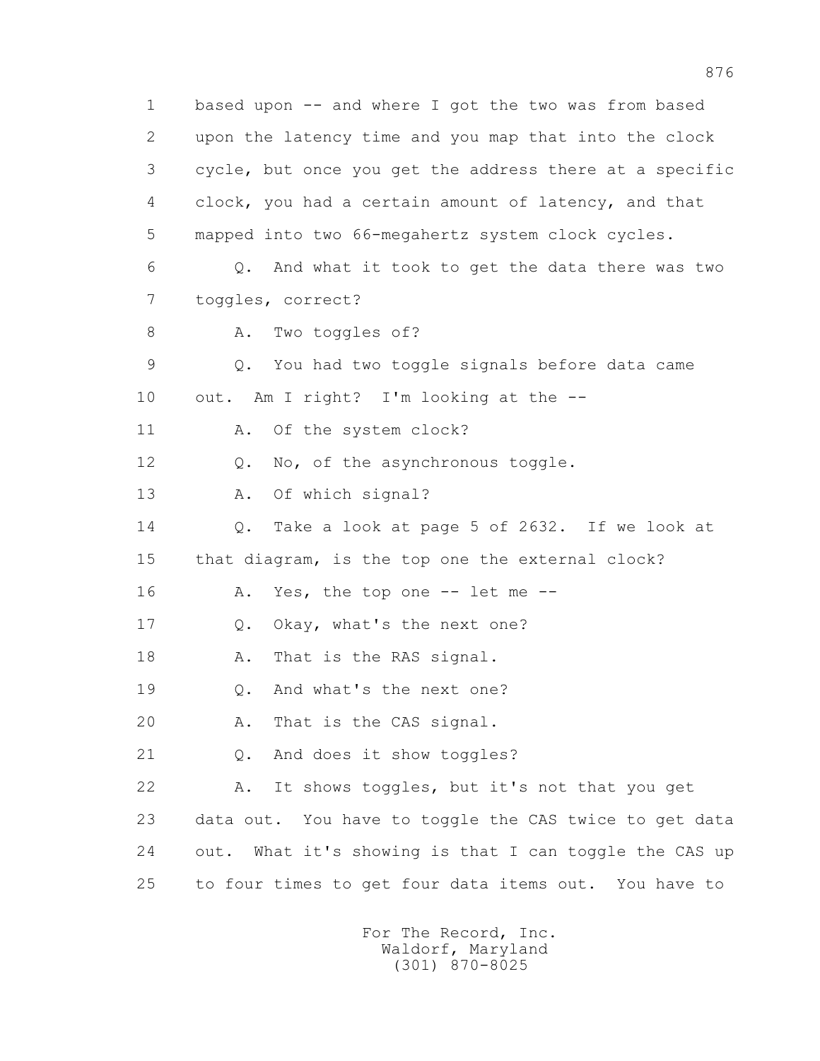1 based upon -- and where I got the two was from based
2 upon the latency time and you map that into the clock
3 cycle, but once you get the address there at a specific
4 clock, you had a certain amount of latency, and that
5 mapped into two 66-megahertz system clock cycles.

6 Q. And what it took to get the data there was two
7 toggles, correct?

8 A. Two toggles of?

9 Q. You had two toggle signals before data came
10 out. Am I right? I'm looking at the --

11 A. Of the system clock?

12 Q. No, of the asynchronous toggle.

13 A. Of which signal?

14 Q. Take a look at page 5 of 2632. If we look at
15 that diagram, is the top one the external clock?

16 A. Yes, the top one -- let me --

17 Q. Okay, what's the next one?

18 A. That is the RAS signal.

19 Q. And what's the next one?

20 A. That is the CAS signal.

21 Q. And does it show toggles?

22 A. It shows toggles, but it's not that you get
23 data out. You have to toggle the CAS twice to get data
24 out. What it's showing is that I can toggle the CAS up
25 to four times to get four data items out. You have to

For The Record, Inc.
Waldorf, Maryland
(301) 870-8025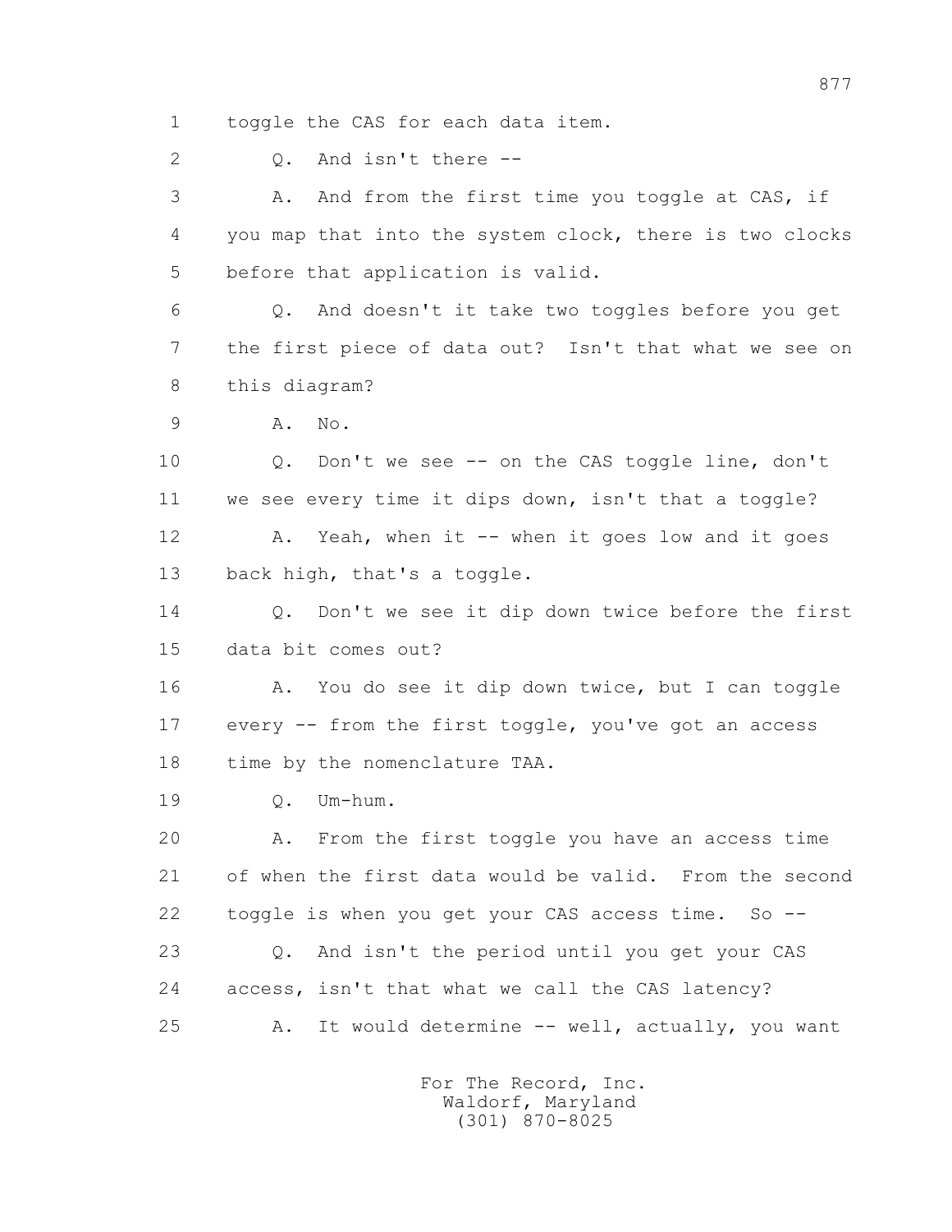1 toggle the CAS for each data item.

2 Q. And isn't there --

3 A. And from the first time you toggle at CAS, if

4 you map that into the system clock, there is two clocks

5 before that application is valid.

6 Q. And doesn't it take two toggles before you get

7 the first piece of data out? Isn't that what we see on

8 this diagram?

9 A. No.

10 Q. Don't we see -- on the CAS toggle line, don't

11 we see every time it dips down, isn't that a toggle?

12 A. Yeah, when it -- when it goes low and it goes

13 back high, that's a toggle.

14 Q. Don't we see it dip down twice before the first

15 data bit comes out?

16 A. You do see it dip down twice, but I can toggle

17 every -- from the first toggle, you've got an access

18 time by the nomenclature TAA.

19 Q. Um-hum.

20 A. From the first toggle you have an access time

21 of when the first data would be valid. From the second

22 toggle is when you get your CAS access time. So --

23 Q. And isn't the period until you get your CAS

24 access, isn't that what we call the CAS latency?

25 A. It would determine -- well, actually, you want

For The Record, Inc.
Waldorf, Maryland
(301) 870-8025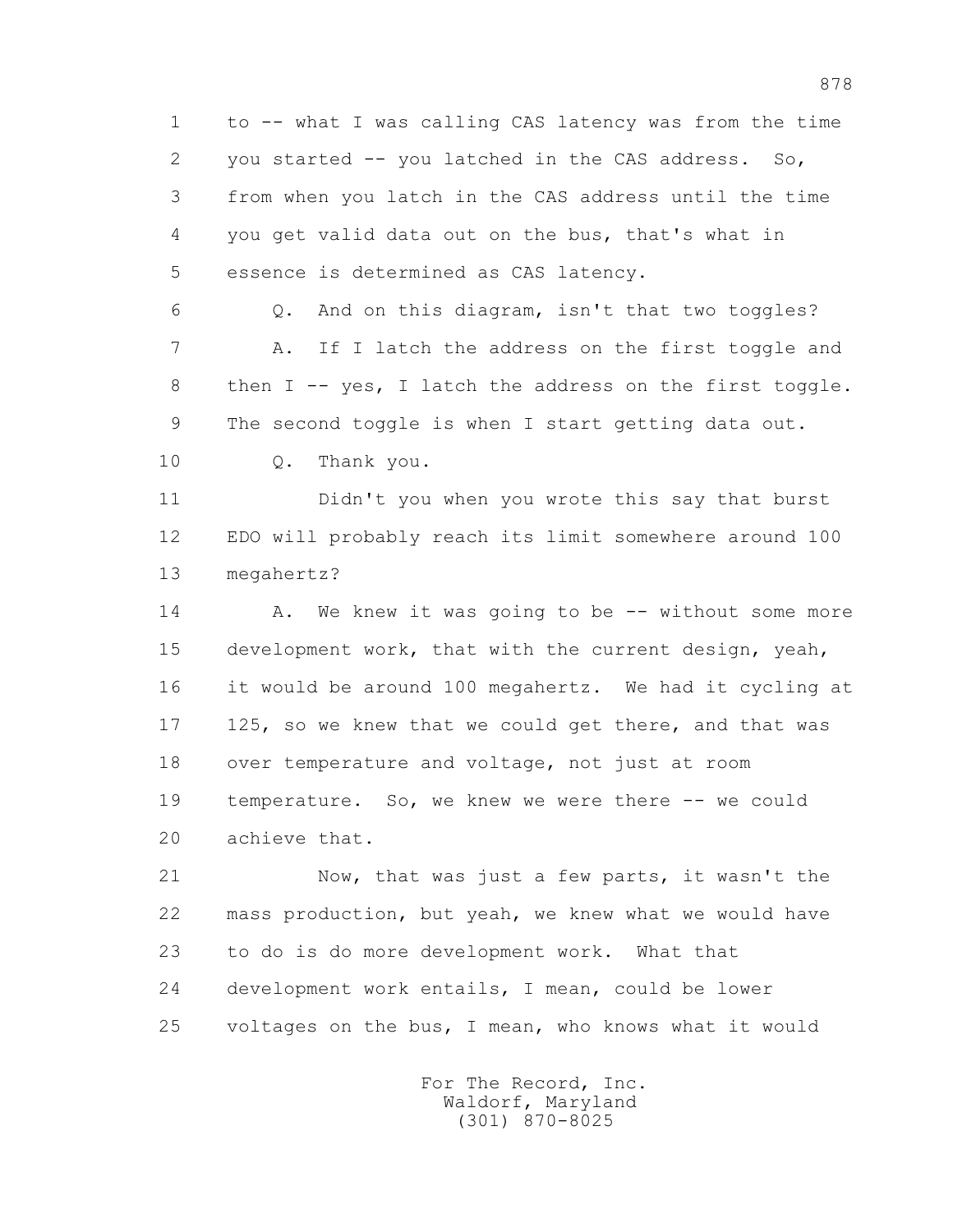1 to -- what I was calling CAS latency was from the time
2 you started -- you latched in the CAS address. So,
3 from when you latch in the CAS address until the time
4 you get valid data out on the bus, that's what in
5 essence is determined as CAS latency.

6 Q. And on this diagram, isn't that two toggles?

7 A. If I latch the address on the first toggle and
8 then I -- yes, I latch the address on the first toggle.
9 The second toggle is when I start getting data out.

10 Q. Thank you.

11 Didn't you when you wrote this say that burst
12 EDO will probably reach its limit somewhere around 100
13 megahertz?

14 A. We knew it was going to be -- without some more
15 development work, that with the current design, yeah,
16 it would be around 100 megahertz. We had it cycling at
17 125, so we knew that we could get there, and that was
18 over temperature and voltage, not just at room
19 temperature. So, we knew we were there -- we could
20 achieve that.

21 Now, that was just a few parts, it wasn't the
22 mass production, but yeah, we knew what we would have
23 to do is do more development work. What that
24 development work entails, I mean, could be lower
25 voltages on the bus, I mean, who knows what it would

For The Record, Inc.
Waldorf, Maryland
(301) 870-8025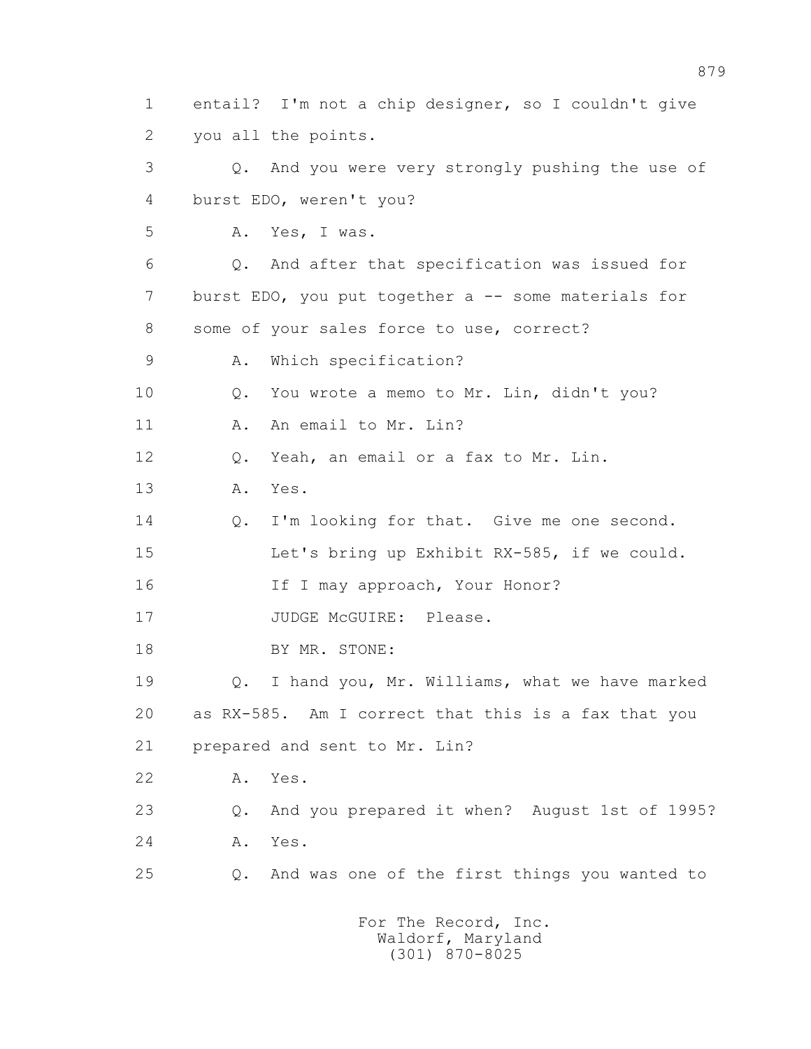1 entail? I'm not a chip designer, so I couldn't give
2 you all the points.
3 Q. And you were very strongly pushing the use of
4 burst EDO, weren't you?
5 A. Yes, I was.
6 Q. And after that specification was issued for
7 burst EDO, you put together a -- some materials for
8 some of your sales force to use, correct?
9 A. Which specification?
10 Q. You wrote a memo to Mr. Lin, didn't you?
11 A. An email to Mr. Lin?
12 Q. Yeah, an email or a fax to Mr. Lin.
13 A. Yes.
14 Q. I'm looking for that. Give me one second.
15 Let's bring up Exhibit RX-585, if we could.
16 If I may approach, Your Honor?
17 JUDGE McGUIRE: Please.
18 BY MR. STONE:
19 Q. I hand you, Mr. Williams, what we have marked
20 as RX-585. Am I correct that this is a fax that you
21 prepared and sent to Mr. Lin?
22 A. Yes.
23 Q. And you prepared it when? August 1st of 1995?
24 A. Yes.
25 Q. And was one of the first things you wanted to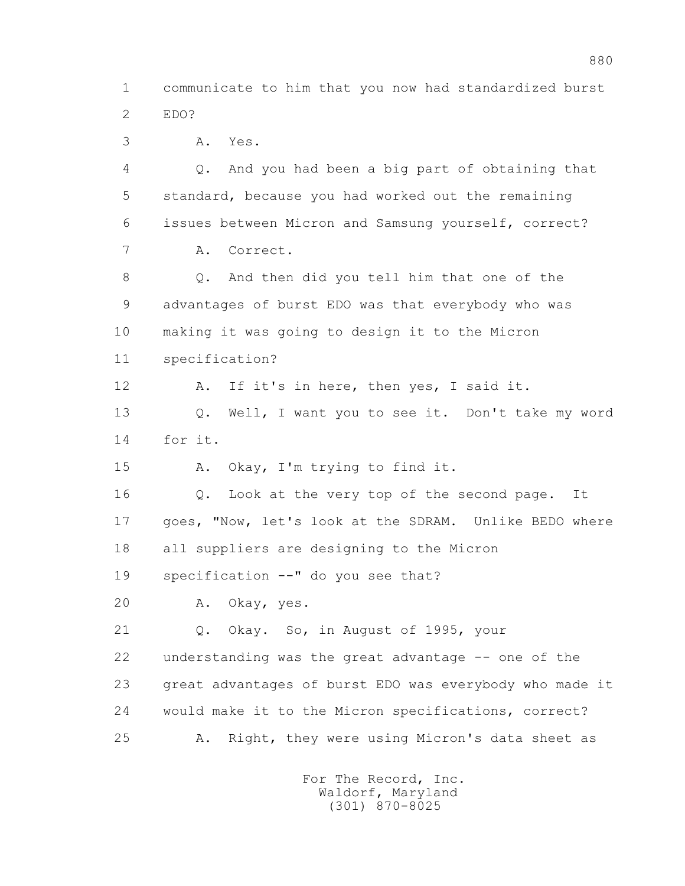1 communicate to him that you now had standardized burst
2 EDO?

3 A. Yes.

4 Q. And you had been a big part of obtaining that
5 standard, because you had worked out the remaining
6 issues between Micron and Samsung yourself, correct?

7 A. Correct.

8 Q. And then did you tell him that one of the
9 advantages of burst EDO was that everybody who was
10 making it was going to design it to the Micron
11 specification?

12 A. If it's in here, then yes, I said it.

13 Q. Well, I want you to see it. Don't take my word
14 for it.

15 A. Okay, I'm trying to find it.

16 Q. Look at the very top of the second page. It
17 goes, "Now, let's look at the SDRAM. Unlike BEDO where
18 all suppliers are designing to the Micron
19 specification --" do you see that?

20 A. Okay, yes.

21 Q. Okay. So, in August of 1995, your
22 understanding was the great advantage -- one of the
23 great advantages of burst EDO was everybody who made it
24 would make it to the Micron specifications, correct?

25 A. Right, they were using Micron's data sheet as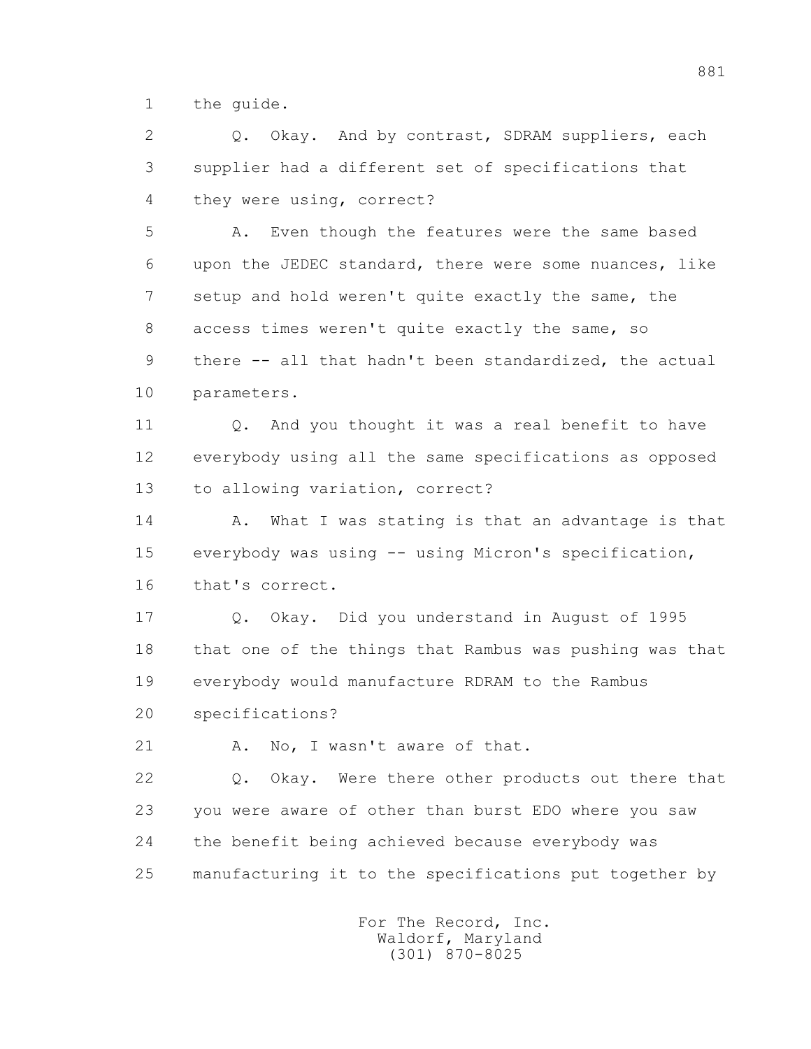the guide.

Q. Okay. And by contrast, SDRAM suppliers, each supplier had a different set of specifications that they were using, correct?

A. Even though the features were the same based upon the JEDEC standard, there were some nuances, like setup and hold weren't quite exactly the same, the access times weren't quite exactly the same, so there -- all that hadn't been standardized, the actual parameters.

Q. And you thought it was a real benefit to have everybody using all the same specifications as opposed to allowing variation, correct?

A. What I was stating is that an advantage is that everybody was using -- using Micron's specification, that's correct.

Q. Okay. Did you understand in August of 1995 that one of the things that Rambus was pushing was that everybody would manufacture RDRAM to the Rambus specifications?

A. No, I wasn't aware of that.

Q. Okay. Were there other products out there that you were aware of other than burst EDO where you saw the benefit being achieved because everybody was manufacturing it to the specifications put together by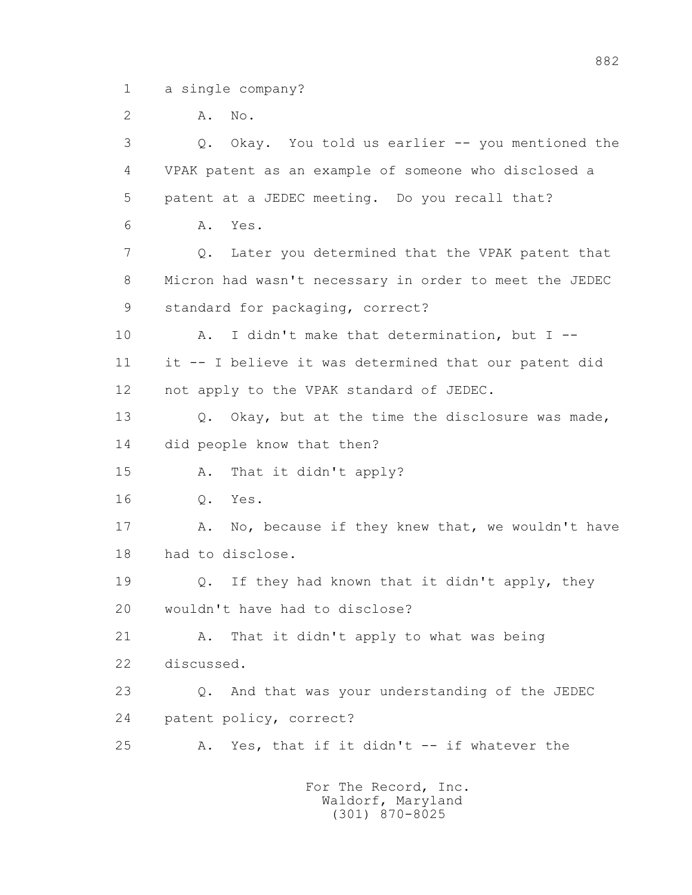1 a single company?

2 A. No.

3 Q. Okay. You told us earlier -- you mentioned the

4 VPAK patent as an example of someone who disclosed a

5 patent at a JEDEC meeting. Do you recall that?

6 A. Yes.

7 Q. Later you determined that the VPAK patent that

8 Micron had wasn't necessary in order to meet the JEDEC

9 standard for packaging, correct?

10 A. I didn't make that determination, but I --

11 it -- I believe it was determined that our patent did

12 not apply to the VPAK standard of JEDEC.

13 Q. Okay, but at the time the disclosure was made,

14 did people know that then?

15 A. That it didn't apply?

16 Q. Yes.

17 A. No, because if they knew that, we wouldn't have

18 had to disclose.

19 Q. If they had known that it didn't apply, they

20 wouldn't have had to disclose?

21 A. That it didn't apply to what was being

22 discussed.

23 Q. And that was your understanding of the JEDEC

24 patent policy, correct?

25 A. Yes, that if it didn't -- if whatever the

For The Record, Inc.
Waldorf, Maryland
(301) 870-8025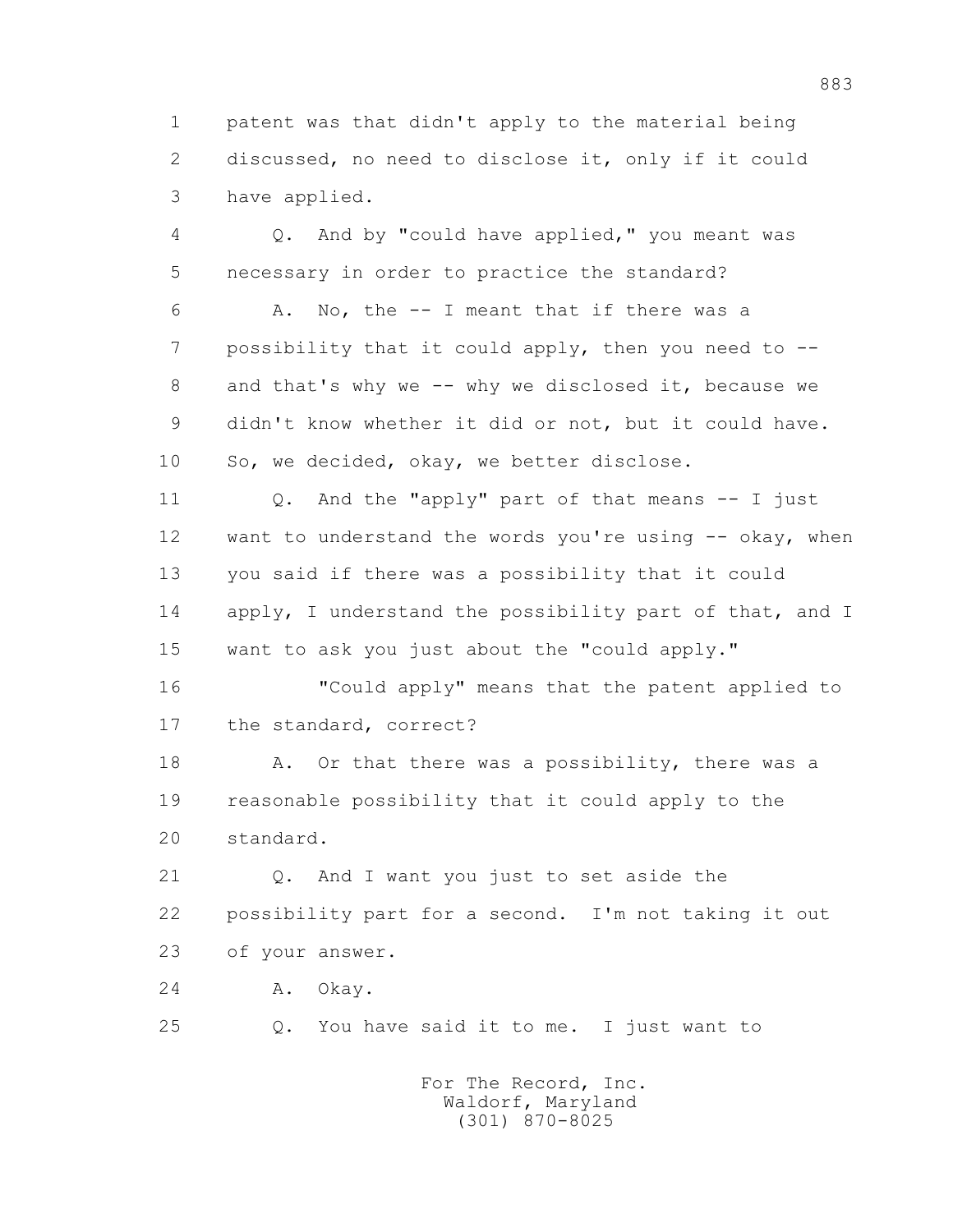1 patent was that didn't apply to the material being
2 discussed, no need to disclose it, only if it could
3 have applied.

4 Q. And by "could have applied," you meant was
5 necessary in order to practice the standard?

6 A. No, the -- I meant that if there was a
7 possibility that it could apply, then you need to --
8 and that's why we -- why we disclosed it, because we
9 didn't know whether it did or not, but it could have.
10 So, we decided, okay, we better disclose.

11 Q. And the "apply" part of that means -- I just
12 want to understand the words you're using -- okay, when
13 you said if there was a possibility that it could
14 apply, I understand the possibility part of that, and I
15 want to ask you just about the "could apply."

16 "Could apply" means that the patent applied to
17 the standard, correct?

18 A. Or that there was a possibility, there was a
19 reasonable possibility that it could apply to the
20 standard.

21 Q. And I want you just to set aside the
22 possibility part for a second. I'm not taking it out
23 of your answer.

24 A. Okay.

25 Q. You have said it to me. I just want to

For The Record, Inc.
Waldorf, Maryland
(301) 870-8025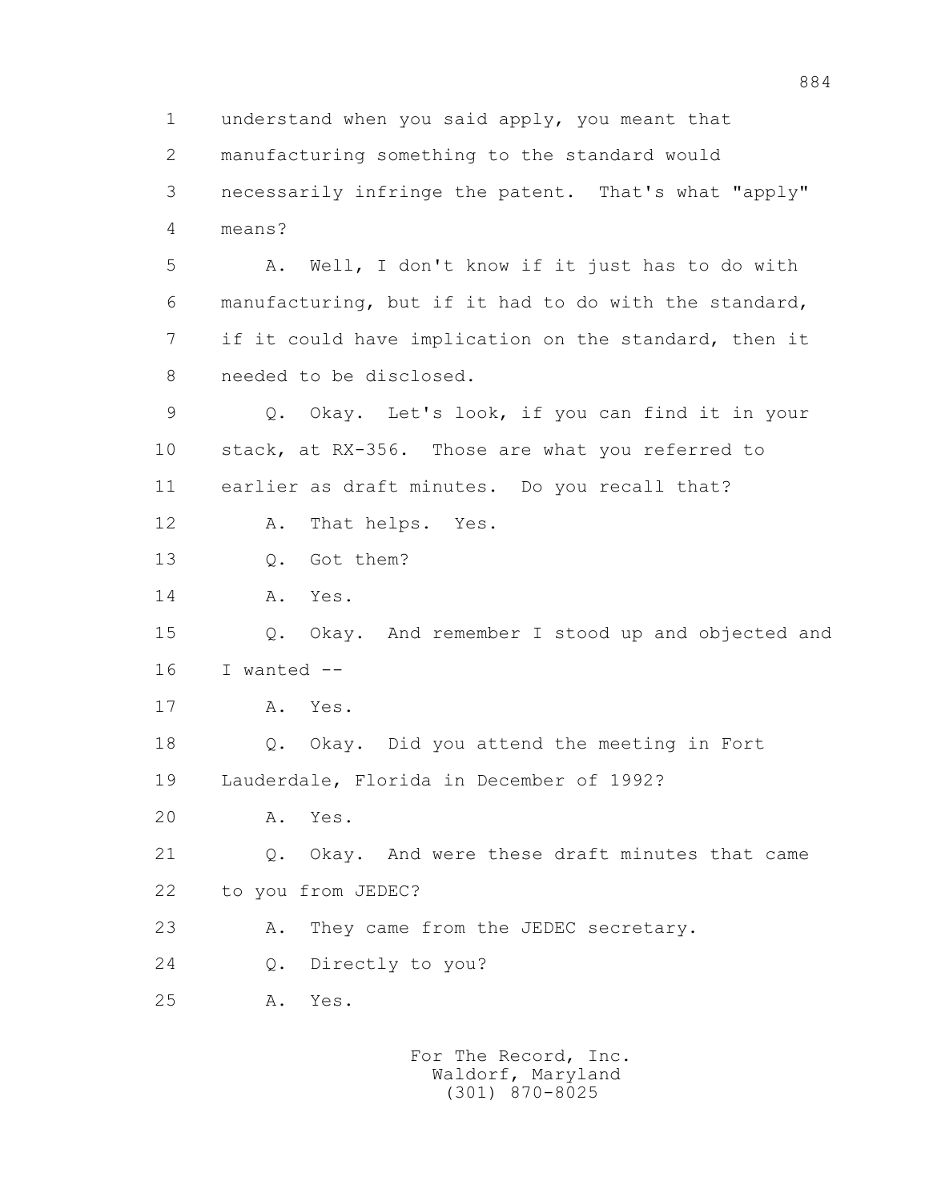1 understand when you said apply, you meant that
2 manufacturing something to the standard would
3 necessarily infringe the patent. That's what "apply"
4 means?

5 A. Well, I don't know if it just has to do with
6 manufacturing, but if it had to do with the standard,
7 if it could have implication on the standard, then it
8 needed to be disclosed.

9 Q. Okay. Let's look, if you can find it in your
10 stack, at RX-356. Those are what you referred to
11 earlier as draft minutes. Do you recall that?

12 A. That helps. Yes.

13 Q. Got them?

14 A. Yes.

15 Q. Okay. And remember I stood up and objected and
16 I wanted --

17 A. Yes.

18 Q. Okay. Did you attend the meeting in Fort
19 Lauderdale, Florida in December of 1992?

20 A. Yes.

21 Q. Okay. And were these draft minutes that came
22 to you from JEDEC?

23 A. They came from the JEDEC secretary.

24 Q. Directly to you?

25 A. Yes.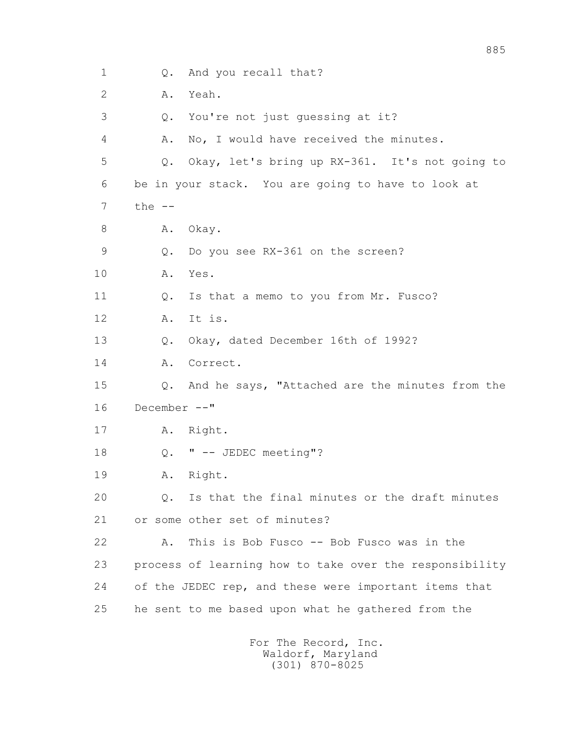1 Q. And you recall that?

2 A. Yeah.

3 Q. You're not just guessing at it?

4 A. No, I would have received the minutes.

5 Q. Okay, let's bring up RX-361. It's not going to

6 be in your stack. You are going to have to look at

7 the --

8 A. Okay.

9 Q. Do you see RX-361 on the screen?

10 A. Yes.

11 Q. Is that a memo to you from Mr. Fusco?

12 A. It is.

13 Q. Okay, dated December 16th of 1992?

14 A. Correct.

15 Q. And he says, "Attached are the minutes from the

16 December --"

17 A. Right.

18 Q. " -- JEDEC meeting"?

19 A. Right.

20 Q. Is that the final minutes or the draft minutes

21 or some other set of minutes?

22 A. This is Bob Fusco -- Bob Fusco was in the

23 process of learning how to take over the responsibility

24 of the JEDEC rep, and these were important items that

25 he sent to me based upon what he gathered from the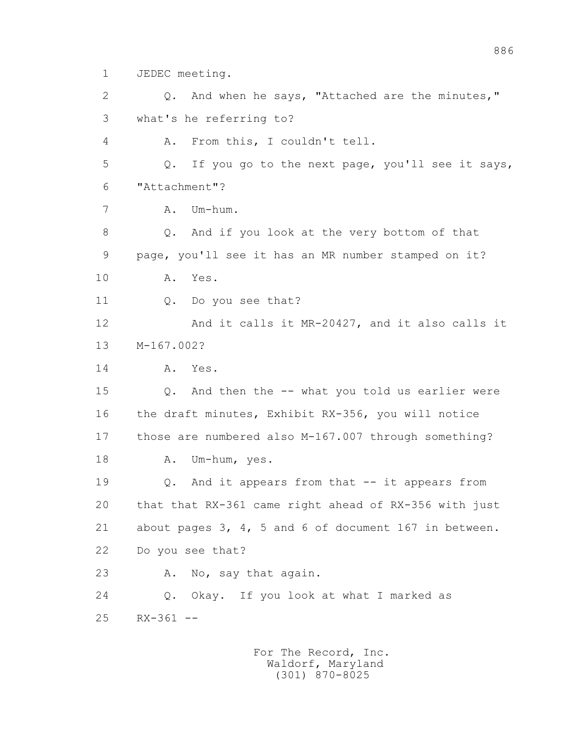1 JEDEC meeting.

2 Q. And when he says, "Attached are the minutes,"

3 what's he referring to?

4 A. From this, I couldn't tell.

5 Q. If you go to the next page, you'll see it says,

6 "Attachment"?

7 A. Um-hum.

8 Q. And if you look at the very bottom of that

9 page, you'll see it has an MR number stamped on it?

10 A. Yes.

11 Q. Do you see that?

12 And it calls it MR-20427, and it also calls it

13 M-167.002?

14 A. Yes.

15 Q. And then the -- what you told us earlier were

16 the draft minutes, Exhibit RX-356, you will notice

17 those are numbered also M-167.007 through something?

18 A. Um-hum, yes.

19 Q. And it appears from that -- it appears from

20 that that RX-361 came right ahead of RX-356 with just

21 about pages 3, 4, 5 and 6 of document 167 in between.

22 Do you see that?

23 A. No, say that again.

24 Q. Okay. If you look at what I marked as

25 RX-361 --

For The Record, Inc.
Waldorf, Maryland
(301) 870-8025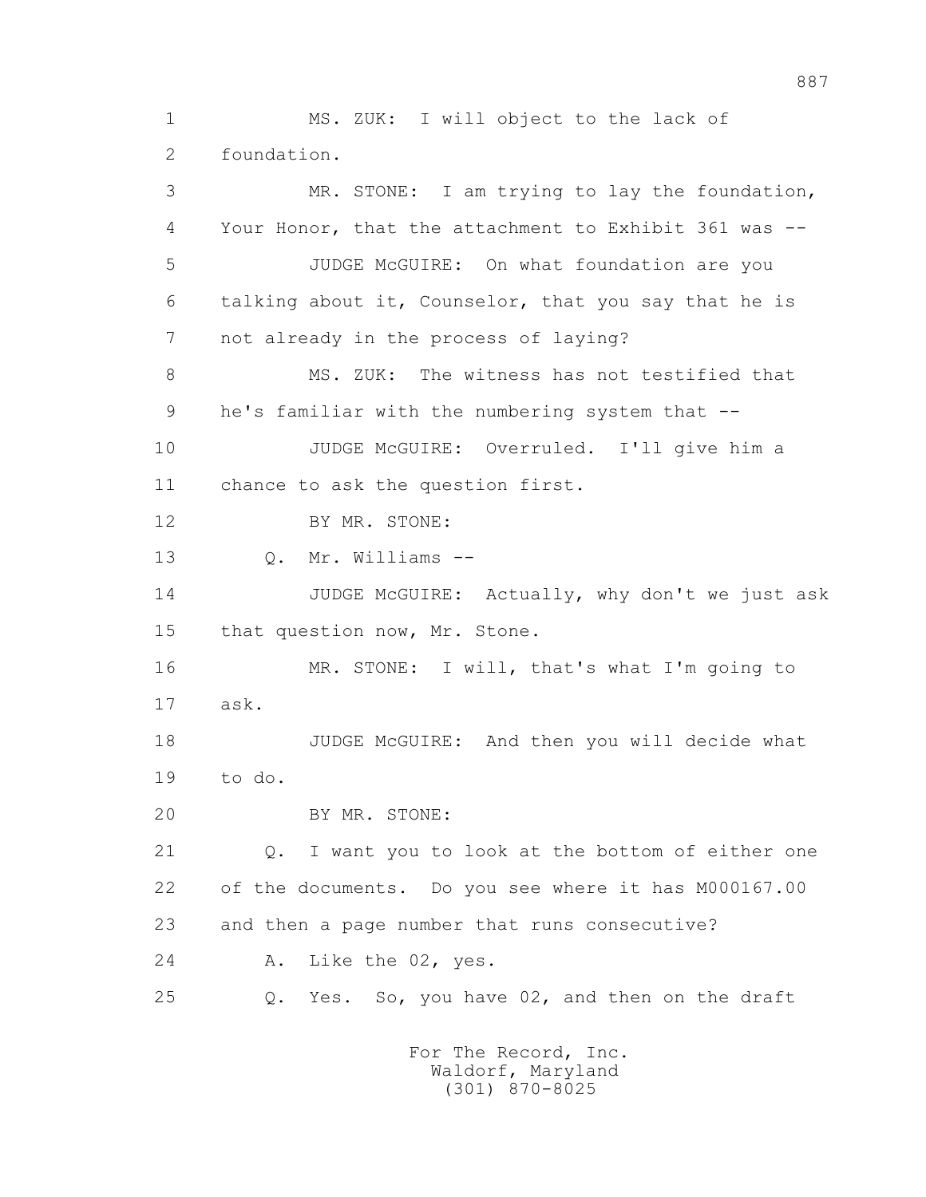1 MS. ZUK: I will object to the lack of
2 foundation.
3 MR. STONE: I am trying to lay the foundation,
4 Your Honor, that the attachment to Exhibit 361 was --
5 JUDGE McGUIRE: On what foundation are you
6 talking about it, Counselor, that you say that he is
7 not already in the process of laying?
8 MS. ZUK: The witness has not testified that
9 he's familiar with the numbering system that --
10 JUDGE McGUIRE: Overruled. I'll give him a
11 chance to ask the question first.
12 BY MR. STONE:
13 Q. Mr. Williams --
14 JUDGE McGUIRE: Actually, why don't we just ask
15 that question now, Mr. Stone.
16 MR. STONE: I will, that's what I'm going to
17 ask.
18 JUDGE McGUIRE: And then you will decide what
19 to do.
20 BY MR. STONE:
21 Q. I want you to look at the bottom of either one
22 of the documents. Do you see where it has M000167.00
23 and then a page number that runs consecutive?
24 A. Like the 02, yes.
25 Q. Yes. So, you have 02, and then on the draft

For The Record, Inc.
Waldorf, Maryland
(301) 870-8025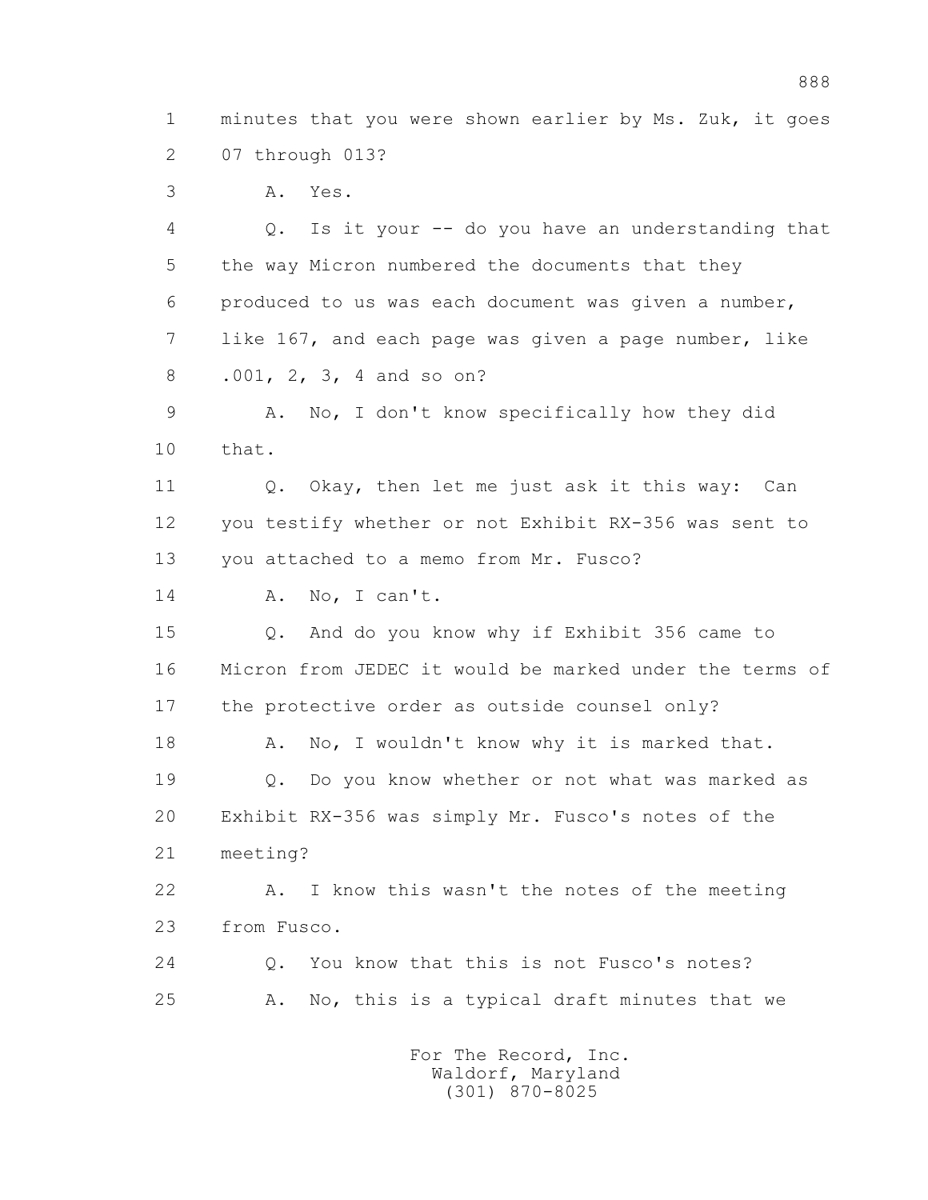1 minutes that you were shown earlier by Ms. Zuk, it goes
2 07 through 013?
3 A. Yes.
4 Q. Is it your -- do you have an understanding that
5 the way Micron numbered the documents that they
6 produced to us was each document was given a number,
7 like 167, and each page was given a page number, like
8 .001, 2, 3, 4 and so on?
9 A. No, I don't know specifically how they did
10 that.
11 Q. Okay, then let me just ask it this way: Can
12 you testify whether or not Exhibit RX-356 was sent to
13 you attached to a memo from Mr. Fusco?
14 A. No, I can't.
15 Q. And do you know why if Exhibit 356 came to
16 Micron from JEDEC it would be marked under the terms of
17 the protective order as outside counsel only?
18 A. No, I wouldn't know why it is marked that.
19 Q. Do you know whether or not what was marked as
20 Exhibit RX-356 was simply Mr. Fusco's notes of the
21 meeting?
22 A. I know this wasn't the notes of the meeting
23 from Fusco.
24 Q. You know that this is not Fusco's notes?
25 A. No, this is a typical draft minutes that we

For The Record, Inc.
Waldorf, Maryland
(301) 870-8025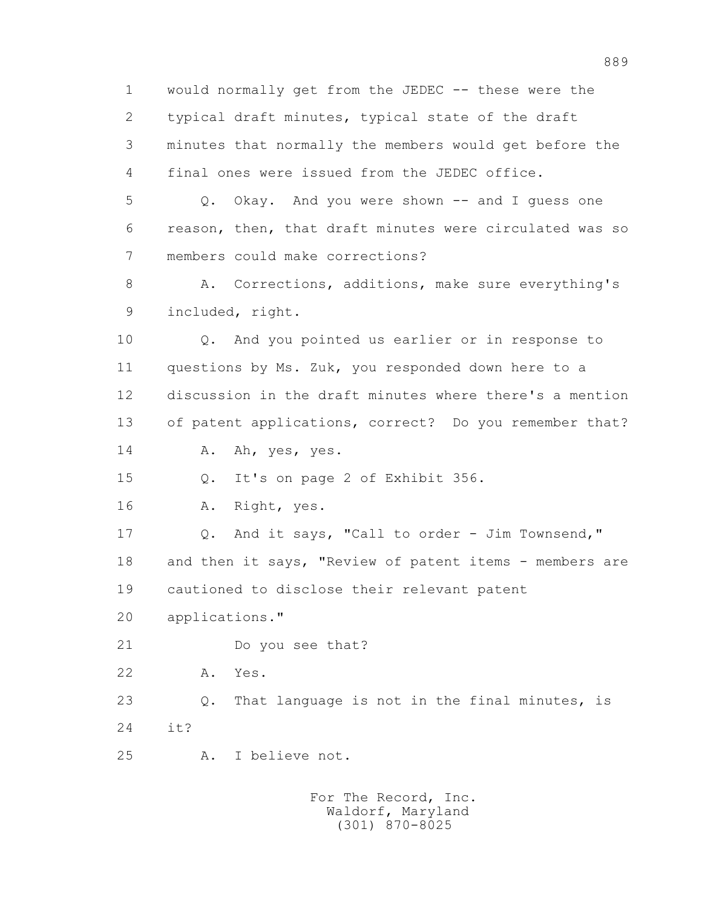1 would normally get from the JEDEC -- these were the
2 typical draft minutes, typical state of the draft
3 minutes that normally the members would get before the
4 final ones were issued from the JEDEC office.

5 Q. Okay. And you were shown -- and I guess one
6 reason, then, that draft minutes were circulated was so
7 members could make corrections?

8 A. Corrections, additions, make sure everything's
9 included, right.

10 Q. And you pointed us earlier or in response to
11 questions by Ms. Zuk, you responded down here to a
12 discussion in the draft minutes where there's a mention
13 of patent applications, correct? Do you remember that?

14 A. Ah, yes, yes.

15 Q. It's on page 2 of Exhibit 356.

16 A. Right, yes.

17 Q. And it says, "Call to order - Jim Townsend,"
18 and then it says, "Review of patent items - members are
19 cautioned to disclose their relevant patent
20 applications."

21 Do you see that?

22 A. Yes.

23 Q. That language is not in the final minutes, is
24 it?

25 A. I believe not.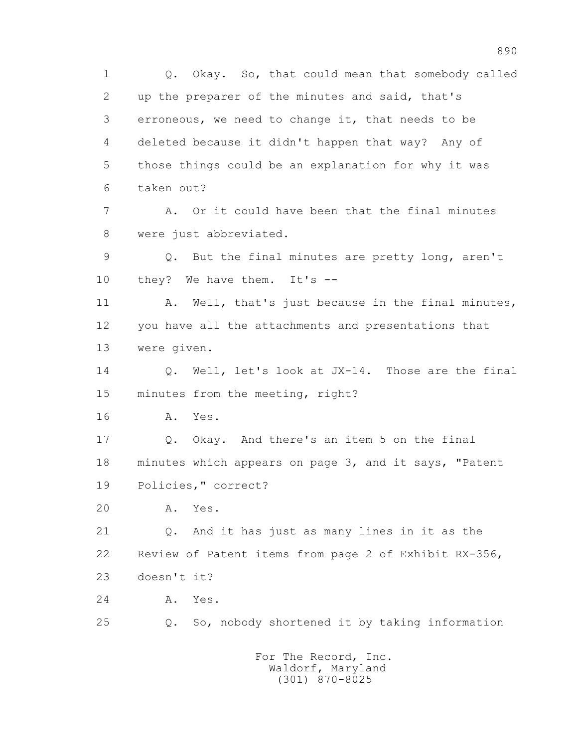1 Q. Okay. So, that could mean that somebody called
2 up the preparer of the minutes and said, that's
3 erroneous, we need to change it, that needs to be
4 deleted because it didn't happen that way? Any of
5 those things could be an explanation for why it was
6 taken out?
7 A. Or it could have been that the final minutes
8 were just abbreviated.
9 Q. But the final minutes are pretty long, aren't
10 they? We have them. It's --
11 A. Well, that's just because in the final minutes,
12 you have all the attachments and presentations that
13 were given.
14 Q. Well, let's look at JX-14. Those are the final
15 minutes from the meeting, right?
16 A. Yes.
17 Q. Okay. And there's an item 5 on the final
18 minutes which appears on page 3, and it says, "Patent
19 Policies," correct?
20 A. Yes.
21 Q. And it has just as many lines in it as the
22 Review of Patent items from page 2 of Exhibit RX-356,
23 doesn't it?
24 A. Yes.
25 Q. So, nobody shortened it by taking information

For The Record, Inc.
Waldorf, Maryland
(301) 870-8025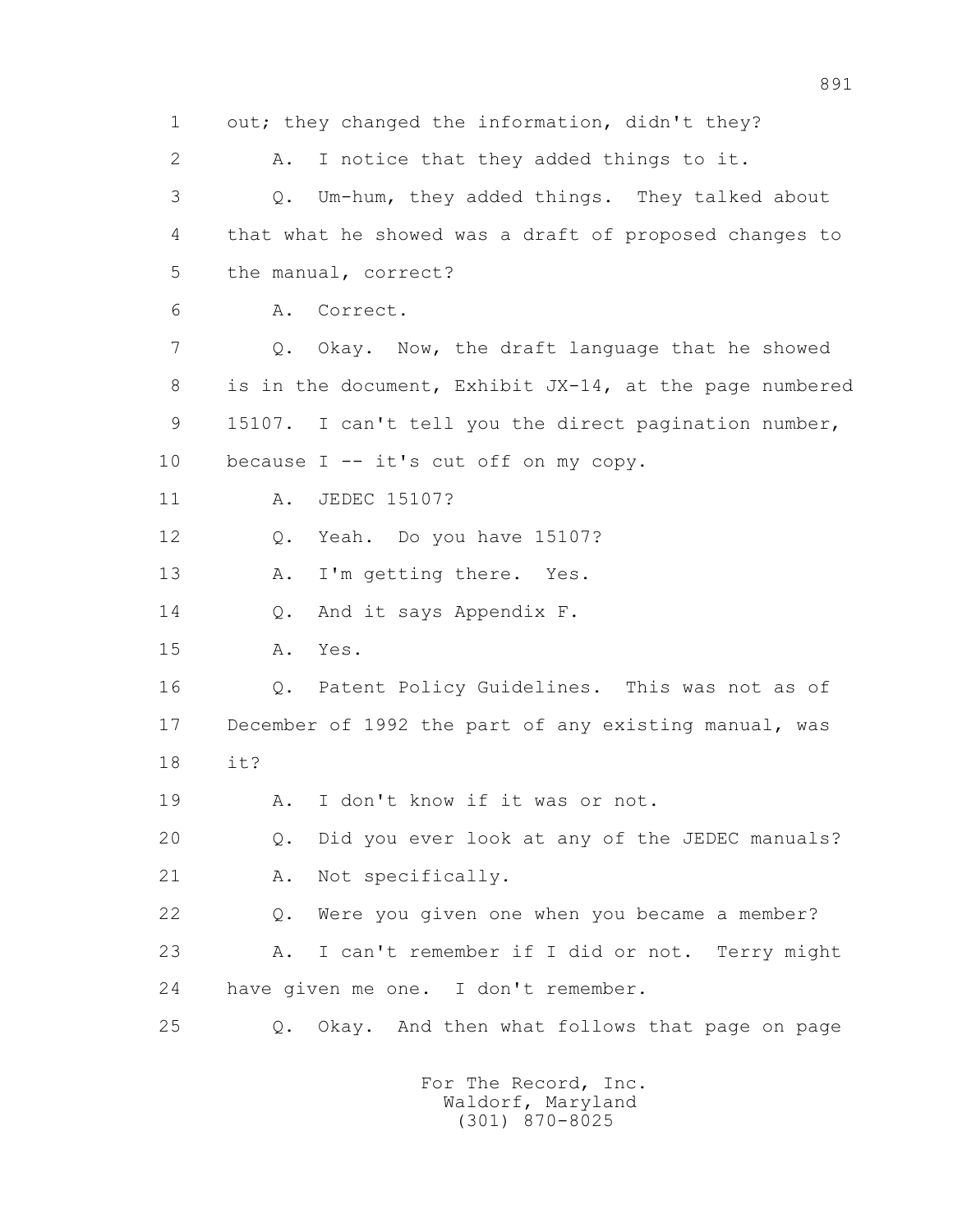1 out; they changed the information, didn't they?

2 A. I notice that they added things to it.

3 Q. Um-hum, they added things. They talked about

4 that what he showed was a draft of proposed changes to

5 the manual, correct?

6 A. Correct.

7 Q. Okay. Now, the draft language that he showed

8 is in the document, Exhibit JX-14, at the page numbered

9 15107. I can't tell you the direct pagination number,

10 because I -- it's cut off on my copy.

11 A. JEDEC 15107?

12 Q. Yeah. Do you have 15107?

13 A. I'm getting there. Yes.

14 Q. And it says Appendix F.

15 A. Yes.

16 Q. Patent Policy Guidelines. This was not as of

17 December of 1992 the part of any existing manual, was

18 it?

19 A. I don't know if it was or not.

20 Q. Did you ever look at any of the JEDEC manuals?

21 A. Not specifically.

22 Q. Were you given one when you became a member?

23 A. I can't remember if I did or not. Terry might

24 have given me one. I don't remember.

25 Q. Okay. And then what follows that page on page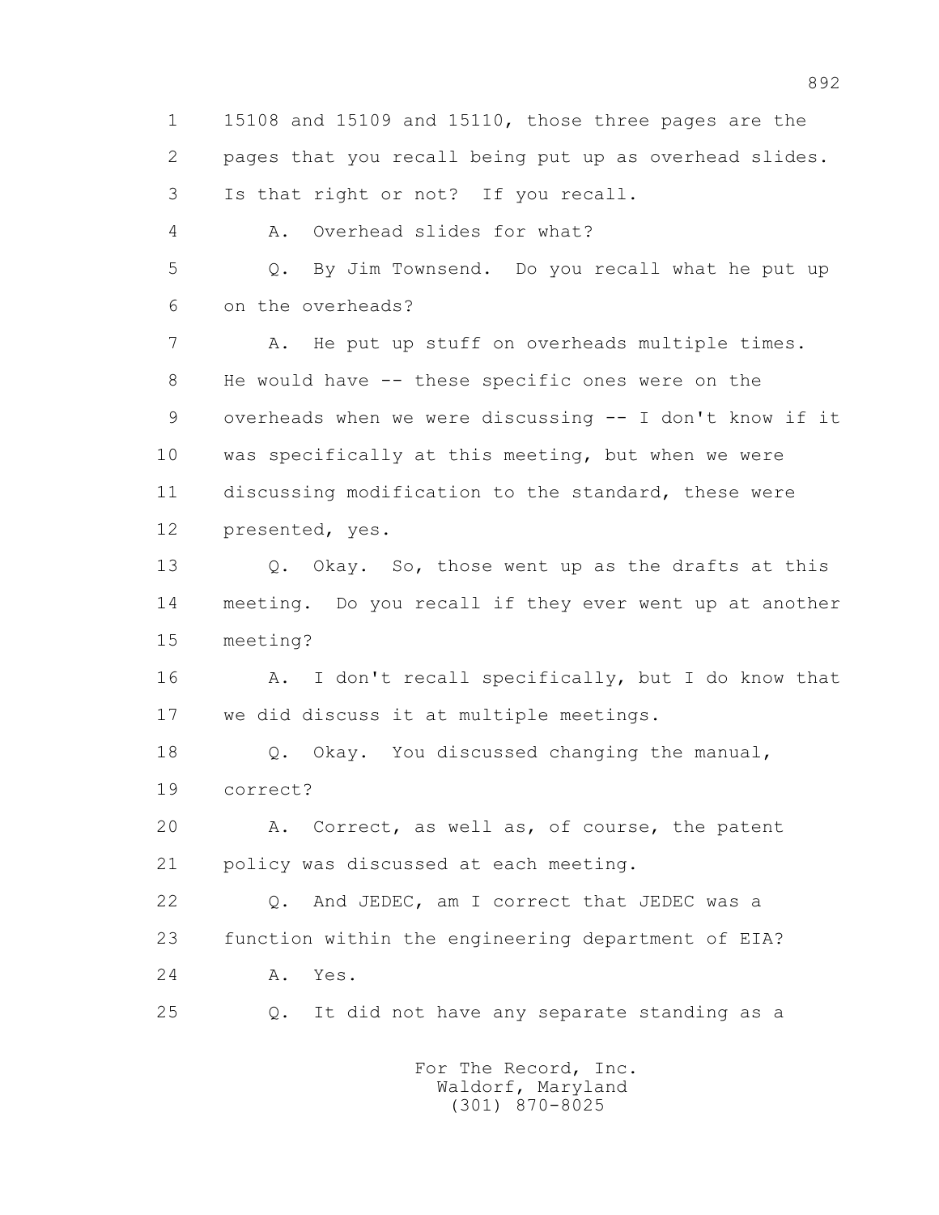1 15108 and 15109 and 15110, those three pages are the
2 pages that you recall being put up as overhead slides.
3 Is that right or not? If you recall.
4 A. Overhead slides for what?
5 Q. By Jim Townsend. Do you recall what he put up
6 on the overheads?
7 A. He put up stuff on overheads multiple times.
8 He would have -- these specific ones were on the
9 overheads when we were discussing -- I don't know if it
10 was specifically at this meeting, but when we were
11 discussing modification to the standard, these were
12 presented, yes.
13 Q. Okay. So, those went up as the drafts at this
14 meeting. Do you recall if they ever went up at another
15 meeting?
16 A. I don't recall specifically, but I do know that
17 we did discuss it at multiple meetings.
18 Q. Okay. You discussed changing the manual,
19 correct?
20 A. Correct, as well as, of course, the patent
21 policy was discussed at each meeting.
22 Q. And JEDEC, am I correct that JEDEC was a
23 function within the engineering department of EIA?
24 A. Yes.
25 Q. It did not have any separate standing as a

For The Record, Inc.
Waldorf, Maryland
(301) 870-8025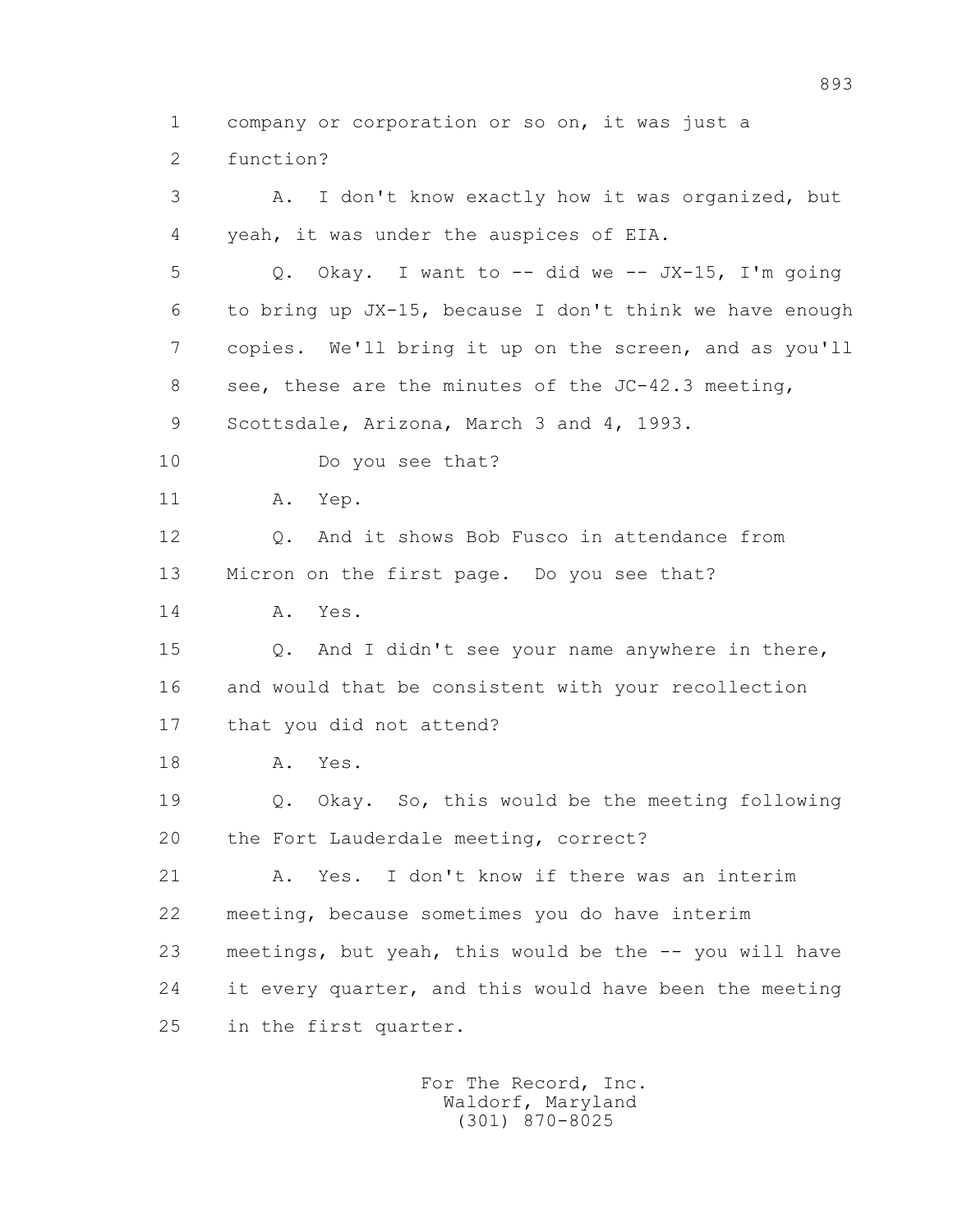1 company or corporation or so on, it was just a
2 function?
3 A. I don't know exactly how it was organized, but
4 yeah, it was under the auspices of EIA.
5 Q. Okay. I want to -- did we -- JX-15, I'm going
6 to bring up JX-15, because I don't think we have enough
7 copies. We'll bring it up on the screen, and as you'll
8 see, these are the minutes of the JC-42.3 meeting,
9 Scottsdale, Arizona, March 3 and 4, 1993.
10 Do you see that?
11 A. Yep.
12 Q. And it shows Bob Fusco in attendance from
13 Micron on the first page. Do you see that?
14 A. Yes.
15 Q. And I didn't see your name anywhere in there,
16 and would that be consistent with your recollection
17 that you did not attend?
18 A. Yes.
19 Q. Okay. So, this would be the meeting following
20 the Fort Lauderdale meeting, correct?
21 A. Yes. I don't know if there was an interim
22 meeting, because sometimes you do have interim
23 meetings, but yeah, this would be the -- you will have
24 it every quarter, and this would have been the meeting
25 in the first quarter.

For The Record, Inc.
Waldorf, Maryland
(301) 870-8025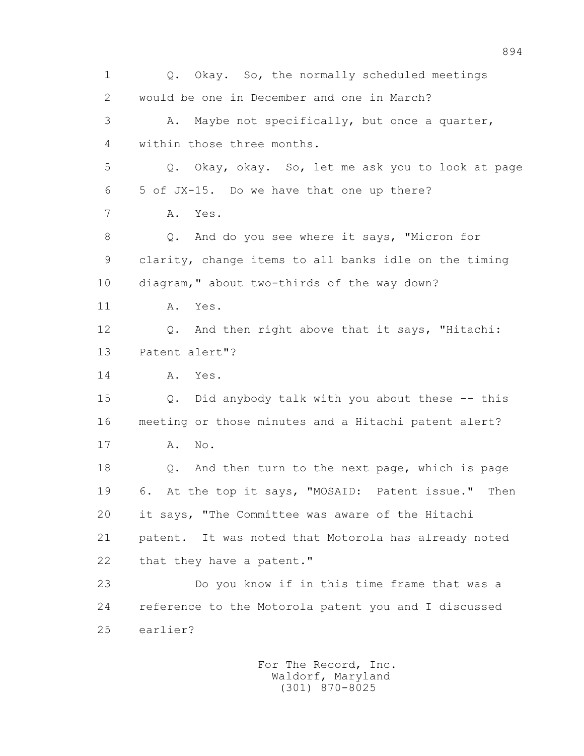1 Q. Okay. So, the normally scheduled meetings
2 would be one in December and one in March?
3 A. Maybe not specifically, but once a quarter,
4 within those three months.
5 Q. Okay, okay. So, let me ask you to look at page
6 5 of JX-15. Do we have that one up there?
7 A. Yes.
8 Q. And do you see where it says, "Micron for
9 clarity, change items to all banks idle on the timing
10 diagram," about two-thirds of the way down?
11 A. Yes.
12 Q. And then right above that it says, "Hitachi:
13 Patent alert"?
14 A. Yes.
15 Q. Did anybody talk with you about these -- this
16 meeting or those minutes and a Hitachi patent alert?
17 A. No.
18 Q. And then turn to the next page, which is page
19 6. At the top it says, "MOSAID: Patent issue." Then
20 it says, "The Committee was aware of the Hitachi
21 patent. It was noted that Motorola has already noted
22 that they have a patent."
23 Do you know if in this time frame that was a
24 reference to the Motorola patent you and I discussed
25 earlier?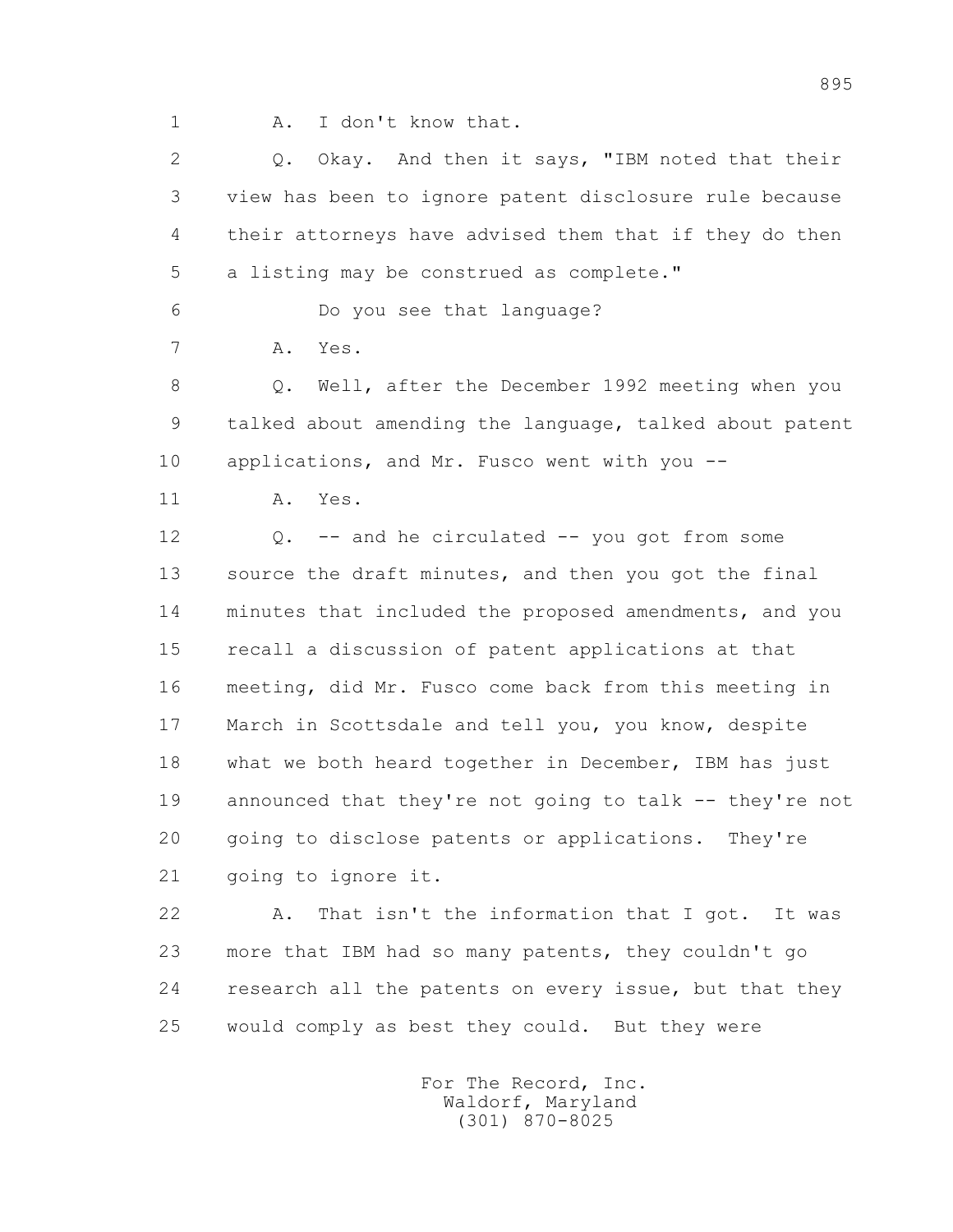1 A. I don't know that.

2 Q. Okay. And then it says, "IBM noted that their
3 view has been to ignore patent disclosure rule because
4 their attorneys have advised them that if they do then
5 a listing may be construed as complete."

6 Do you see that language?

7 A. Yes.

8 Q. Well, after the December 1992 meeting when you
9 talked about amending the language, talked about patent
10 applications, and Mr. Fusco went with you --

11 A. Yes.

12 Q. -- and he circulated -- you got from some
13 source the draft minutes, and then you got the final
14 minutes that included the proposed amendments, and you
15 recall a discussion of patent applications at that
16 meeting, did Mr. Fusco come back from this meeting in
17 March in Scottsdale and tell you, you know, despite
18 what we both heard together in December, IBM has just
19 announced that they're not going to talk -- they're not
20 going to disclose patents or applications. They're
21 going to ignore it.

22 A. That isn't the information that I got. It was
23 more that IBM had so many patents, they couldn't go
24 research all the patents on every issue, but that they
25 would comply as best they could. But they were

For The Record, Inc.
Waldorf, Maryland
(301) 870-8025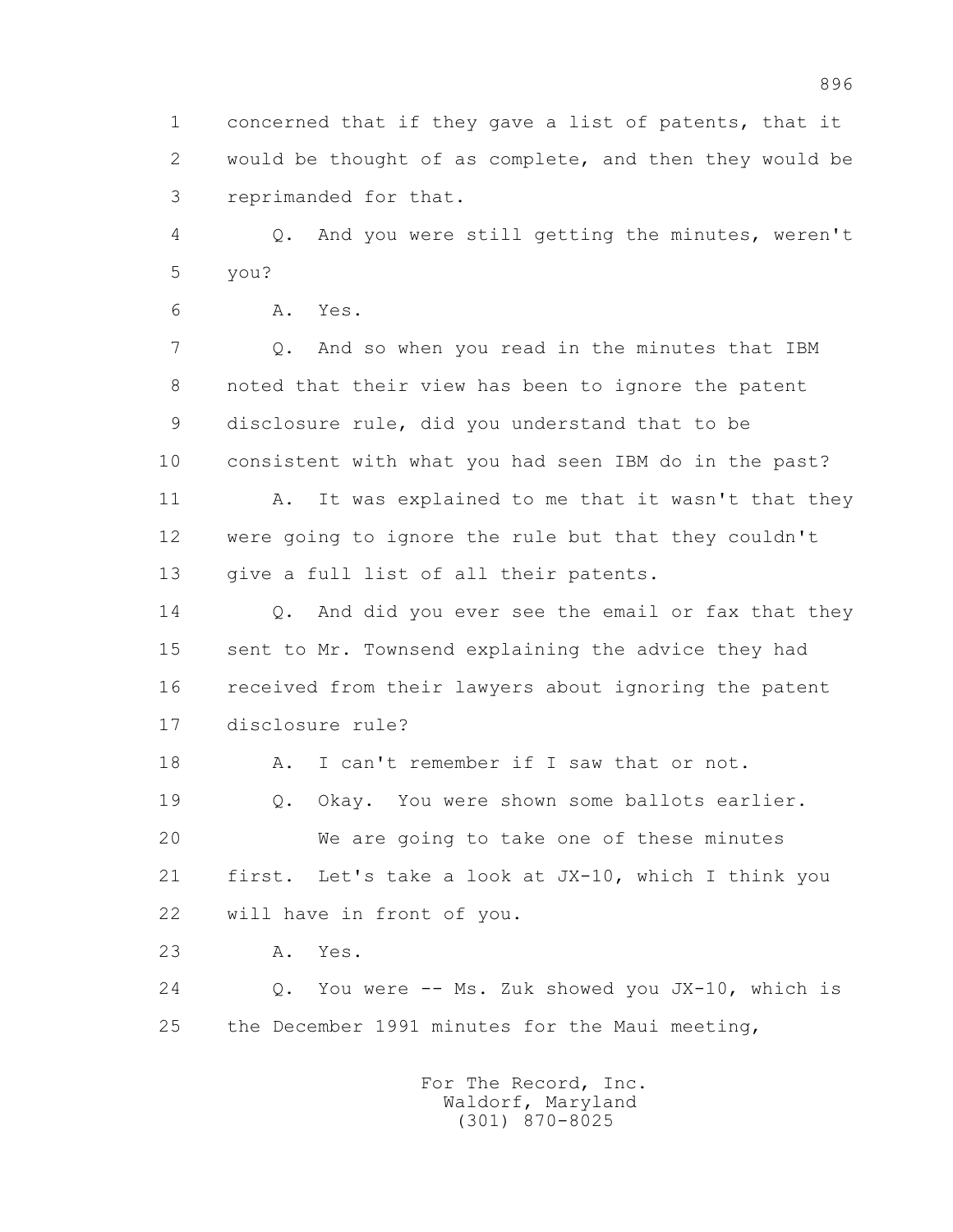1 concerned that if they gave a list of patents, that it
2 would be thought of as complete, and then they would be
3 reprimanded for that.

4 Q. And you were still getting the minutes, weren't
5 you?

6 A. Yes.

7 Q. And so when you read in the minutes that IBM
8 noted that their view has been to ignore the patent
9 disclosure rule, did you understand that to be
10 consistent with what you had seen IBM do in the past?

11 A. It was explained to me that it wasn't that they
12 were going to ignore the rule but that they couldn't
13 give a full list of all their patents.

14 Q. And did you ever see the email or fax that they
15 sent to Mr. Townsend explaining the advice they had
16 received from their lawyers about ignoring the patent
17 disclosure rule?

18 A. I can't remember if I saw that or not.

19 Q. Okay. You were shown some ballots earlier.

20 We are going to take one of these minutes
21 first. Let's take a look at JX-10, which I think you
22 will have in front of you.

23 A. Yes.

24 Q. You were -- Ms. Zuk showed you JX-10, which is
25 the December 1991 minutes for the Maui meeting,

For The Record, Inc.
Waldorf, Maryland
(301) 870-8025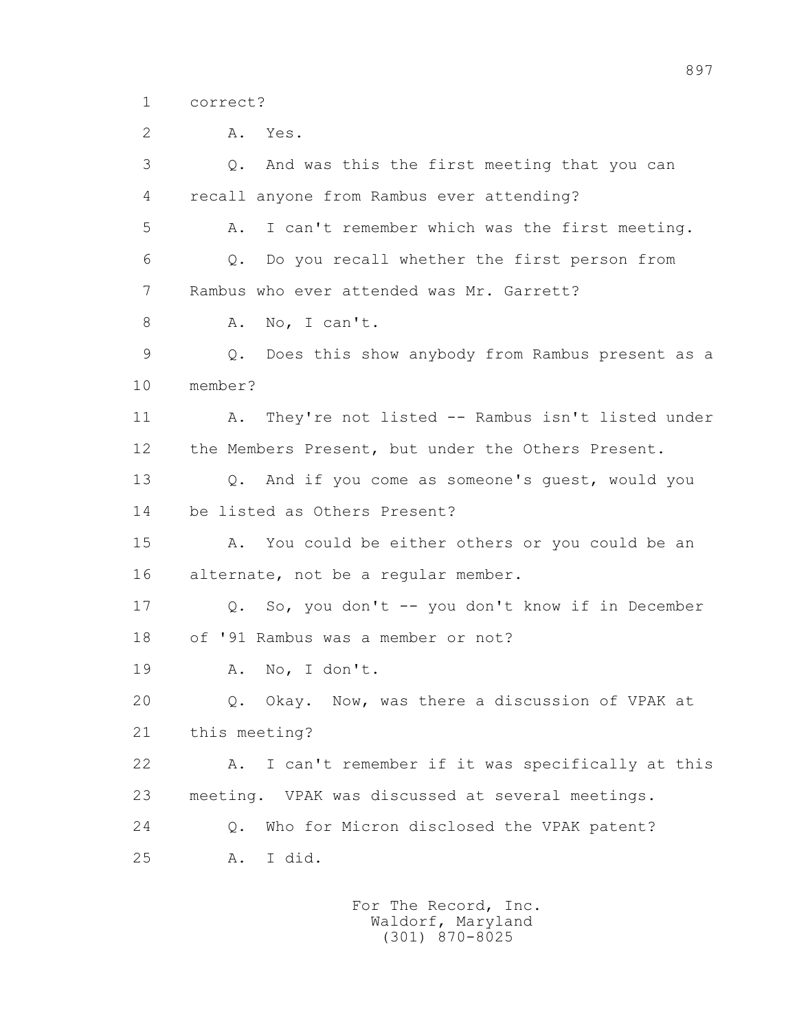1 correct?

2 A. Yes.

3 Q. And was this the first meeting that you can

4 recall anyone from Rambus ever attending?

5 A. I can't remember which was the first meeting.

6 Q. Do you recall whether the first person from

7 Rambus who ever attended was Mr. Garrett?

8 A. No, I can't.

9 Q. Does this show anybody from Rambus present as a

10 member?

11 A. They're not listed -- Rambus isn't listed under

12 the Members Present, but under the Others Present.

13 Q. And if you come as someone's guest, would you

14 be listed as Others Present?

15 A. You could be either others or you could be an

16 alternate, not be a regular member.

17 Q. So, you don't -- you don't know if in December

18 of '91 Rambus was a member or not?

19 A. No, I don't.

20 Q. Okay. Now, was there a discussion of VPAK at

21 this meeting?

22 A. I can't remember if it was specifically at this

23 meeting. VPAK was discussed at several meetings.

24 Q. Who for Micron disclosed the VPAK patent?

25 A. I did.

For The Record, Inc.
Waldorf, Maryland
(301) 870-8025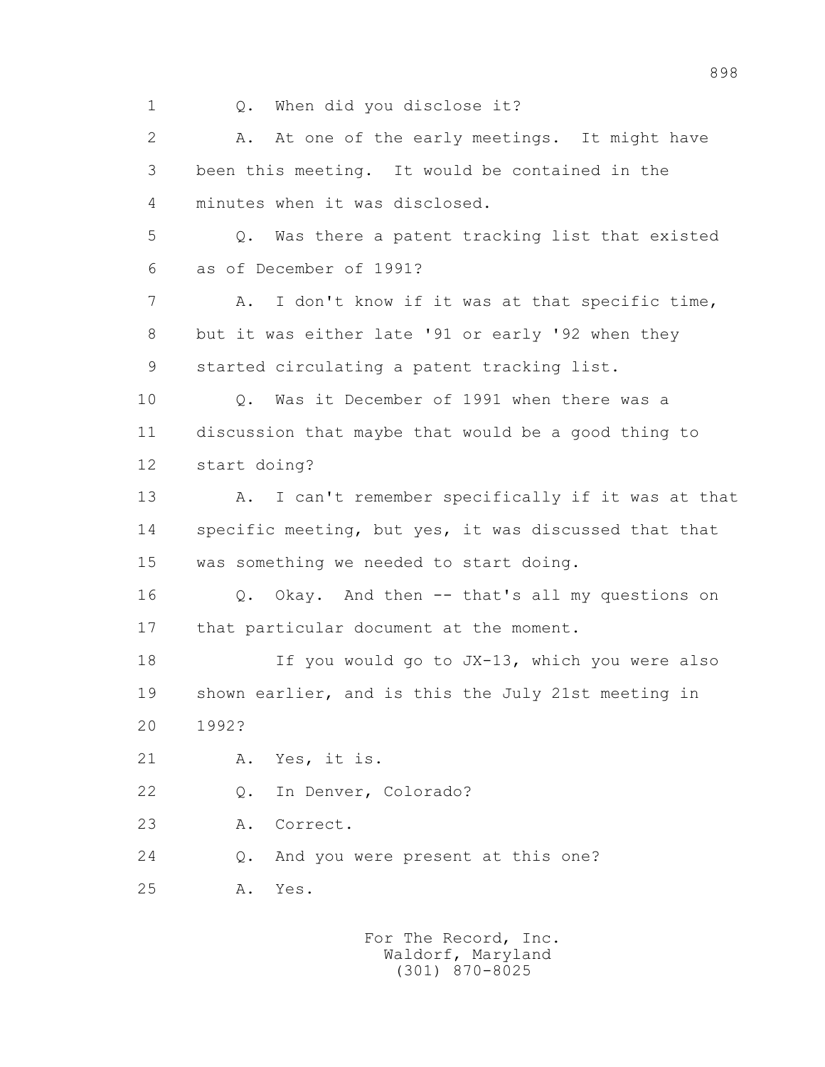1 Q. When did you disclose it?

2 A. At one of the early meetings. It might have

3 been this meeting. It would be contained in the

4 minutes when it was disclosed.

5 Q. Was there a patent tracking list that existed

6 as of December of 1991?

7 A. I don't know if it was at that specific time,

8 but it was either late '91 or early '92 when they

9 started circulating a patent tracking list.

10 Q. Was it December of 1991 when there was a

11 discussion that maybe that would be a good thing to

12 start doing?

13 A. I can't remember specifically if it was at that

14 specific meeting, but yes, it was discussed that that

15 was something we needed to start doing.

16 Q. Okay. And then -- that's all my questions on

17 that particular document at the moment.

18 If you would go to JX-13, which you were also

19 shown earlier, and is this the July 21st meeting in

20 1992?

21 A. Yes, it is.

22 Q. In Denver, Colorado?

23 A. Correct.

24 Q. And you were present at this one?

25 A. Yes.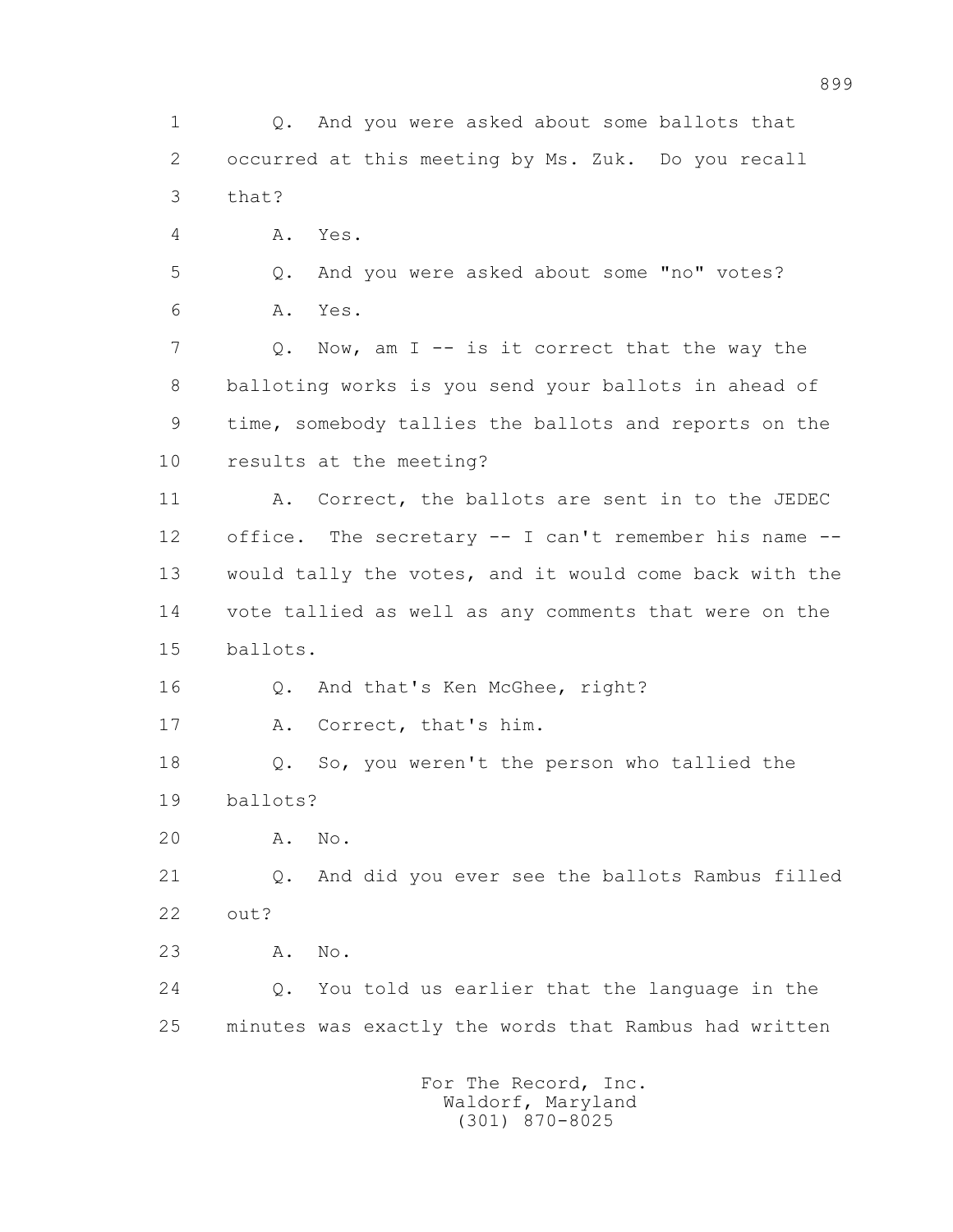1 Q. And you were asked about some ballots that
2 occurred at this meeting by Ms. Zuk. Do you recall
3 that?
4 A. Yes.
5 Q. And you were asked about some "no" votes?
6 A. Yes.
7 Q. Now, am I -- is it correct that the way the
8 balloting works is you send your ballots in ahead of
9 time, somebody tallies the ballots and reports on the
10 results at the meeting?
11 A. Correct, the ballots are sent in to the JEDEC
12 office. The secretary -- I can't remember his name --
13 would tally the votes, and it would come back with the
14 vote tallied as well as any comments that were on the
15 ballots.
16 Q. And that's Ken McGhee, right?
17 A. Correct, that's him.
18 Q. So, you weren't the person who tallied the
19 ballots?
20 A. No.
21 Q. And did you ever see the ballots Rambus filled
22 out?
23 A. No.
24 Q. You told us earlier that the language in the
25 minutes was exactly the words that Rambus had written

For The Record, Inc.
Waldorf, Maryland
(301) 870-8025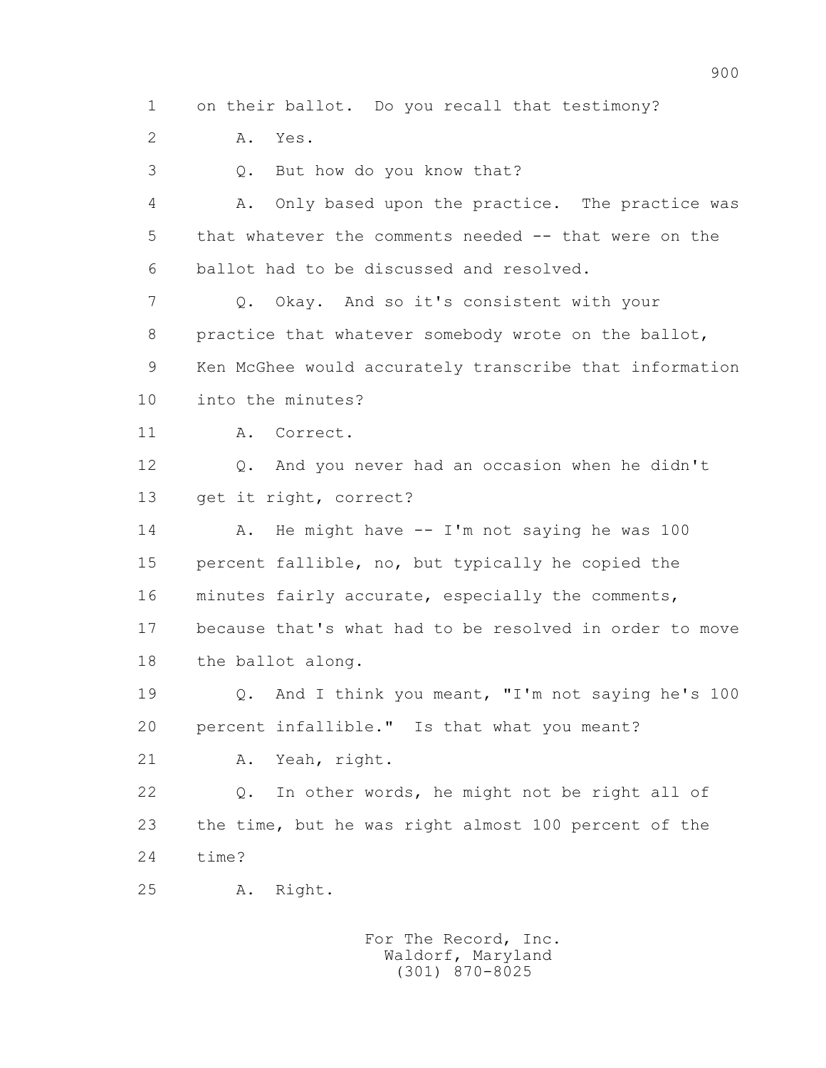1 on their ballot. Do you recall that testimony?

2 A. Yes.

3 Q. But how do you know that?

4 A. Only based upon the practice. The practice was

5 that whatever the comments needed -- that were on the

6 ballot had to be discussed and resolved.

7 Q. Okay. And so it's consistent with your

8 practice that whatever somebody wrote on the ballot,

9 Ken McGhee would accurately transcribe that information

10 into the minutes?

11 A. Correct.

12 Q. And you never had an occasion when he didn't

13 get it right, correct?

14 A. He might have -- I'm not saying he was 100

15 percent fallible, no, but typically he copied the

16 minutes fairly accurate, especially the comments,

17 because that's what had to be resolved in order to move

18 the ballot along.

19 Q. And I think you meant, "I'm not saying he's 100

20 percent infallible." Is that what you meant?

21 A. Yeah, right.

22 Q. In other words, he might not be right all of

23 the time, but he was right almost 100 percent of the

24 time?

25 A. Right.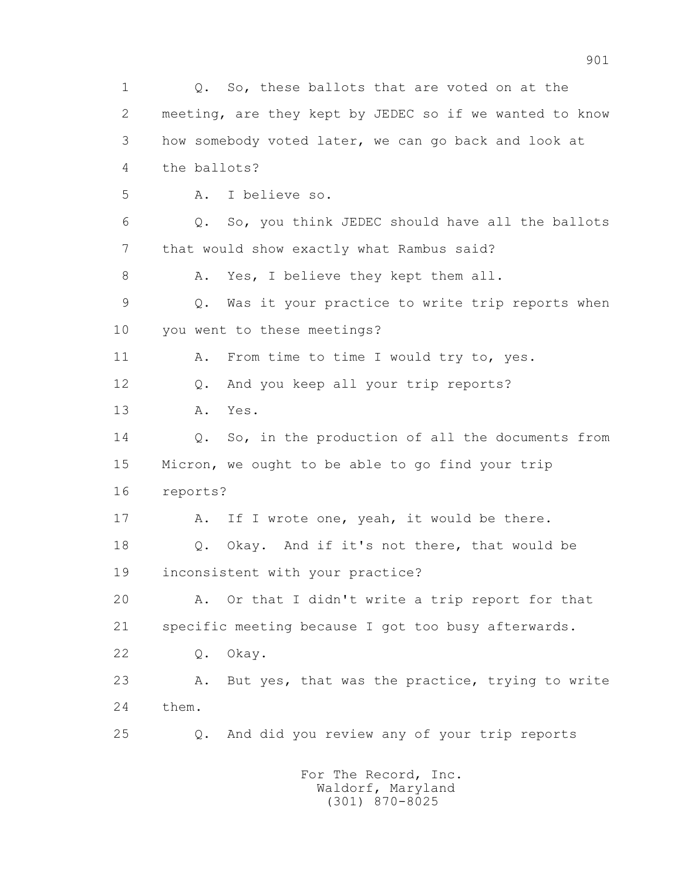1 Q. So, these ballots that are voted on at the
2 meeting, are they kept by JEDEC so if we wanted to know
3 how somebody voted later, we can go back and look at
4 the ballots?
5 A. I believe so.
6 Q. So, you think JEDEC should have all the ballots
7 that would show exactly what Rambus said?
8 A. Yes, I believe they kept them all.
9 Q. Was it your practice to write trip reports when
10 you went to these meetings?
11 A. From time to time I would try to, yes.
12 Q. And you keep all your trip reports?
13 A. Yes.
14 Q. So, in the production of all the documents from
15 Micron, we ought to be able to go find your trip
16 reports?
17 A. If I wrote one, yeah, it would be there.
18 Q. Okay. And if it's not there, that would be
19 inconsistent with your practice?
20 A. Or that I didn't write a trip report for that
21 specific meeting because I got too busy afterwards.
22 Q. Okay.
23 A. But yes, that was the practice, trying to write
24 them.
25 Q. And did you review any of your trip reports

For The Record, Inc.
Waldorf, Maryland
(301) 870-8025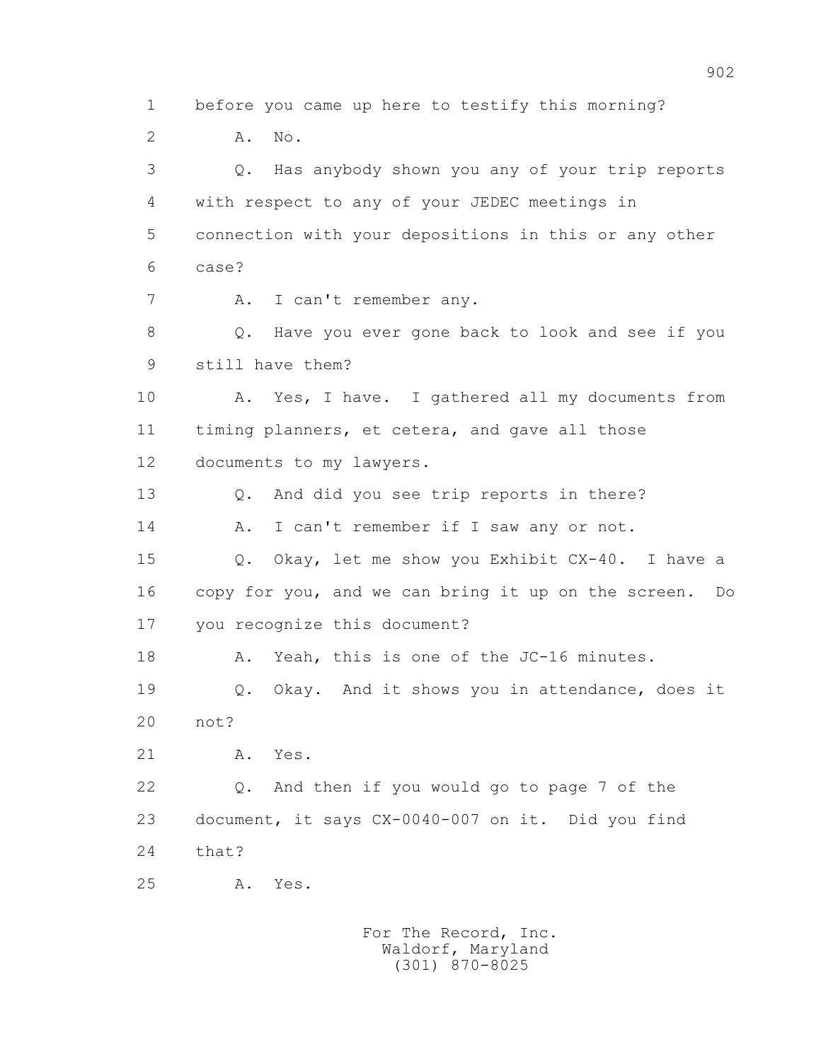1 before you came up here to testify this morning?

2 A. No.

3 Q. Has anybody shown you any of your trip reports

4 with respect to any of your JEDEC meetings in

5 connection with your depositions in this or any other

6 case?

7 A. I can't remember any.

8 Q. Have you ever gone back to look and see if you

9 still have them?

10 A. Yes, I have. I gathered all my documents from

11 timing planners, et cetera, and gave all those

12 documents to my lawyers.

13 Q. And did you see trip reports in there?

14 A. I can't remember if I saw any or not.

15 Q. Okay, let me show you Exhibit CX-40. I have a

16 copy for you, and we can bring it up on the screen. Do

17 you recognize this document?

18 A. Yeah, this is one of the JC-16 minutes.

19 Q. Okay. And it shows you in attendance, does it

20 not?

21 A. Yes.

22 Q. And then if you would go to page 7 of the

23 document, it says CX-0040-007 on it. Did you find

24 that?

25 A. Yes.

For The Record, Inc.
Waldorf, Maryland
(301) 870-8025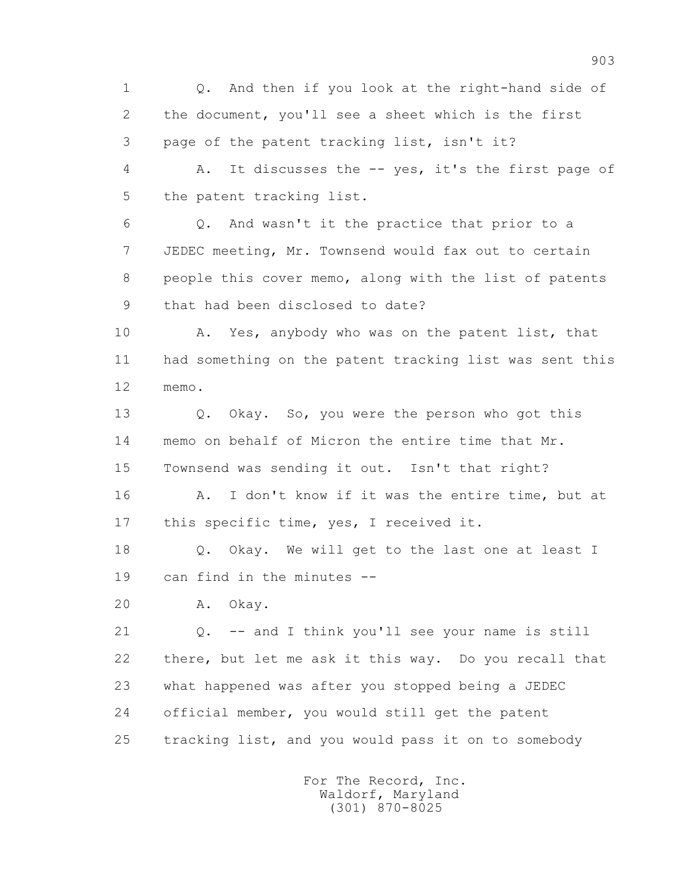1 Q. And then if you look at the right-hand side of
2 the document, you'll see a sheet which is the first
3 page of the patent tracking list, isn't it?
4 A. It discusses the -- yes, it's the first page of
5 the patent tracking list.
6 Q. And wasn't it the practice that prior to a
7 JEDEC meeting, Mr. Townsend would fax out to certain
8 people this cover memo, along with the list of patents
9 that had been disclosed to date?
10 A. Yes, anybody who was on the patent list, that
11 had something on the patent tracking list was sent this
12 memo.
13 Q. Okay. So, you were the person who got this
14 memo on behalf of Micron the entire time that Mr.
15 Townsend was sending it out. Isn't that right?
16 A. I don't know if it was the entire time, but at
17 this specific time, yes, I received it.
18 Q. Okay. We will get to the last one at least I
19 can find in the minutes --
20 A. Okay.
21 Q. -- and I think you'll see your name is still
22 there, but let me ask it this way. Do you recall that
23 what happened was after you stopped being a JEDEC
24 official member, you would still get the patent
25 tracking list, and you would pass it on to somebody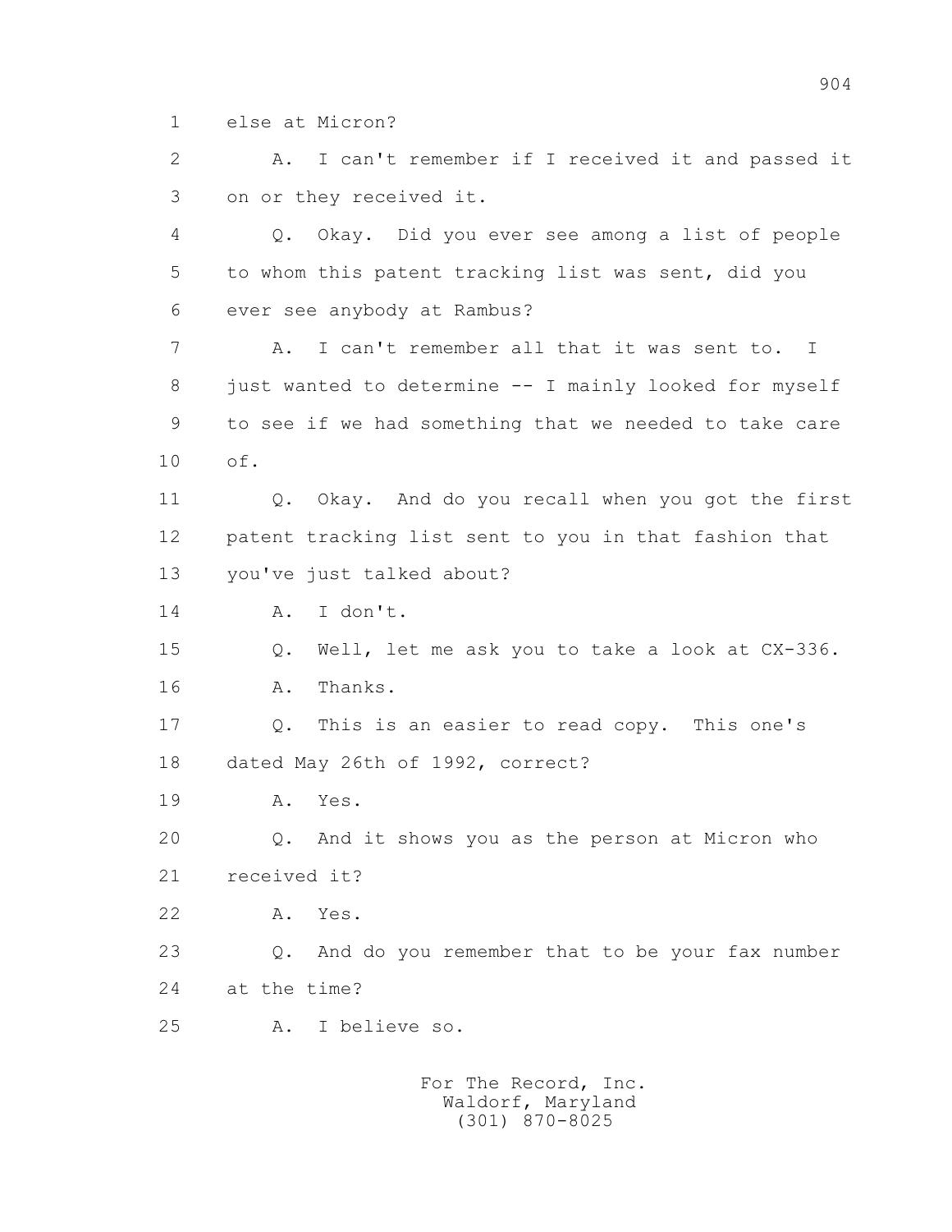1 else at Micron?

2 A. I can't remember if I received it and passed it

3 on or they received it.

4 Q. Okay. Did you ever see among a list of people

5 to whom this patent tracking list was sent, did you

6 ever see anybody at Rambus?

7 A. I can't remember all that it was sent to. I

8 just wanted to determine -- I mainly looked for myself

9 to see if we had something that we needed to take care

10 of.

11 Q. Okay. And do you recall when you got the first

12 patent tracking list sent to you in that fashion that

13 you've just talked about?

14 A. I don't.

15 Q. Well, let me ask you to take a look at CX-336.

16 A. Thanks.

17 Q. This is an easier to read copy. This one's

18 dated May 26th of 1992, correct?

19 A. Yes.

20 Q. And it shows you as the person at Micron who

21 received it?

22 A. Yes.

23 Q. And do you remember that to be your fax number

24 at the time?

25 A. I believe so.

For The Record, Inc.
Waldorf, Maryland
(301) 870-8025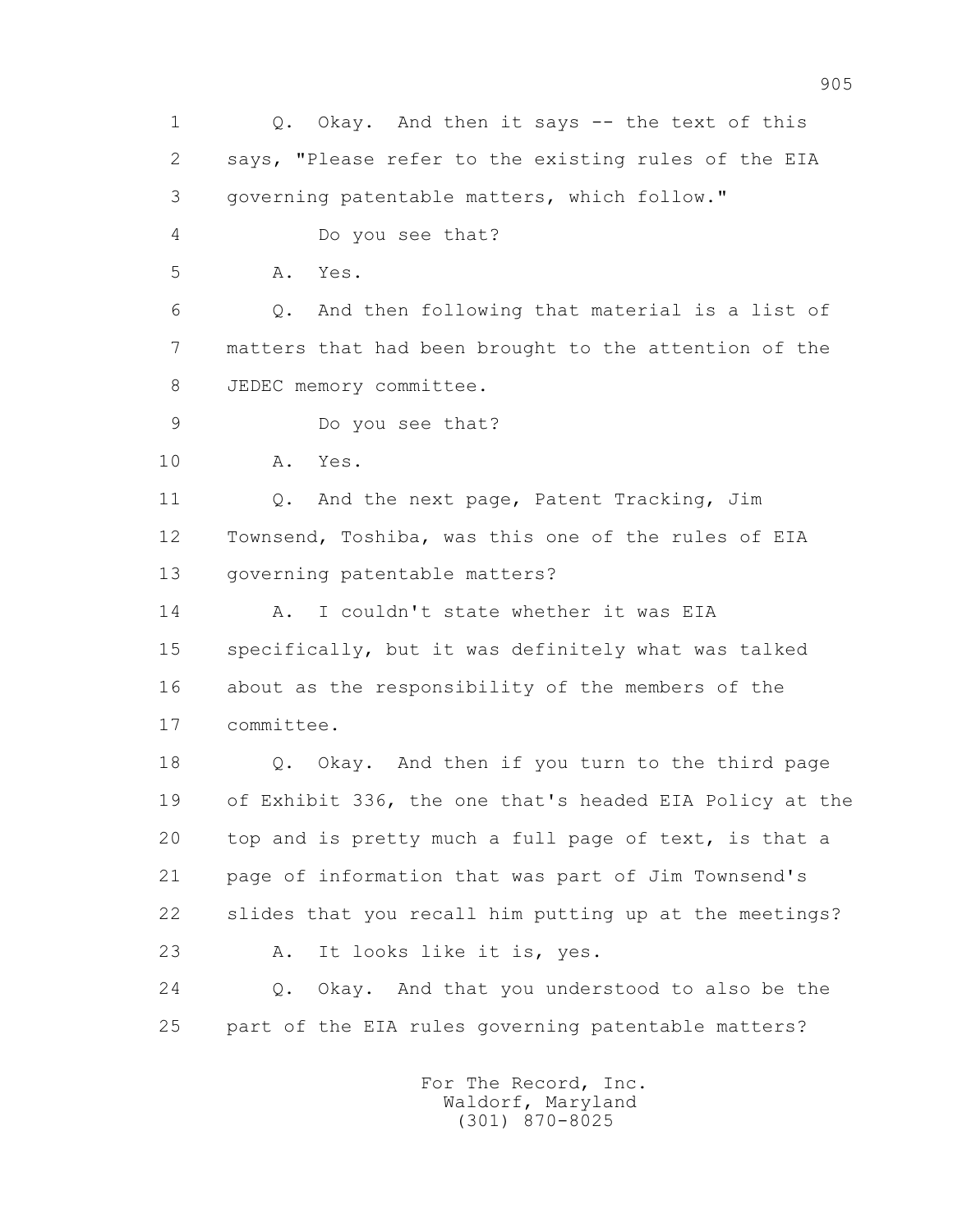1 Q. Okay. And then it says -- the text of this
2 says, "Please refer to the existing rules of the EIA
3 governing patentable matters, which follow."
4 Do you see that?
5 A. Yes.
6 Q. And then following that material is a list of
7 matters that had been brought to the attention of the
8 JEDEC memory committee.
9 Do you see that?
10 A. Yes.
11 Q. And the next page, Patent Tracking, Jim
12 Townsend, Toshiba, was this one of the rules of EIA
13 governing patentable matters?
14 A. I couldn't state whether it was EIA
15 specifically, but it was definitely what was talked
16 about as the responsibility of the members of the
17 committee.
18 Q. Okay. And then if you turn to the third page
19 of Exhibit 336, the one that's headed EIA Policy at the
20 top and is pretty much a full page of text, is that a
21 page of information that was part of Jim Townsend's
22 slides that you recall him putting up at the meetings?
23 A. It looks like it is, yes.
24 Q. Okay. And that you understood to also be the
25 part of the EIA rules governing patentable matters?

For The Record, Inc.
Waldorf, Maryland
(301) 870-8025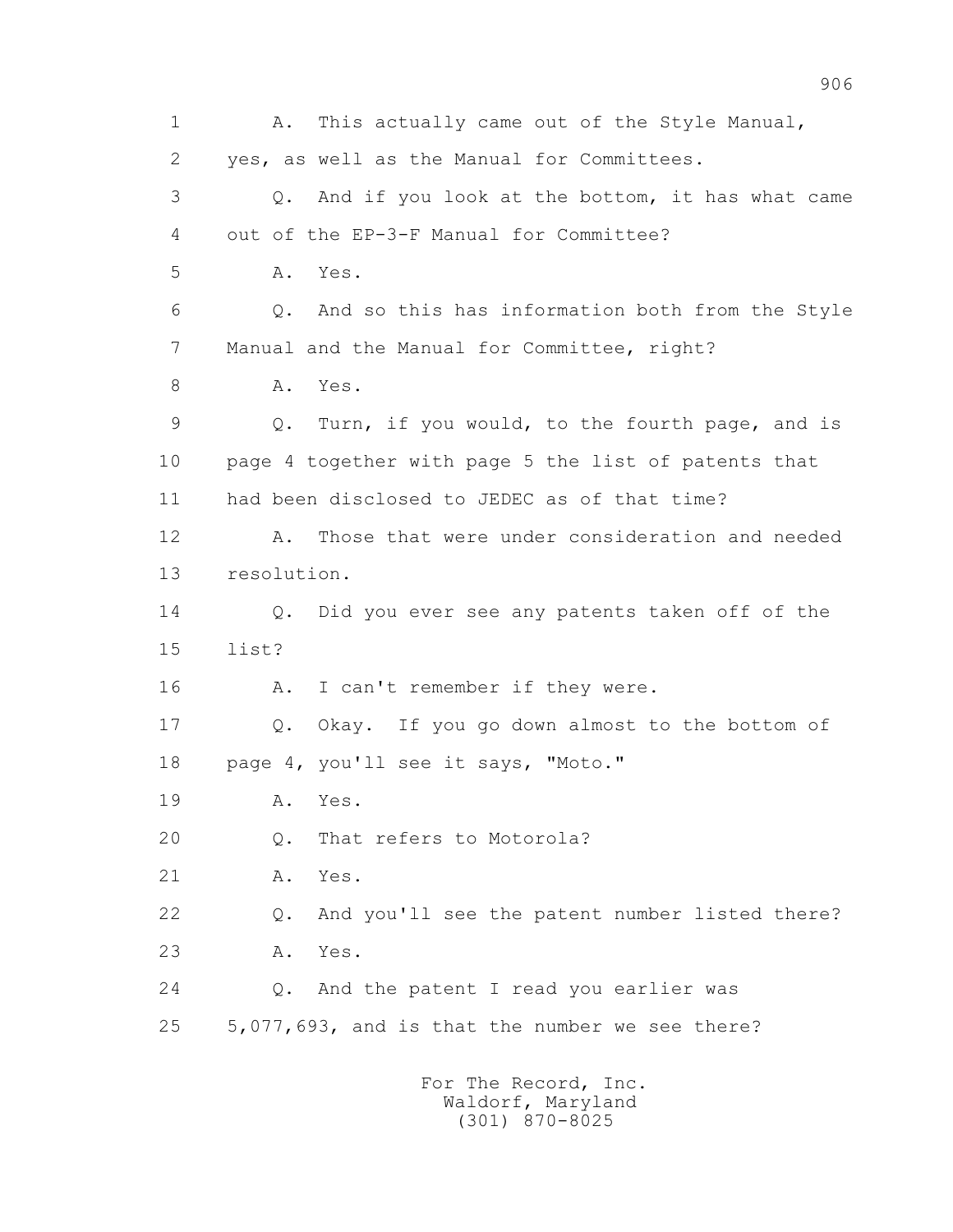1 A. This actually came out of the Style Manual,
2 yes, as well as the Manual for Committees.
3 Q. And if you look at the bottom, it has what came
4 out of the EP-3-F Manual for Committee?
5 A. Yes.
6 Q. And so this has information both from the Style
7 Manual and the Manual for Committee, right?
8 A. Yes.
9 Q. Turn, if you would, to the fourth page, and is
10 page 4 together with page 5 the list of patents that
11 had been disclosed to JEDEC as of that time?
12 A. Those that were under consideration and needed
13 resolution.
14 Q. Did you ever see any patents taken off of the
15 list?
16 A. I can't remember if they were.
17 Q. Okay. If you go down almost to the bottom of
18 page 4, you'll see it says, "Moto."
19 A. Yes.
20 Q. That refers to Motorola?
21 A. Yes.
22 Q. And you'll see the patent number listed there?
23 A. Yes.
24 Q. And the patent I read you earlier was
25 5,077,693, and is that the number we see there?

For The Record, Inc.
Waldorf, Maryland
(301) 870-8025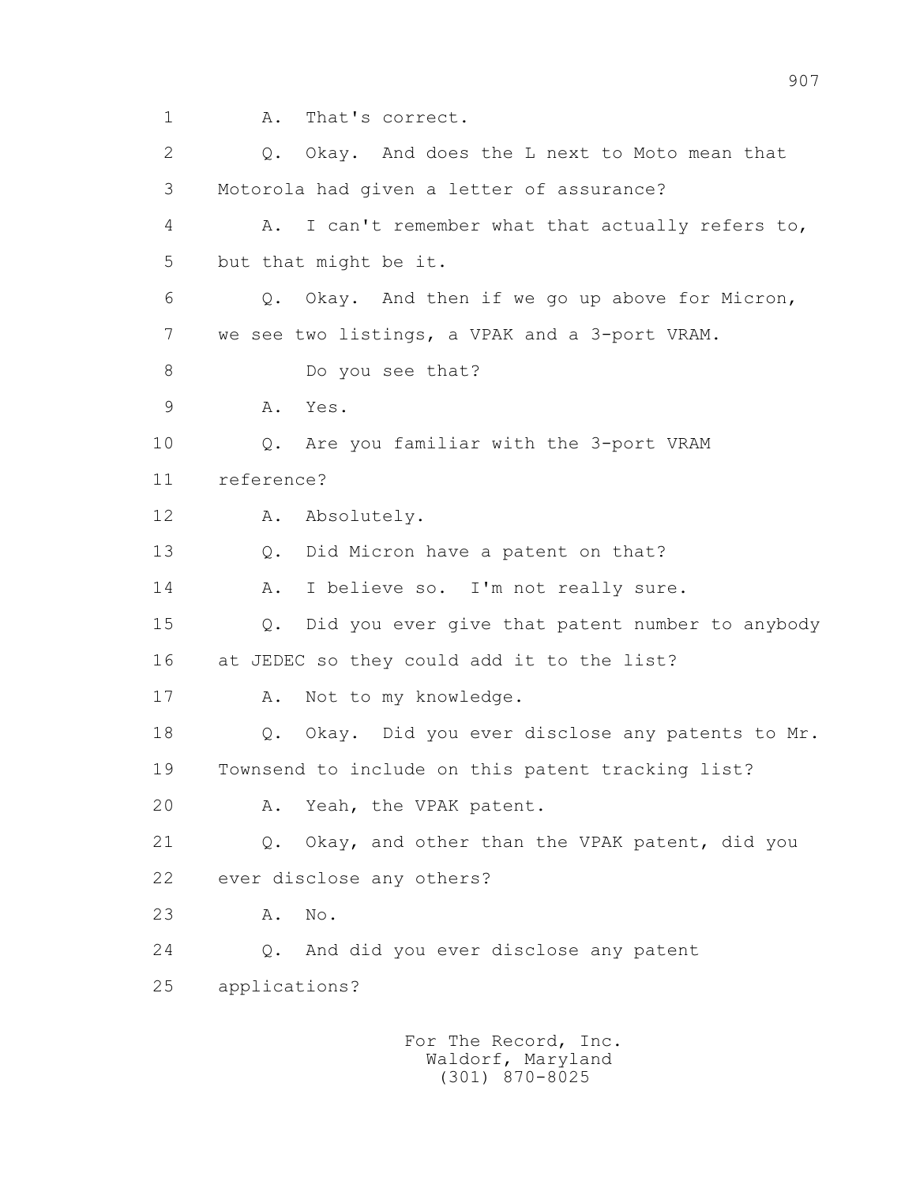1 A. That's correct.

2 Q. Okay. And does the L next to Moto mean that

3 Motorola had given a letter of assurance?

4 A. I can't remember what that actually refers to,

5 but that might be it.

6 Q. Okay. And then if we go up above for Micron,

7 we see two listings, a VPAK and a 3-port VRAM.

8 Do you see that?

9 A. Yes.

10 Q. Are you familiar with the 3-port VRAM

11 reference?

12 A. Absolutely.

13 Q. Did Micron have a patent on that?

14 A. I believe so. I'm not really sure.

15 Q. Did you ever give that patent number to anybody

16 at JEDEC so they could add it to the list?

17 A. Not to my knowledge.

18 Q. Okay. Did you ever disclose any patents to Mr.

19 Townsend to include on this patent tracking list?

20 A. Yeah, the VPAK patent.

21 Q. Okay, and other than the VPAK patent, did you

22 ever disclose any others?

23 A. No.

24 Q. And did you ever disclose any patent

25 applications?

For The Record, Inc.
Waldorf, Maryland
(301) 870-8025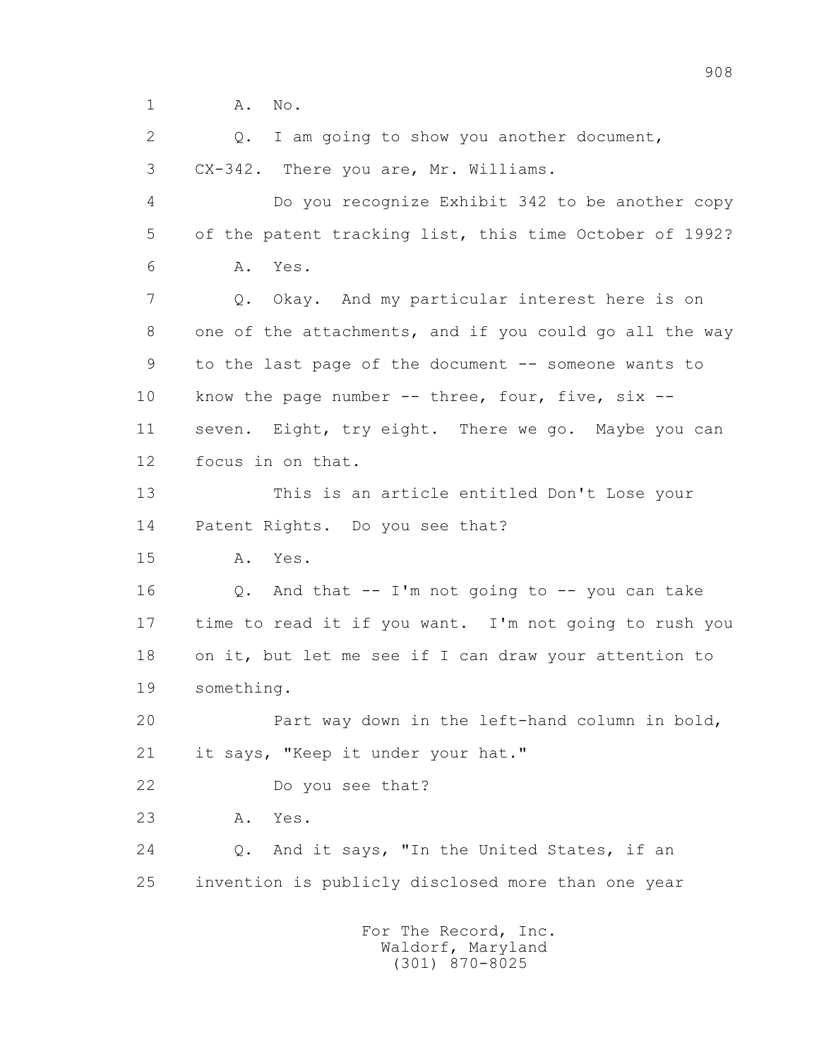1 A. No.

2 Q. I am going to show you another document,

3 CX-342. There you are, Mr. Williams.

4 Do you recognize Exhibit 342 to be another copy

5 of the patent tracking list, this time October of 1992?

6 A. Yes.

7 Q. Okay. And my particular interest here is on

8 one of the attachments, and if you could go all the way

9 to the last page of the document -- someone wants to

10 know the page number -- three, four, five, six --

11 seven. Eight, try eight. There we go. Maybe you can

12 focus in on that.

13 This is an article entitled Don't Lose your

14 Patent Rights. Do you see that?

15 A. Yes.

16 Q. And that -- I'm not going to -- you can take

17 time to read it if you want. I'm not going to rush you

18 on it, but let me see if I can draw your attention to

19 something.

20 Part way down in the left-hand column in bold,

21 it says, "Keep it under your hat."

22 Do you see that?

23 A. Yes.

24 Q. And it says, "In the United States, if an

25 invention is publicly disclosed more than one year

For The Record, Inc.
Waldorf, Maryland
(301) 870-8025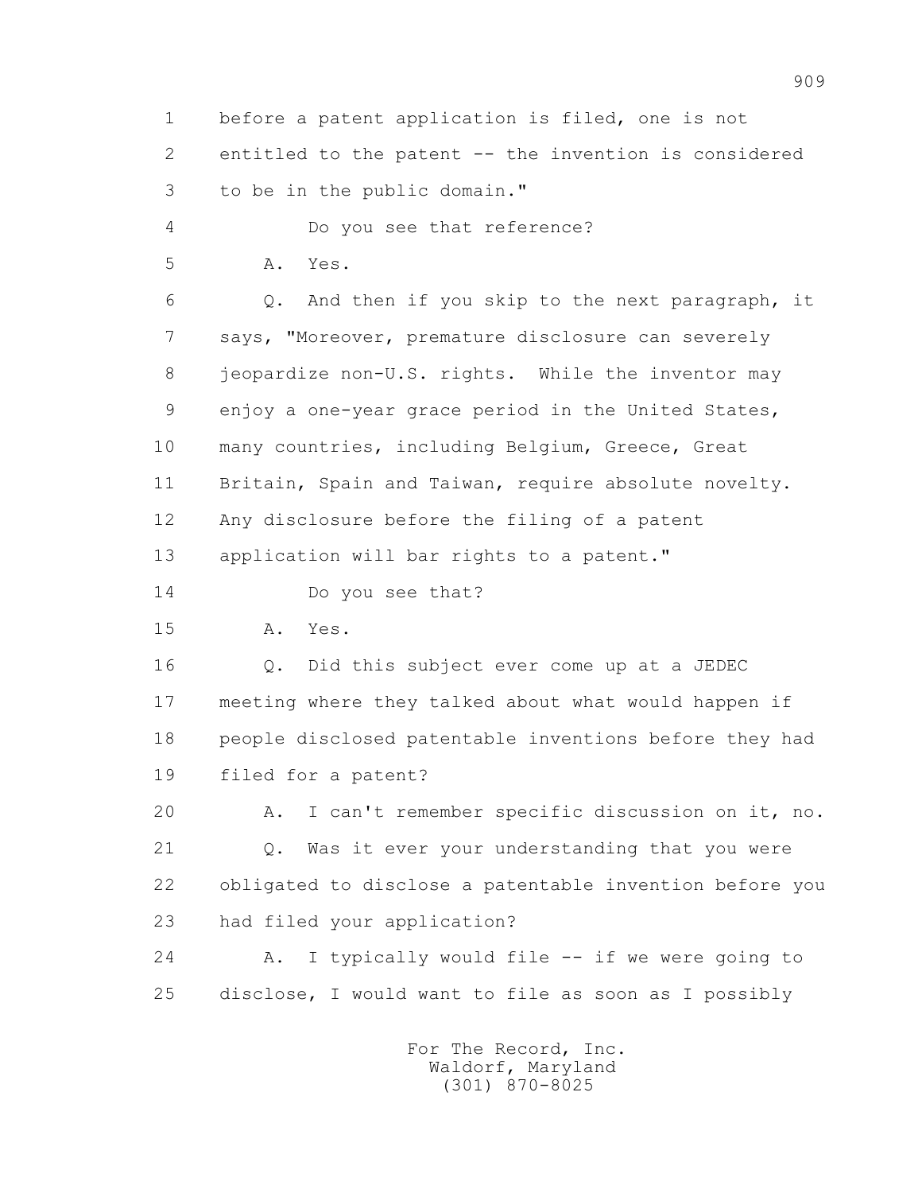1 before a patent application is filed, one is not
2 entitled to the patent -- the invention is considered
3 to be in the public domain."

4 Do you see that reference?

5 A. Yes.

6 Q. And then if you skip to the next paragraph, it
7 says, "Moreover, premature disclosure can severely
8 jeopardize non-U.S. rights. While the inventor may
9 enjoy a one-year grace period in the United States,
10 many countries, including Belgium, Greece, Great
11 Britain, Spain and Taiwan, require absolute novelty.
12 Any disclosure before the filing of a patent
13 application will bar rights to a patent."

14 Do you see that?

15 A. Yes.

16 Q. Did this subject ever come up at a JEDEC
17 meeting where they talked about what would happen if
18 people disclosed patentable inventions before they had
19 filed for a patent?

20 A. I can't remember specific discussion on it, no.

21 Q. Was it ever your understanding that you were
22 obligated to disclose a patentable invention before you
23 had filed your application?

24 A. I typically would file -- if we were going to
25 disclose, I would want to file as soon as I possibly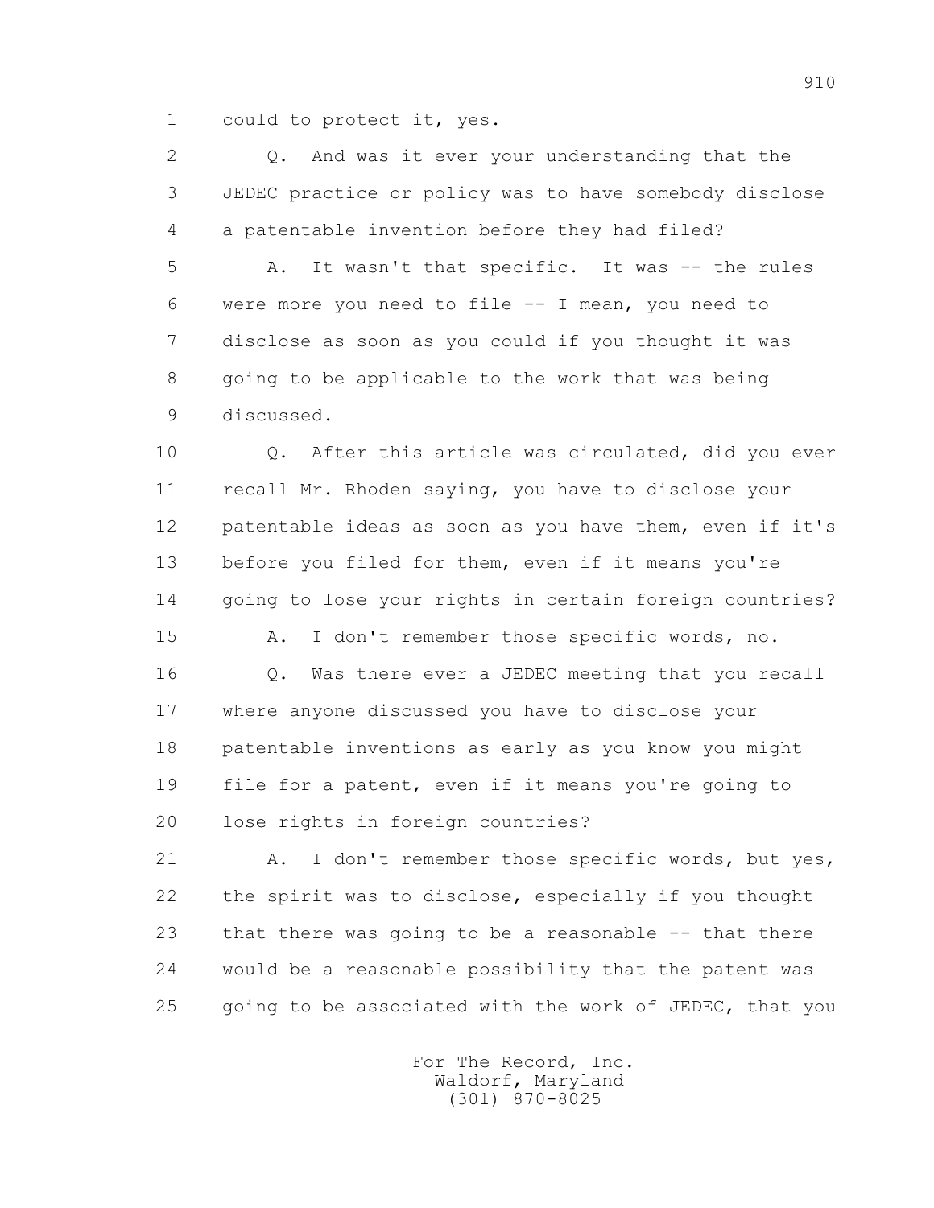1 could to protect it, yes.

2 Q. And was it ever your understanding that the

3 JEDEC practice or policy was to have somebody disclose

4 a patentable invention before they had filed?

5 A. It wasn't that specific. It was -- the rules

6 were more you need to file -- I mean, you need to

7 disclose as soon as you could if you thought it was

8 going to be applicable to the work that was being

9 discussed.

10 Q. After this article was circulated, did you ever

11 recall Mr. Rhoden saying, you have to disclose your

12 patentable ideas as soon as you have them, even if it's

13 before you filed for them, even if it means you're

14 going to lose your rights in certain foreign countries?

15 A. I don't remember those specific words, no.

16 Q. Was there ever a JEDEC meeting that you recall

17 where anyone discussed you have to disclose your

18 patentable inventions as early as you know you might

19 file for a patent, even if it means you're going to

20 lose rights in foreign countries?

21 A. I don't remember those specific words, but yes,

22 the spirit was to disclose, especially if you thought

23 that there was going to be a reasonable -- that there

24 would be a reasonable possibility that the patent was

25 going to be associated with the work of JEDEC, that you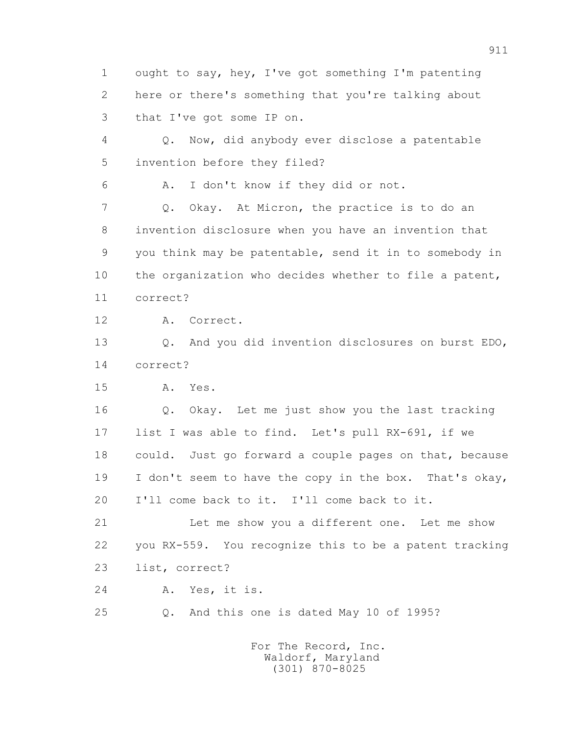1 ought to say, hey, I've got something I'm patenting
2 here or there's something that you're talking about
3 that I've got some IP on.

4 Q. Now, did anybody ever disclose a patentable
5 invention before they filed?

6 A. I don't know if they did or not.

7 Q. Okay. At Micron, the practice is to do an
8 invention disclosure when you have an invention that
9 you think may be patentable, send it in to somebody in
10 the organization who decides whether to file a patent,
11 correct?

12 A. Correct.

13 Q. And you did invention disclosures on burst EDO,
14 correct?

15 A. Yes.

16 Q. Okay. Let me just show you the last tracking
17 list I was able to find. Let's pull RX-691, if we
18 could. Just go forward a couple pages on that, because
19 I don't seem to have the copy in the box. That's okay,
20 I'll come back to it. I'll come back to it.

21 Let me show you a different one. Let me show
22 you RX-559. You recognize this to be a patent tracking
23 list, correct?

24 A. Yes, it is.

25 Q. And this one is dated May 10 of 1995?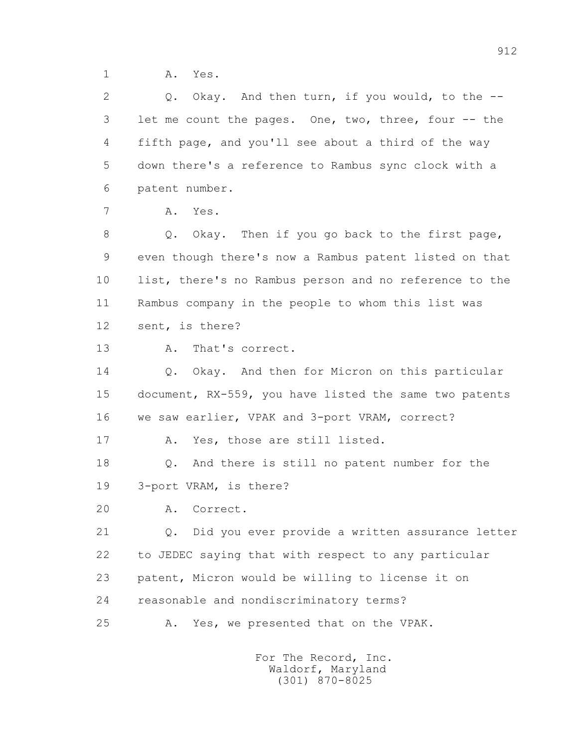1 A. Yes.

2 Q. Okay. And then turn, if you would, to the --

3 let me count the pages. One, two, three, four -- the

4 fifth page, and you'll see about a third of the way

5 down there's a reference to Rambus sync clock with a

6 patent number.

7 A. Yes.

8 Q. Okay. Then if you go back to the first page,

9 even though there's now a Rambus patent listed on that

10 list, there's no Rambus person and no reference to the

11 Rambus company in the people to whom this list was

12 sent, is there?

13 A. That's correct.

14 Q. Okay. And then for Micron on this particular

15 document, RX-559, you have listed the same two patents

16 we saw earlier, VPAK and 3-port VRAM, correct?

17 A. Yes, those are still listed.

18 Q. And there is still no patent number for the

19 3-port VRAM, is there?

20 A. Correct.

21 Q. Did you ever provide a written assurance letter

22 to JEDEC saying that with respect to any particular

23 patent, Micron would be willing to license it on

24 reasonable and nondiscriminatory terms?

25 A. Yes, we presented that on the VPAK.

For The Record, Inc.
Waldorf, Maryland
(301) 870-8025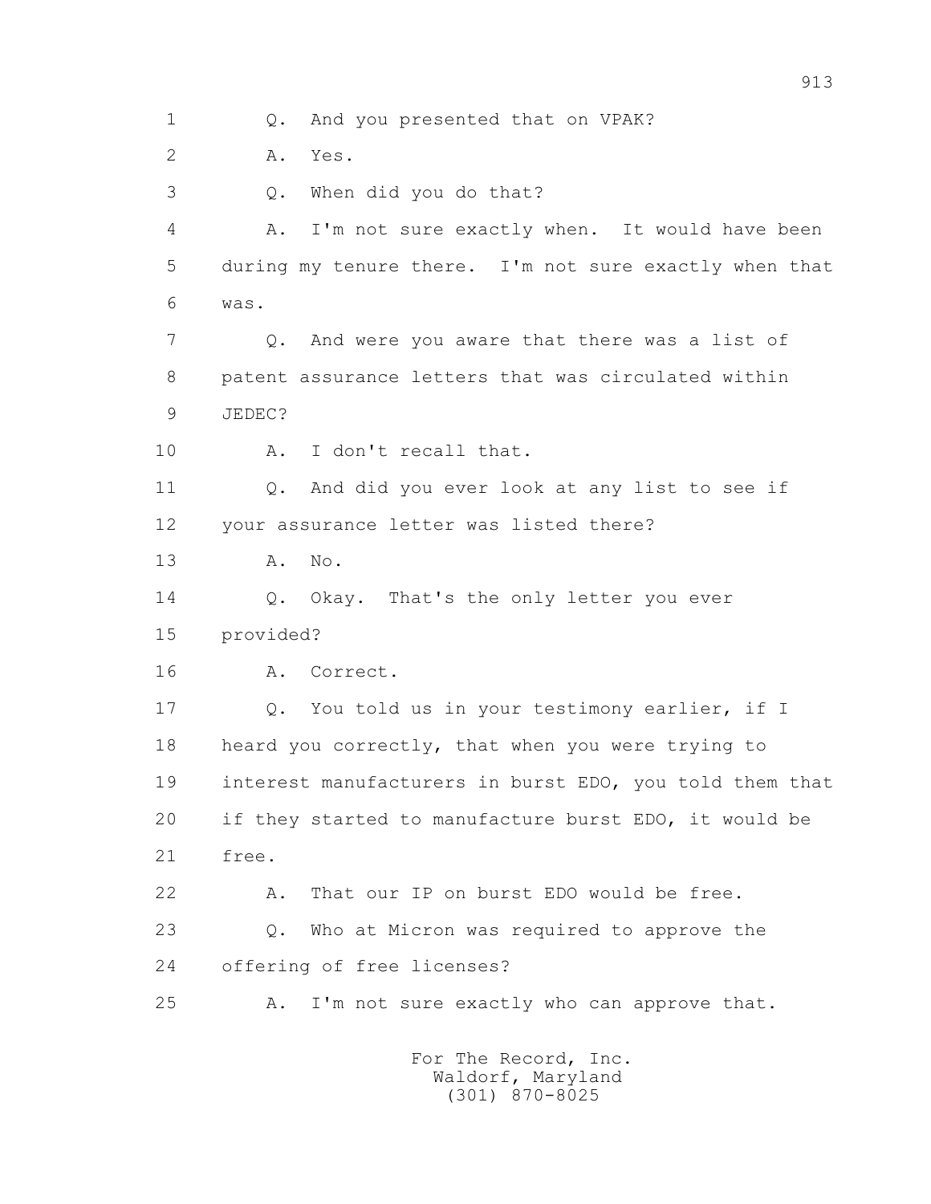1 Q. And you presented that on VPAK?

2 A. Yes.

3 Q. When did you do that?

4 A. I'm not sure exactly when. It would have been

5 during my tenure there. I'm not sure exactly when that

6 was.

7 Q. And were you aware that there was a list of

8 patent assurance letters that was circulated within

9 JEDEC?

10 A. I don't recall that.

11 Q. And did you ever look at any list to see if

12 your assurance letter was listed there?

13 A. No.

14 Q. Okay. That's the only letter you ever

15 provided?

16 A. Correct.

17 Q. You told us in your testimony earlier, if I

18 heard you correctly, that when you were trying to

19 interest manufacturers in burst EDO, you told them that

20 if they started to manufacture burst EDO, it would be

21 free.

22 A. That our IP on burst EDO would be free.

23 Q. Who at Micron was required to approve the

24 offering of free licenses?

25 A. I'm not sure exactly who can approve that.

For The Record, Inc.
Waldorf, Maryland
(301) 870-8025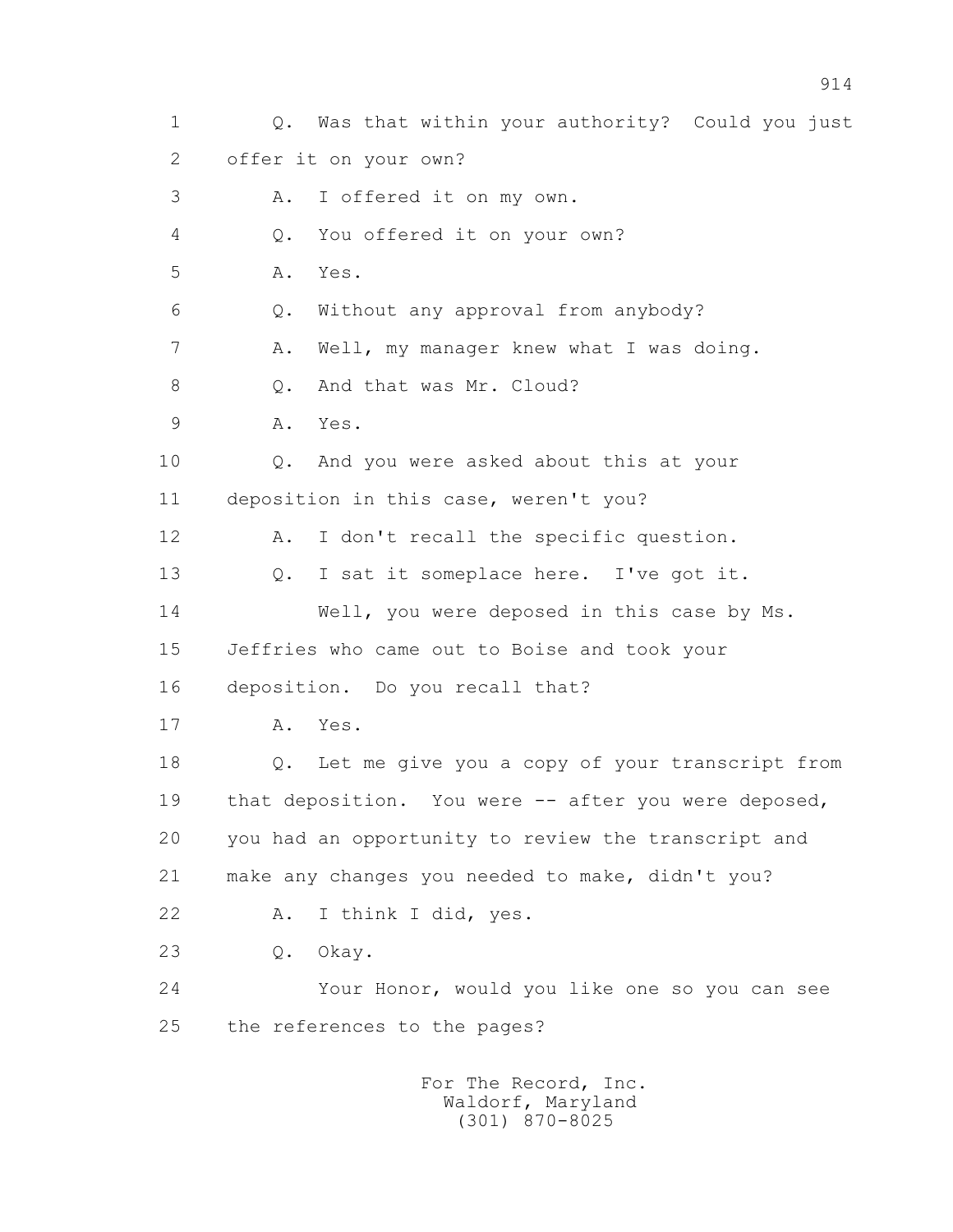1 Q. Was that within your authority? Could you just
2 offer it on your own?
3 A. I offered it on my own.
4 Q. You offered it on your own?
5 A. Yes.
6 Q. Without any approval from anybody?
7 A. Well, my manager knew what I was doing.
8 Q. And that was Mr. Cloud?
9 A. Yes.
10 Q. And you were asked about this at your
11 deposition in this case, weren't you?
12 A. I don't recall the specific question.
13 Q. I sat it someplace here. I've got it.
14 Well, you were deposed in this case by Ms.
15 Jeffries who came out to Boise and took your
16 deposition. Do you recall that?
17 A. Yes.
18 Q. Let me give you a copy of your transcript from
19 that deposition. You were -- after you were deposed,
20 you had an opportunity to review the transcript and
21 make any changes you needed to make, didn't you?
22 A. I think I did, yes.
23 Q. Okay.
24 Your Honor, would you like one so you can see
25 the references to the pages?

For The Record, Inc.
Waldorf, Maryland
(301) 870-8025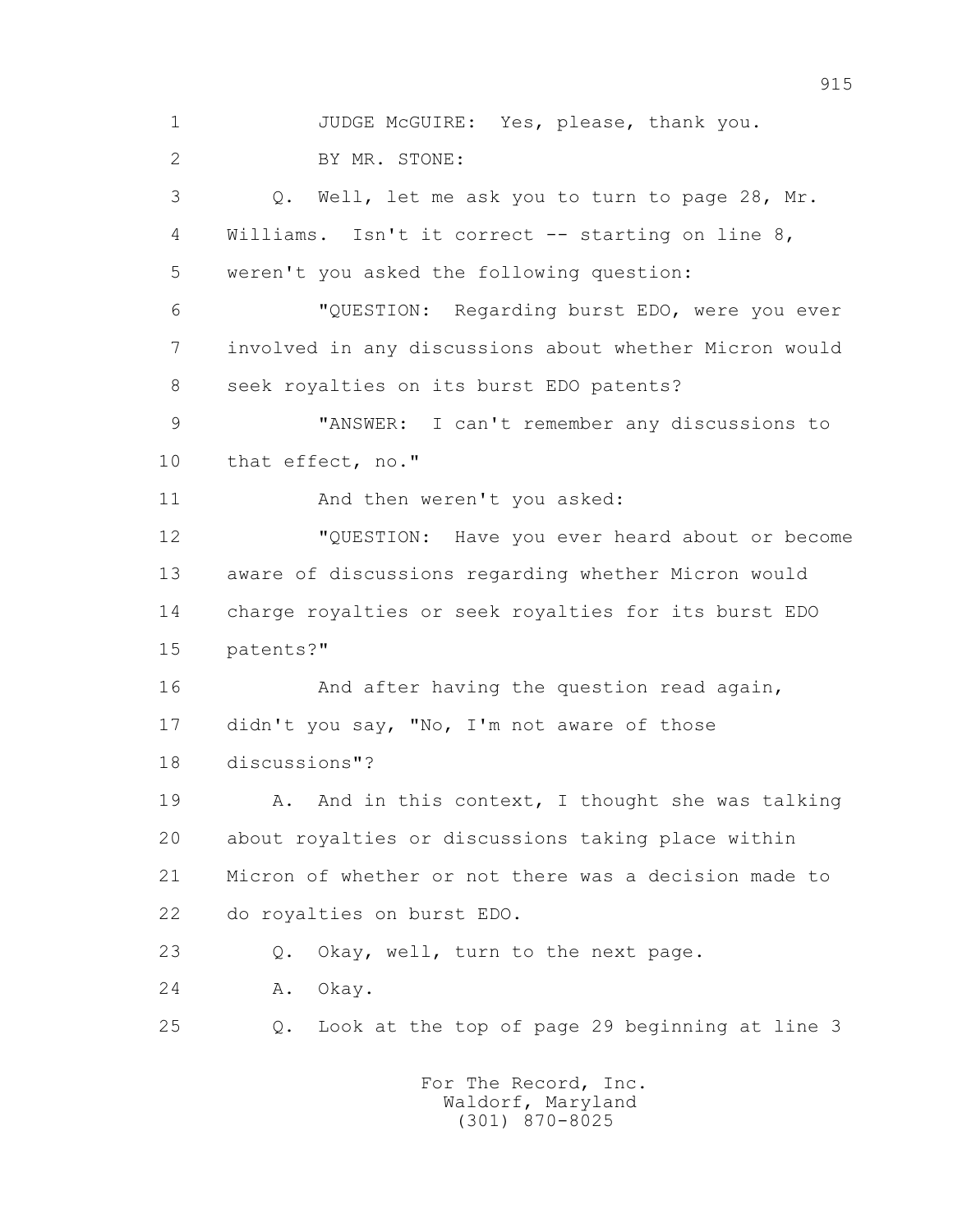1 JUDGE McGUIRE: Yes, please, thank you.

2 BY MR. STONE:

3 Q. Well, let me ask you to turn to page 28, Mr.

4 Williams. Isn't it correct -- starting on line 8,

5 weren't you asked the following question:

6 "QUESTION: Regarding burst EDO, were you ever

7 involved in any discussions about whether Micron would

8 seek royalties on its burst EDO patents?

9 "ANSWER: I can't remember any discussions to

10 that effect, no."

11 And then weren't you asked:

12 "QUESTION: Have you ever heard about or become

13 aware of discussions regarding whether Micron would

14 charge royalties or seek royalties for its burst EDO

15 patents?"

16 And after having the question read again,

17 didn't you say, "No, I'm not aware of those

18 discussions"?

19 A. And in this context, I thought she was talking

20 about royalties or discussions taking place within

21 Micron of whether or not there was a decision made to

22 do royalties on burst EDO.

23 Q. Okay, well, turn to the next page.

24 A. Okay.

25 Q. Look at the top of page 29 beginning at line 3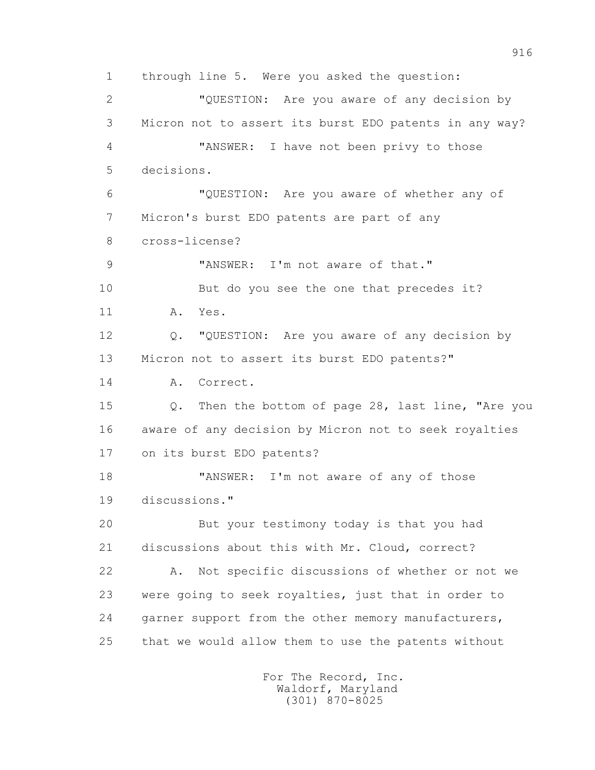1 through line 5. Were you asked the question:

2 "QUESTION: Are you aware of any decision by

3 Micron not to assert its burst EDO patents in any way?

4 "ANSWER: I have not been privy to those

5 decisions.

6 "QUESTION: Are you aware of whether any of

7 Micron's burst EDO patents are part of any

8 cross-license?

9 "ANSWER: I'm not aware of that."

10 But do you see the one that precedes it?

11 A. Yes.

12 Q. "QUESTION: Are you aware of any decision by

13 Micron not to assert its burst EDO patents?"

14 A. Correct.

15 Q. Then the bottom of page 28, last line, "Are you

16 aware of any decision by Micron not to seek royalties

17 on its burst EDO patents?

18 "ANSWER: I'm not aware of any of those

19 discussions."

20 But your testimony today is that you had

21 discussions about this with Mr. Cloud, correct?

22 A. Not specific discussions of whether or not we

23 were going to seek royalties, just that in order to

24 garner support from the other memory manufacturers,

25 that we would allow them to use the patents without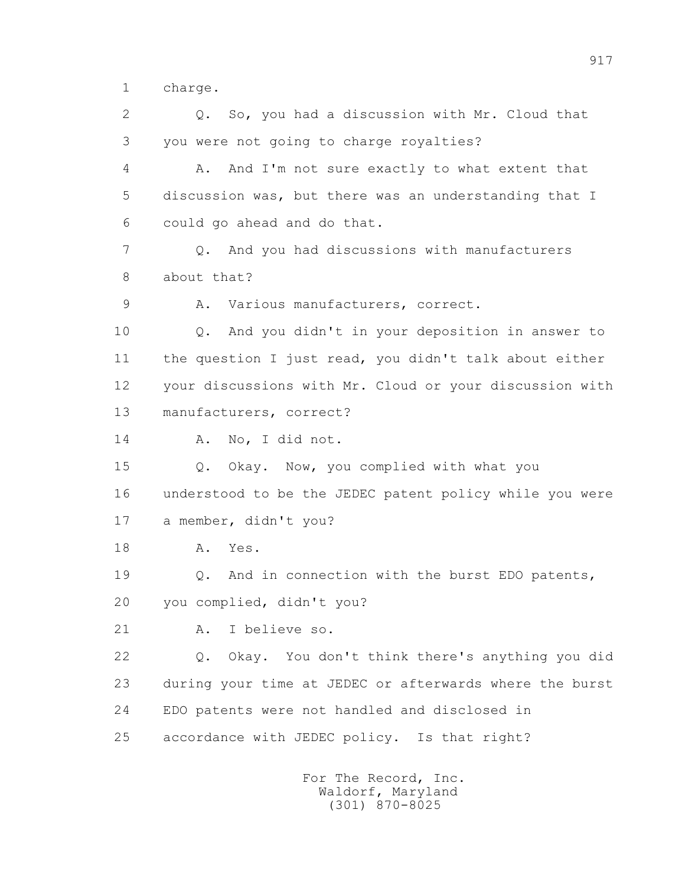1 charge.

2 Q. So, you had a discussion with Mr. Cloud that

3 you were not going to charge royalties?

4 A. And I'm not sure exactly to what extent that

5 discussion was, but there was an understanding that I

6 could go ahead and do that.

7 Q. And you had discussions with manufacturers

8 about that?

9 A. Various manufacturers, correct.

10 Q. And you didn't in your deposition in answer to

11 the question I just read, you didn't talk about either

12 your discussions with Mr. Cloud or your discussion with

13 manufacturers, correct?

14 A. No, I did not.

15 Q. Okay. Now, you complied with what you

16 understood to be the JEDEC patent policy while you were

17 a member, didn't you?

18 A. Yes.

19 Q. And in connection with the burst EDO patents,

20 you complied, didn't you?

21 A. I believe so.

22 Q. Okay. You don't think there's anything you did

23 during your time at JEDEC or afterwards where the burst

24 EDO patents were not handled and disclosed in

25 accordance with JEDEC policy. Is that right?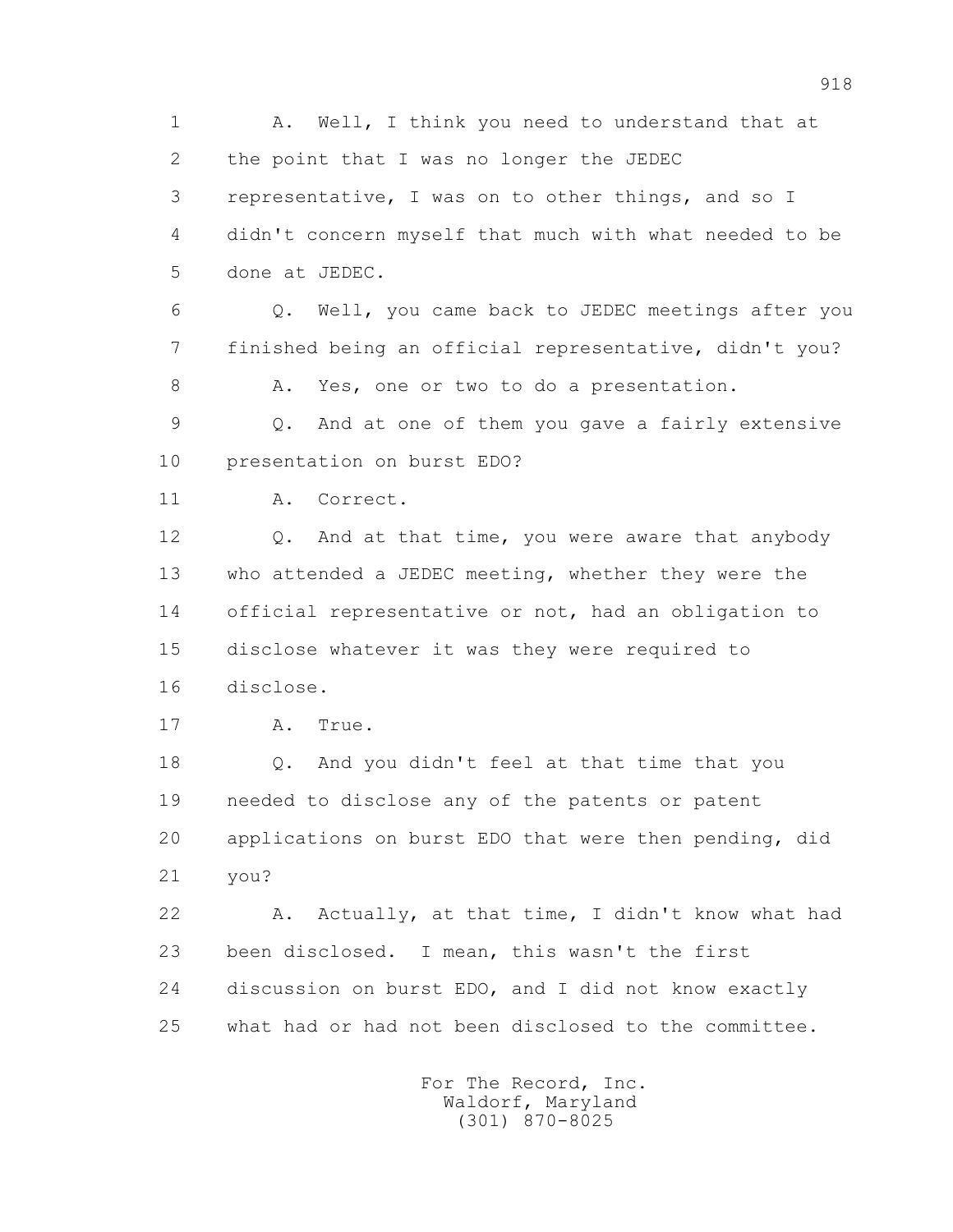1 A. Well, I think you need to understand that at
2 the point that I was no longer the JEDEC
3 representative, I was on to other things, and so I
4 didn't concern myself that much with what needed to be
5 done at JEDEC.

6 Q. Well, you came back to JEDEC meetings after you
7 finished being an official representative, didn't you?

8 A. Yes, one or two to do a presentation.

9 Q. And at one of them you gave a fairly extensive
10 presentation on burst EDO?

11 A. Correct.

12 Q. And at that time, you were aware that anybody
13 who attended a JEDEC meeting, whether they were the
14 official representative or not, had an obligation to
15 disclose whatever it was they were required to
16 disclose.

17 A. True.

18 Q. And you didn't feel at that time that you
19 needed to disclose any of the patents or patent
20 applications on burst EDO that were then pending, did
21 you?

22 A. Actually, at that time, I didn't know what had
23 been disclosed. I mean, this wasn't the first
24 discussion on burst EDO, and I did not know exactly
25 what had or had not been disclosed to the committee.

For The Record, Inc.
Waldorf, Maryland
(301) 870-8025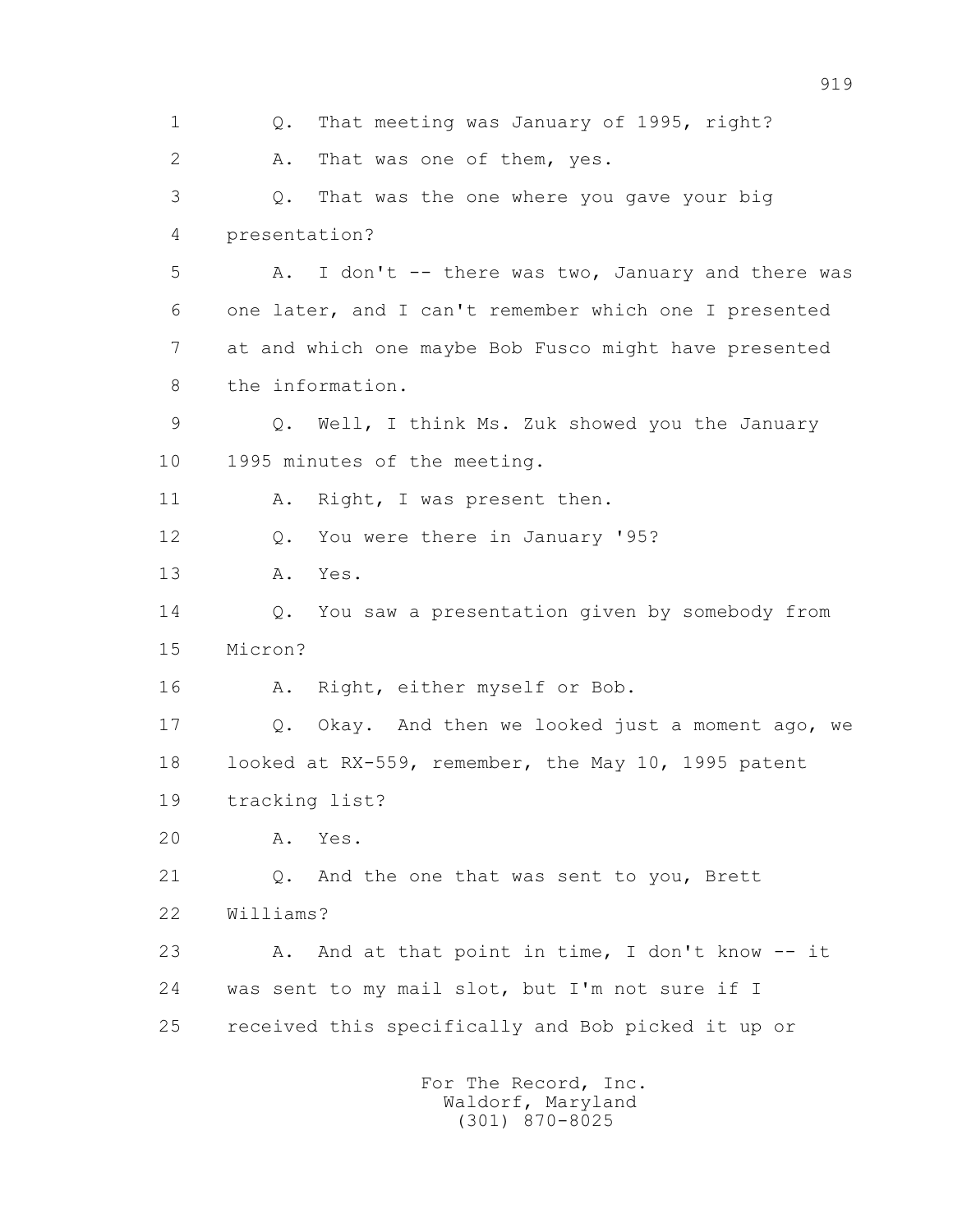1 Q. That meeting was January of 1995, right?

2 A. That was one of them, yes.

3 Q. That was the one where you gave your big

4 presentation?

5 A. I don't -- there was two, January and there was

6 one later, and I can't remember which one I presented

7 at and which one maybe Bob Fusco might have presented

8 the information.

9 Q. Well, I think Ms. Zuk showed you the January

10 1995 minutes of the meeting.

11 A. Right, I was present then.

12 Q. You were there in January '95?

13 A. Yes.

14 Q. You saw a presentation given by somebody from

15 Micron?

16 A. Right, either myself or Bob.

17 Q. Okay. And then we looked just a moment ago, we

18 looked at RX-559, remember, the May 10, 1995 patent

19 tracking list?

20 A. Yes.

21 Q. And the one that was sent to you, Brett

22 Williams?

23 A. And at that point in time, I don't know -- it

24 was sent to my mail slot, but I'm not sure if I

25 received this specifically and Bob picked it up or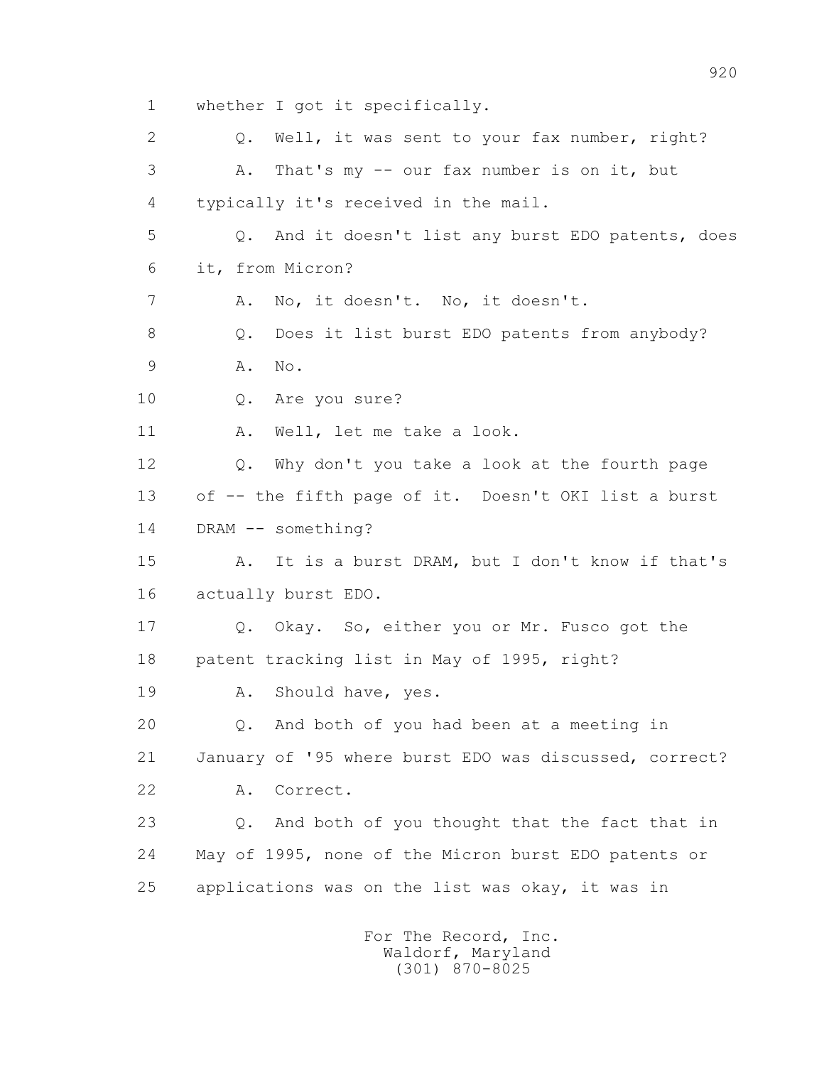1 whether I got it specifically.

2 Q. Well, it was sent to your fax number, right?

3 A. That's my -- our fax number is on it, but

4 typically it's received in the mail.

5 Q. And it doesn't list any burst EDO patents, does

6 it, from Micron?

7 A. No, it doesn't. No, it doesn't.

8 Q. Does it list burst EDO patents from anybody?

9 A. No.

10 Q. Are you sure?

11 A. Well, let me take a look.

12 Q. Why don't you take a look at the fourth page

13 of -- the fifth page of it. Doesn't OKI list a burst

14 DRAM -- something?

15 A. It is a burst DRAM, but I don't know if that's

16 actually burst EDO.

17 Q. Okay. So, either you or Mr. Fusco got the

18 patent tracking list in May of 1995, right?

19 A. Should have, yes.

20 Q. And both of you had been at a meeting in

21 January of '95 where burst EDO was discussed, correct?

22 A. Correct.

23 Q. And both of you thought that the fact that in

24 May of 1995, none of the Micron burst EDO patents or

25 applications was on the list was okay, it was in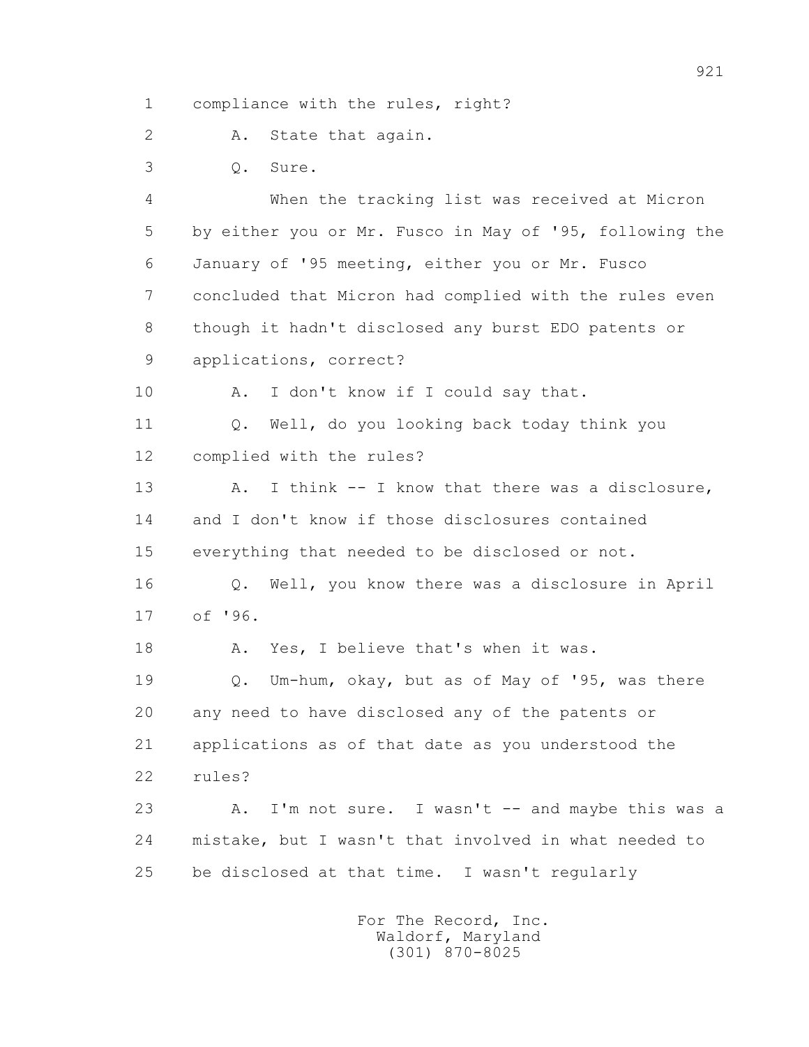1 compliance with the rules, right?

2 A. State that again.

3 Q. Sure.

4 When the tracking list was received at Micron

5 by either you or Mr. Fusco in May of '95, following the

6 January of '95 meeting, either you or Mr. Fusco

7 concluded that Micron had complied with the rules even

8 though it hadn't disclosed any burst EDO patents or

9 applications, correct?

10 A. I don't know if I could say that.

11 Q. Well, do you looking back today think you

12 complied with the rules?

13 A. I think -- I know that there was a disclosure,

14 and I don't know if those disclosures contained

15 everything that needed to be disclosed or not.

16 Q. Well, you know there was a disclosure in April

17 of '96.

18 A. Yes, I believe that's when it was.

19 Q. Um-hum, okay, but as of May of '95, was there

20 any need to have disclosed any of the patents or

21 applications as of that date as you understood the

22 rules?

23 A. I'm not sure. I wasn't -- and maybe this was a

24 mistake, but I wasn't that involved in what needed to

25 be disclosed at that time. I wasn't regularly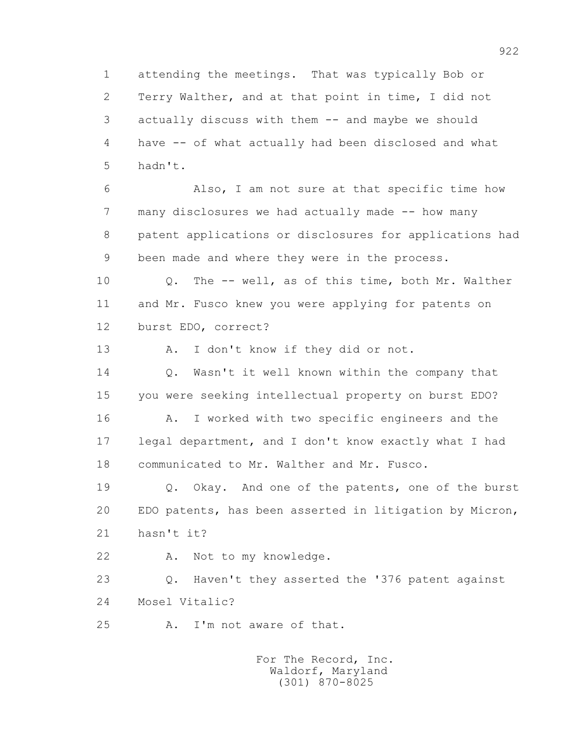1 attending the meetings. That was typically Bob or
2 Terry Walther, and at that point in time, I did not
3 actually discuss with them -- and maybe we should
4 have -- of what actually had been disclosed and what
5 hadn't.

6 Also, I am not sure at that specific time how
7 many disclosures we had actually made -- how many
8 patent applications or disclosures for applications had
9 been made and where they were in the process.

10 Q. The -- well, as of this time, both Mr. Walther
11 and Mr. Fusco knew you were applying for patents on
12 burst EDO, correct?

13 A. I don't know if they did or not.

14 Q. Wasn't it well known within the company that
15 you were seeking intellectual property on burst EDO?

16 A. I worked with two specific engineers and the
17 legal department, and I don't know exactly what I had
18 communicated to Mr. Walther and Mr. Fusco.

19 Q. Okay. And one of the patents, one of the burst
20 EDO patents, has been asserted in litigation by Micron,
21 hasn't it?

22 A. Not to my knowledge.

23 Q. Haven't they asserted the '376 patent against
24 Mosel Vitalic?

25 A. I'm not aware of that.

For The Record, Inc.
Waldorf, Maryland
(301) 870-8025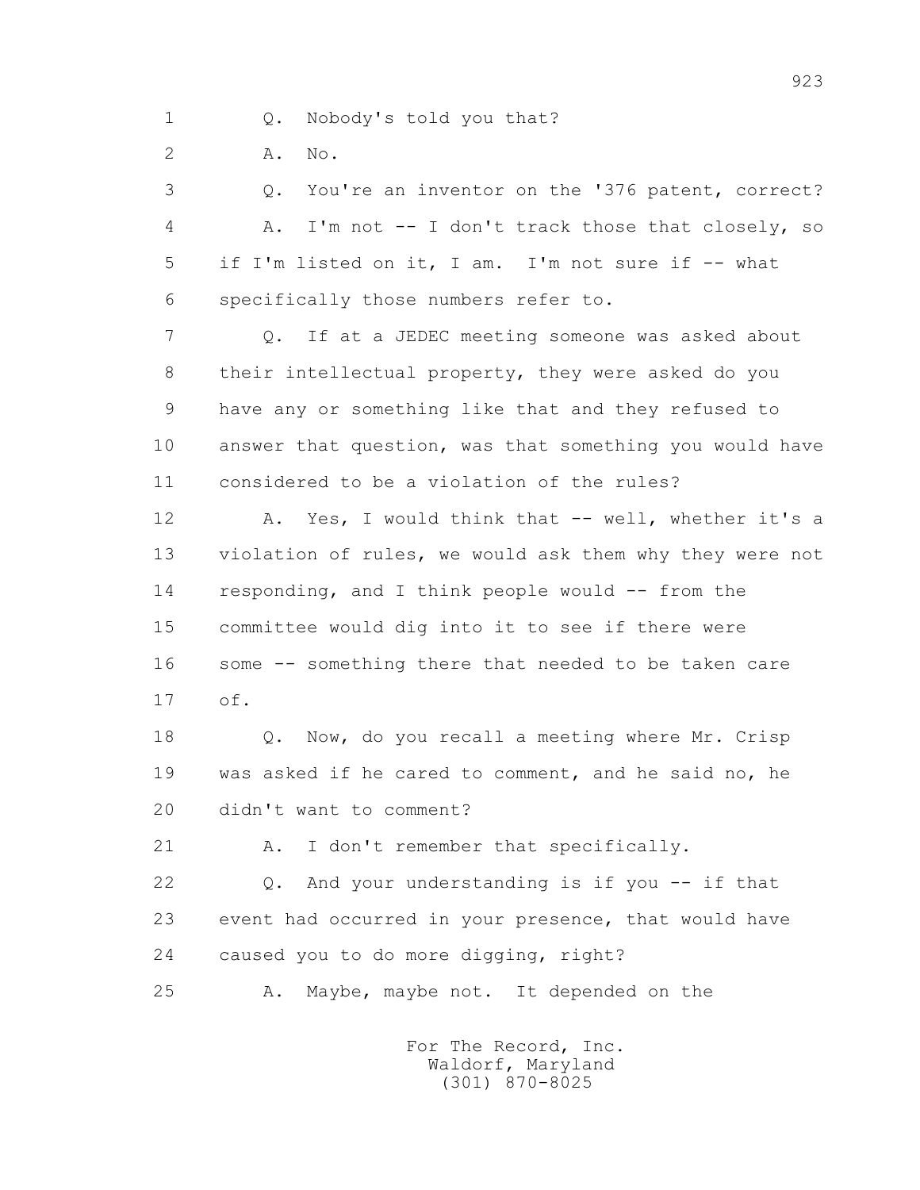1 Q. Nobody's told you that?

2 A. No.

3 Q. You're an inventor on the '376 patent, correct?

4 A. I'm not -- I don't track those that closely, so

5 if I'm listed on it, I am. I'm not sure if -- what

6 specifically those numbers refer to.

7 Q. If at a JEDEC meeting someone was asked about

8 their intellectual property, they were asked do you

9 have any or something like that and they refused to

10 answer that question, was that something you would have

11 considered to be a violation of the rules?

12 A. Yes, I would think that -- well, whether it's a

13 violation of rules, we would ask them why they were not

14 responding, and I think people would -- from the

15 committee would dig into it to see if there were

16 some -- something there that needed to be taken care

17 of.

18 Q. Now, do you recall a meeting where Mr. Crisp

19 was asked if he cared to comment, and he said no, he

20 didn't want to comment?

21 A. I don't remember that specifically.

22 Q. And your understanding is if you -- if that

23 event had occurred in your presence, that would have

24 caused you to do more digging, right?

25 A. Maybe, maybe not. It depended on the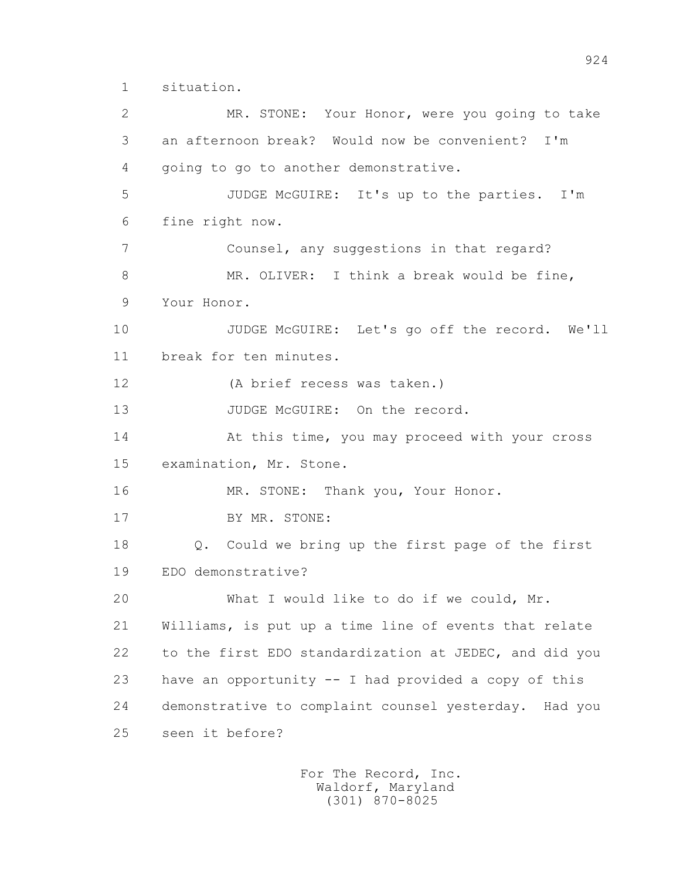1 situation.

2 MR. STONE: Your Honor, were you going to take

3 an afternoon break? Would now be convenient? I'm

4 going to go to another demonstrative.

5 JUDGE McGUIRE: It's up to the parties. I'm

6 fine right now.

7 Counsel, any suggestions in that regard?

8 MR. OLIVER: I think a break would be fine,

9 Your Honor.

10 JUDGE McGUIRE: Let's go off the record. We'll

11 break for ten minutes.

12 (A brief recess was taken.)

13 JUDGE McGUIRE: On the record.

14 At this time, you may proceed with your cross

15 examination, Mr. Stone.

16 MR. STONE: Thank you, Your Honor.

17 BY MR. STONE:

18 Q. Could we bring up the first page of the first

19 EDO demonstrative?

20 What I would like to do if we could, Mr.

21 Williams, is put up a time line of events that relate

22 to the first EDO standardization at JEDEC, and did you

23 have an opportunity -- I had provided a copy of this

24 demonstrative to complaint counsel yesterday. Had you

25 seen it before?

For The Record, Inc.
Waldorf, Maryland
(301) 870-8025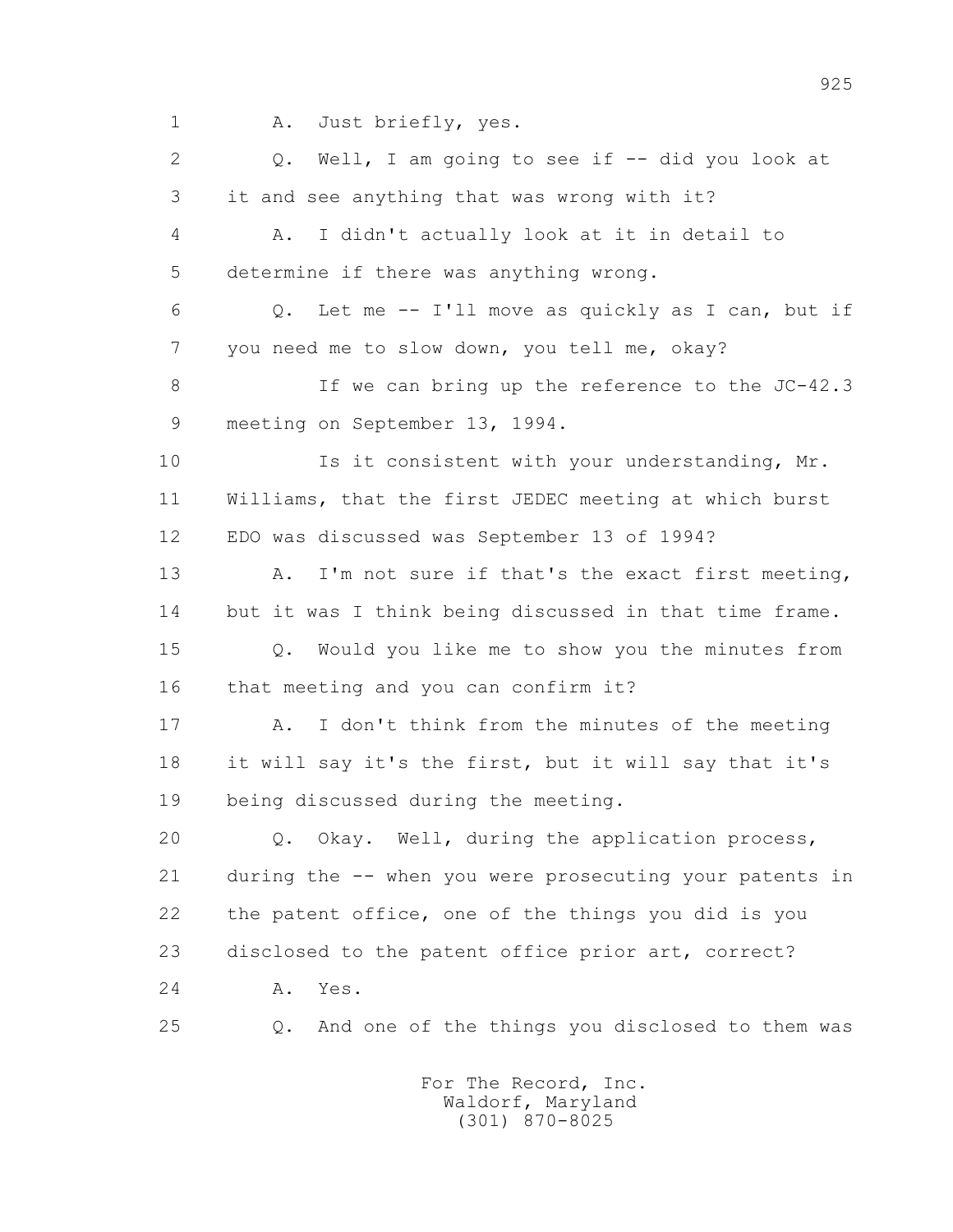1 A. Just briefly, yes.

2 Q. Well, I am going to see if -- did you look at

3 it and see anything that was wrong with it?

4 A. I didn't actually look at it in detail to

5 determine if there was anything wrong.

6 Q. Let me -- I'll move as quickly as I can, but if

7 you need me to slow down, you tell me, okay?

8 If we can bring up the reference to the JC-42.3

9 meeting on September 13, 1994.

10 Is it consistent with your understanding, Mr.

11 Williams, that the first JEDEC meeting at which burst

12 EDO was discussed was September 13 of 1994?

13 A. I'm not sure if that's the exact first meeting,

14 but it was I think being discussed in that time frame.

15 Q. Would you like me to show you the minutes from

16 that meeting and you can confirm it?

17 A. I don't think from the minutes of the meeting

18 it will say it's the first, but it will say that it's

19 being discussed during the meeting.

20 Q. Okay. Well, during the application process,

21 during the -- when you were prosecuting your patents in

22 the patent office, one of the things you did is you

23 disclosed to the patent office prior art, correct?

24 A. Yes.

25 Q. And one of the things you disclosed to them was

For The Record, Inc.
Waldorf, Maryland
(301) 870-8025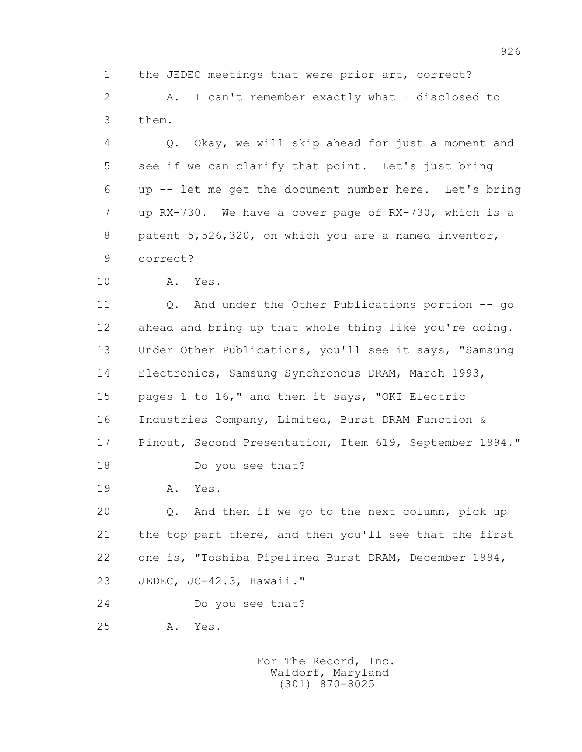1 the JEDEC meetings that were prior art, correct?

2 A. I can't remember exactly what I disclosed to

3 them.

4 Q. Okay, we will skip ahead for just a moment and

5 see if we can clarify that point. Let's just bring

6 up -- let me get the document number here. Let's bring

7 up RX-730. We have a cover page of RX-730, which is a

8 patent 5,526,320, on which you are a named inventor,

9 correct?

10 A. Yes.

11 Q. And under the Other Publications portion -- go

12 ahead and bring up that whole thing like you're doing.

13 Under Other Publications, you'll see it says, "Samsung

14 Electronics, Samsung Synchronous DRAM, March 1993,

15 pages 1 to 16," and then it says, "OKI Electric

16 Industries Company, Limited, Burst DRAM Function &

17 Pinout, Second Presentation, Item 619, September 1994."

18 Do you see that?

19 A. Yes.

20 Q. And then if we go to the next column, pick up

21 the top part there, and then you'll see that the first

22 one is, "Toshiba Pipelined Burst DRAM, December 1994,

23 JEDEC, JC-42.3, Hawaii."

24 Do you see that?

25 A. Yes.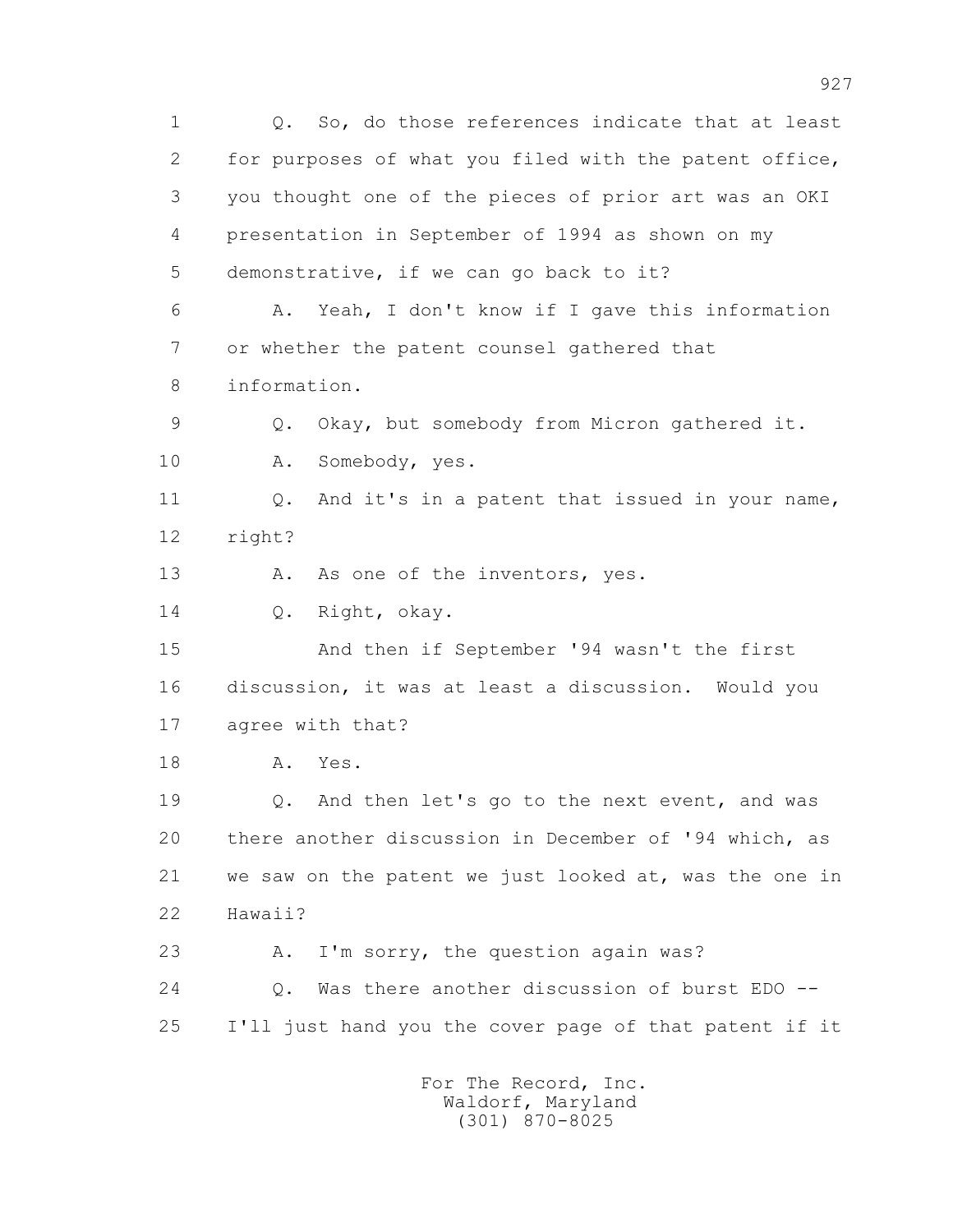1 Q. So, do those references indicate that at least
2 for purposes of what you filed with the patent office,
3 you thought one of the pieces of prior art was an OKI
4 presentation in September of 1994 as shown on my
5 demonstrative, if we can go back to it?
6 A. Yeah, I don't know if I gave this information
7 or whether the patent counsel gathered that
8 information.
9 Q. Okay, but somebody from Micron gathered it.
10 A. Somebody, yes.
11 Q. And it's in a patent that issued in your name,
12 right?
13 A. As one of the inventors, yes.
14 Q. Right, okay.
15 And then if September '94 wasn't the first
16 discussion, it was at least a discussion. Would you
17 agree with that?
18 A. Yes.
19 Q. And then let's go to the next event, and was
20 there another discussion in December of '94 which, as
21 we saw on the patent we just looked at, was the one in
22 Hawaii?
23 A. I'm sorry, the question again was?
24 Q. Was there another discussion of burst EDO --
25 I'll just hand you the cover page of that patent if it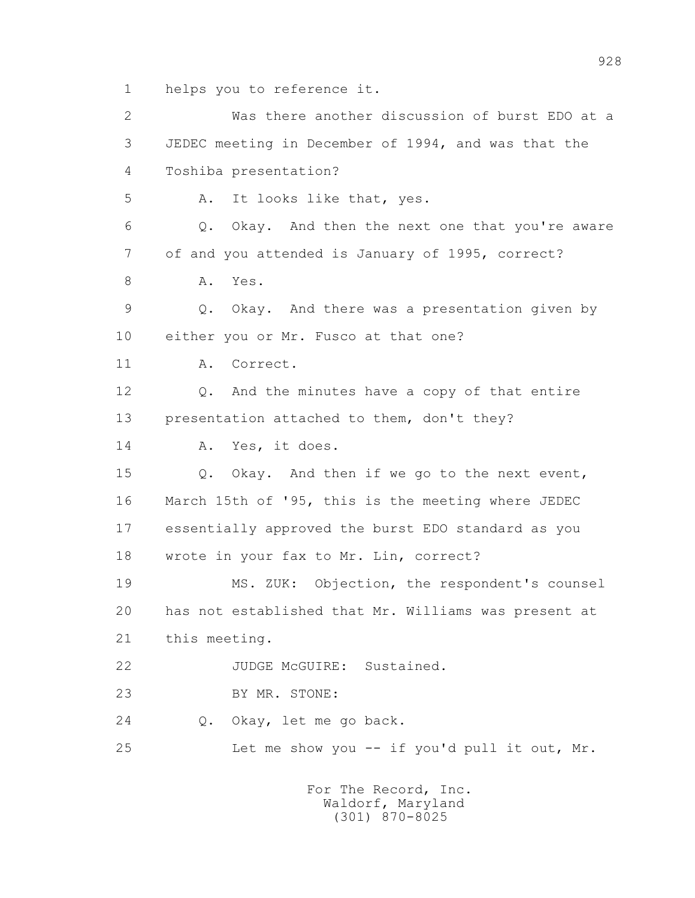1 helps you to reference it.

2 Was there another discussion of burst EDO at a

3 JEDEC meeting in December of 1994, and was that the

4 Toshiba presentation?

5 A. It looks like that, yes.

6 Q. Okay. And then the next one that you're aware

7 of and you attended is January of 1995, correct?

8 A. Yes.

9 Q. Okay. And there was a presentation given by

10 either you or Mr. Fusco at that one?

11 A. Correct.

12 Q. And the minutes have a copy of that entire

13 presentation attached to them, don't they?

14 A. Yes, it does.

15 Q. Okay. And then if we go to the next event,

16 March 15th of '95, this is the meeting where JEDEC

17 essentially approved the burst EDO standard as you

18 wrote in your fax to Mr. Lin, correct?

19 MS. ZUK: Objection, the respondent's counsel

20 has not established that Mr. Williams was present at

21 this meeting.

22 JUDGE McGUIRE: Sustained.

23 BY MR. STONE:

24 Q. Okay, let me go back.

25 Let me show you -- if you'd pull it out, Mr.

For The Record, Inc.
Waldorf, Maryland
(301) 870-8025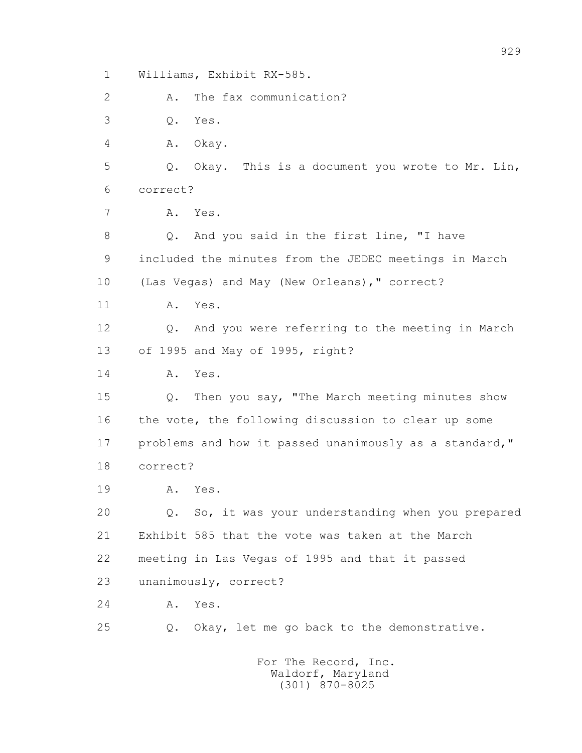1 Williams, Exhibit RX-585.

2 A. The fax communication?

3 Q. Yes.

4 A. Okay.

5 Q. Okay. This is a document you wrote to Mr. Lin,

6 correct?

7 A. Yes.

8 Q. And you said in the first line, "I have

9 included the minutes from the JEDEC meetings in March

10 (Las Vegas) and May (New Orleans)," correct?

11 A. Yes.

12 Q. And you were referring to the meeting in March

13 of 1995 and May of 1995, right?

14 A. Yes.

15 Q. Then you say, "The March meeting minutes show

16 the vote, the following discussion to clear up some

17 problems and how it passed unanimously as a standard,"

18 correct?

19 A. Yes.

20 Q. So, it was your understanding when you prepared

21 Exhibit 585 that the vote was taken at the March

22 meeting in Las Vegas of 1995 and that it passed

23 unanimously, correct?

24 A. Yes.

25 Q. Okay, let me go back to the demonstrative.

For The Record, Inc.
Waldorf, Maryland
(301) 870-8025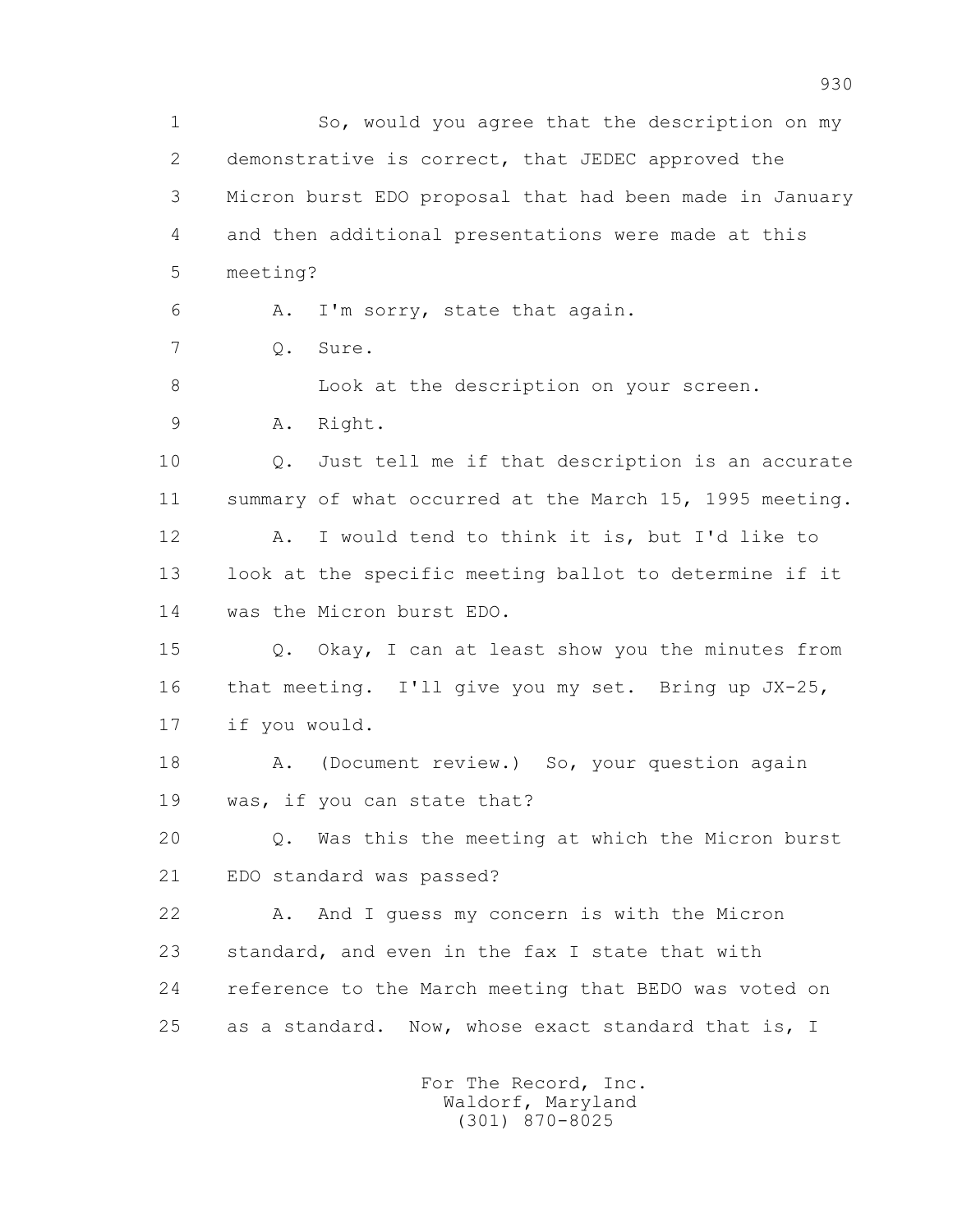1 So, would you agree that the description on my
2 demonstrative is correct, that JEDEC approved the
3 Micron burst EDO proposal that had been made in January
4 and then additional presentations were made at this
5 meeting?

6 A. I'm sorry, state that again.

7 Q. Sure.

8 Look at the description on your screen.

9 A. Right.

10 Q. Just tell me if that description is an accurate
11 summary of what occurred at the March 15, 1995 meeting.

12 A. I would tend to think it is, but I'd like to
13 look at the specific meeting ballot to determine if it
14 was the Micron burst EDO.

15 Q. Okay, I can at least show you the minutes from
16 that meeting. I'll give you my set. Bring up JX-25,
17 if you would.

18 A. (Document review.) So, your question again
19 was, if you can state that?

20 Q. Was this the meeting at which the Micron burst
21 EDO standard was passed?

22 A. And I guess my concern is with the Micron
23 standard, and even in the fax I state that with
24 reference to the March meeting that BEDO was voted on
25 as a standard. Now, whose exact standard that is, I

For The Record, Inc.
Waldorf, Maryland
(301) 870-8025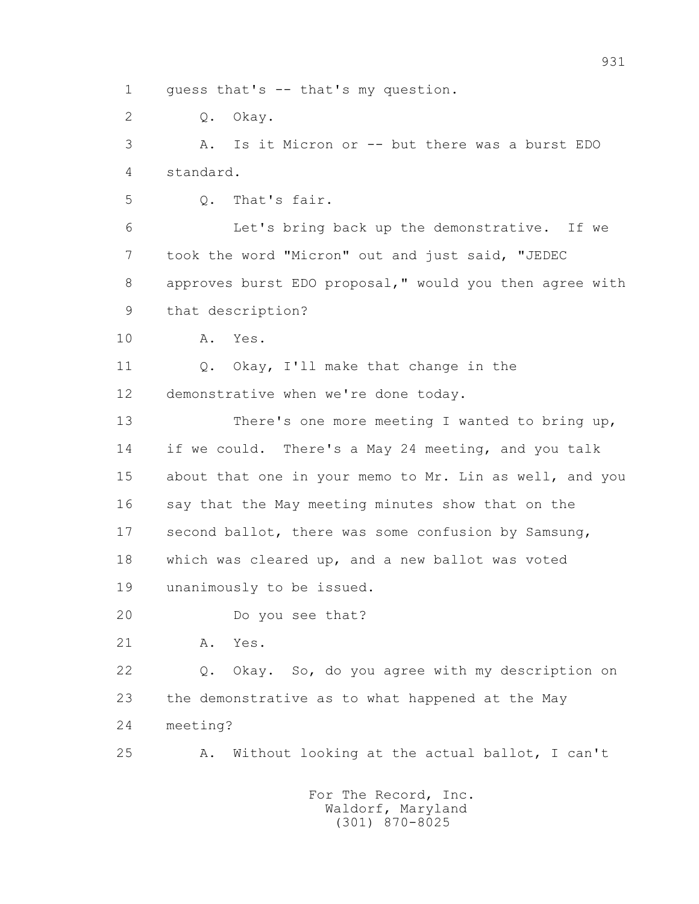1 guess that's -- that's my question.

2 Q. Okay.

3 A. Is it Micron or -- but there was a burst EDO

4 standard.

5 Q. That's fair.

6 Let's bring back up the demonstrative. If we

7 took the word "Micron" out and just said, "JEDEC

8 approves burst EDO proposal," would you then agree with

9 that description?

10 A. Yes.

11 Q. Okay, I'll make that change in the

12 demonstrative when we're done today.

13 There's one more meeting I wanted to bring up,

14 if we could. There's a May 24 meeting, and you talk

15 about that one in your memo to Mr. Lin as well, and you

16 say that the May meeting minutes show that on the

17 second ballot, there was some confusion by Samsung,

18 which was cleared up, and a new ballot was voted

19 unanimously to be issued.

20 Do you see that?

21 A. Yes.

22 Q. Okay. So, do you agree with my description on

23 the demonstrative as to what happened at the May

24 meeting?

25 A. Without looking at the actual ballot, I can't

For The Record, Inc.
Waldorf, Maryland
(301) 870-8025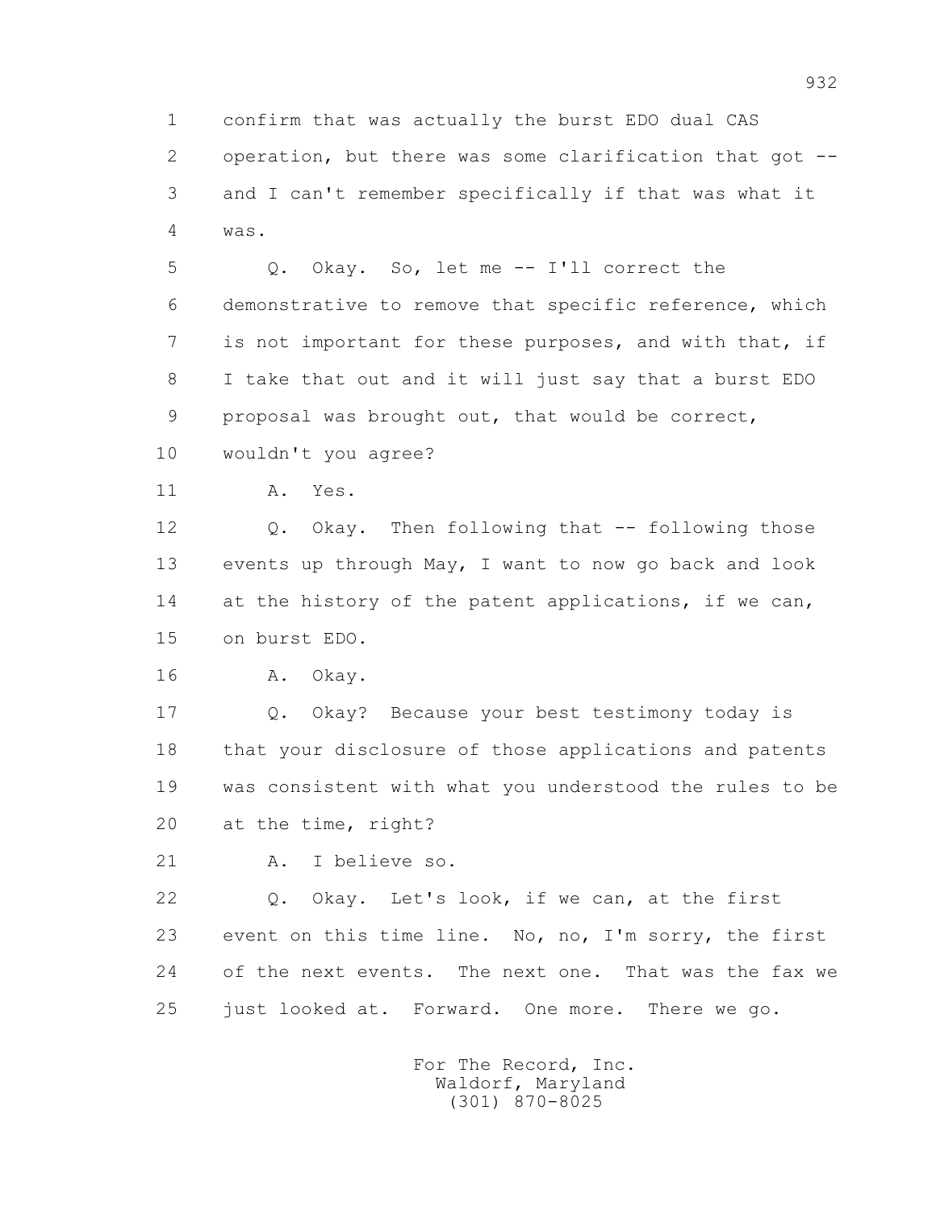1 confirm that was actually the burst EDO dual CAS
2 operation, but there was some clarification that got --
3 and I can't remember specifically if that was what it
4 was.

5 Q. Okay. So, let me -- I'll correct the
6 demonstrative to remove that specific reference, which
7 is not important for these purposes, and with that, if
8 I take that out and it will just say that a burst EDO
9 proposal was brought out, that would be correct,
10 wouldn't you agree?

11 A. Yes.

12 Q. Okay. Then following that -- following those
13 events up through May, I want to now go back and look
14 at the history of the patent applications, if we can,
15 on burst EDO.

16 A. Okay.

17 Q. Okay? Because your best testimony today is
18 that your disclosure of those applications and patents
19 was consistent with what you understood the rules to be
20 at the time, right?

21 A. I believe so.

22 Q. Okay. Let's look, if we can, at the first
23 event on this time line. No, no, I'm sorry, the first
24 of the next events. The next one. That was the fax we
25 just looked at. Forward. One more. There we go.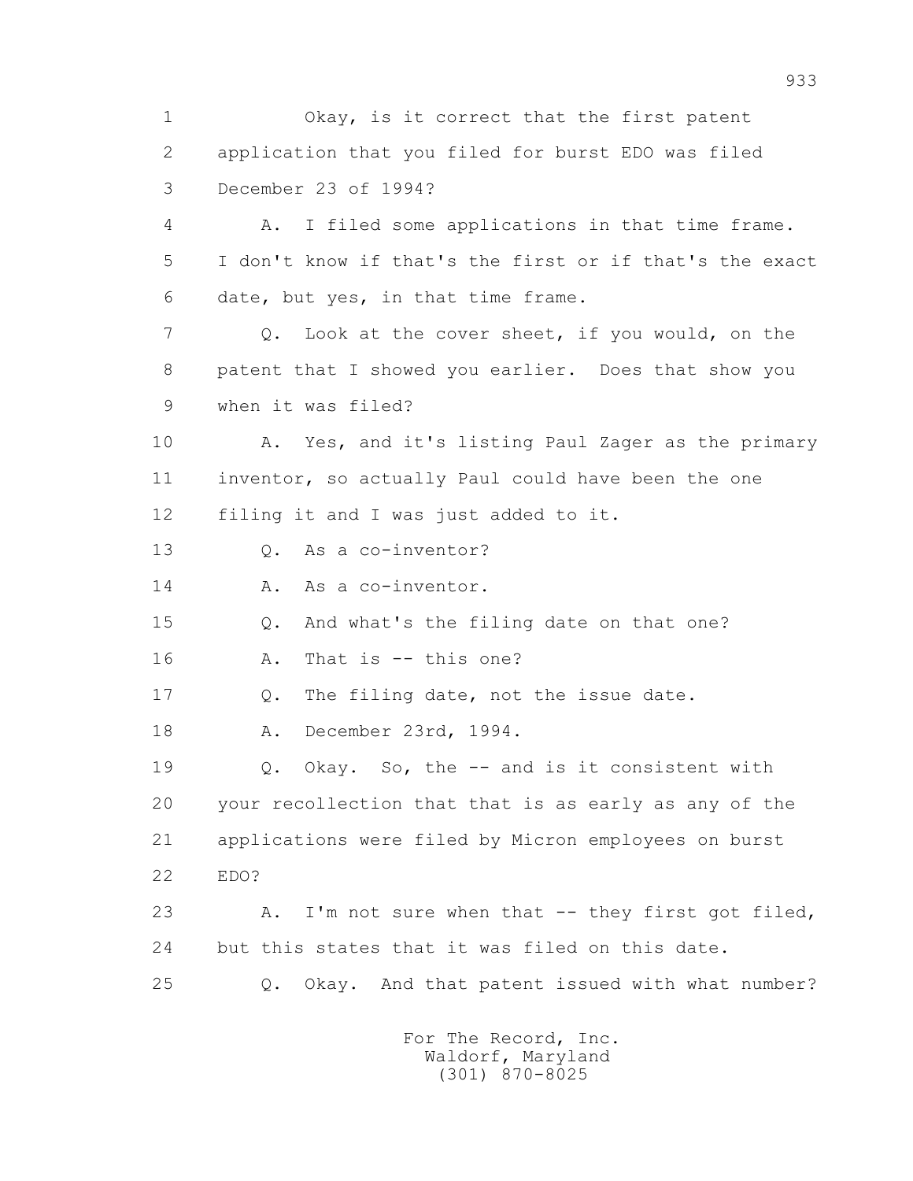1 Okay, is it correct that the first patent
2 application that you filed for burst EDO was filed
3 December 23 of 1994?
4 A. I filed some applications in that time frame.
5 I don't know if that's the first or if that's the exact
6 date, but yes, in that time frame.
7 Q. Look at the cover sheet, if you would, on the
8 patent that I showed you earlier. Does that show you
9 when it was filed?
10 A. Yes, and it's listing Paul Zager as the primary
11 inventor, so actually Paul could have been the one
12 filing it and I was just added to it.
13 Q. As a co-inventor?
14 A. As a co-inventor.
15 Q. And what's the filing date on that one?
16 A. That is -- this one?
17 Q. The filing date, not the issue date.
18 A. December 23rd, 1994.
19 Q. Okay. So, the -- and is it consistent with
20 your recollection that that is as early as any of the
21 applications were filed by Micron employees on burst
22 EDO?
23 A. I'm not sure when that -- they first got filed,
24 but this states that it was filed on this date.
25 Q. Okay. And that patent issued with what number?

For The Record, Inc.
Waldorf, Maryland
(301) 870-8025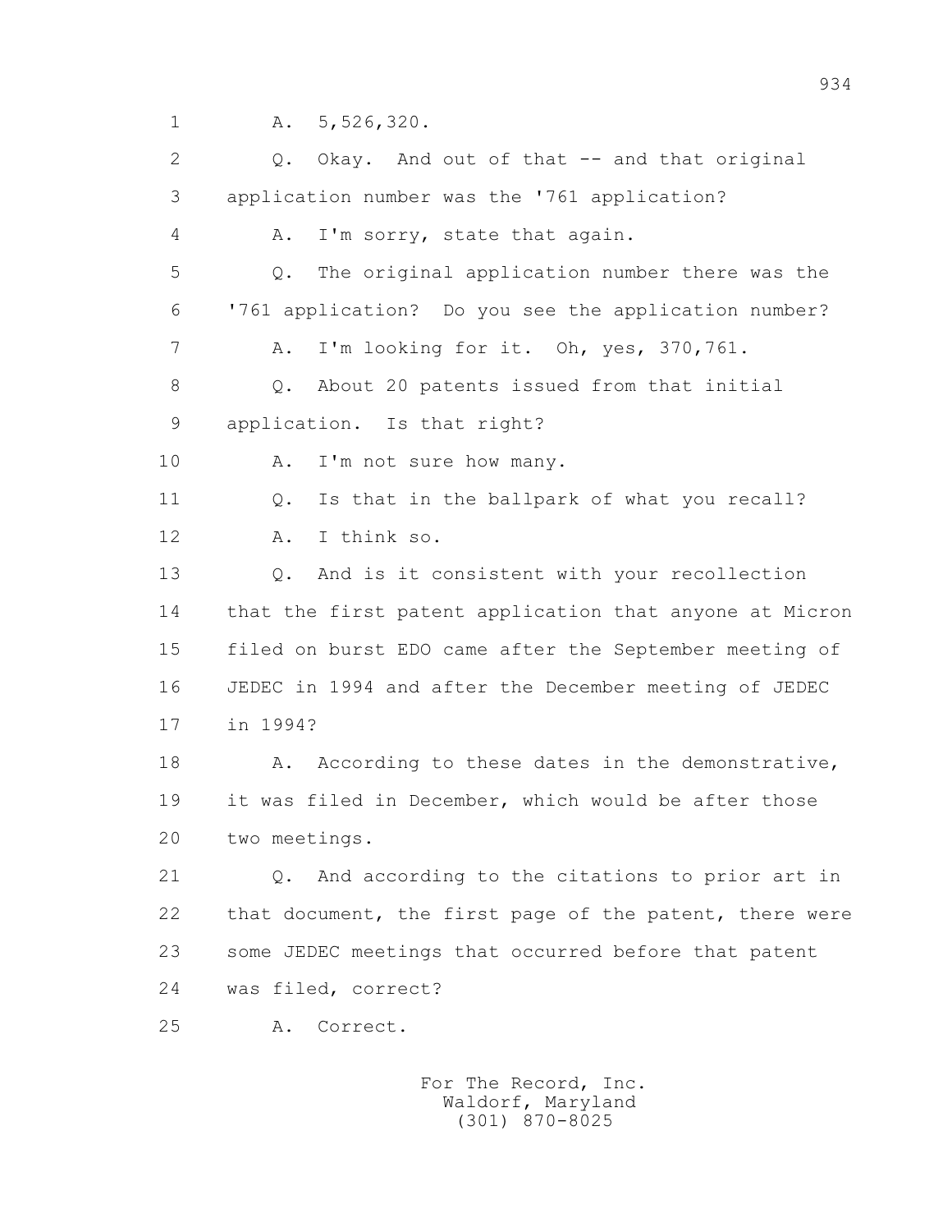1 A. 5,526,320.

2 Q. Okay. And out of that -- and that original

3 application number was the '761 application?

4 A. I'm sorry, state that again.

5 Q. The original application number there was the

6 '761 application? Do you see the application number?

7 A. I'm looking for it. Oh, yes, 370,761.

8 Q. About 20 patents issued from that initial

9 application. Is that right?

10 A. I'm not sure how many.

11 Q. Is that in the ballpark of what you recall?

12 A. I think so.

13 Q. And is it consistent with your recollection

14 that the first patent application that anyone at Micron

15 filed on burst EDO came after the September meeting of

16 JEDEC in 1994 and after the December meeting of JEDEC

17 in 1994?

18 A. According to these dates in the demonstrative,

19 it was filed in December, which would be after those

20 two meetings.

21 Q. And according to the citations to prior art in

22 that document, the first page of the patent, there were

23 some JEDEC meetings that occurred before that patent

24 was filed, correct?

25 A. Correct.

For The Record, Inc.
Waldorf, Maryland
(301) 870-8025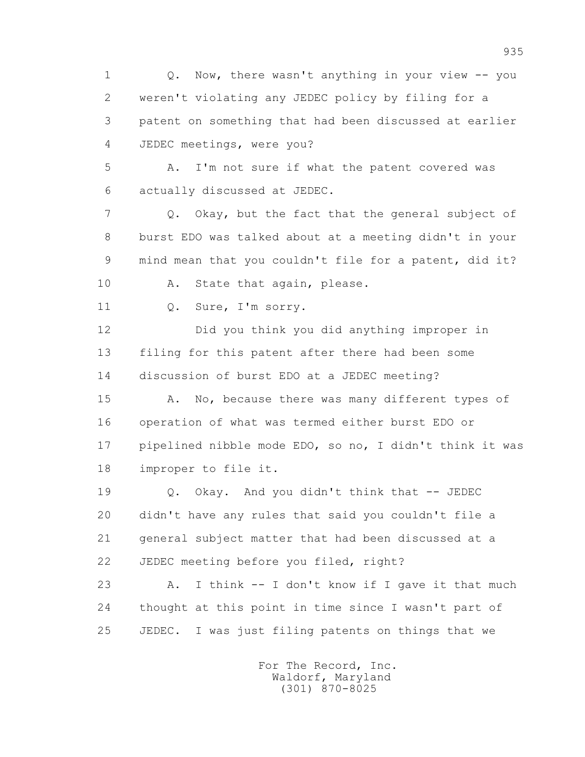1 Q. Now, there wasn't anything in your view -- you
2 weren't violating any JEDEC policy by filing for a
3 patent on something that had been discussed at earlier
4 JEDEC meetings, were you?

5 A. I'm not sure if what the patent covered was
6 actually discussed at JEDEC.

7 Q. Okay, but the fact that the general subject of
8 burst EDO was talked about at a meeting didn't in your
9 mind mean that you couldn't file for a patent, did it?

10 A. State that again, please.

11 Q. Sure, I'm sorry.

12 Did you think you did anything improper in
13 filing for this patent after there had been some
14 discussion of burst EDO at a JEDEC meeting?

15 A. No, because there was many different types of
16 operation of what was termed either burst EDO or
17 pipelined nibble mode EDO, so no, I didn't think it was
18 improper to file it.

19 Q. Okay. And you didn't think that -- JEDEC
20 didn't have any rules that said you couldn't file a
21 general subject matter that had been discussed at a
22 JEDEC meeting before you filed, right?

23 A. I think -- I don't know if I gave it that much
24 thought at this point in time since I wasn't part of
25 JEDEC. I was just filing patents on things that we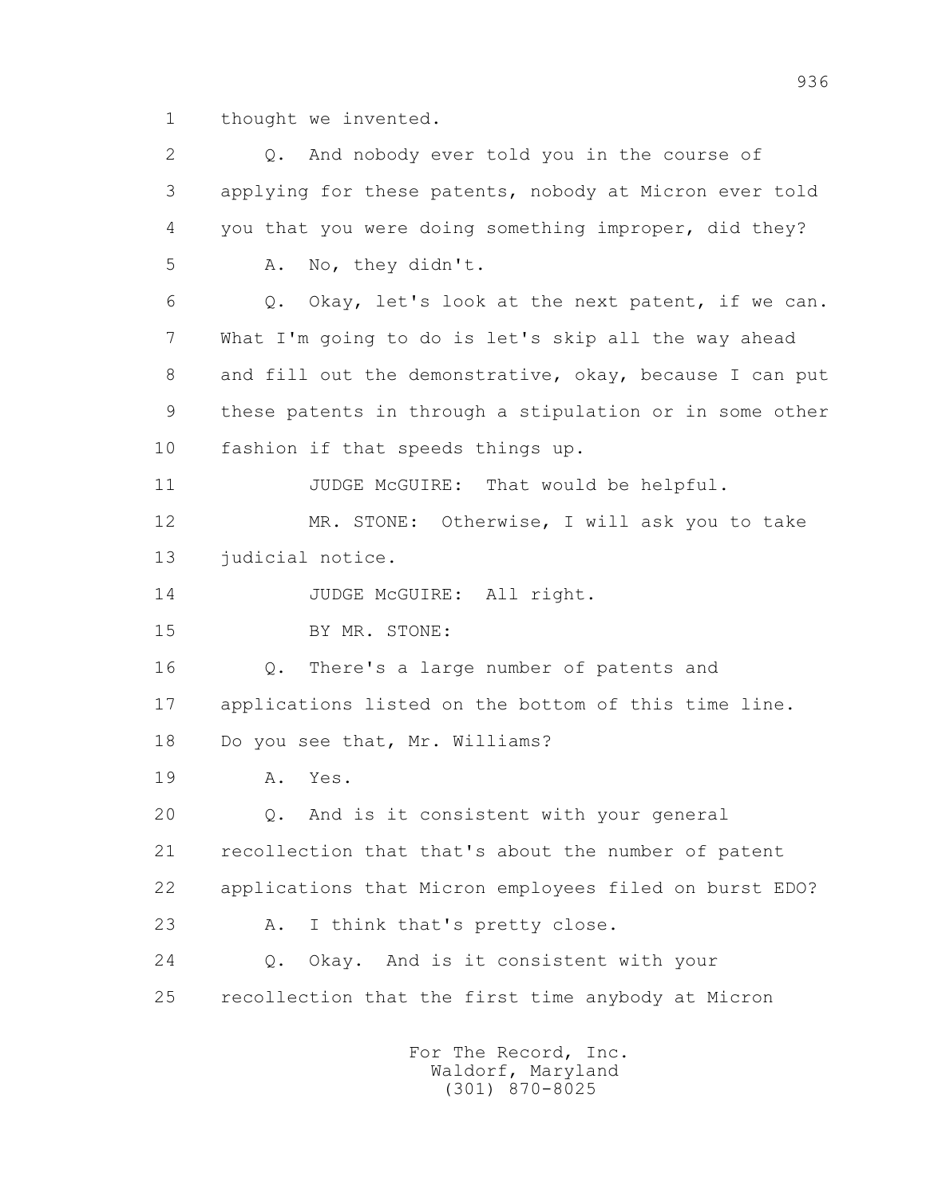1 thought we invented.

2 Q. And nobody ever told you in the course of

3 applying for these patents, nobody at Micron ever told

4 you that you were doing something improper, did they?

5 A. No, they didn't.

6 Q. Okay, let's look at the next patent, if we can.

7 What I'm going to do is let's skip all the way ahead

8 and fill out the demonstrative, okay, because I can put

9 these patents in through a stipulation or in some other

10 fashion if that speeds things up.

11 JUDGE McGUIRE: That would be helpful.

12 MR. STONE: Otherwise, I will ask you to take

13 judicial notice.

14 JUDGE McGUIRE: All right.

15 BY MR. STONE:

16 Q. There's a large number of patents and

17 applications listed on the bottom of this time line.

18 Do you see that, Mr. Williams?

19 A. Yes.

20 Q. And is it consistent with your general

21 recollection that that's about the number of patent

22 applications that Micron employees filed on burst EDO?

23 A. I think that's pretty close.

24 Q. Okay. And is it consistent with your

25 recollection that the first time anybody at Micron

For The Record, Inc.
Waldorf, Maryland
(301) 870-8025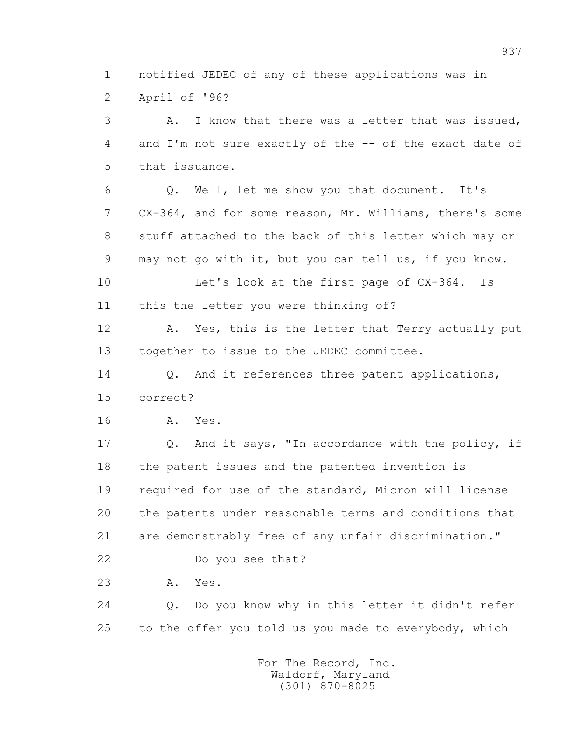1 notified JEDEC of any of these applications was in
2 April of '96?

3 A. I know that there was a letter that was issued,
4 and I'm not sure exactly of the -- of the exact date of
5 that issuance.

6 Q. Well, let me show you that document. It's
7 CX-364, and for some reason, Mr. Williams, there's some
8 stuff attached to the back of this letter which may or
9 may not go with it, but you can tell us, if you know.

10 Let's look at the first page of CX-364. Is
11 this the letter you were thinking of?

12 A. Yes, this is the letter that Terry actually put
13 together to issue to the JEDEC committee.

14 Q. And it references three patent applications,
15 correct?

16 A. Yes.

17 Q. And it says, "In accordance with the policy, if
18 the patent issues and the patented invention is
19 required for use of the standard, Micron will license
20 the patents under reasonable terms and conditions that
21 are demonstrably free of any unfair discrimination."

22 Do you see that?

23 A. Yes.

24 Q. Do you know why in this letter it didn't refer
25 to the offer you told us you made to everybody, which

For The Record, Inc.
Waldorf, Maryland
(301) 870-8025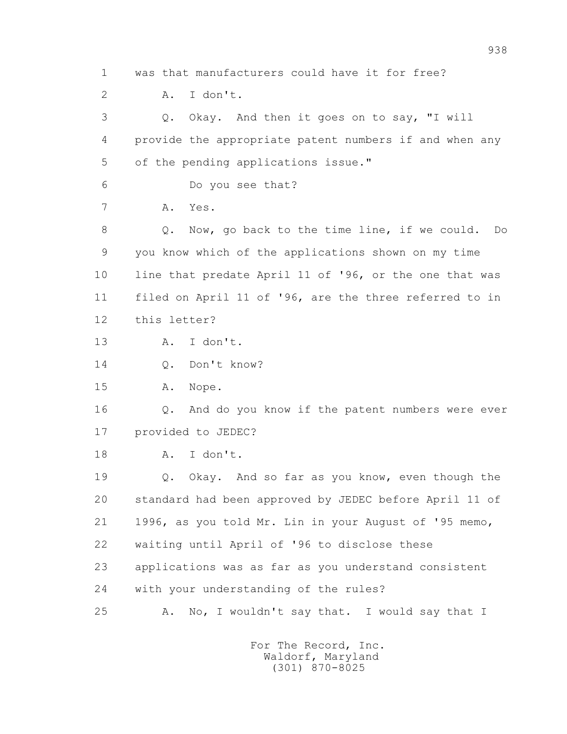1 was that manufacturers could have it for free?

2 A. I don't.

3 Q. Okay. And then it goes on to say, "I will

4 provide the appropriate patent numbers if and when any

5 of the pending applications issue."

6 Do you see that?

7 A. Yes.

8 Q. Now, go back to the time line, if we could. Do

9 you know which of the applications shown on my time

10 line that predate April 11 of '96, or the one that was

11 filed on April 11 of '96, are the three referred to in

12 this letter?

13 A. I don't.

14 Q. Don't know?

15 A. Nope.

16 Q. And do you know if the patent numbers were ever

17 provided to JEDEC?

18 A. I don't.

19 Q. Okay. And so far as you know, even though the

20 standard had been approved by JEDEC before April 11 of

21 1996, as you told Mr. Lin in your August of '95 memo,

22 waiting until April of '96 to disclose these

23 applications was as far as you understand consistent

24 with your understanding of the rules?

25 A. No, I wouldn't say that. I would say that I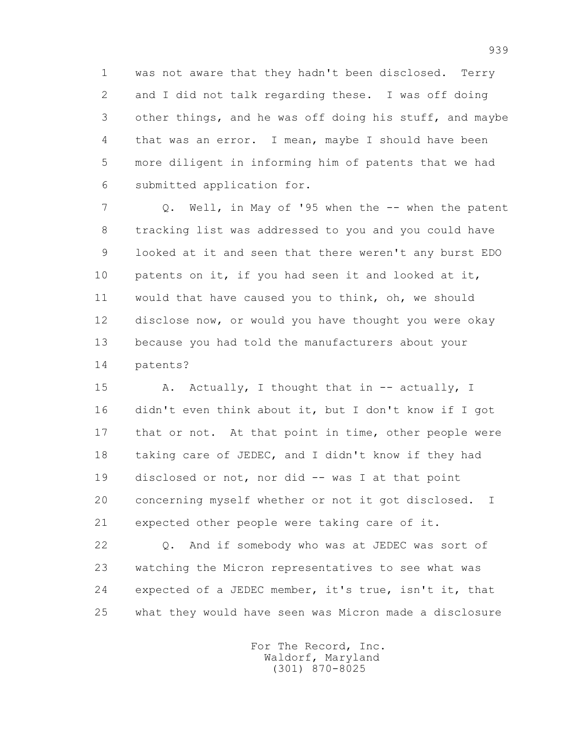1 was not aware that they hadn't been disclosed. Terry
2 and I did not talk regarding these. I was off doing
3 other things, and he was off doing his stuff, and maybe
4 that was an error. I mean, maybe I should have been
5 more diligent in informing him of patents that we had
6 submitted application for.

7 Q. Well, in May of '95 when the -- when the patent
8 tracking list was addressed to you and you could have
9 looked at it and seen that there weren't any burst EDO
10 patents on it, if you had seen it and looked at it,
11 would that have caused you to think, oh, we should
12 disclose now, or would you have thought you were okay
13 because you had told the manufacturers about your
14 patents?

15 A. Actually, I thought that in -- actually, I
16 didn't even think about it, but I don't know if I got
17 that or not. At that point in time, other people were
18 taking care of JEDEC, and I didn't know if they had
19 disclosed or not, nor did -- was I at that point
20 concerning myself whether or not it got disclosed. I
21 expected other people were taking care of it.

22 Q. And if somebody who was at JEDEC was sort of
23 watching the Micron representatives to see what was
24 expected of a JEDEC member, it's true, isn't it, that
25 what they would have seen was Micron made a disclosure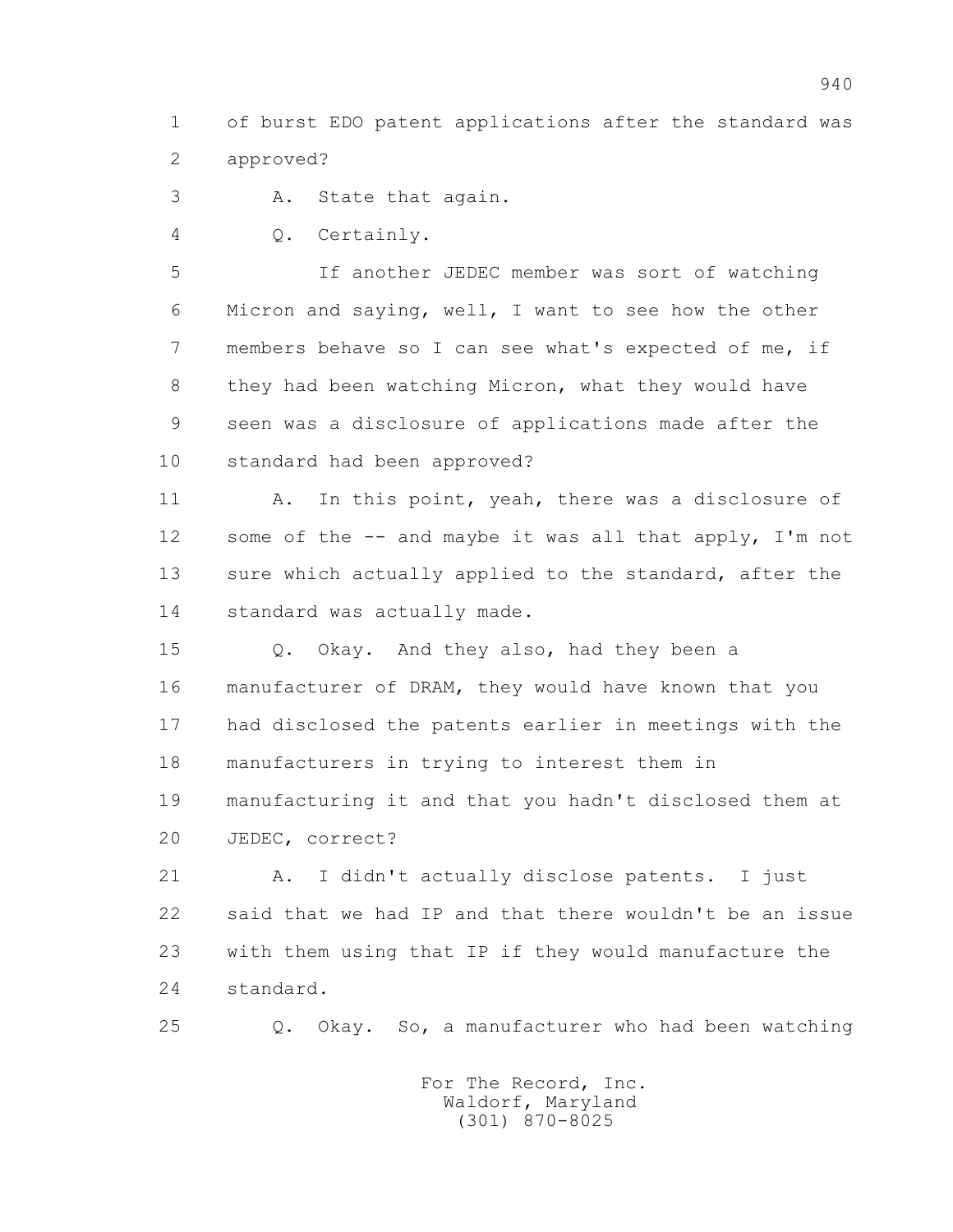1 of burst EDO patent applications after the standard was
2 approved?

3 A. State that again.

4 Q. Certainly.

5 If another JEDEC member was sort of watching
6 Micron and saying, well, I want to see how the other
7 members behave so I can see what's expected of me, if
8 they had been watching Micron, what they would have
9 seen was a disclosure of applications made after the
10 standard had been approved?

11 A. In this point, yeah, there was a disclosure of
12 some of the -- and maybe it was all that apply, I'm not
13 sure which actually applied to the standard, after the
14 standard was actually made.

15 Q. Okay. And they also, had they been a
16 manufacturer of DRAM, they would have known that you
17 had disclosed the patents earlier in meetings with the
18 manufacturers in trying to interest them in
19 manufacturing it and that you hadn't disclosed them at
20 JEDEC, correct?

21 A. I didn't actually disclose patents. I just
22 said that we had IP and that there wouldn't be an issue
23 with them using that IP if they would manufacture the
24 standard.

25 Q. Okay. So, a manufacturer who had been watching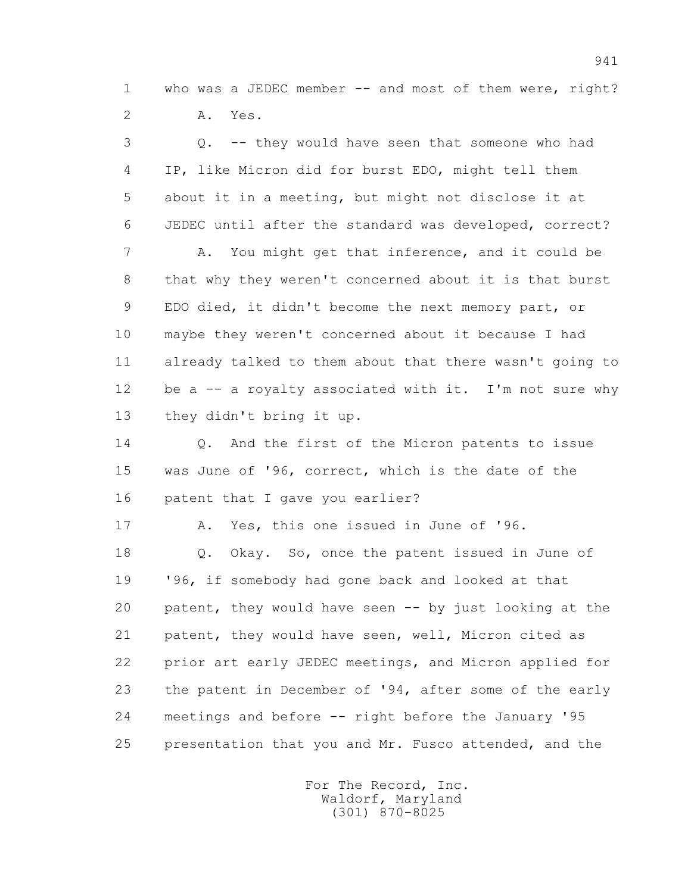1 who was a JEDEC member -- and most of them were, right?

2 A. Yes.

3 Q. -- they would have seen that someone who had

4 IP, like Micron did for burst EDO, might tell them

5 about it in a meeting, but might not disclose it at

6 JEDEC until after the standard was developed, correct?

7 A. You might get that inference, and it could be

8 that why they weren't concerned about it is that burst

9 EDO died, it didn't become the next memory part, or

10 maybe they weren't concerned about it because I had

11 already talked to them about that there wasn't going to

12 be a -- a royalty associated with it. I'm not sure why

13 they didn't bring it up.

14 Q. And the first of the Micron patents to issue

15 was June of '96, correct, which is the date of the

16 patent that I gave you earlier?

17 A. Yes, this one issued in June of '96.

18 Q. Okay. So, once the patent issued in June of

19 '96, if somebody had gone back and looked at that

20 patent, they would have seen -- by just looking at the

21 patent, they would have seen, well, Micron cited as

22 prior art early JEDEC meetings, and Micron applied for

23 the patent in December of '94, after some of the early

24 meetings and before -- right before the January '95

25 presentation that you and Mr. Fusco attended, and the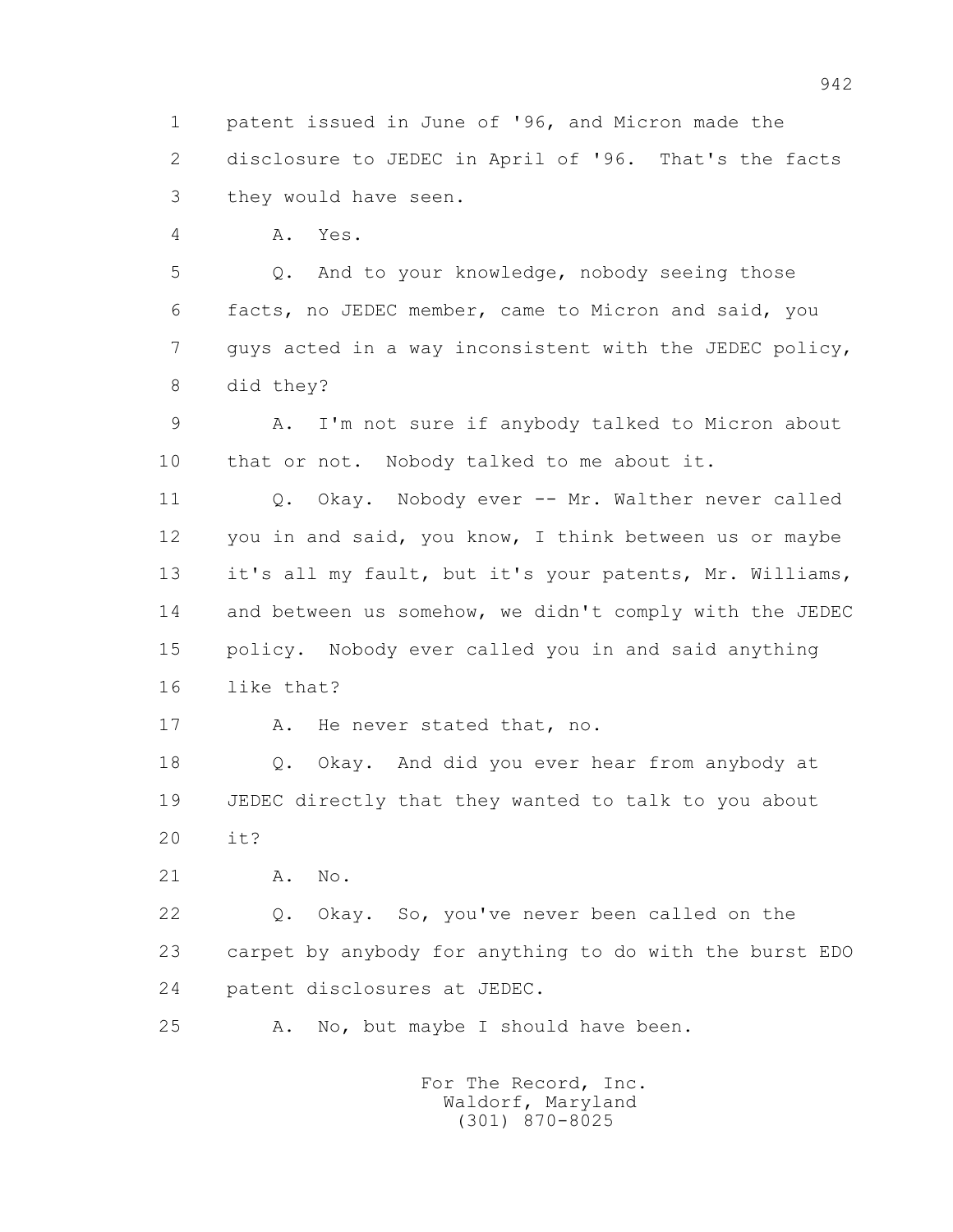1 patent issued in June of '96, and Micron made the
2 disclosure to JEDEC in April of '96. That's the facts
3 they would have seen.

4 A. Yes.

5 Q. And to your knowledge, nobody seeing those
6 facts, no JEDEC member, came to Micron and said, you
7 guys acted in a way inconsistent with the JEDEC policy,
8 did they?

9 A. I'm not sure if anybody talked to Micron about
10 that or not. Nobody talked to me about it.

11 Q. Okay. Nobody ever -- Mr. Walther never called
12 you in and said, you know, I think between us or maybe
13 it's all my fault, but it's your patents, Mr. Williams,
14 and between us somehow, we didn't comply with the JEDEC
15 policy. Nobody ever called you in and said anything
16 like that?

17 A. He never stated that, no.

18 Q. Okay. And did you ever hear from anybody at
19 JEDEC directly that they wanted to talk to you about
20 it?

21 A. No.

22 Q. Okay. So, you've never been called on the
23 carpet by anybody for anything to do with the burst EDO
24 patent disclosures at JEDEC.

25 A. No, but maybe I should have been.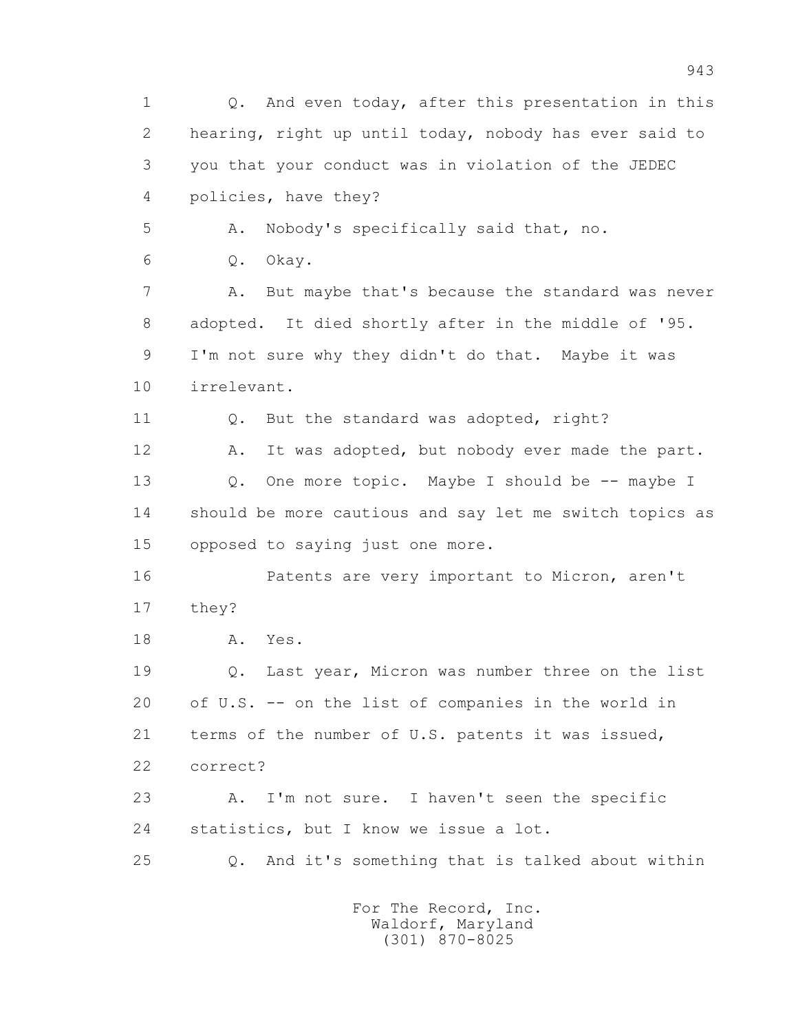1 Q. And even today, after this presentation in this
2 hearing, right up until today, nobody has ever said to
3 you that your conduct was in violation of the JEDEC
4 policies, have they?
5 A. Nobody's specifically said that, no.
6 Q. Okay.
7 A. But maybe that's because the standard was never
8 adopted. It died shortly after in the middle of '95.
9 I'm not sure why they didn't do that. Maybe it was
10 irrelevant.
11 Q. But the standard was adopted, right?
12 A. It was adopted, but nobody ever made the part.
13 Q. One more topic. Maybe I should be -- maybe I
14 should be more cautious and say let me switch topics as
15 opposed to saying just one more.
16 Patents are very important to Micron, aren't
17 they?
18 A. Yes.
19 Q. Last year, Micron was number three on the list
20 of U.S. -- on the list of companies in the world in
21 terms of the number of U.S. patents it was issued,
22 correct?
23 A. I'm not sure. I haven't seen the specific
24 statistics, but I know we issue a lot.
25 Q. And it's something that is talked about within

For The Record, Inc.
Waldorf, Maryland
(301) 870-8025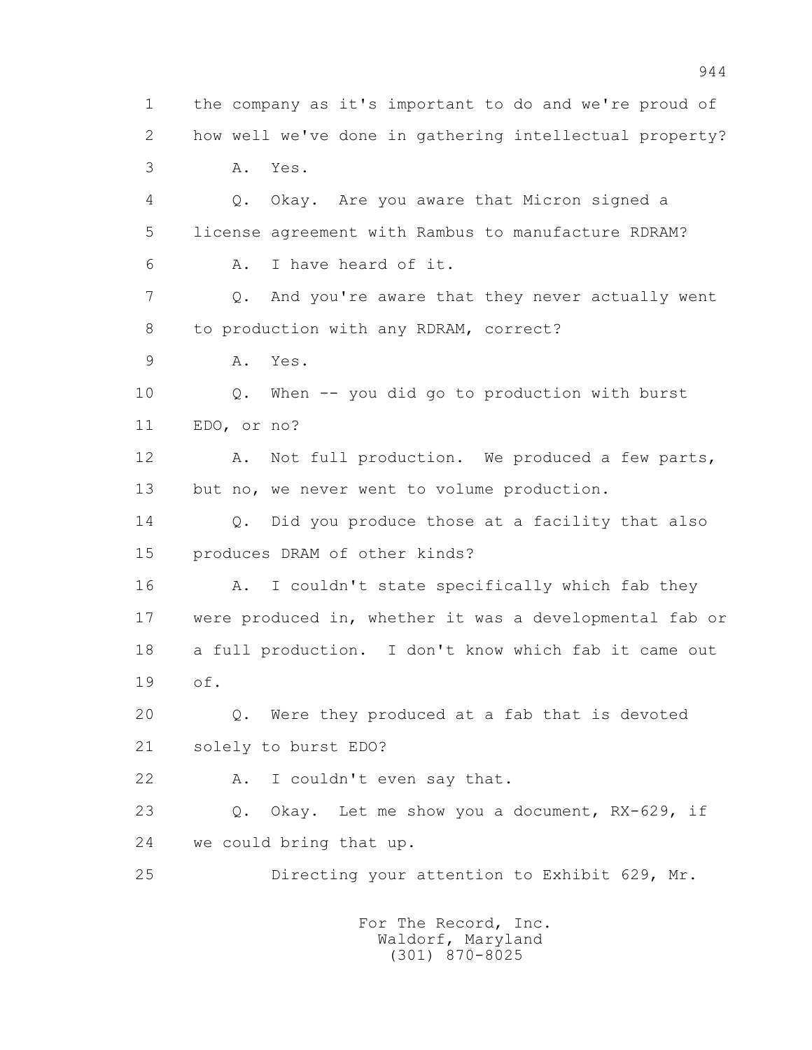1 the company as it's important to do and we're proud of
2 how well we've done in gathering intellectual property?
3 A. Yes.
4 Q. Okay. Are you aware that Micron signed a
5 license agreement with Rambus to manufacture RDRAM?
6 A. I have heard of it.
7 Q. And you're aware that they never actually went
8 to production with any RDRAM, correct?
9 A. Yes.
10 Q. When -- you did go to production with burst
11 EDO, or no?
12 A. Not full production. We produced a few parts,
13 but no, we never went to volume production.
14 Q. Did you produce those at a facility that also
15 produces DRAM of other kinds?
16 A. I couldn't state specifically which fab they
17 were produced in, whether it was a developmental fab or
18 a full production. I don't know which fab it came out
19 of.
20 Q. Were they produced at a fab that is devoted
21 solely to burst EDO?
22 A. I couldn't even say that.
23 Q. Okay. Let me show you a document, RX-629, if
24 we could bring that up.
25 Directing your attention to Exhibit 629, Mr.

For The Record, Inc.
Waldorf, Maryland
(301) 870-8025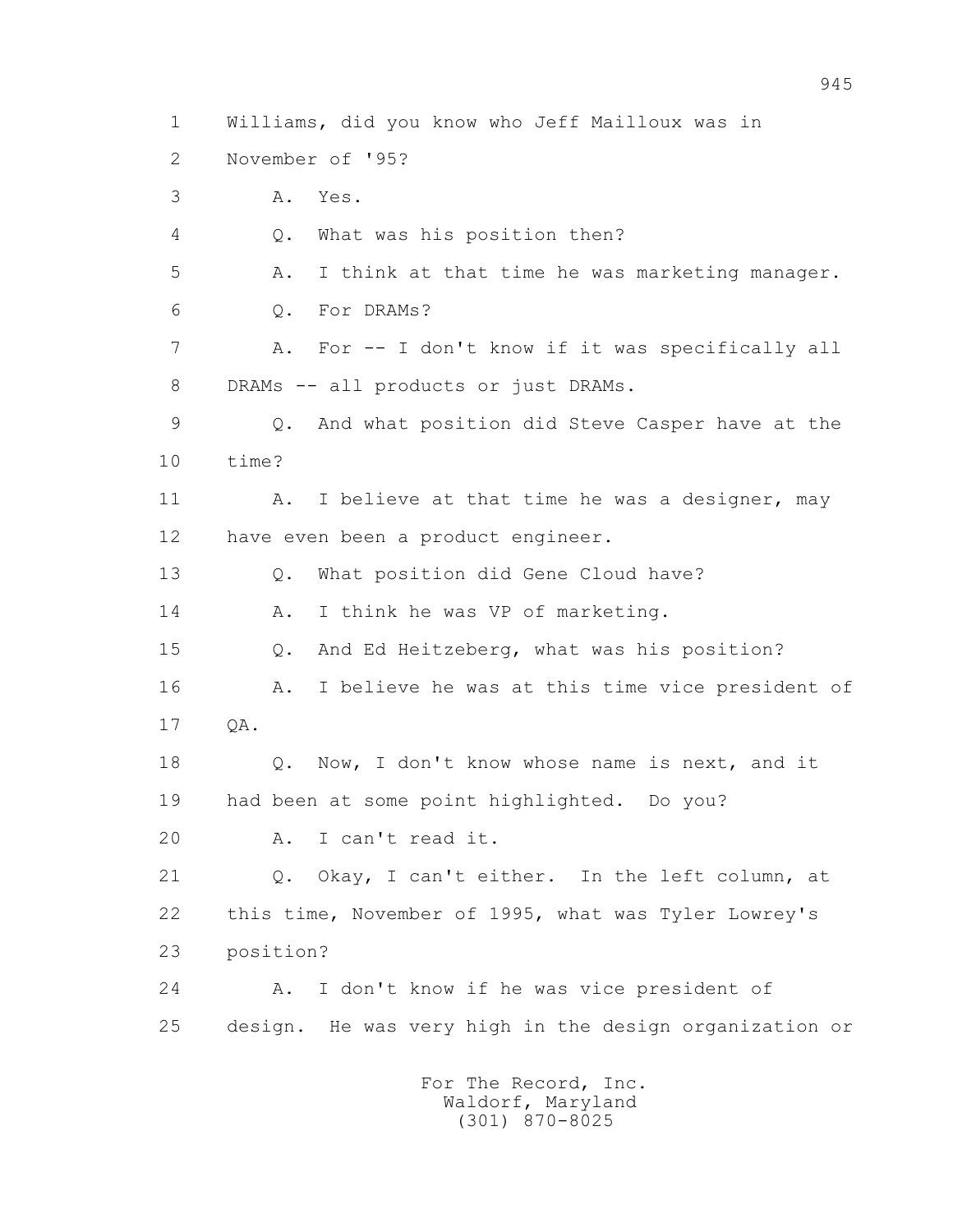1 Williams, did you know who Jeff Mailloux was in
2 November of '95?
3 A. Yes.
4 Q. What was his position then?
5 A. I think at that time he was marketing manager.
6 Q. For DRAMs?
7 A. For -- I don't know if it was specifically all
8 DRAMs -- all products or just DRAMs.
9 Q. And what position did Steve Casper have at the
10 time?
11 A. I believe at that time he was a designer, may
12 have even been a product engineer.
13 Q. What position did Gene Cloud have?
14 A. I think he was VP of marketing.
15 Q. And Ed Heitzeberg, what was his position?
16 A. I believe he was at this time vice president of
17 QA.
18 Q. Now, I don't know whose name is next, and it
19 had been at some point highlighted. Do you?
20 A. I can't read it.
21 Q. Okay, I can't either. In the left column, at
22 this time, November of 1995, what was Tyler Lowrey's
23 position?
24 A. I don't know if he was vice president of
25 design. He was very high in the design organization or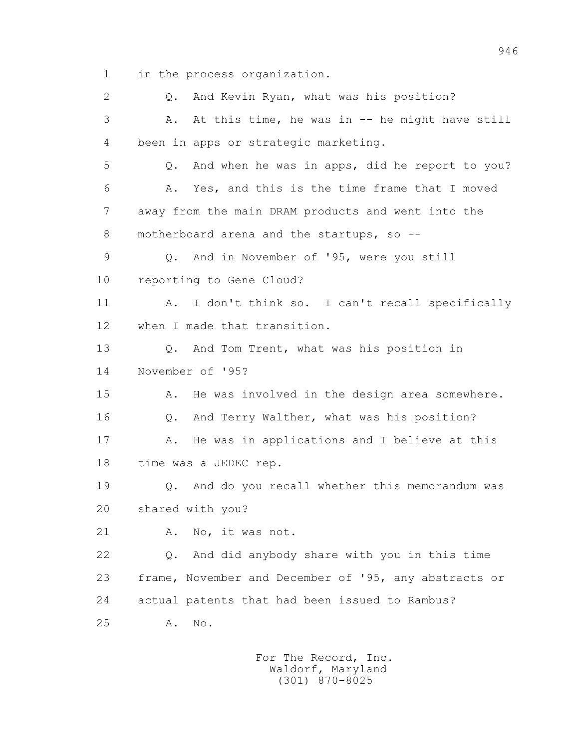1 in the process organization.

2 Q. And Kevin Ryan, what was his position?

3 A. At this time, he was in -- he might have still

4 been in apps or strategic marketing.

5 Q. And when he was in apps, did he report to you?

6 A. Yes, and this is the time frame that I moved

7 away from the main DRAM products and went into the

8 motherboard arena and the startups, so --

9 Q. And in November of '95, were you still

10 reporting to Gene Cloud?

11 A. I don't think so. I can't recall specifically

12 when I made that transition.

13 Q. And Tom Trent, what was his position in

14 November of '95?

15 A. He was involved in the design area somewhere.

16 Q. And Terry Walther, what was his position?

17 A. He was in applications and I believe at this

18 time was a JEDEC rep.

19 Q. And do you recall whether this memorandum was

20 shared with you?

21 A. No, it was not.

22 Q. And did anybody share with you in this time

23 frame, November and December of '95, any abstracts or

24 actual patents that had been issued to Rambus?

25 A. No.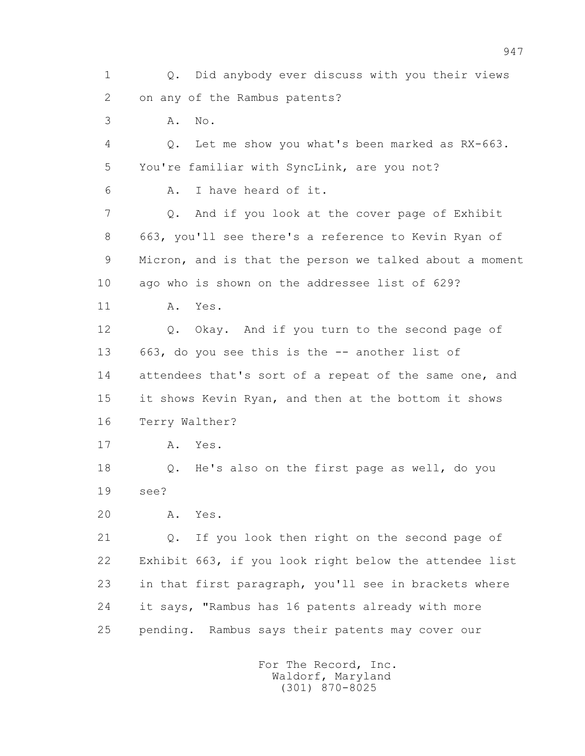1 Q. Did anybody ever discuss with you their views
2 on any of the Rambus patents?
3 A. No.
4 Q. Let me show you what's been marked as RX-663.
5 You're familiar with SyncLink, are you not?
6 A. I have heard of it.
7 Q. And if you look at the cover page of Exhibit
8 663, you'll see there's a reference to Kevin Ryan of
9 Micron, and is that the person we talked about a moment
10 ago who is shown on the addressee list of 629?
11 A. Yes.
12 Q. Okay. And if you turn to the second page of
13 663, do you see this is the -- another list of
14 attendees that's sort of a repeat of the same one, and
15 it shows Kevin Ryan, and then at the bottom it shows
16 Terry Walther?
17 A. Yes.
18 Q. He's also on the first page as well, do you
19 see?
20 A. Yes.
21 Q. If you look then right on the second page of
22 Exhibit 663, if you look right below the attendee list
23 in that first paragraph, you'll see in brackets where
24 it says, "Rambus has 16 patents already with more
25 pending. Rambus says their patents may cover our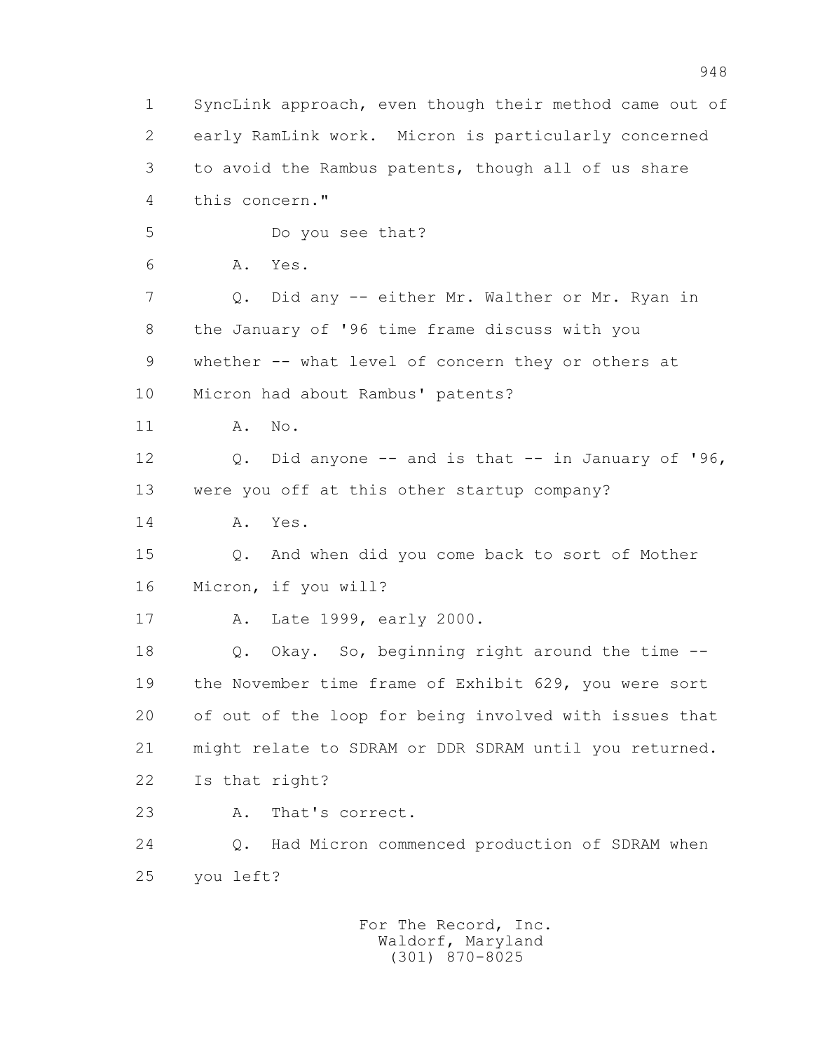1 SyncLink approach, even though their method came out of
2 early RamLink work. Micron is particularly concerned
3 to avoid the Rambus patents, though all of us share
4 this concern."

5 Do you see that?

6 A. Yes.

7 Q. Did any -- either Mr. Walther or Mr. Ryan in
8 the January of '96 time frame discuss with you
9 whether -- what level of concern they or others at
10 Micron had about Rambus' patents?

11 A. No.

12 Q. Did anyone -- and is that -- in January of '96,
13 were you off at this other startup company?

14 A. Yes.

15 Q. And when did you come back to sort of Mother
16 Micron, if you will?

17 A. Late 1999, early 2000.

18 Q. Okay. So, beginning right around the time --
19 the November time frame of Exhibit 629, you were sort
20 of out of the loop for being involved with issues that
21 might relate to SDRAM or DDR SDRAM until you returned.
22 Is that right?

23 A. That's correct.

24 Q. Had Micron commenced production of SDRAM when
25 you left?

For The Record, Inc.
Waldorf, Maryland
(301) 870-8025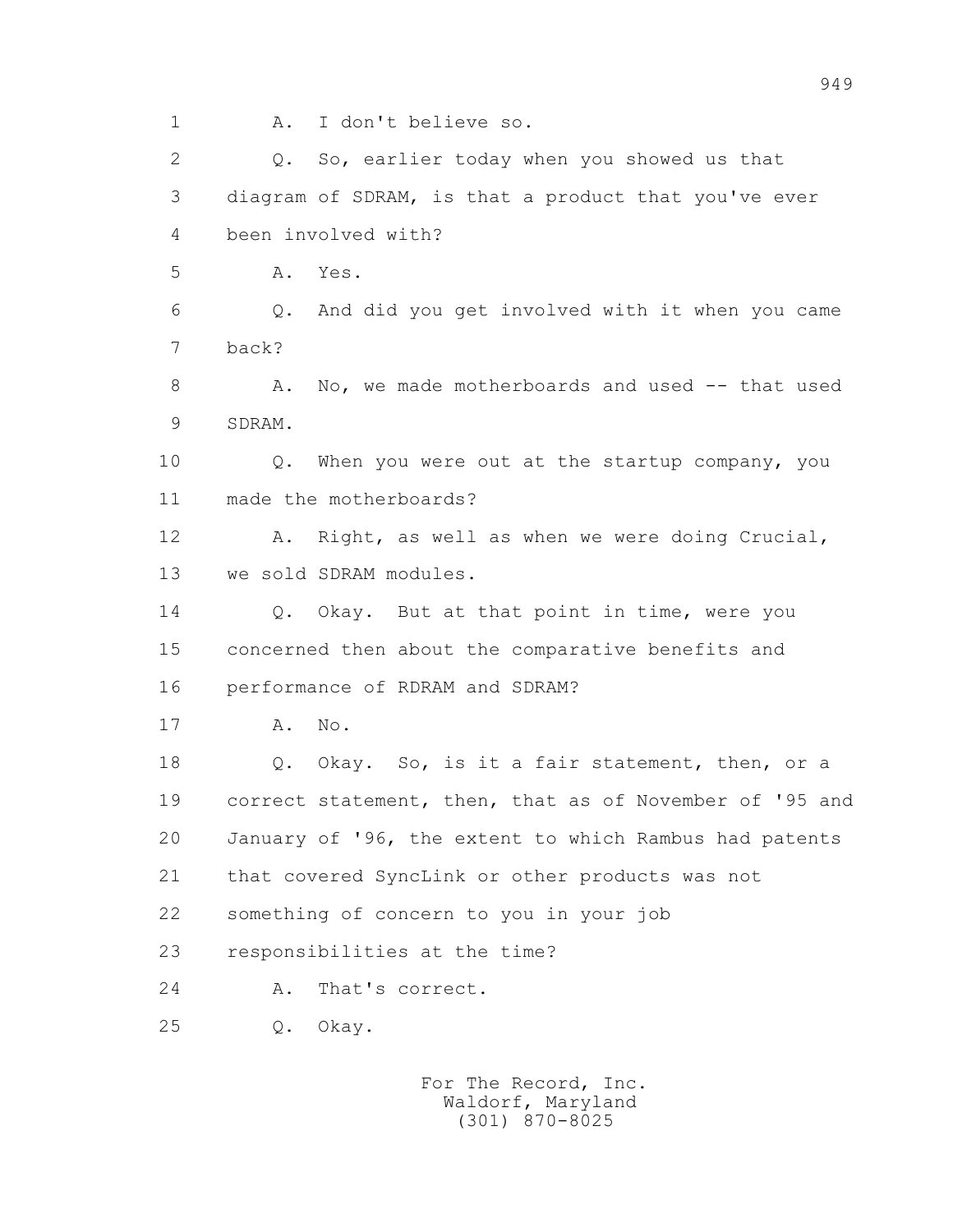1 A. I don't believe so.

2 Q. So, earlier today when you showed us that

3 diagram of SDRAM, is that a product that you've ever

4 been involved with?

5 A. Yes.

6 Q. And did you get involved with it when you came

7 back?

8 A. No, we made motherboards and used -- that used

9 SDRAM.

10 Q. When you were out at the startup company, you

11 made the motherboards?

12 A. Right, as well as when we were doing Crucial,

13 we sold SDRAM modules.

14 Q. Okay. But at that point in time, were you

15 concerned then about the comparative benefits and

16 performance of RDRAM and SDRAM?

17 A. No.

18 Q. Okay. So, is it a fair statement, then, or a

19 correct statement, then, that as of November of '95 and

20 January of '96, the extent to which Rambus had patents

21 that covered SyncLink or other products was not

22 something of concern to you in your job

23 responsibilities at the time?

24 A. That's correct.

25 Q. Okay.

For The Record, Inc.
Waldorf, Maryland
(301) 870-8025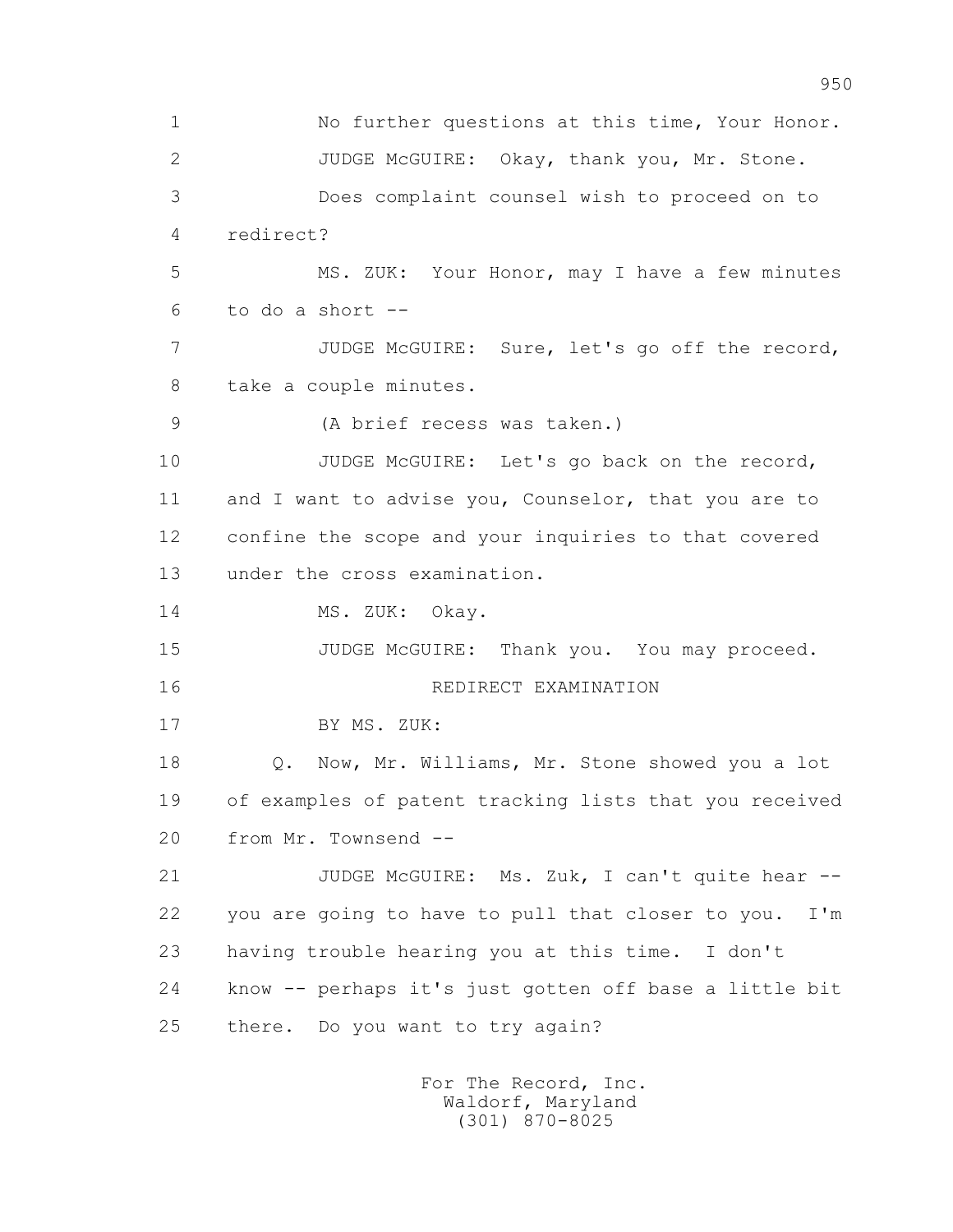1 No further questions at this time, Your Honor.

2 JUDGE McGUIRE: Okay, thank you, Mr. Stone.

3 Does complaint counsel wish to proceed on to

4 redirect?

5 MS. ZUK: Your Honor, may I have a few minutes

6 to do a short --

7 JUDGE McGUIRE: Sure, let's go off the record,

8 take a couple minutes.

9 (A brief recess was taken.)

10 JUDGE McGUIRE: Let's go back on the record,

11 and I want to advise you, Counselor, that you are to

12 confine the scope and your inquiries to that covered

13 under the cross examination.

14 MS. ZUK: Okay.

15 JUDGE McGUIRE: Thank you. You may proceed.

16 REDIRECT EXAMINATION

17 BY MS. ZUK:

18 Q. Now, Mr. Williams, Mr. Stone showed you a lot

19 of examples of patent tracking lists that you received

20 from Mr. Townsend --

21 JUDGE McGUIRE: Ms. Zuk, I can't quite hear --

22 you are going to have to pull that closer to you. I'm

23 having trouble hearing you at this time. I don't

24 know -- perhaps it's just gotten off base a little bit

25 there. Do you want to try again?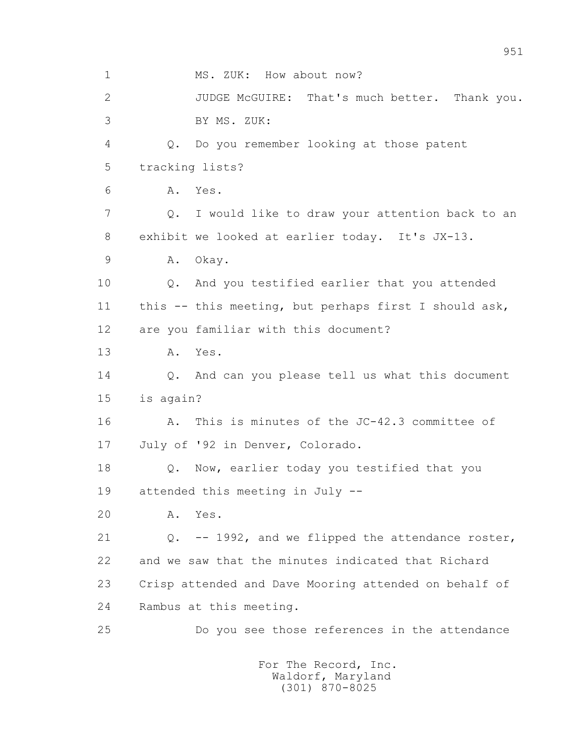1 MS. ZUK: How about now?

2 JUDGE McGUIRE: That's much better. Thank you.

3 BY MS. ZUK:

4 Q. Do you remember looking at those patent

5 tracking lists?

6 A. Yes.

7 Q. I would like to draw your attention back to an

8 exhibit we looked at earlier today. It's JX-13.

9 A. Okay.

10 Q. And you testified earlier that you attended

11 this -- this meeting, but perhaps first I should ask,

12 are you familiar with this document?

13 A. Yes.

14 Q. And can you please tell us what this document

15 is again?

16 A. This is minutes of the JC-42.3 committee of

17 July of '92 in Denver, Colorado.

18 Q. Now, earlier today you testified that you

19 attended this meeting in July --

20 A. Yes.

21 Q. -- 1992, and we flipped the attendance roster,

22 and we saw that the minutes indicated that Richard

23 Crisp attended and Dave Mooring attended on behalf of

24 Rambus at this meeting.

25 Do you see those references in the attendance

For The Record, Inc.
Waldorf, Maryland
(301) 870-8025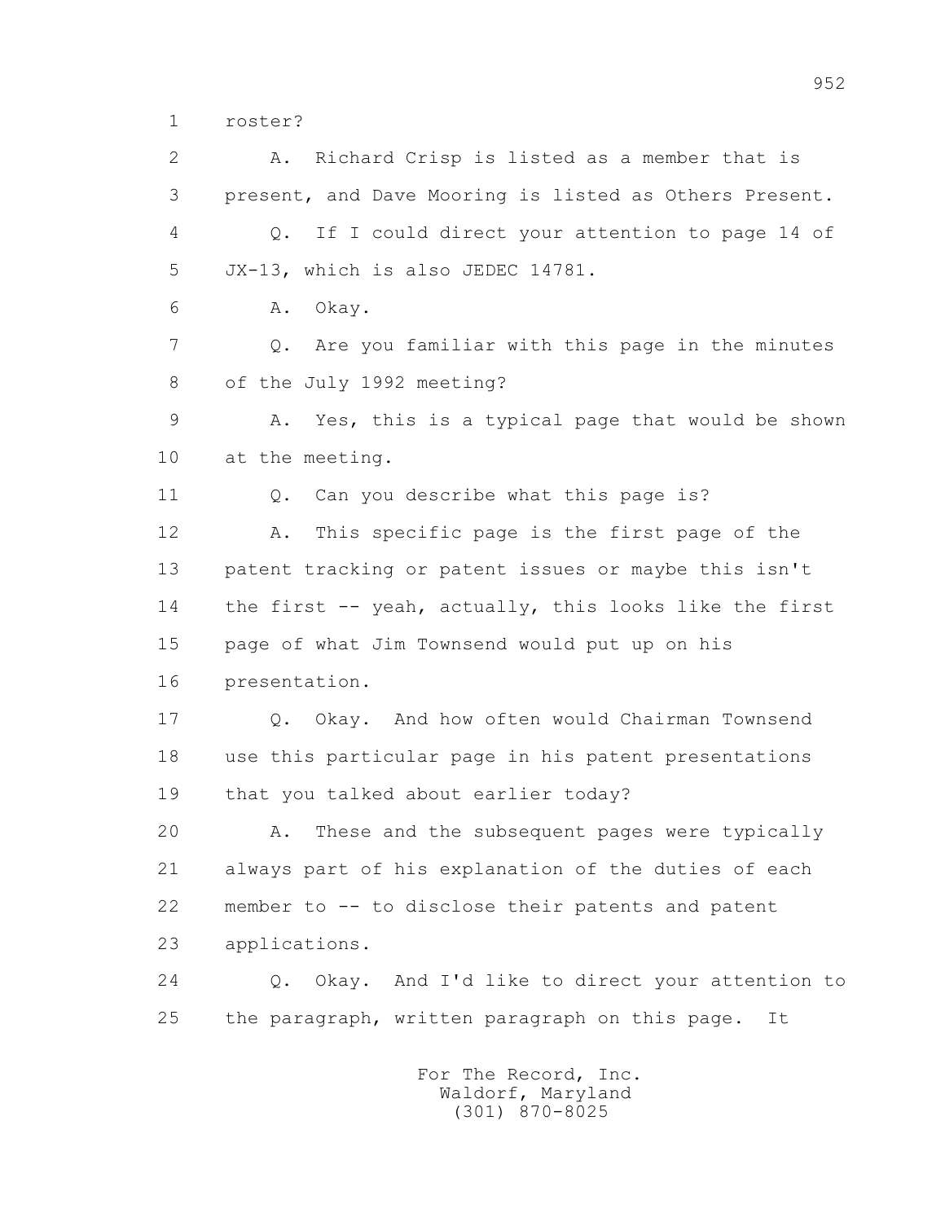1 roster?

2 A. Richard Crisp is listed as a member that is

3 present, and Dave Mooring is listed as Others Present.

4 Q. If I could direct your attention to page 14 of

5 JX-13, which is also JEDEC 14781.

6 A. Okay.

7 Q. Are you familiar with this page in the minutes

8 of the July 1992 meeting?

9 A. Yes, this is a typical page that would be shown

10 at the meeting.

11 Q. Can you describe what this page is?

12 A. This specific page is the first page of the

13 patent tracking or patent issues or maybe this isn't

14 the first -- yeah, actually, this looks like the first

15 page of what Jim Townsend would put up on his

16 presentation.

17 Q. Okay. And how often would Chairman Townsend

18 use this particular page in his patent presentations

19 that you talked about earlier today?

20 A. These and the subsequent pages were typically

21 always part of his explanation of the duties of each

22 member to -- to disclose their patents and patent

23 applications.

24 Q. Okay. And I'd like to direct your attention to

25 the paragraph, written paragraph on this page. It

For The Record, Inc.
Waldorf, Maryland
(301) 870-8025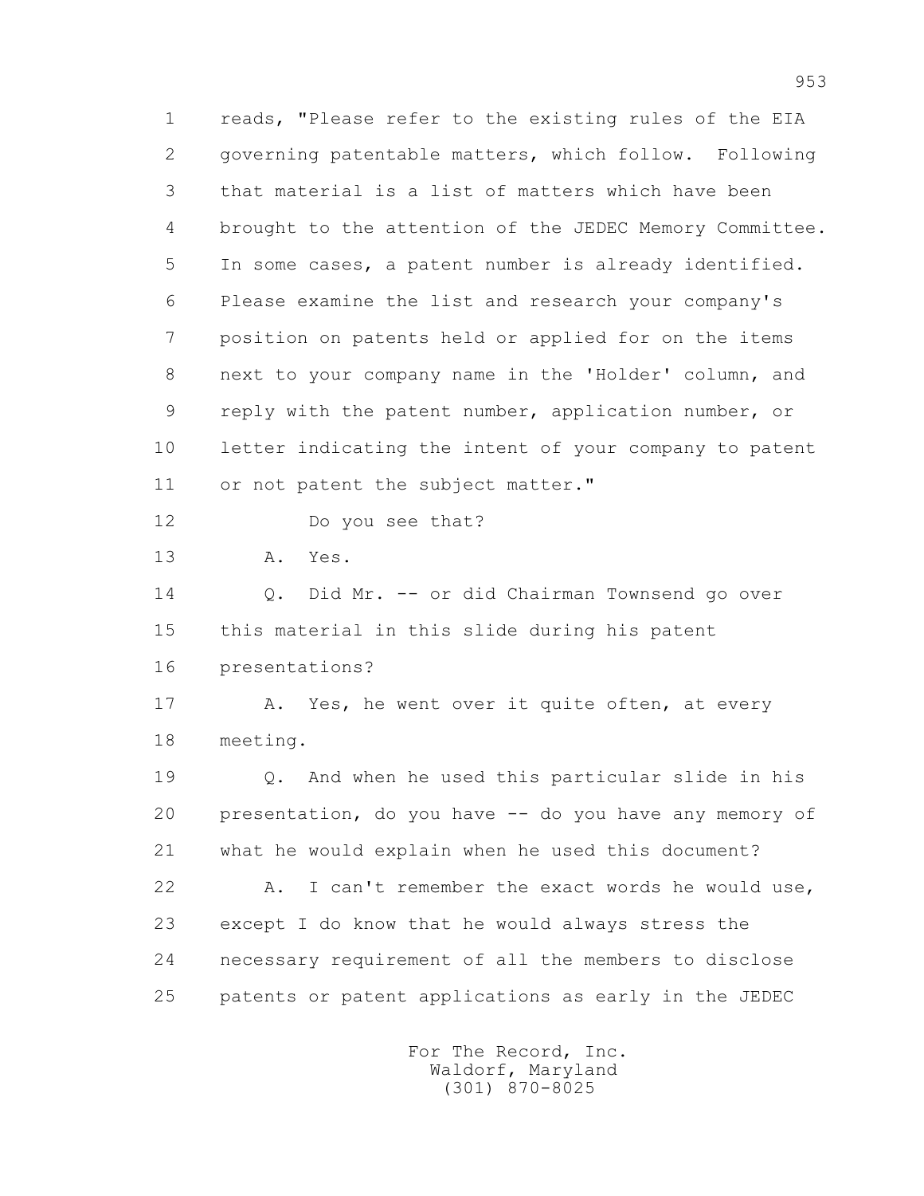reads, "Please refer to the existing rules of the EIA governing patentable matters, which follow. Following that material is a list of matters which have been brought to the attention of the JEDEC Memory Committee. In some cases, a patent number is already identified. Please examine the list and research your company's position on patents held or applied for on the items next to your company name in the 'Holder' column, and reply with the patent number, application number, or letter indicating the intent of your company to patent or not patent the subject matter."

Do you see that?

A. Yes.

Q. Did Mr. -- or did Chairman Townsend go over this material in this slide during his patent presentations?

A. Yes, he went over it quite often, at every meeting.

Q. And when he used this particular slide in his presentation, do you have -- do you have any memory of what he would explain when he used this document?

A. I can't remember the exact words he would use, except I do know that he would always stress the necessary requirement of all the members to disclose patents or patent applications as early in the JEDEC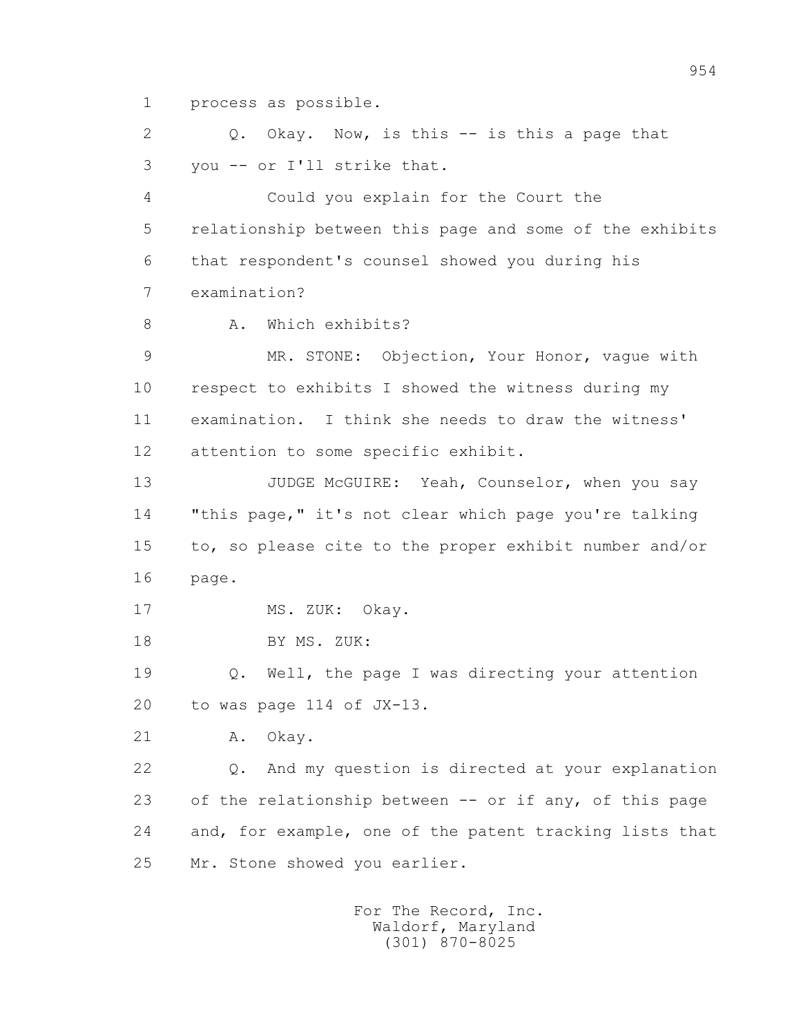1 process as possible.

2 Q. Okay. Now, is this -- is this a page that

3 you -- or I'll strike that.

4 Could you explain for the Court the

5 relationship between this page and some of the exhibits

6 that respondent's counsel showed you during his

7 examination?

8 A. Which exhibits?

9 MR. STONE: Objection, Your Honor, vague with

10 respect to exhibits I showed the witness during my

11 examination. I think she needs to draw the witness'

12 attention to some specific exhibit.

13 JUDGE McGUIRE: Yeah, Counselor, when you say

14 "this page," it's not clear which page you're talking

15 to, so please cite to the proper exhibit number and/or

16 page.

17 MS. ZUK: Okay.

18 BY MS. ZUK:

19 Q. Well, the page I was directing your attention

20 to was page 114 of JX-13.

21 A. Okay.

22 Q. And my question is directed at your explanation

23 of the relationship between -- or if any, of this page

24 and, for example, one of the patent tracking lists that

25 Mr. Stone showed you earlier.

For The Record, Inc.
Waldorf, Maryland
(301) 870-8025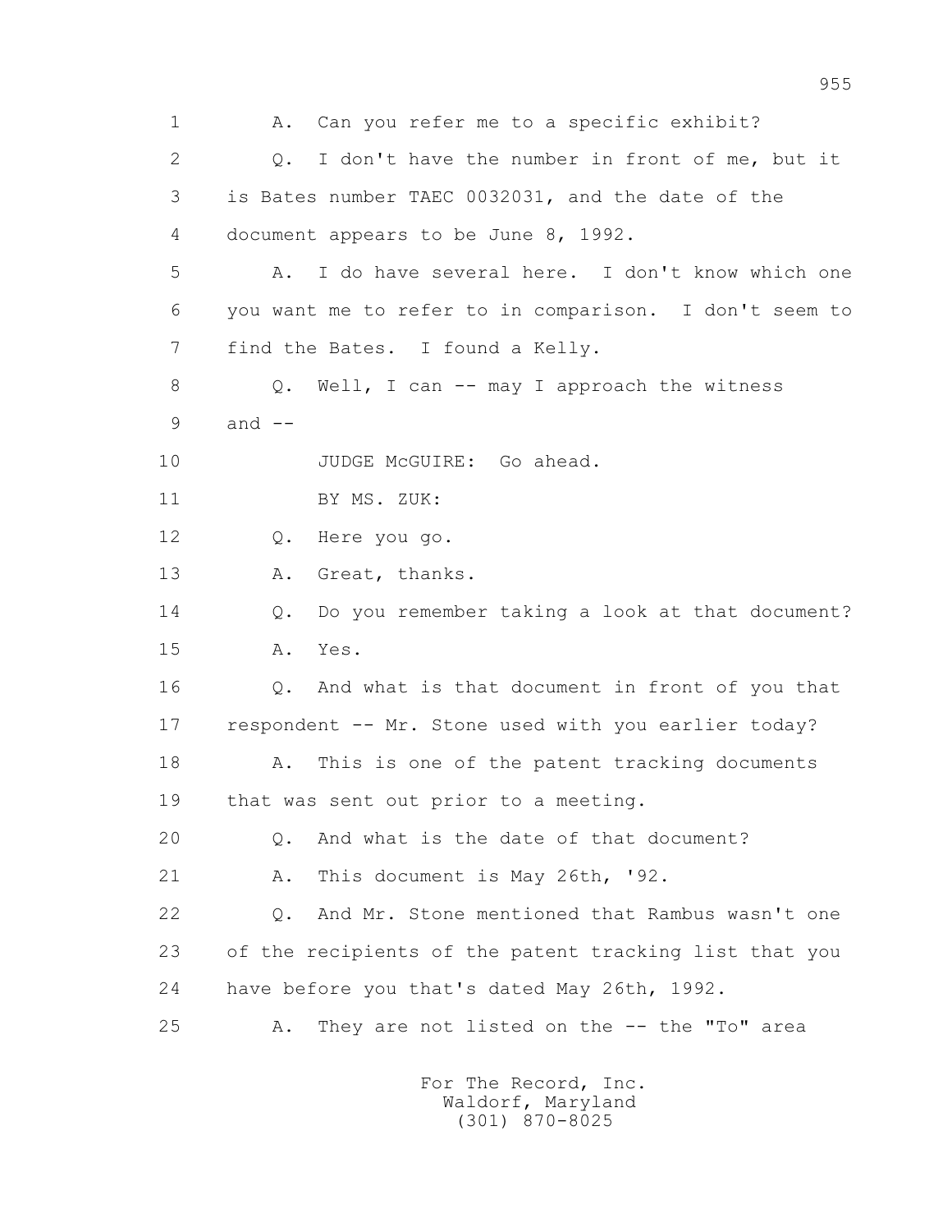1 A. Can you refer me to a specific exhibit?

2 Q. I don't have the number in front of me, but it

3 is Bates number TAEC 0032031, and the date of the

4 document appears to be June 8, 1992.

5 A. I do have several here. I don't know which one

6 you want me to refer to in comparison. I don't seem to

7 find the Bates. I found a Kelly.

8 Q. Well, I can -- may I approach the witness

9 and --

10 JUDGE McGUIRE: Go ahead.

11 BY MS. ZUK:

12 Q. Here you go.

13 A. Great, thanks.

14 Q. Do you remember taking a look at that document?

15 A. Yes.

16 Q. And what is that document in front of you that

17 respondent -- Mr. Stone used with you earlier today?

18 A. This is one of the patent tracking documents

19 that was sent out prior to a meeting.

20 Q. And what is the date of that document?

21 A. This document is May 26th, '92.

22 Q. And Mr. Stone mentioned that Rambus wasn't one

23 of the recipients of the patent tracking list that you

24 have before you that's dated May 26th, 1992.

25 A. They are not listed on the -- the "To" area

For The Record, Inc.
Waldorf, Maryland
(301) 870-8025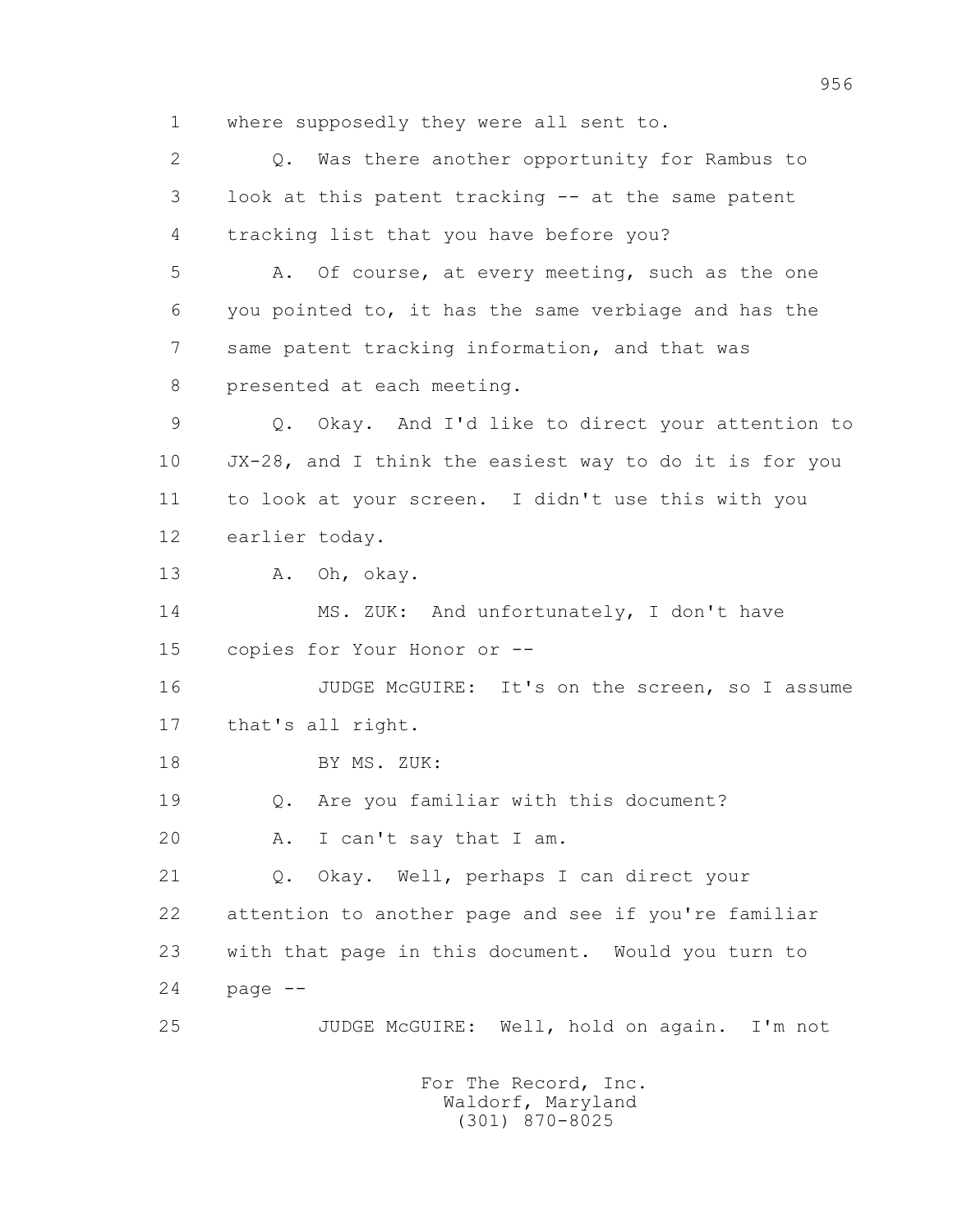1 where supposedly they were all sent to.

2 Q. Was there another opportunity for Rambus to

3 look at this patent tracking -- at the same patent

4 tracking list that you have before you?

5 A. Of course, at every meeting, such as the one

6 you pointed to, it has the same verbiage and has the

7 same patent tracking information, and that was

8 presented at each meeting.

9 Q. Okay. And I'd like to direct your attention to

10 JX-28, and I think the easiest way to do it is for you

11 to look at your screen. I didn't use this with you

12 earlier today.

13 A. Oh, okay.

14 MS. ZUK: And unfortunately, I don't have

15 copies for Your Honor or --

16 JUDGE McGUIRE: It's on the screen, so I assume

17 that's all right.

18 BY MS. ZUK:

19 Q. Are you familiar with this document?

20 A. I can't say that I am.

21 Q. Okay. Well, perhaps I can direct your

22 attention to another page and see if you're familiar

23 with that page in this document. Would you turn to

24 page --

25 JUDGE McGUIRE: Well, hold on again. I'm not

For The Record, Inc.
Waldorf, Maryland
(301) 870-8025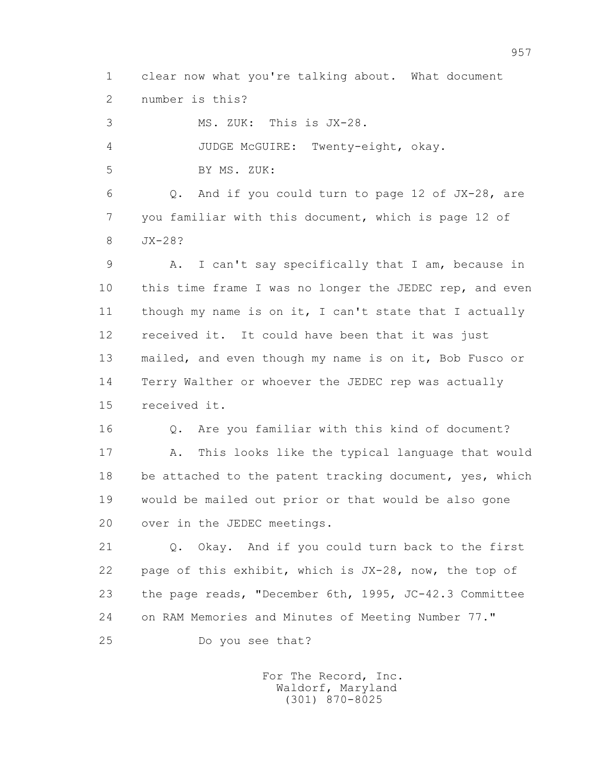1 clear now what you're talking about. What document
2 number is this?
3 MS. ZUK: This is JX-28.
4 JUDGE McGUIRE: Twenty-eight, okay.
5 BY MS. ZUK:
6 Q. And if you could turn to page 12 of JX-28, are
7 you familiar with this document, which is page 12 of
8 JX-28?
9 A. I can't say specifically that I am, because in
10 this time frame I was no longer the JEDEC rep, and even
11 though my name is on it, I can't state that I actually
12 received it. It could have been that it was just
13 mailed, and even though my name is on it, Bob Fusco or
14 Terry Walther or whoever the JEDEC rep was actually
15 received it.
16 Q. Are you familiar with this kind of document?
17 A. This looks like the typical language that would
18 be attached to the patent tracking document, yes, which
19 would be mailed out prior or that would be also gone
20 over in the JEDEC meetings.
21 Q. Okay. And if you could turn back to the first
22 page of this exhibit, which is JX-28, now, the top of
23 the page reads, "December 6th, 1995, JC-42.3 Committee
24 on RAM Memories and Minutes of Meeting Number 77."
25 Do you see that?

For The Record, Inc.
Waldorf, Maryland
(301) 870-8025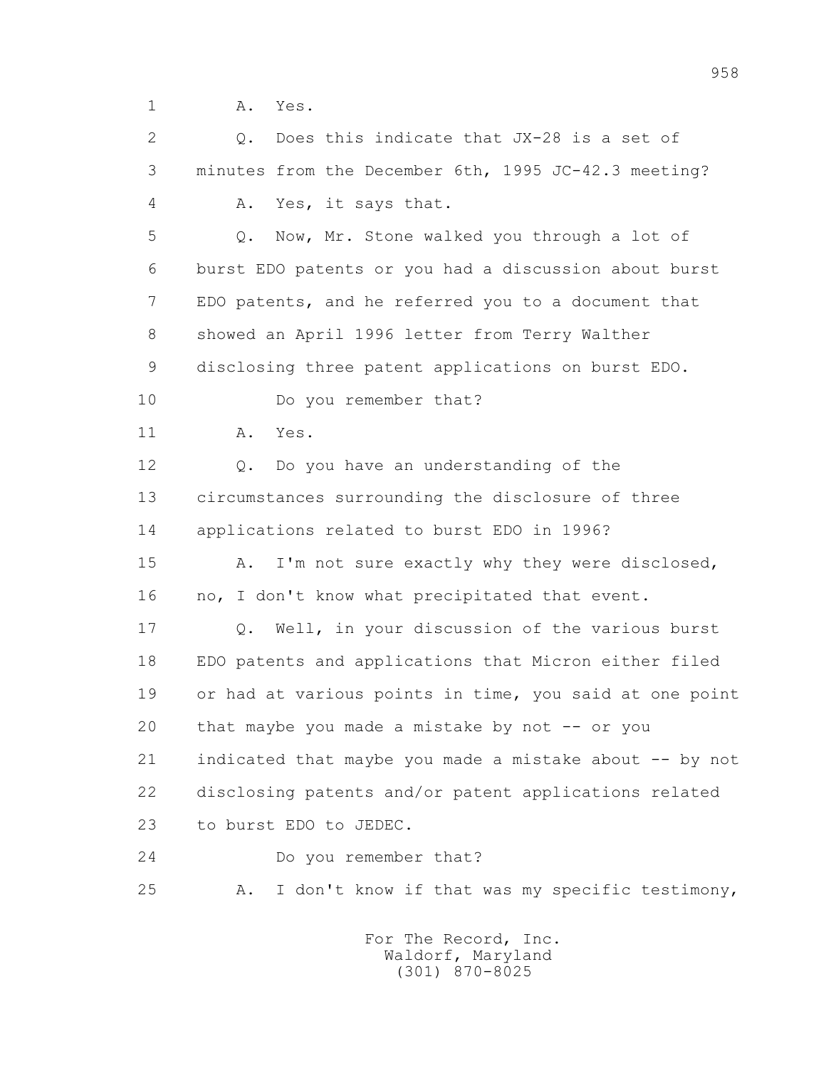1 A. Yes.

2 Q. Does this indicate that JX-28 is a set of

3 minutes from the December 6th, 1995 JC-42.3 meeting?

4 A. Yes, it says that.

5 Q. Now, Mr. Stone walked you through a lot of

6 burst EDO patents or you had a discussion about burst

7 EDO patents, and he referred you to a document that

8 showed an April 1996 letter from Terry Walther

9 disclosing three patent applications on burst EDO.

10 Do you remember that?

11 A. Yes.

12 Q. Do you have an understanding of the

13 circumstances surrounding the disclosure of three

14 applications related to burst EDO in 1996?

15 A. I'm not sure exactly why they were disclosed,

16 no, I don't know what precipitated that event.

17 Q. Well, in your discussion of the various burst

18 EDO patents and applications that Micron either filed

19 or had at various points in time, you said at one point

20 that maybe you made a mistake by not -- or you

21 indicated that maybe you made a mistake about -- by not

22 disclosing patents and/or patent applications related

23 to burst EDO to JEDEC.

24 Do you remember that?

25 A. I don't know if that was my specific testimony,

For The Record, Inc.
Waldorf, Maryland
(301) 870-8025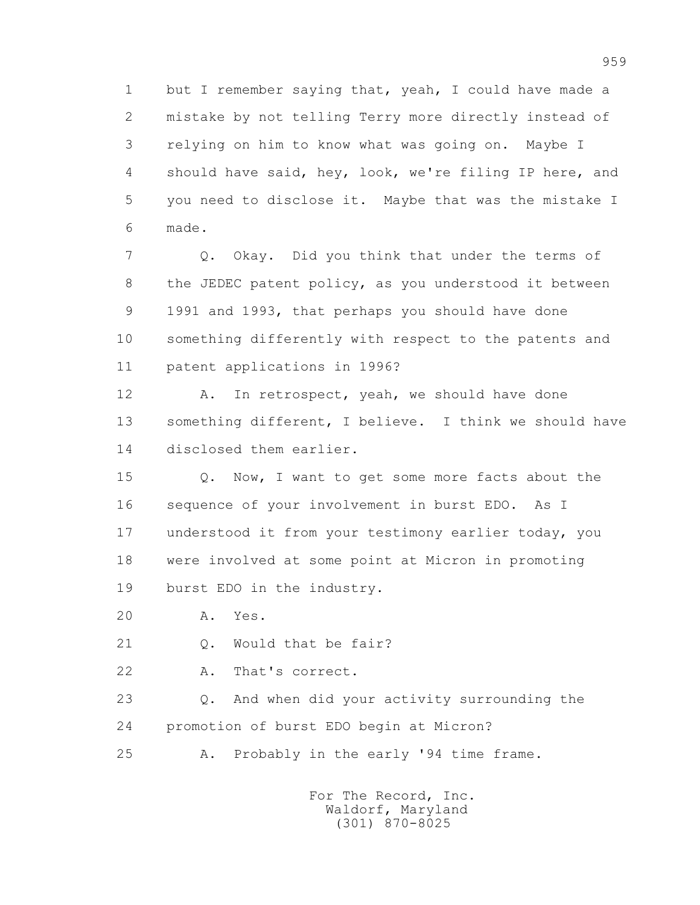1 but I remember saying that, yeah, I could have made a
2 mistake by not telling Terry more directly instead of
3 relying on him to know what was going on. Maybe I
4 should have said, hey, look, we're filing IP here, and
5 you need to disclose it. Maybe that was the mistake I
6 made.

7 Q. Okay. Did you think that under the terms of
8 the JEDEC patent policy, as you understood it between
9 1991 and 1993, that perhaps you should have done
10 something differently with respect to the patents and
11 patent applications in 1996?

12 A. In retrospect, yeah, we should have done
13 something different, I believe. I think we should have
14 disclosed them earlier.

15 Q. Now, I want to get some more facts about the
16 sequence of your involvement in burst EDO. As I
17 understood it from your testimony earlier today, you
18 were involved at some point at Micron in promoting
19 burst EDO in the industry.

20 A. Yes.

21 Q. Would that be fair?

22 A. That's correct.

23 Q. And when did your activity surrounding the
24 promotion of burst EDO begin at Micron?

25 A. Probably in the early '94 time frame.

For The Record, Inc.
Waldorf, Maryland
(301) 870-8025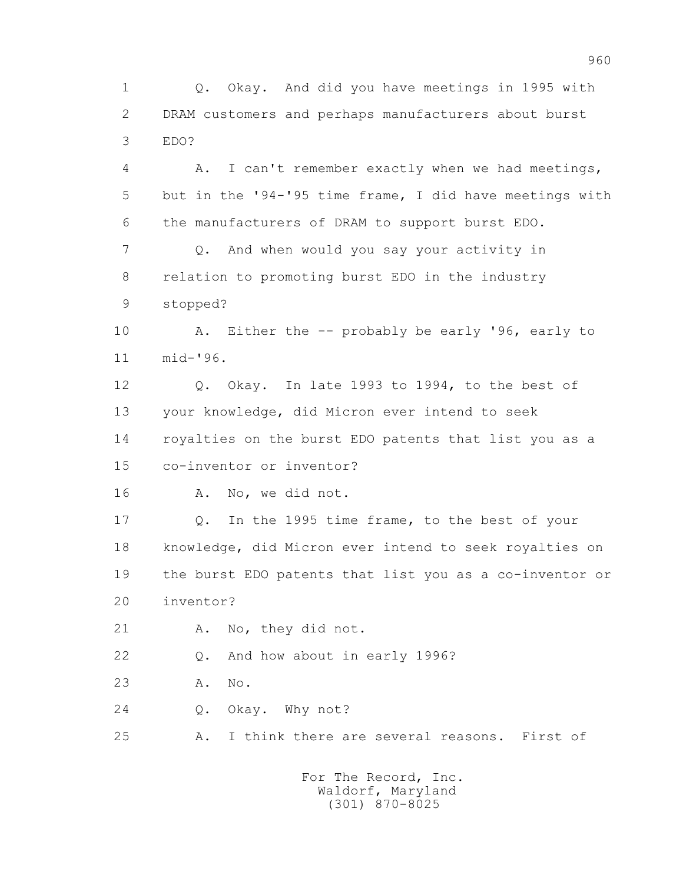1 Q. Okay. And did you have meetings in 1995 with
2 DRAM customers and perhaps manufacturers about burst
3 EDO?
4 A. I can't remember exactly when we had meetings,
5 but in the '94-'95 time frame, I did have meetings with
6 the manufacturers of DRAM to support burst EDO.
7 Q. And when would you say your activity in
8 relation to promoting burst EDO in the industry
9 stopped?
10 A. Either the -- probably be early '96, early to
11 mid-'96.
12 Q. Okay. In late 1993 to 1994, to the best of
13 your knowledge, did Micron ever intend to seek
14 royalties on the burst EDO patents that list you as a
15 co-inventor or inventor?
16 A. No, we did not.
17 Q. In the 1995 time frame, to the best of your
18 knowledge, did Micron ever intend to seek royalties on
19 the burst EDO patents that list you as a co-inventor or
20 inventor?
21 A. No, they did not.
22 Q. And how about in early 1996?
23 A. No.
24 Q. Okay. Why not?
25 A. I think there are several reasons. First of

For The Record, Inc.
Waldorf, Maryland
(301) 870-8025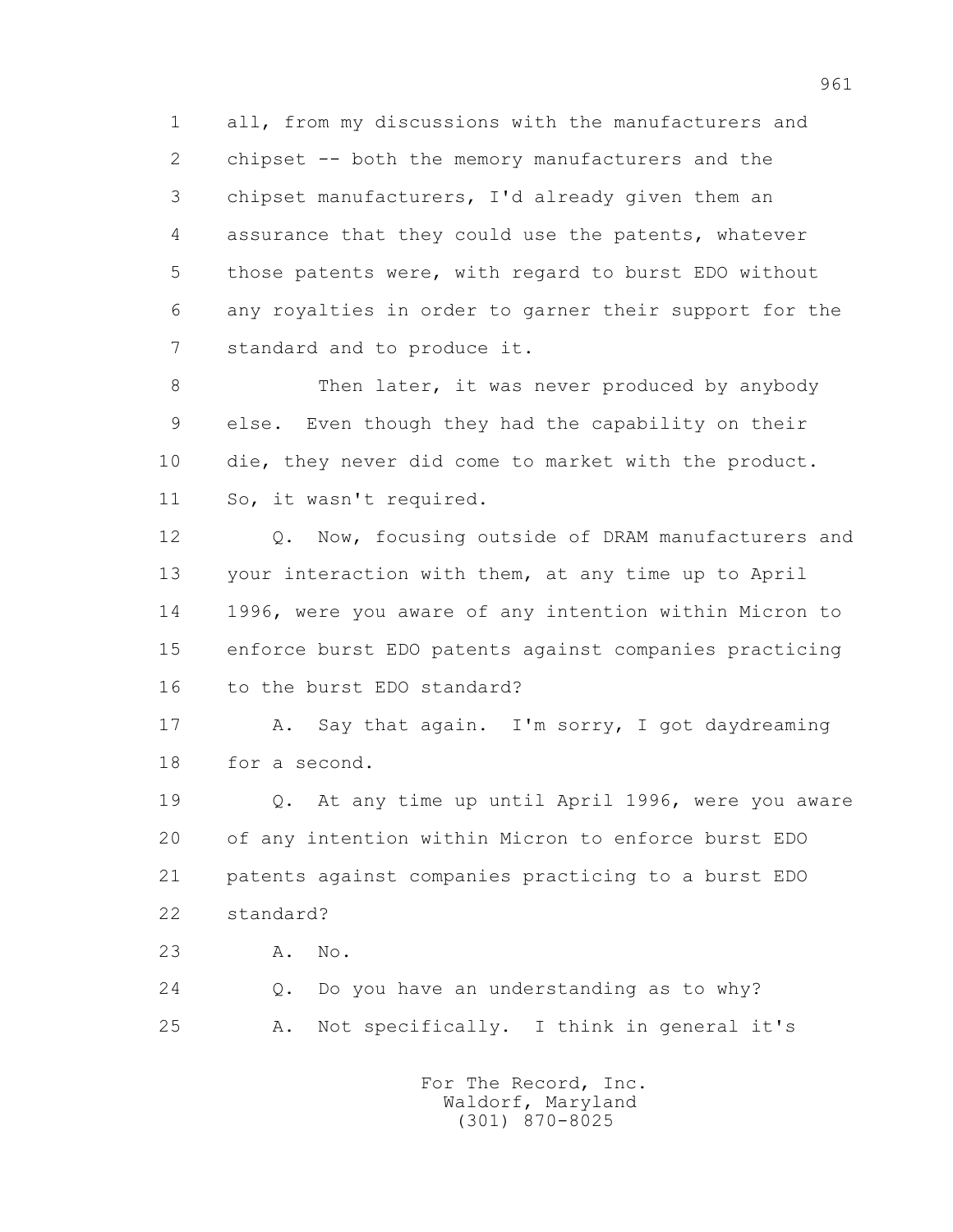1 all, from my discussions with the manufacturers and
2 chipset -- both the memory manufacturers and the
3 chipset manufacturers, I'd already given them an
4 assurance that they could use the patents, whatever
5 those patents were, with regard to burst EDO without
6 any royalties in order to garner their support for the
7 standard and to produce it.

8 Then later, it was never produced by anybody
9 else. Even though they had the capability on their
10 die, they never did come to market with the product.
11 So, it wasn't required.

12 Q. Now, focusing outside of DRAM manufacturers and
13 your interaction with them, at any time up to April
14 1996, were you aware of any intention within Micron to
15 enforce burst EDO patents against companies practicing
16 to the burst EDO standard?

17 A. Say that again. I'm sorry, I got daydreaming
18 for a second.

19 Q. At any time up until April 1996, were you aware
20 of any intention within Micron to enforce burst EDO
21 patents against companies practicing to a burst EDO
22 standard?

23 A. No.

24 Q. Do you have an understanding as to why?

25 A. Not specifically. I think in general it's

For The Record, Inc.
Waldorf, Maryland
(301) 870-8025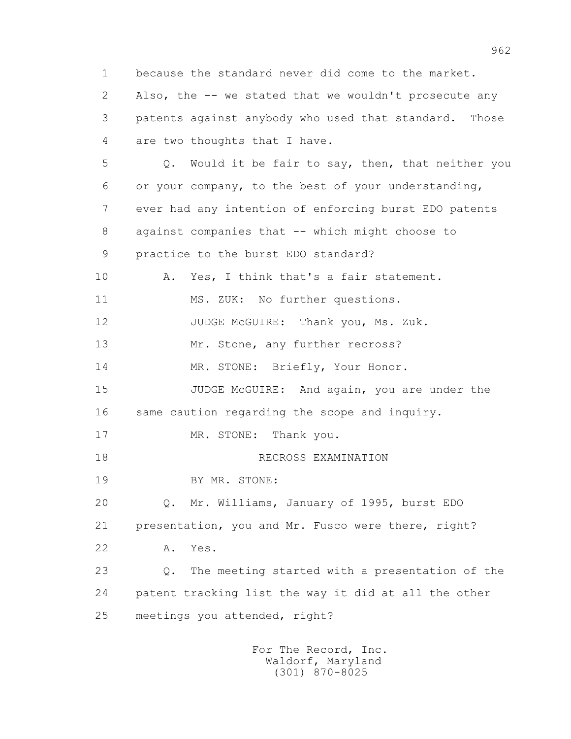1 because the standard never did come to the market.

2 Also, the -- we stated that we wouldn't prosecute any

3 patents against anybody who used that standard. Those

4 are two thoughts that I have.

5 Q. Would it be fair to say, then, that neither you

6 or your company, to the best of your understanding,

7 ever had any intention of enforcing burst EDO patents

8 against companies that -- which might choose to

9 practice to the burst EDO standard?

10 A. Yes, I think that's a fair statement.

11 MS. ZUK: No further questions.

12 JUDGE McGUIRE: Thank you, Ms. Zuk.

13 Mr. Stone, any further recross?

14 MR. STONE: Briefly, Your Honor.

15 JUDGE McGUIRE: And again, you are under the

16 same caution regarding the scope and inquiry.

17 MR. STONE: Thank you.

18 RECROSS EXAMINATION

19 BY MR. STONE:

20 Q. Mr. Williams, January of 1995, burst EDO

21 presentation, you and Mr. Fusco were there, right?

22 A. Yes.

23 Q. The meeting started with a presentation of the

24 patent tracking list the way it did at all the other

25 meetings you attended, right?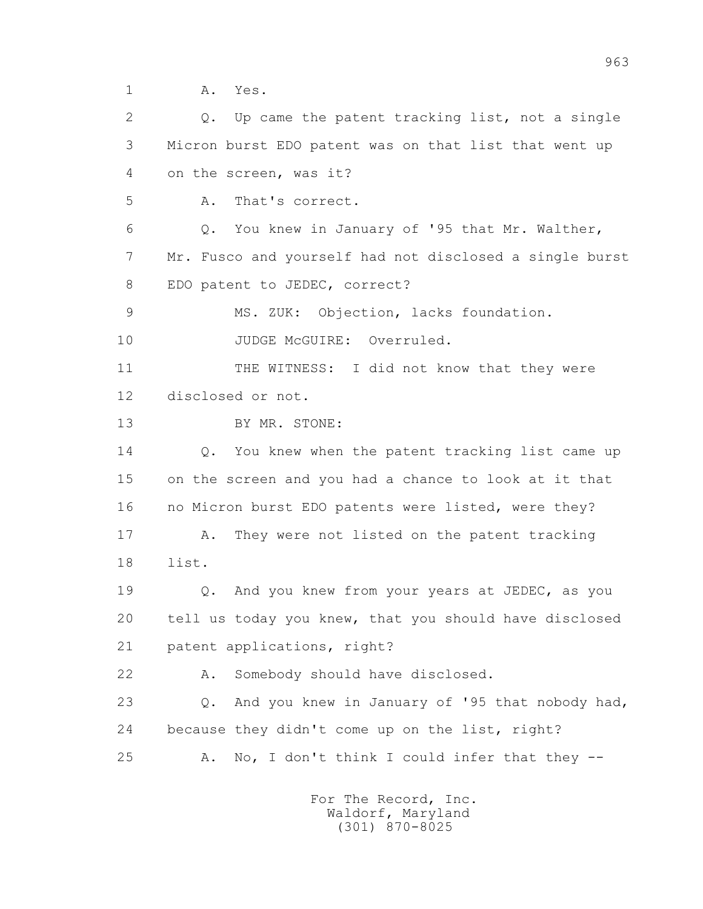1 A. Yes.

2 Q. Up came the patent tracking list, not a single

3 Micron burst EDO patent was on that list that went up

4 on the screen, was it?

5 A. That's correct.

6 Q. You knew in January of '95 that Mr. Walther,

7 Mr. Fusco and yourself had not disclosed a single burst

8 EDO patent to JEDEC, correct?

9 MS. ZUK: Objection, lacks foundation.

10 JUDGE McGUIRE: Overruled.

11 THE WITNESS: I did not know that they were

12 disclosed or not.

13 BY MR. STONE:

14 Q. You knew when the patent tracking list came up

15 on the screen and you had a chance to look at it that

16 no Micron burst EDO patents were listed, were they?

17 A. They were not listed on the patent tracking

18 list.

19 Q. And you knew from your years at JEDEC, as you

20 tell us today you knew, that you should have disclosed

21 patent applications, right?

22 A. Somebody should have disclosed.

23 Q. And you knew in January of '95 that nobody had,

24 because they didn't come up on the list, right?

25 A. No, I don't think I could infer that they --

For The Record, Inc.
Waldorf, Maryland
(301) 870-8025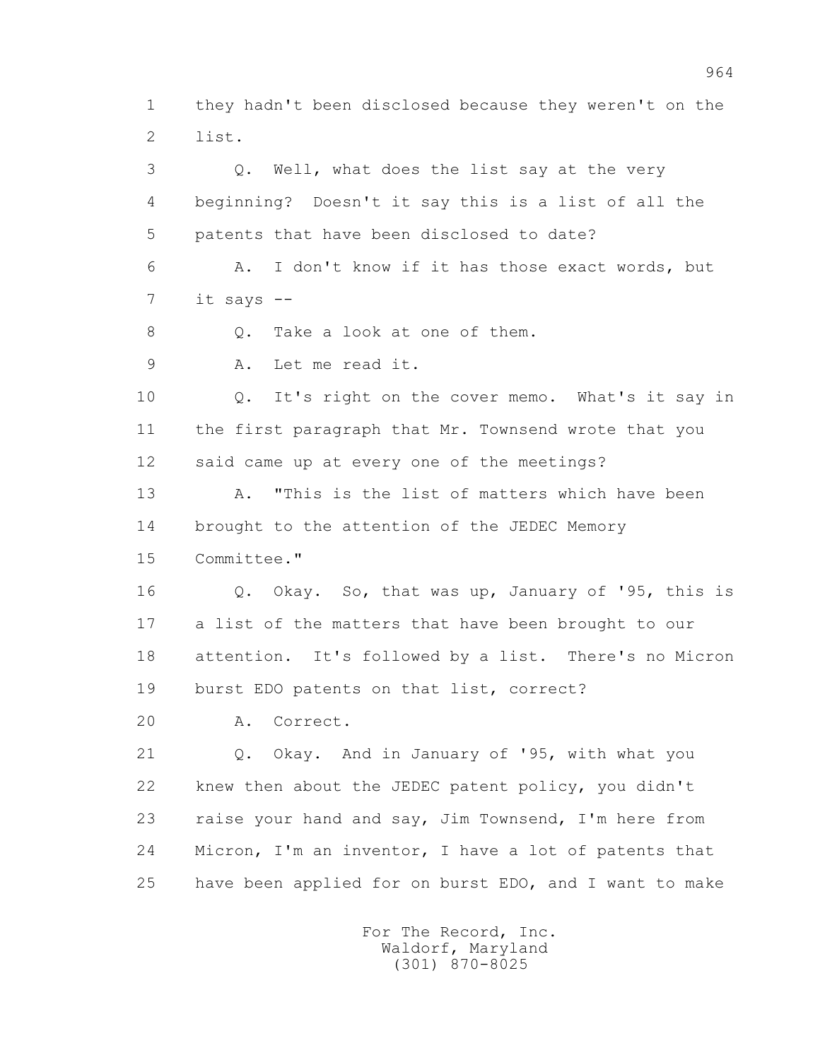1 they hadn't been disclosed because they weren't on the
2 list.

3 Q. Well, what does the list say at the very
4 beginning? Doesn't it say this is a list of all the
5 patents that have been disclosed to date?

6 A. I don't know if it has those exact words, but
7 it says --

8 Q. Take a look at one of them.

9 A. Let me read it.

10 Q. It's right on the cover memo. What's it say in
11 the first paragraph that Mr. Townsend wrote that you
12 said came up at every one of the meetings?

13 A. "This is the list of matters which have been
14 brought to the attention of the JEDEC Memory
15 Committee."

16 Q. Okay. So, that was up, January of '95, this is
17 a list of the matters that have been brought to our
18 attention. It's followed by a list. There's no Micron
19 burst EDO patents on that list, correct?

20 A. Correct.

21 Q. Okay. And in January of '95, with what you
22 knew then about the JEDEC patent policy, you didn't
23 raise your hand and say, Jim Townsend, I'm here from
24 Micron, I'm an inventor, I have a lot of patents that
25 have been applied for on burst EDO, and I want to make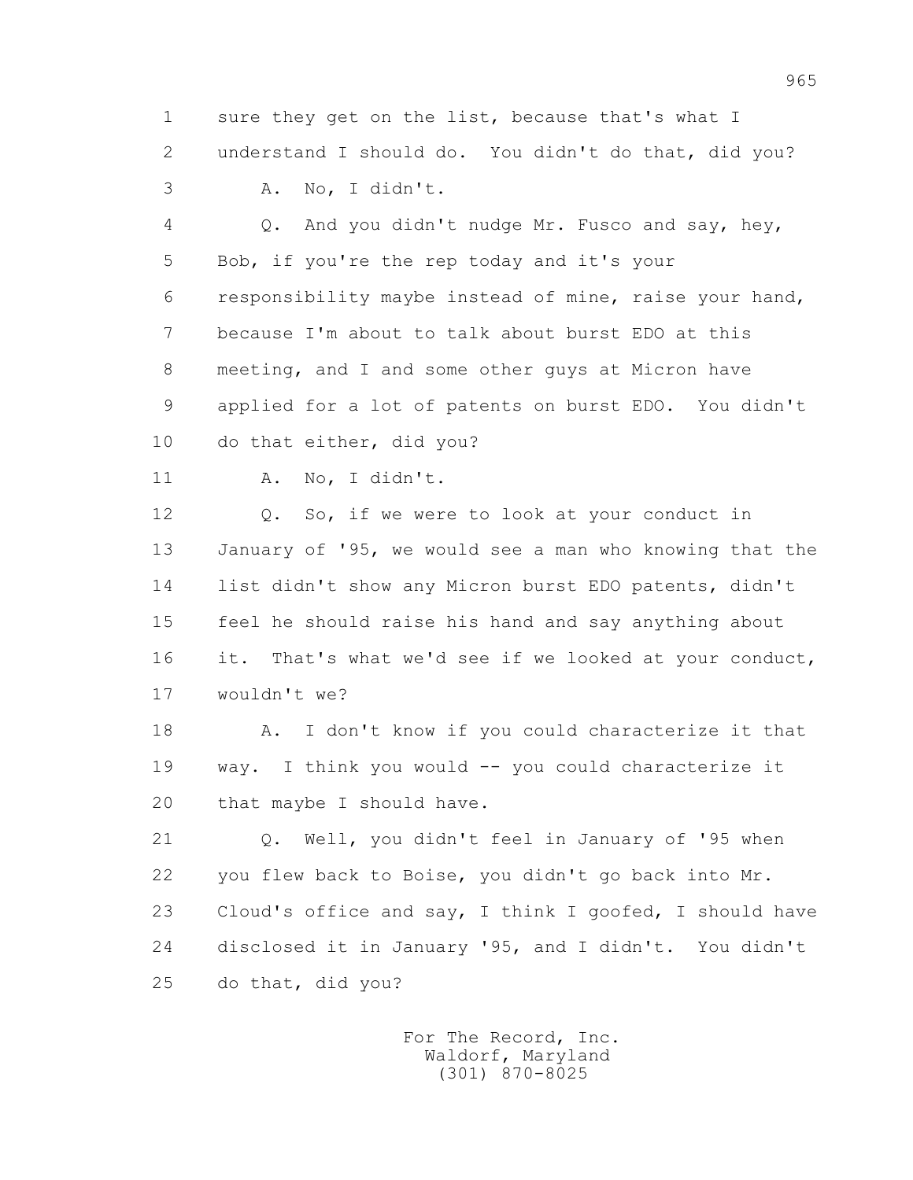1 sure they get on the list, because that's what I
2 understand I should do. You didn't do that, did you?
3 A. No, I didn't.
4 Q. And you didn't nudge Mr. Fusco and say, hey,
5 Bob, if you're the rep today and it's your
6 responsibility maybe instead of mine, raise your hand,
7 because I'm about to talk about burst EDO at this
8 meeting, and I and some other guys at Micron have
9 applied for a lot of patents on burst EDO. You didn't
10 do that either, did you?
11 A. No, I didn't.
12 Q. So, if we were to look at your conduct in
13 January of '95, we would see a man who knowing that the
14 list didn't show any Micron burst EDO patents, didn't
15 feel he should raise his hand and say anything about
16 it. That's what we'd see if we looked at your conduct,
17 wouldn't we?
18 A. I don't know if you could characterize it that
19 way. I think you would -- you could characterize it
20 that maybe I should have.
21 Q. Well, you didn't feel in January of '95 when
22 you flew back to Boise, you didn't go back into Mr.
23 Cloud's office and say, I think I goofed, I should have
24 disclosed it in January '95, and I didn't. You didn't
25 do that, did you?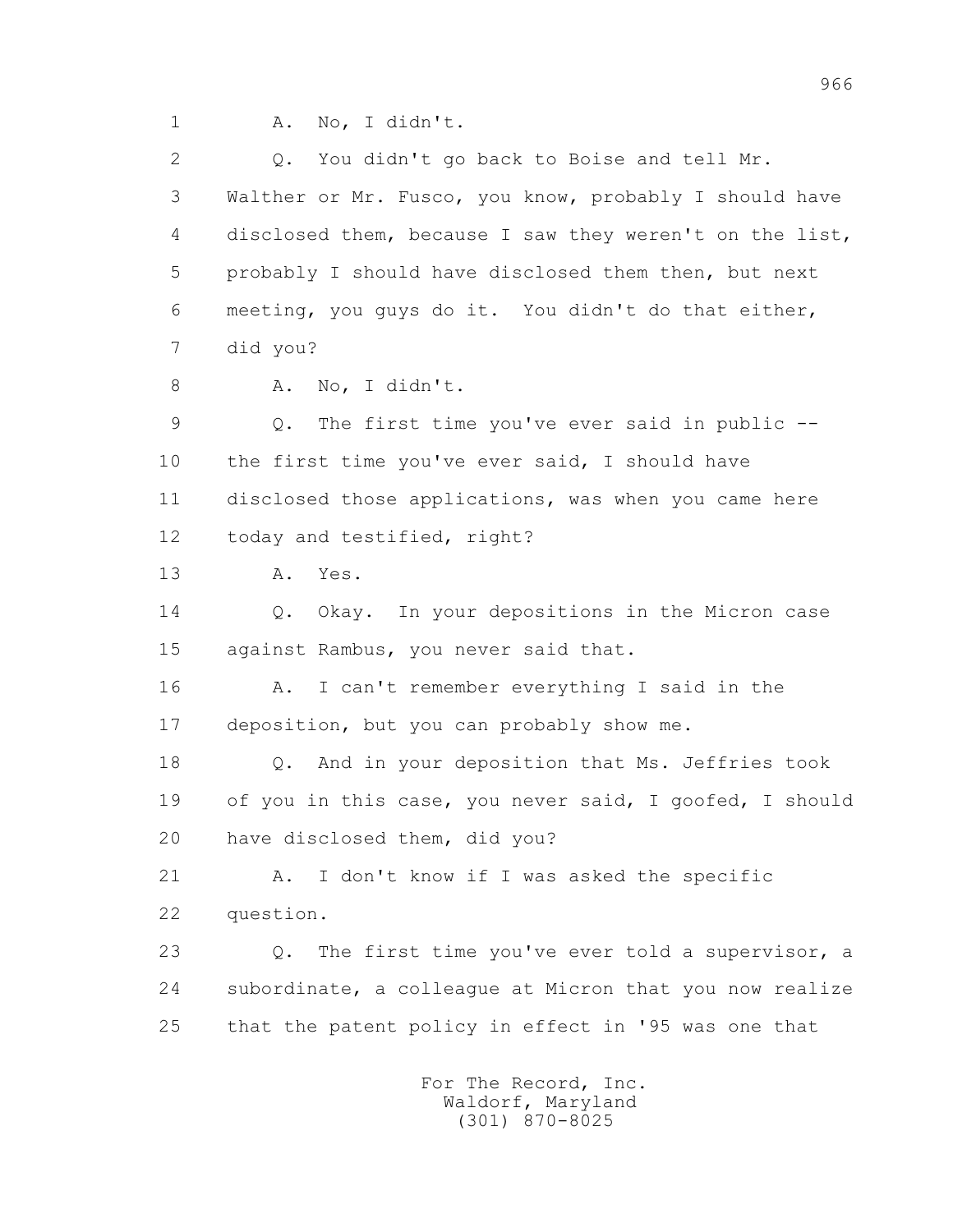1 A. No, I didn't.

2 Q. You didn't go back to Boise and tell Mr.

3 Walther or Mr. Fusco, you know, probably I should have

4 disclosed them, because I saw they weren't on the list,

5 probably I should have disclosed them then, but next

6 meeting, you guys do it. You didn't do that either,

7 did you?

8 A. No, I didn't.

9 Q. The first time you've ever said in public --

10 the first time you've ever said, I should have

11 disclosed those applications, was when you came here

12 today and testified, right?

13 A. Yes.

14 Q. Okay. In your depositions in the Micron case

15 against Rambus, you never said that.

16 A. I can't remember everything I said in the

17 deposition, but you can probably show me.

18 Q. And in your deposition that Ms. Jeffries took

19 of you in this case, you never said, I goofed, I should

20 have disclosed them, did you?

21 A. I don't know if I was asked the specific

22 question.

23 Q. The first time you've ever told a supervisor, a

24 subordinate, a colleague at Micron that you now realize

25 that the patent policy in effect in '95 was one that

For The Record, Inc.
Waldorf, Maryland
(301) 870-8025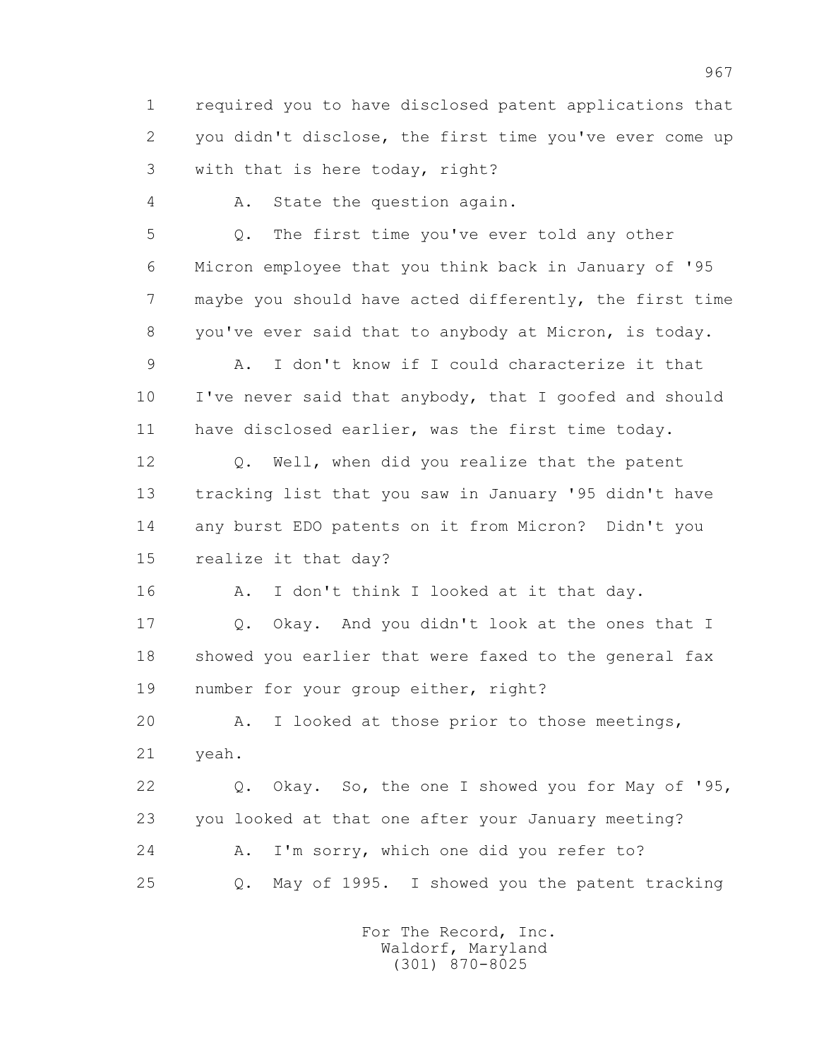1 required you to have disclosed patent applications that
2 you didn't disclose, the first time you've ever come up
3 with that is here today, right?

4 A. State the question again.

5 Q. The first time you've ever told any other
6 Micron employee that you think back in January of '95
7 maybe you should have acted differently, the first time
8 you've ever said that to anybody at Micron, is today.

9 A. I don't know if I could characterize it that
10 I've never said that anybody, that I goofed and should
11 have disclosed earlier, was the first time today.

12 Q. Well, when did you realize that the patent
13 tracking list that you saw in January '95 didn't have
14 any burst EDO patents on it from Micron? Didn't you
15 realize it that day?

16 A. I don't think I looked at it that day.

17 Q. Okay. And you didn't look at the ones that I
18 showed you earlier that were faxed to the general fax
19 number for your group either, right?

20 A. I looked at those prior to those meetings,
21 yeah.

22 Q. Okay. So, the one I showed you for May of '95,
23 you looked at that one after your January meeting?

24 A. I'm sorry, which one did you refer to?

25 Q. May of 1995. I showed you the patent tracking

For The Record, Inc.
Waldorf, Maryland
(301) 870-8025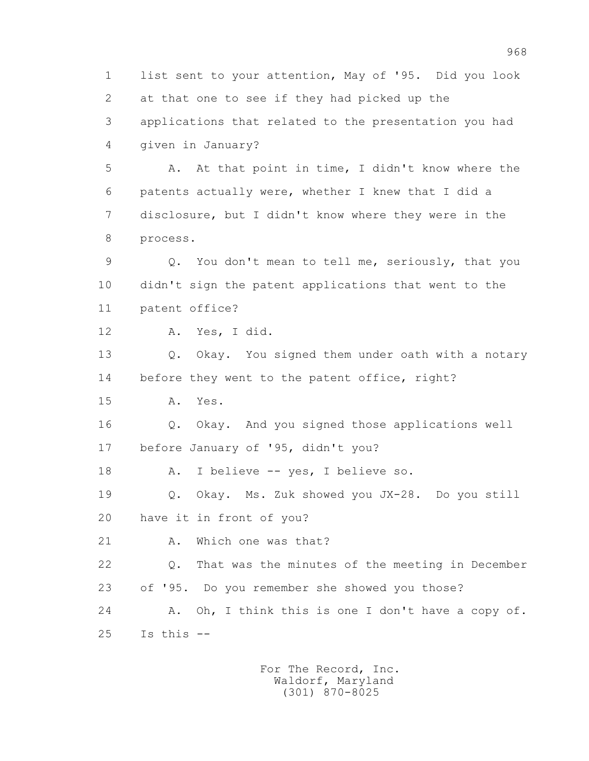1 list sent to your attention, May of '95. Did you look
2 at that one to see if they had picked up the
3 applications that related to the presentation you had
4 given in January?

5 A. At that point in time, I didn't know where the
6 patents actually were, whether I knew that I did a
7 disclosure, but I didn't know where they were in the
8 process.

9 Q. You don't mean to tell me, seriously, that you
10 didn't sign the patent applications that went to the
11 patent office?

12 A. Yes, I did.

13 Q. Okay. You signed them under oath with a notary
14 before they went to the patent office, right?

15 A. Yes.

16 Q. Okay. And you signed those applications well
17 before January of '95, didn't you?

18 A. I believe -- yes, I believe so.

19 Q. Okay. Ms. Zuk showed you JX-28. Do you still
20 have it in front of you?

21 A. Which one was that?

22 Q. That was the minutes of the meeting in December
23 of '95. Do you remember she showed you those?

24 A. Oh, I think this is one I don't have a copy of.
25 Is this --

For The Record, Inc.
Waldorf, Maryland
(301) 870-8025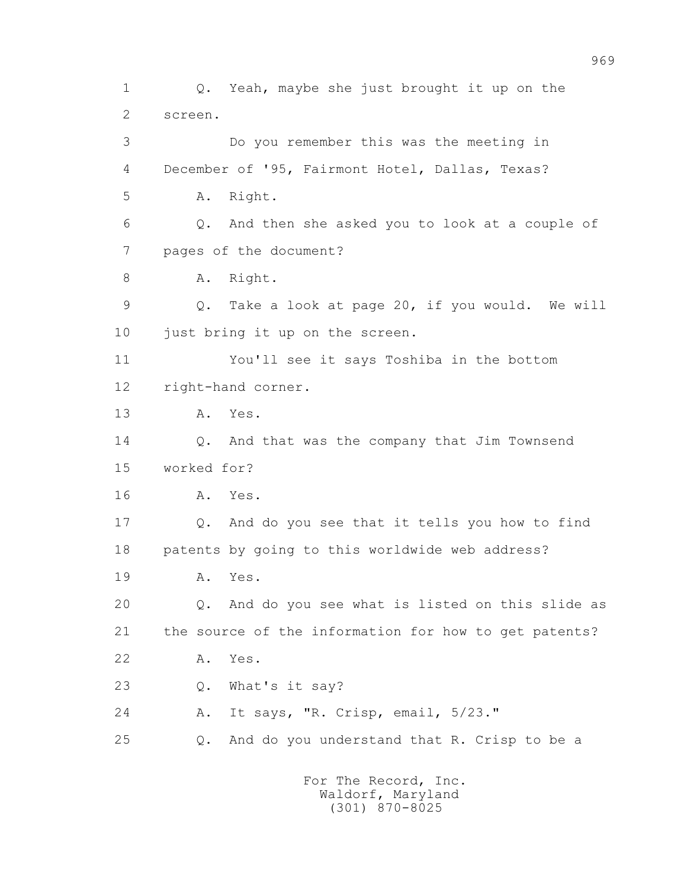1 Q. Yeah, maybe she just brought it up on the

2 screen.

3 Do you remember this was the meeting in

4 December of '95, Fairmont Hotel, Dallas, Texas?

5 A. Right.

6 Q. And then she asked you to look at a couple of

7 pages of the document?

8 A. Right.

9 Q. Take a look at page 20, if you would. We will

10 just bring it up on the screen.

11 You'll see it says Toshiba in the bottom

12 right-hand corner.

13 A. Yes.

14 Q. And that was the company that Jim Townsend

15 worked for?

16 A. Yes.

17 Q. And do you see that it tells you how to find

18 patents by going to this worldwide web address?

19 A. Yes.

20 Q. And do you see what is listed on this slide as

21 the source of the information for how to get patents?

22 A. Yes.

23 Q. What's it say?

24 A. It says, "R. Crisp, email, 5/23."

25 Q. And do you understand that R. Crisp to be a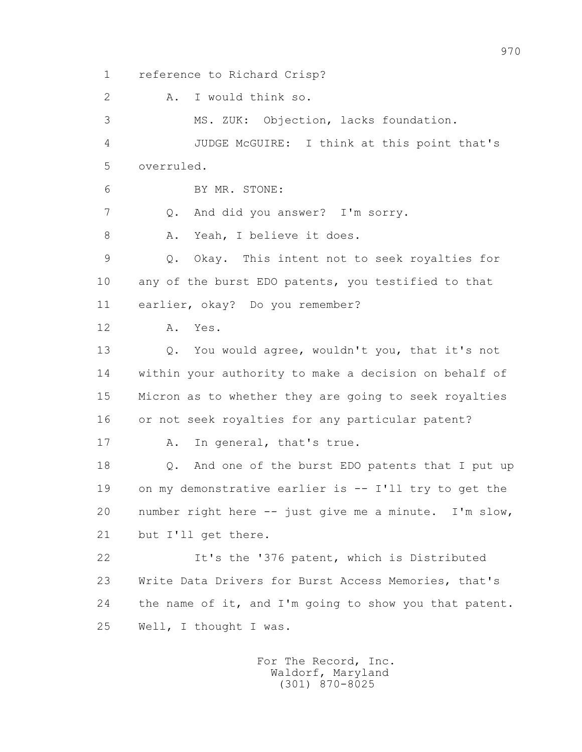1 reference to Richard Crisp?

2 A. I would think so.

3 MS. ZUK: Objection, lacks foundation.

4 JUDGE McGUIRE: I think at this point that's

5 overruled.

6 BY MR. STONE:

7 Q. And did you answer? I'm sorry.

8 A. Yeah, I believe it does.

9 Q. Okay. This intent not to seek royalties for

10 any of the burst EDO patents, you testified to that

11 earlier, okay? Do you remember?

12 A. Yes.

13 Q. You would agree, wouldn't you, that it's not

14 within your authority to make a decision on behalf of

15 Micron as to whether they are going to seek royalties

16 or not seek royalties for any particular patent?

17 A. In general, that's true.

18 Q. And one of the burst EDO patents that I put up

19 on my demonstrative earlier is -- I'll try to get the

20 number right here -- just give me a minute. I'm slow,

21 but I'll get there.

22 It's the '376 patent, which is Distributed

23 Write Data Drivers for Burst Access Memories, that's

24 the name of it, and I'm going to show you that patent.

25 Well, I thought I was.

For The Record, Inc.
Waldorf, Maryland
(301) 870-8025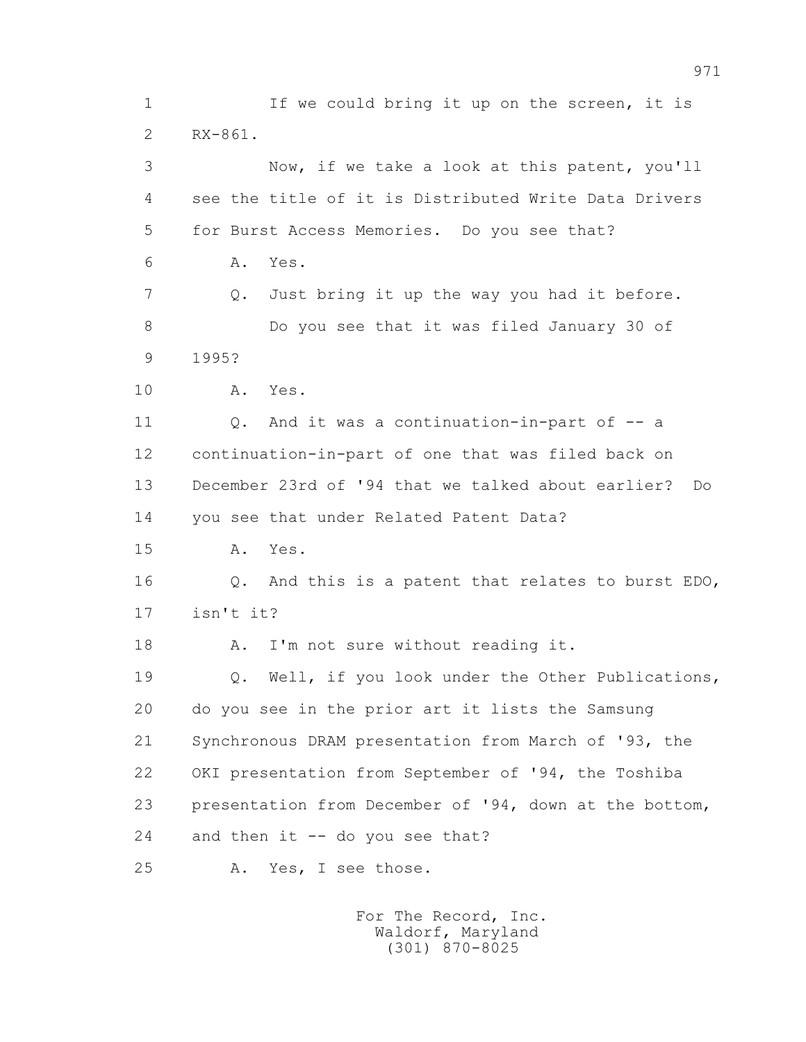1 If we could bring it up on the screen, it is
2 RX-861.
3 Now, if we take a look at this patent, you'll
4 see the title of it is Distributed Write Data Drivers
5 for Burst Access Memories. Do you see that?
6 A. Yes.
7 Q. Just bring it up the way you had it before.
8 Do you see that it was filed January 30 of
9 1995?
10 A. Yes.
11 Q. And it was a continuation-in-part of -- a
12 continuation-in-part of one that was filed back on
13 December 23rd of '94 that we talked about earlier? Do
14 you see that under Related Patent Data?
15 A. Yes.
16 Q. And this is a patent that relates to burst EDO,
17 isn't it?
18 A. I'm not sure without reading it.
19 Q. Well, if you look under the Other Publications,
20 do you see in the prior art it lists the Samsung
21 Synchronous DRAM presentation from March of '93, the
22 OKI presentation from September of '94, the Toshiba
23 presentation from December of '94, down at the bottom,
24 and then it -- do you see that?
25 A. Yes, I see those.

For The Record, Inc.
Waldorf, Maryland
(301) 870-8025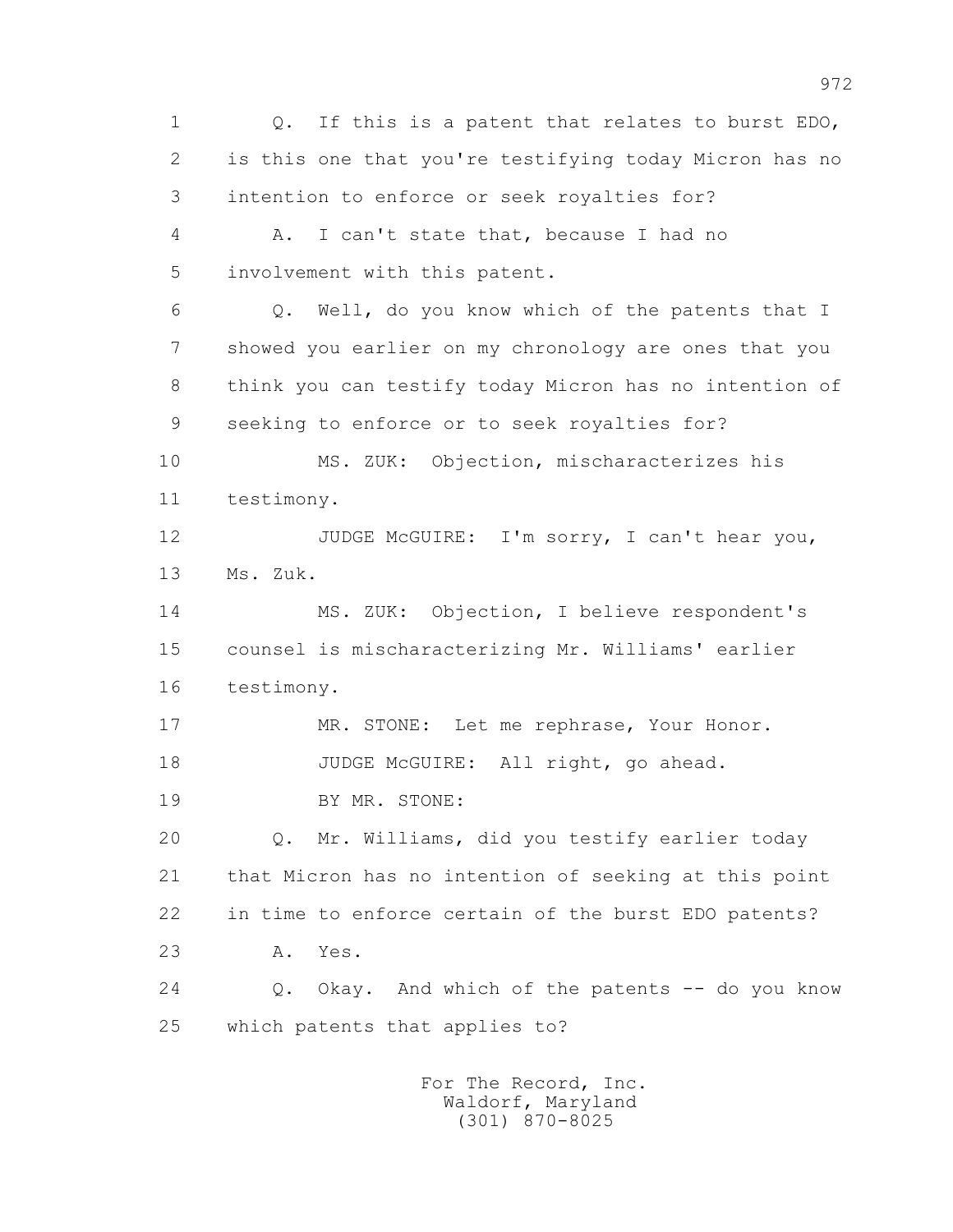1 Q. If this is a patent that relates to burst EDO,
2 is this one that you're testifying today Micron has no
3 intention to enforce or seek royalties for?
4 A. I can't state that, because I had no
5 involvement with this patent.
6 Q. Well, do you know which of the patents that I
7 showed you earlier on my chronology are ones that you
8 think you can testify today Micron has no intention of
9 seeking to enforce or to seek royalties for?
10 MS. ZUK: Objection, mischaracterizes his
11 testimony.
12 JUDGE McGUIRE: I'm sorry, I can't hear you,
13 Ms. Zuk.
14 MS. ZUK: Objection, I believe respondent's
15 counsel is mischaracterizing Mr. Williams' earlier
16 testimony.
17 MR. STONE: Let me rephrase, Your Honor.
18 JUDGE McGUIRE: All right, go ahead.
19 BY MR. STONE:
20 Q. Mr. Williams, did you testify earlier today
21 that Micron has no intention of seeking at this point
22 in time to enforce certain of the burst EDO patents?
23 A. Yes.
24 Q. Okay. And which of the patents -- do you know
25 which patents that applies to?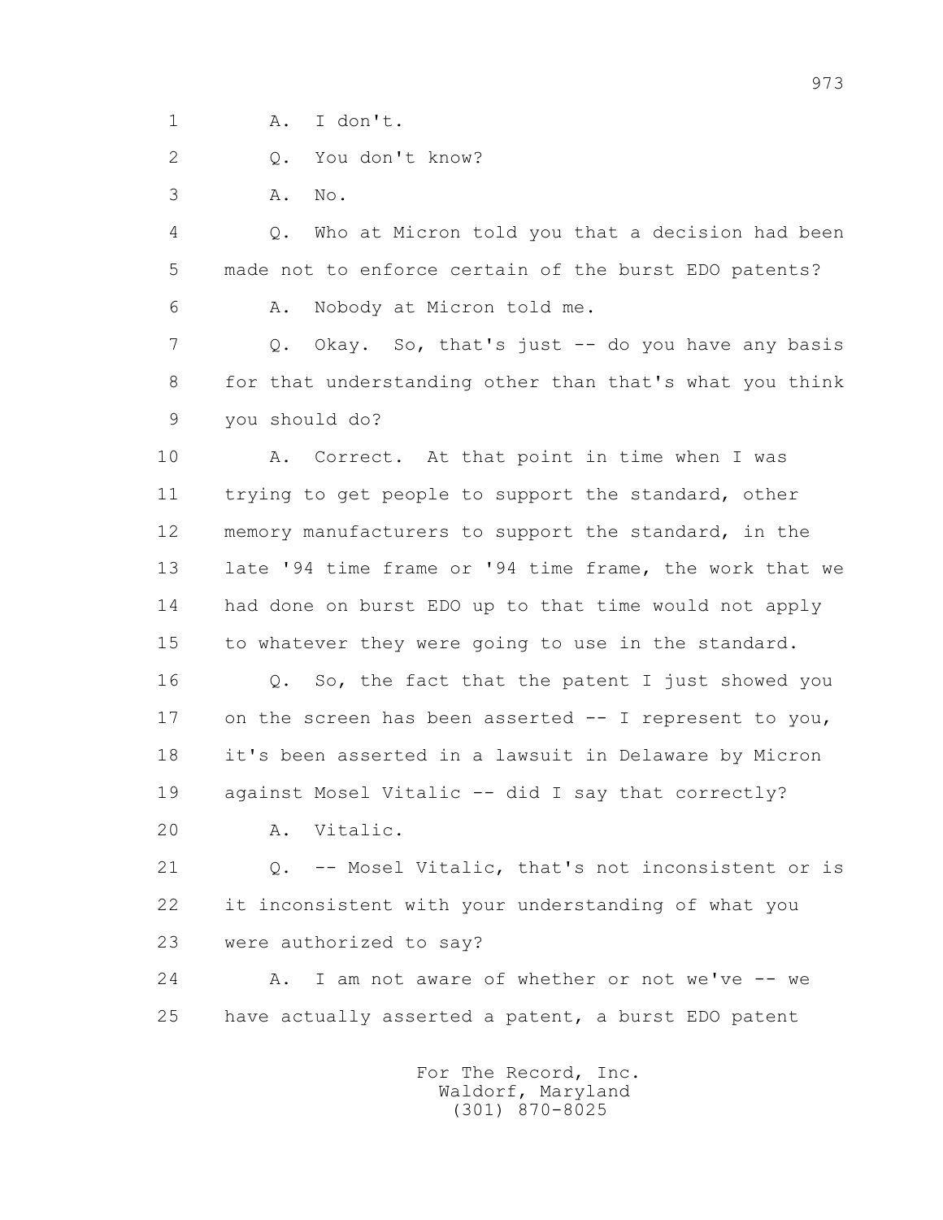1 A. I don't.

2 Q. You don't know?

3 A. No.

4 Q. Who at Micron told you that a decision had been

5 made not to enforce certain of the burst EDO patents?

6 A. Nobody at Micron told me.

7 Q. Okay. So, that's just -- do you have any basis

8 for that understanding other than that's what you think

9 you should do?

10 A. Correct. At that point in time when I was

11 trying to get people to support the standard, other

12 memory manufacturers to support the standard, in the

13 late '94 time frame or '94 time frame, the work that we

14 had done on burst EDO up to that time would not apply

15 to whatever they were going to use in the standard.

16 Q. So, the fact that the patent I just showed you

17 on the screen has been asserted -- I represent to you,

18 it's been asserted in a lawsuit in Delaware by Micron

19 against Mosel Vitalic -- did I say that correctly?

20 A. Vitalic.

21 Q. -- Mosel Vitalic, that's not inconsistent or is

22 it inconsistent with your understanding of what you

23 were authorized to say?

24 A. I am not aware of whether or not we've -- we

25 have actually asserted a patent, a burst EDO patent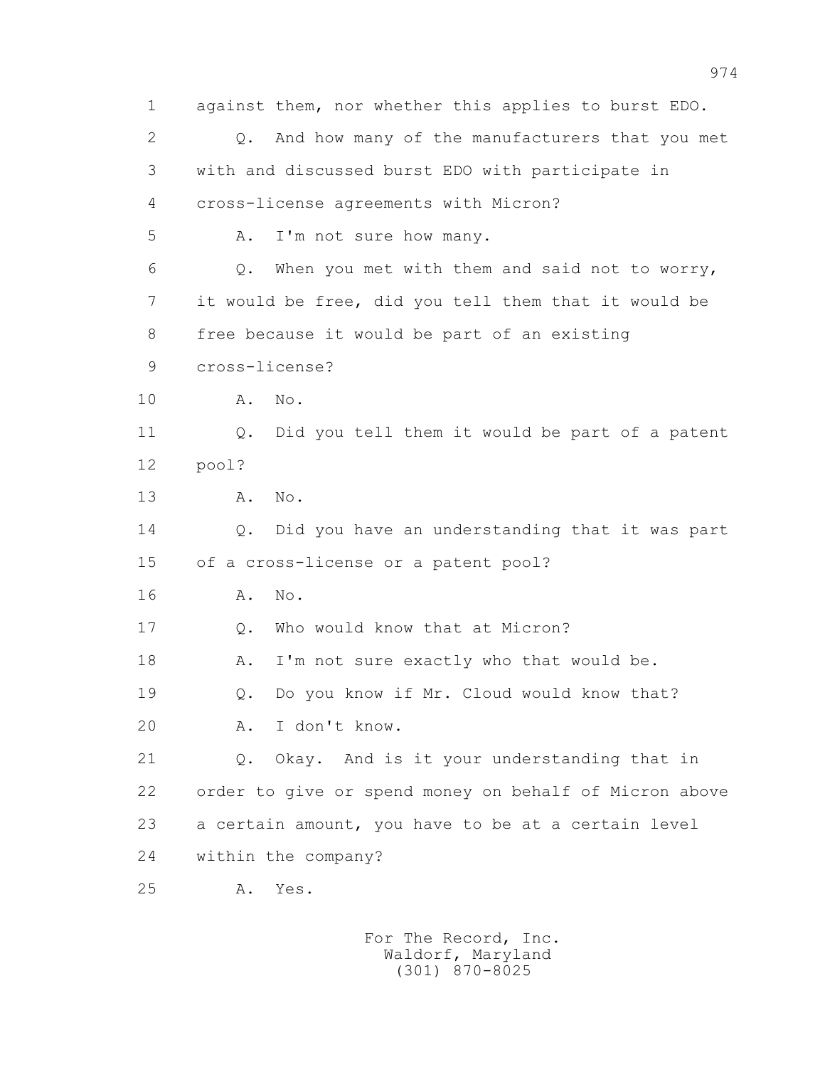1 against them, nor whether this applies to burst EDO.

2 Q. And how many of the manufacturers that you met

3 with and discussed burst EDO with participate in

4 cross-license agreements with Micron?

5 A. I'm not sure how many.

6 Q. When you met with them and said not to worry,

7 it would be free, did you tell them that it would be

8 free because it would be part of an existing

9 cross-license?

10 A. No.

11 Q. Did you tell them it would be part of a patent

12 pool?

13 A. No.

14 Q. Did you have an understanding that it was part

15 of a cross-license or a patent pool?

16 A. No.

17 Q. Who would know that at Micron?

18 A. I'm not sure exactly who that would be.

19 Q. Do you know if Mr. Cloud would know that?

20 A. I don't know.

21 Q. Okay. And is it your understanding that in

22 order to give or spend money on behalf of Micron above

23 a certain amount, you have to be at a certain level

24 within the company?

25 A. Yes.

For The Record, Inc.
Waldorf, Maryland
(301) 870-8025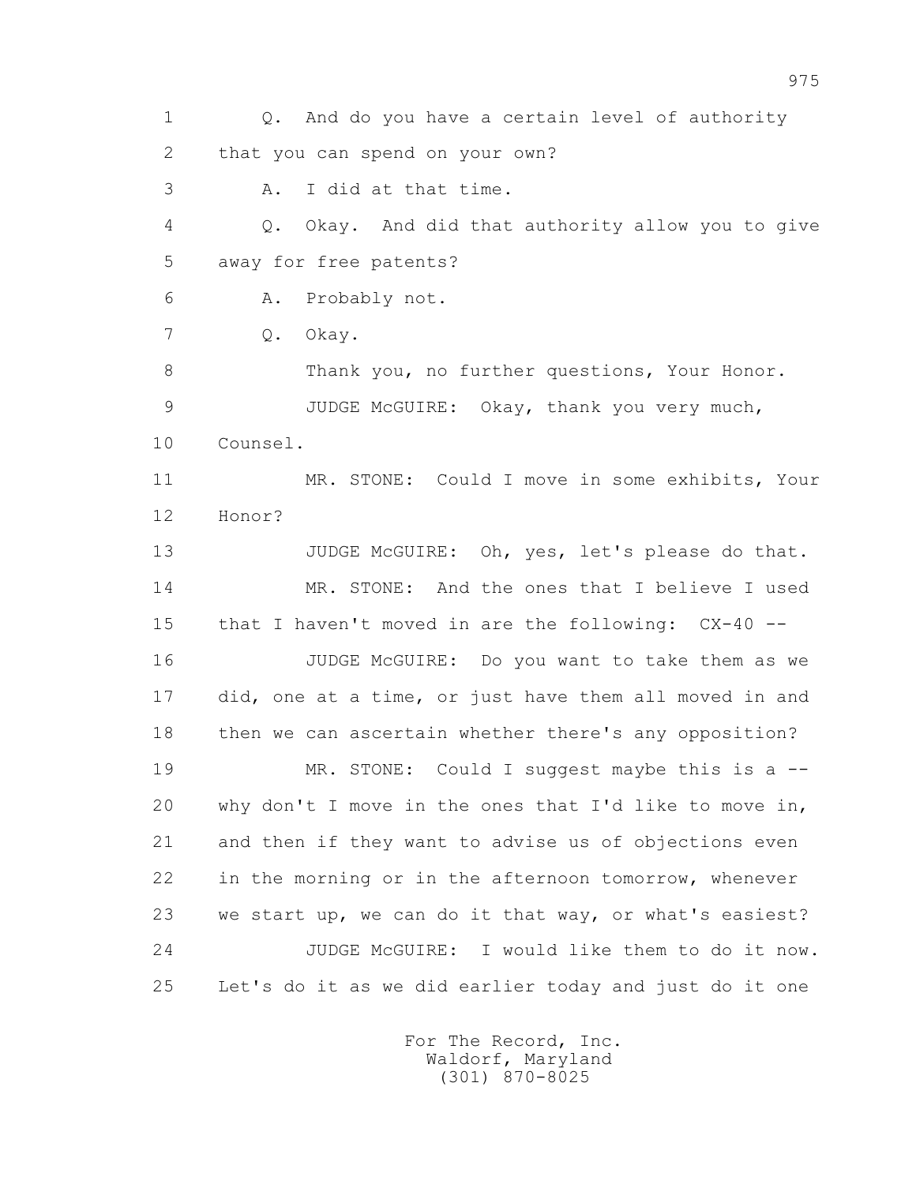Q. And do you have a certain level of authority that you can spend on your own?

A. I did at that time.

Q. Okay. And did that authority allow you to give away for free patents?

A. Probably not.

Q. Okay.

Thank you, no further questions, Your Honor.

JUDGE McGUIRE: Okay, thank you very much, Counsel.

MR. STONE: Could I move in some exhibits, Your Honor?

JUDGE McGUIRE: Oh, yes, let's please do that.

MR. STONE: And the ones that I believe I used that I haven't moved in are the following: CX-40 --

JUDGE McGUIRE: Do you want to take them as we did, one at a time, or just have them all moved in and then we can ascertain whether there's any opposition?

MR. STONE: Could I suggest maybe this is a -- why don't I move in the ones that I'd like to move in, and then if they want to advise us of objections even in the morning or in the afternoon tomorrow, whenever we start up, we can do it that way, or what's easiest?

JUDGE McGUIRE: I would like them to do it now. Let's do it as we did earlier today and just do it one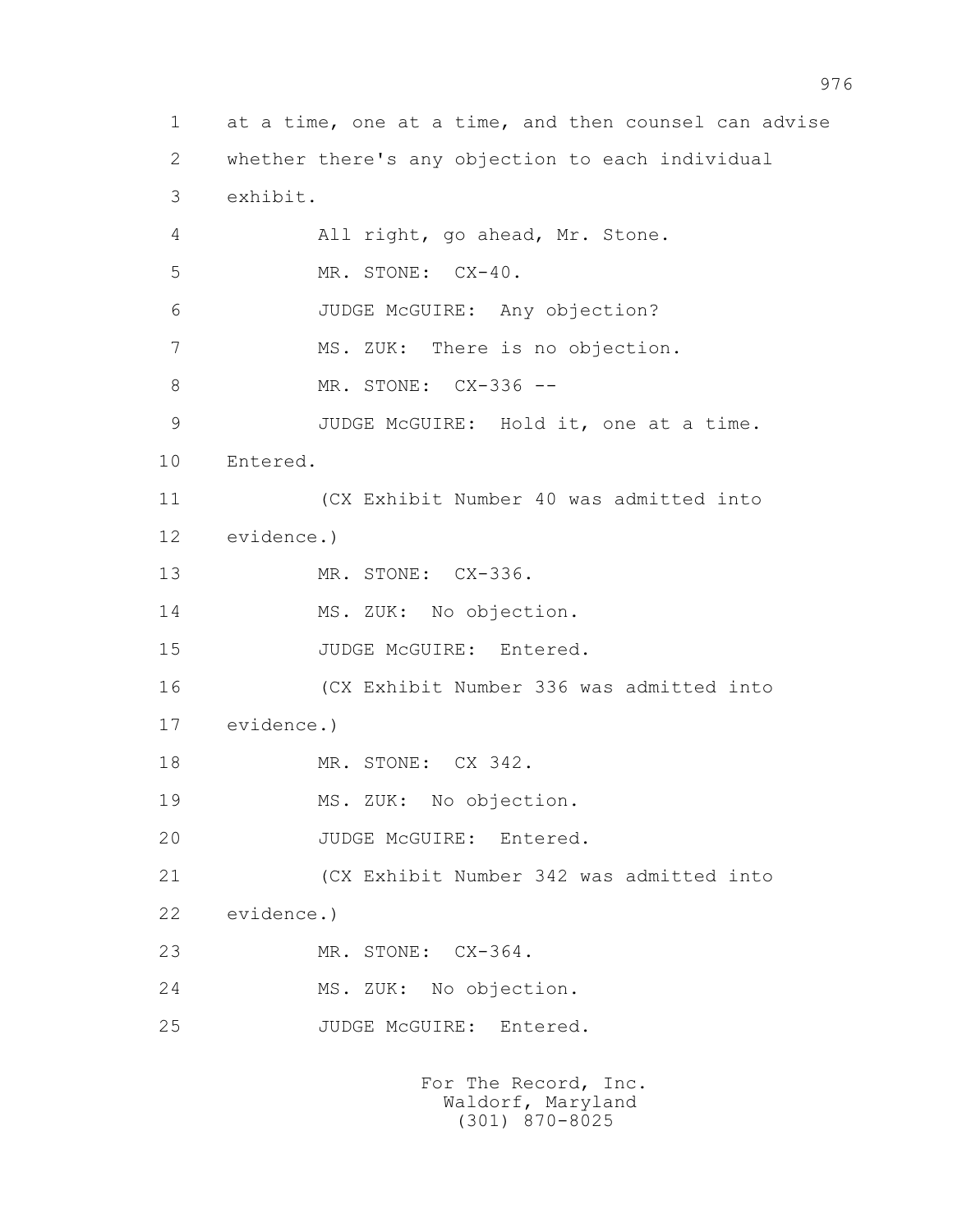1 at a time, one at a time, and then counsel can advise

2 whether there's any objection to each individual

3 exhibit.

4 All right, go ahead, Mr. Stone.

5 MR. STONE: CX-40.

6 JUDGE McGUIRE: Any objection?

7 MS. ZUK: There is no objection.

8 MR. STONE: CX-336 --

9 JUDGE McGUIRE: Hold it, one at a time.

10 Entered.

11 (CX Exhibit Number 40 was admitted into

12 evidence.)

13 MR. STONE: CX-336.

14 MS. ZUK: No objection.

15 JUDGE McGUIRE: Entered.

16 (CX Exhibit Number 336 was admitted into

17 evidence.)

18 MR. STONE: CX 342.

19 MS. ZUK: No objection.

20 JUDGE McGUIRE: Entered.

21 (CX Exhibit Number 342 was admitted into

22 evidence.)

23 MR. STONE: CX-364.

24 MS. ZUK: No objection.

25 JUDGE McGUIRE: Entered.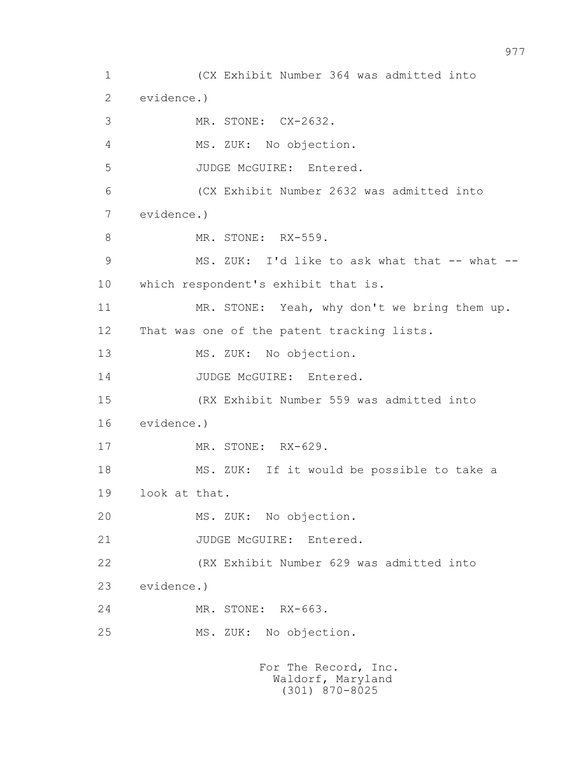1 (CX Exhibit Number 364 was admitted into
2 evidence.)
3 MR. STONE: CX-2632.
4 MS. ZUK: No objection.
5 JUDGE McGUIRE: Entered.
6 (CX Exhibit Number 2632 was admitted into
7 evidence.)
8 MR. STONE: RX-559.
9 MS. ZUK: I'd like to ask what that -- what --
10 which respondent's exhibit that is.
11 MR. STONE: Yeah, why don't we bring them up.
12 That was one of the patent tracking lists.
13 MS. ZUK: No objection.
14 JUDGE McGUIRE: Entered.
15 (RX Exhibit Number 559 was admitted into
16 evidence.)
17 MR. STONE: RX-629.
18 MS. ZUK: If it would be possible to take a
19 look at that.
20 MS. ZUK: No objection.
21 JUDGE McGUIRE: Entered.
22 (RX Exhibit Number 629 was admitted into
23 evidence.)
24 MR. STONE: RX-663.
25 MS. ZUK: No objection.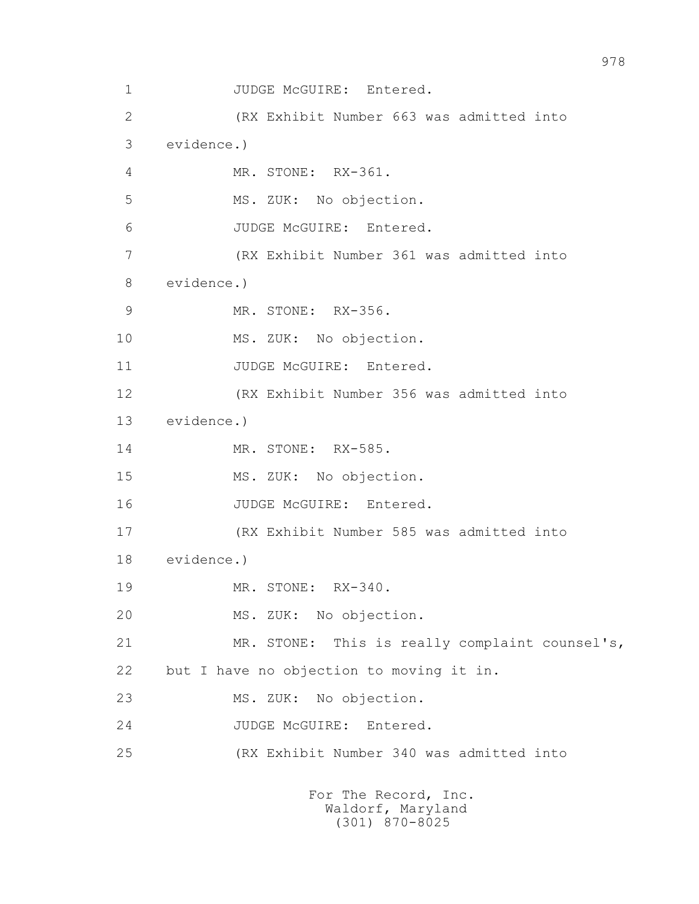1 JUDGE McGUIRE: Entered.

2 (RX Exhibit Number 663 was admitted into

3 evidence.)

4 MR. STONE: RX-361.

5 MS. ZUK: No objection.

6 JUDGE McGUIRE: Entered.

7 (RX Exhibit Number 361 was admitted into

8 evidence.)

9 MR. STONE: RX-356.

10 MS. ZUK: No objection.

11 JUDGE McGUIRE: Entered.

12 (RX Exhibit Number 356 was admitted into

13 evidence.)

14 MR. STONE: RX-585.

15 MS. ZUK: No objection.

16 JUDGE McGUIRE: Entered.

17 (RX Exhibit Number 585 was admitted into

18 evidence.)

19 MR. STONE: RX-340.

20 MS. ZUK: No objection.

21 MR. STONE: This is really complaint counsel's,

22 but I have no objection to moving it in.

23 MS. ZUK: No objection.

24 JUDGE McGUIRE: Entered.

25 (RX Exhibit Number 340 was admitted into

For The Record, Inc.
Waldorf, Maryland
(301) 870-8025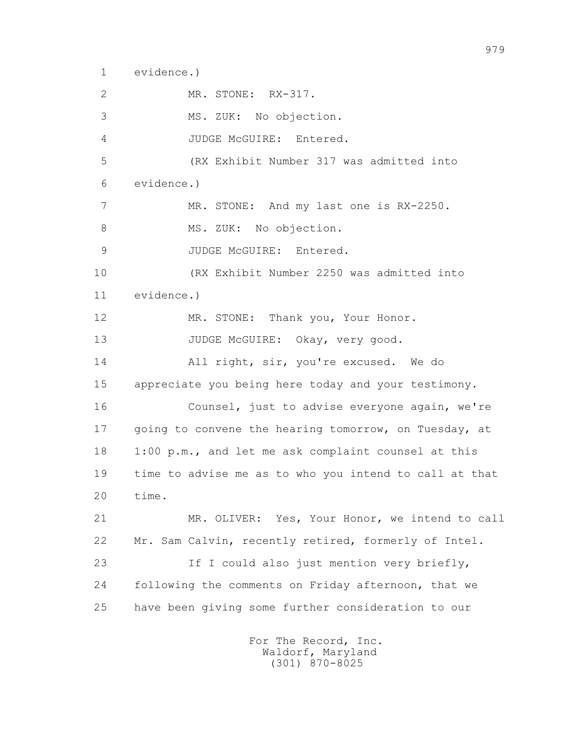1 evidence.)

2 MR. STONE: RX-317.

3 MS. ZUK: No objection.

4 JUDGE McGUIRE: Entered.

5 (RX Exhibit Number 317 was admitted into

6 evidence.)

7 MR. STONE: And my last one is RX-2250.

8 MS. ZUK: No objection.

9 JUDGE McGUIRE: Entered.

10 (RX Exhibit Number 2250 was admitted into

11 evidence.)

12 MR. STONE: Thank you, Your Honor.

13 JUDGE McGUIRE: Okay, very good.

14 All right, sir, you're excused. We do

15 appreciate you being here today and your testimony.

16 Counsel, just to advise everyone again, we're

17 going to convene the hearing tomorrow, on Tuesday, at

18 1:00 p.m., and let me ask complaint counsel at this

19 time to advise me as to who you intend to call at that

20 time.

21 MR. OLIVER: Yes, Your Honor, we intend to call

22 Mr. Sam Calvin, recently retired, formerly of Intel.

23 If I could also just mention very briefly,

24 following the comments on Friday afternoon, that we

25 have been giving some further consideration to our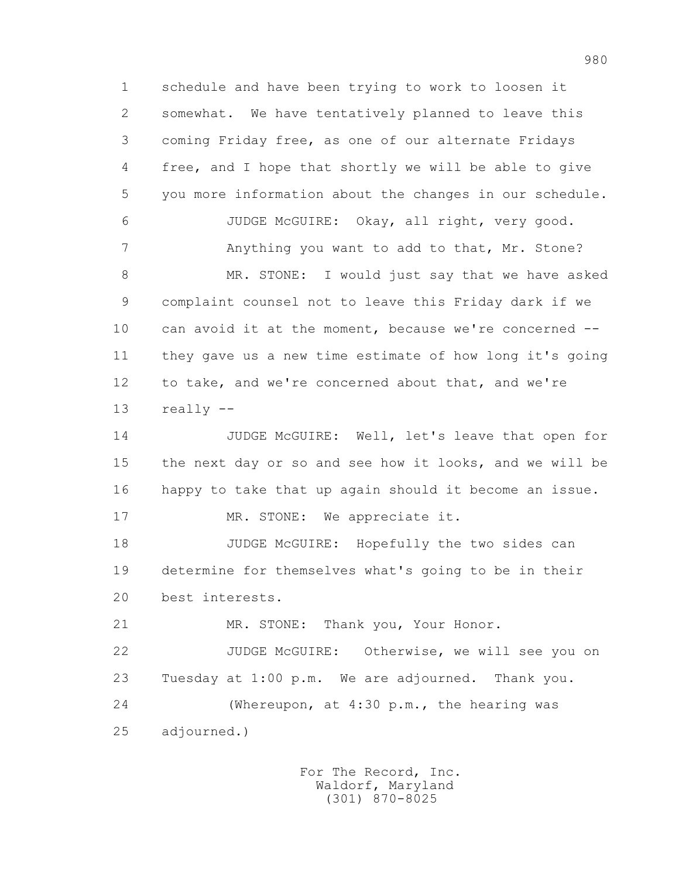schedule and have been trying to work to loosen it somewhat. We have tentatively planned to leave this coming Friday free, as one of our alternate Fridays free, and I hope that shortly we will be able to give you more information about the changes in our schedule.

JUDGE McGUIRE: Okay, all right, very good. Anything you want to add to that, Mr. Stone?

MR. STONE: I would just say that we have asked complaint counsel not to leave this Friday dark if we can avoid it at the moment, because we're concerned -- they gave us a new time estimate of how long it's going to take, and we're concerned about that, and we're really --

JUDGE McGUIRE: Well, let's leave that open for the next day or so and see how it looks, and we will be happy to take that up again should it become an issue.

MR. STONE: We appreciate it.

JUDGE McGUIRE: Hopefully the two sides can determine for themselves what's going to be in their best interests.

MR. STONE: Thank you, Your Honor.

JUDGE McGUIRE: Otherwise, we will see you on Tuesday at 1:00 p.m. We are adjourned. Thank you.

(Whereupon, at 4:30 p.m., the hearing was adjourned.)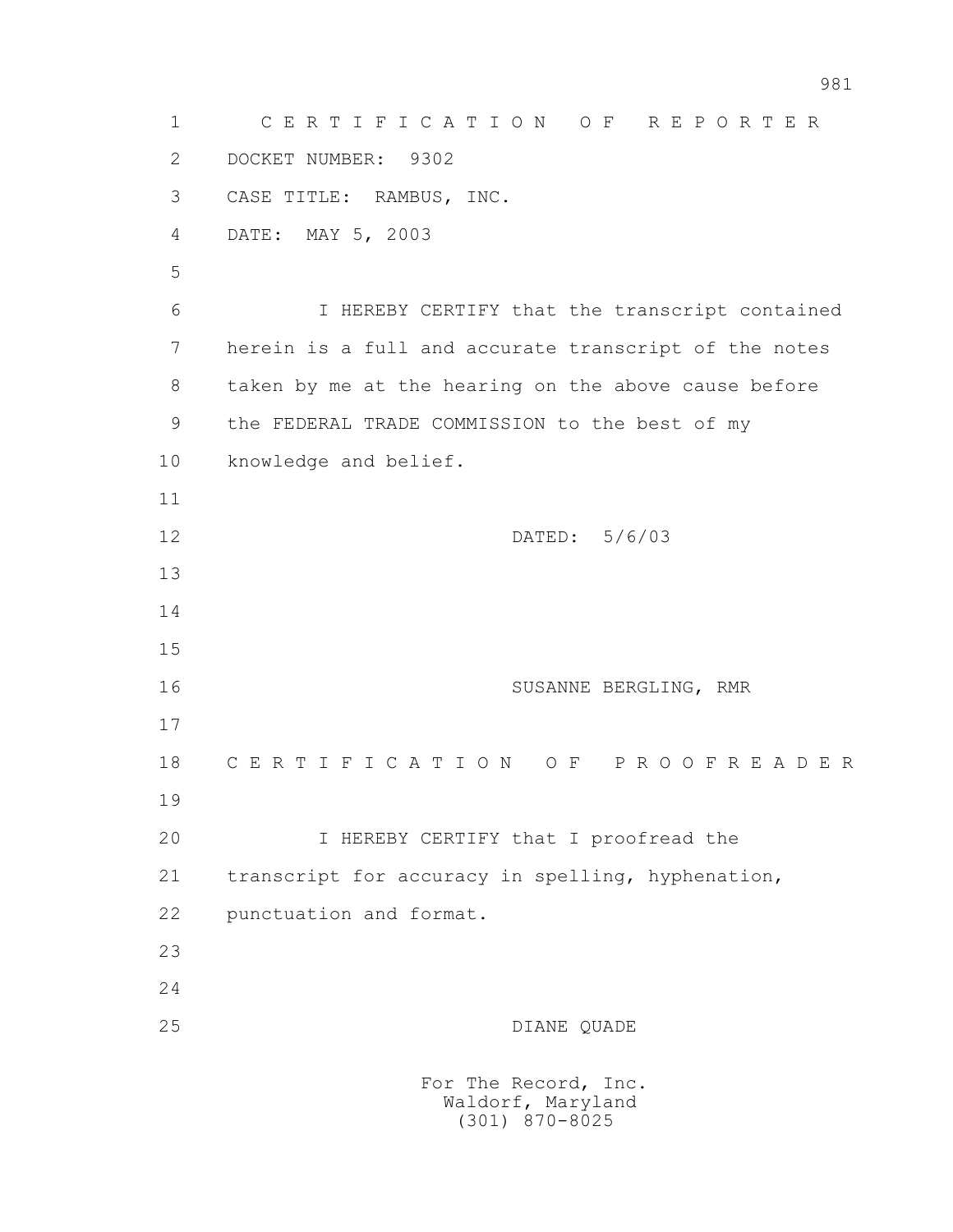# C E R T I F I C A T I O N   O F   R E P O R T E R

DOCKET NUMBER: 9302

CASE TITLE: RAMBUS, INC.

DATE: MAY 5, 2003

I HEREBY CERTIFY that the transcript contained herein is a full and accurate transcript of the notes taken by me at the hearing on the above cause before the FEDERAL TRADE COMMISSION to the best of my knowledge and belief.

DATED: 5/6/03

SUSANNE BERGLING, RMR

# C E R T I F I C A T I O N   O F   P R O O F R E A D E R

I HEREBY CERTIFY that I proofread the transcript for accuracy in spelling, hyphenation, punctuation and format.

DIANE QUADE

For The Record, Inc.
Waldorf, Maryland
(301) 870-8025